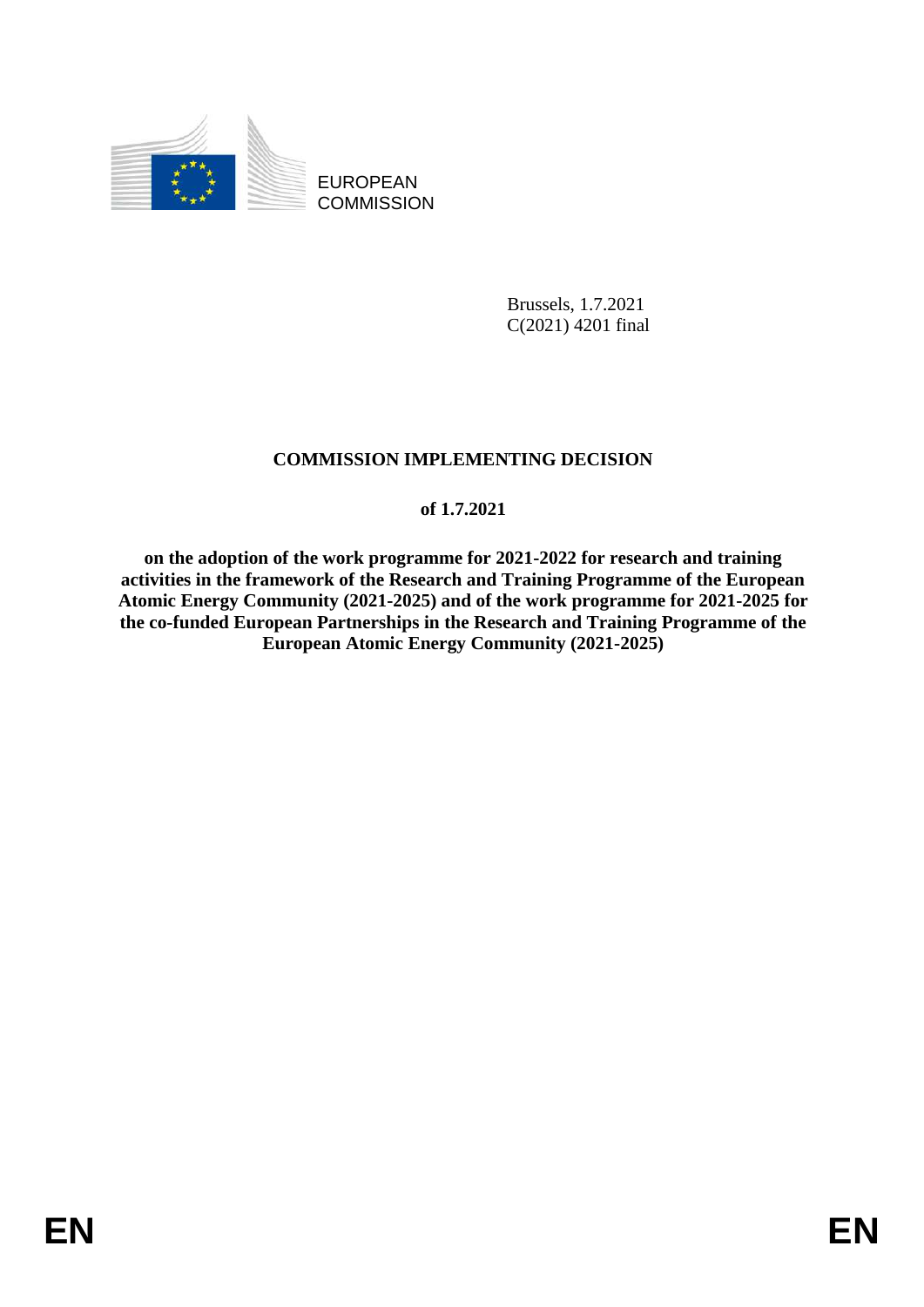EUROPEAN COMMISSION

Brussels, 1.7.2021
C(2021) 4201 final

# COMMISSION IMPLEMENTING DECISION

## of 1.7.2021

## on the adoption of the work programme for 2021-2022 for research and training activities in the framework of the Research and Training Programme of the European Atomic Energy Community (2021-2025) and of the work programme for 2021-2025 for the co-funded European Partnerships in the Research and Training Programme of the European Atomic Energy Community (2021-2025)

EN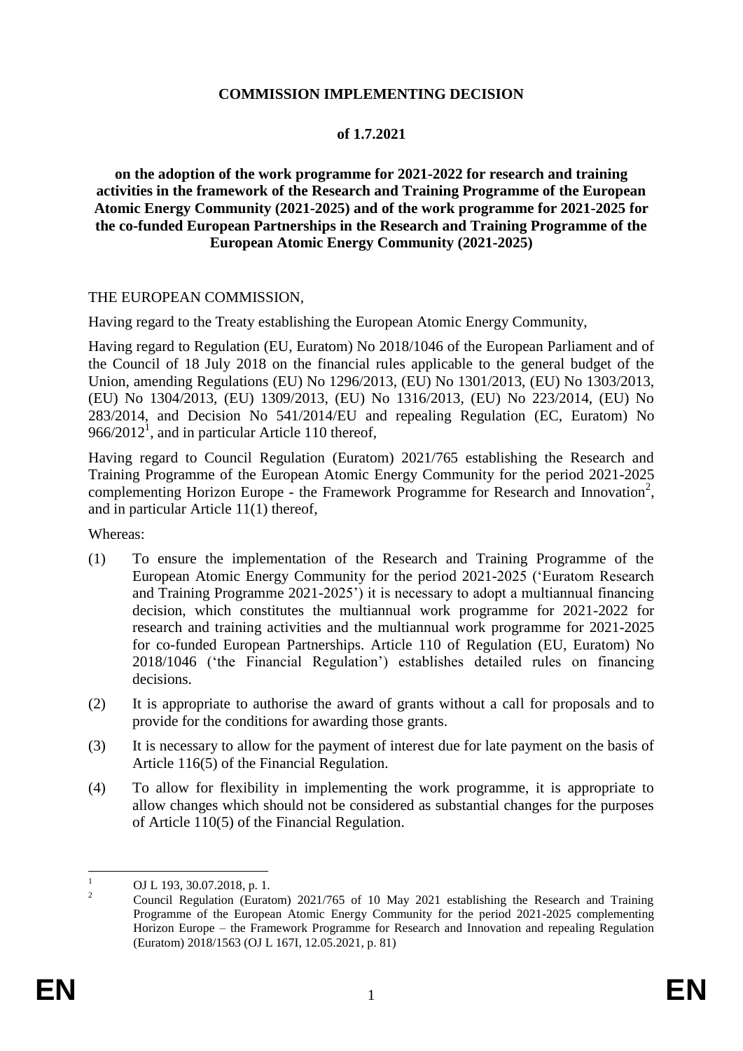**COMMISSION IMPLEMENTING DECISION**

**of 1.7.2021**

**on the adoption of the work programme for 2021-2022 for research and training activities in the framework of the Research and Training Programme of the European Atomic Energy Community (2021-2025) and of the work programme for 2021-2025 for the co-funded European Partnerships in the Research and Training Programme of the European Atomic Energy Community (2021-2025)**

THE EUROPEAN COMMISSION,

Having regard to the Treaty establishing the European Atomic Energy Community,

Having regard to Regulation (EU, Euratom) No 2018/1046 of the European Parliament and of the Council of 18 July 2018 on the financial rules applicable to the general budget of the Union, amending Regulations (EU) No 1296/2013, (EU) No 1301/2013, (EU) No 1303/2013, (EU) No 1304/2013, (EU) 1309/2013, (EU) No 1316/2013, (EU) No 223/2014, (EU) No 283/2014, and Decision No 541/2014/EU and repealing Regulation (EC, Euratom) No 966/2012[1], and in particular Article 110 thereof,

Having regard to Council Regulation (Euratom) 2021/765 establishing the Research and Training Programme of the European Atomic Energy Community for the period 2021-2025 complementing Horizon Europe - the Framework Programme for Research and Innovation[2], and in particular Article 11(1) thereof,

Whereas:

(1) To ensure the implementation of the Research and Training Programme of the European Atomic Energy Community for the period 2021-2025 ('Euratom Research and Training Programme 2021-2025') it is necessary to adopt a multiannual financing decision, which constitutes the multiannual work programme for 2021-2022 for research and training activities and the multiannual work programme for 2021-2025 for co-funded European Partnerships. Article 110 of Regulation (EU, Euratom) No 2018/1046 ('the Financial Regulation') establishes detailed rules on financing decisions.

(2) It is appropriate to authorise the award of grants without a call for proposals and to provide for the conditions for awarding those grants.

(3) It is necessary to allow for the payment of interest due for late payment on the basis of Article 116(5) of the Financial Regulation.

(4) To allow for flexibility in implementing the work programme, it is appropriate to allow changes which should not be considered as substantial changes for the purposes of Article 110(5) of the Financial Regulation.

---

[1] OJ L 193, 30.07.2018, p. 1.

[2] Council Regulation (Euratom) 2021/765 of 10 May 2021 establishing the Research and Training Programme of the European Atomic Energy Community for the period 2021-2025 complementing Horizon Europe – the Framework Programme for Research and Innovation and repealing Regulation (Euratom) 2018/1563 (OJ L 167I, 12.05.2021, p. 81)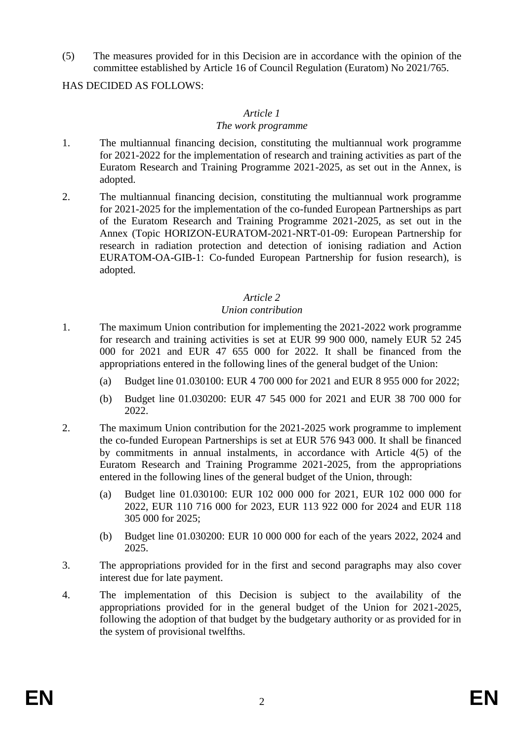(5) The measures provided for in this Decision are in accordance with the opinion of the committee established by Article 16 of Council Regulation (Euratom) No 2021/765.

HAS DECIDED AS FOLLOWS:

*Article 1*

*The work programme*

1. The multiannual financing decision, constituting the multiannual work programme for 2021-2022 for the implementation of research and training activities as part of the Euratom Research and Training Programme 2021-2025, as set out in the Annex, is adopted.

2. The multiannual financing decision, constituting the multiannual work programme for 2021-2025 for the implementation of the co-funded European Partnerships as part of the Euratom Research and Training Programme 2021-2025, as set out in the Annex (Topic HORIZON-EURATOM-2021-NRT-01-09: European Partnership for research in radiation protection and detection of ionising radiation and Action EURATOM-OA-GIB-1: Co-funded European Partnership for fusion research), is adopted.

*Article 2*

*Union contribution*

1. The maximum Union contribution for implementing the 2021-2022 work programme for research and training activities is set at EUR 99 900 000, namely EUR 52 245 000 for 2021 and EUR 47 655 000 for 2022. It shall be financed from the appropriations entered in the following lines of the general budget of the Union:

   (a) Budget line 01.030100: EUR 4 700 000 for 2021 and EUR 8 955 000 for 2022;

   (b) Budget line 01.030200: EUR 47 545 000 for 2021 and EUR 38 700 000 for 2022.

2. The maximum Union contribution for the 2021-2025 work programme to implement the co-funded European Partnerships is set at EUR 576 943 000. It shall be financed by commitments in annual instalments, in accordance with Article 4(5) of the Euratom Research and Training Programme 2021-2025, from the appropriations entered in the following lines of the general budget of the Union, through:

   (a) Budget line 01.030100: EUR 102 000 000 for 2021, EUR 102 000 000 for 2022, EUR 110 716 000 for 2023, EUR 113 922 000 for 2024 and EUR 118 305 000 for 2025;

   (b) Budget line 01.030200: EUR 10 000 000 for each of the years 2022, 2024 and 2025.

3. The appropriations provided for in the first and second paragraphs may also cover interest due for late payment.

4. The implementation of this Decision is subject to the availability of the appropriations provided for in the general budget of the Union for 2021-2025, following the adoption of that budget by the budgetary authority or as provided for in the system of provisional twelfths.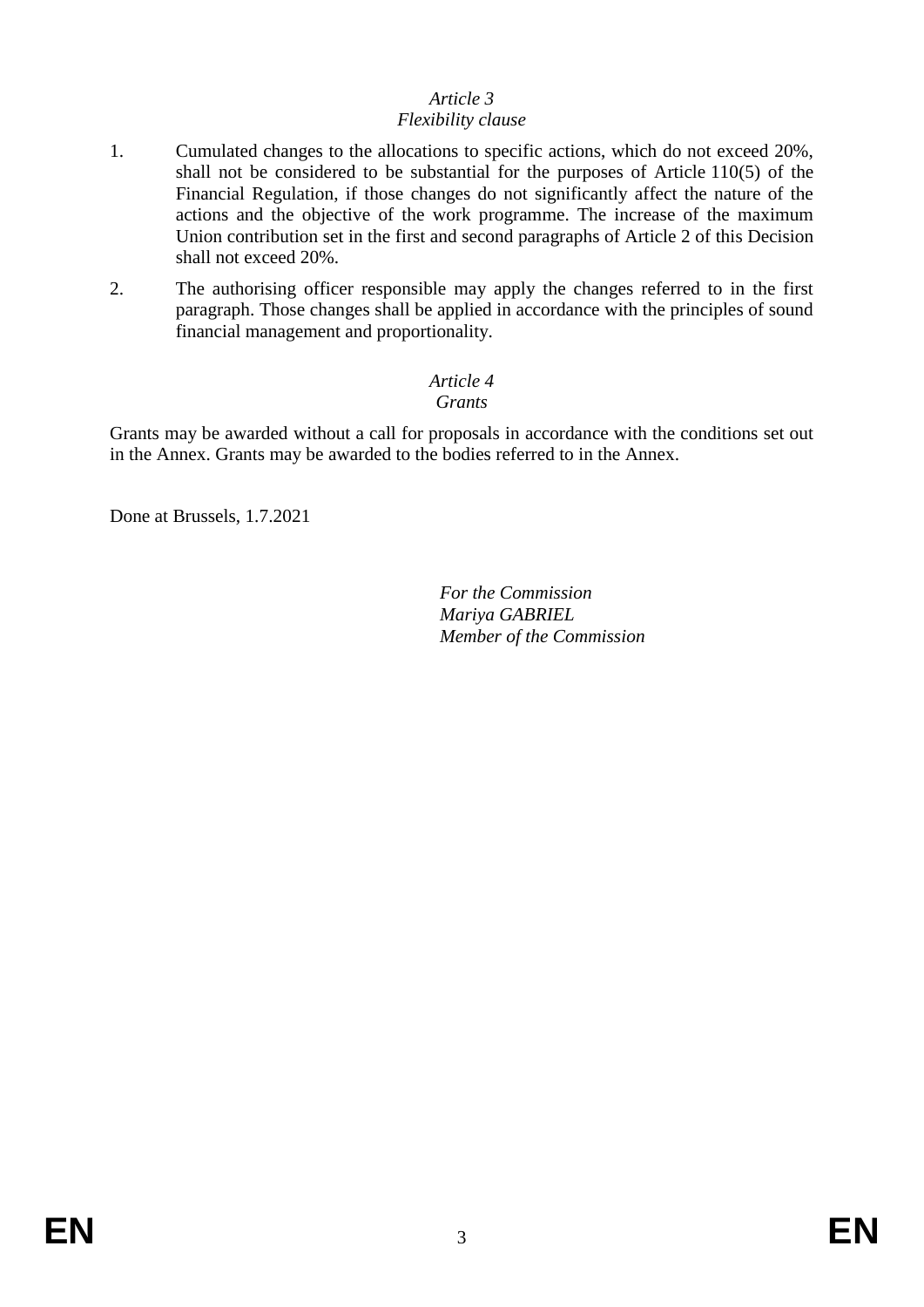*Article 3*
*Flexibility clause*

1. Cumulated changes to the allocations to specific actions, which do not exceed 20%, shall not be considered to be substantial for the purposes of Article 110(5) of the Financial Regulation, if those changes do not significantly affect the nature of the actions and the objective of the work programme. The increase of the maximum Union contribution set in the first and second paragraphs of Article 2 of this Decision shall not exceed 20%.

2. The authorising officer responsible may apply the changes referred to in the first paragraph. Those changes shall be applied in accordance with the principles of sound financial management and proportionality.

*Article 4*
*Grants*

Grants may be awarded without a call for proposals in accordance with the conditions set out in the Annex. Grants may be awarded to the bodies referred to in the Annex.

Done at Brussels, 1.7.2021

*For the Commission*
*Mariya GABRIEL*
*Member of the Commission*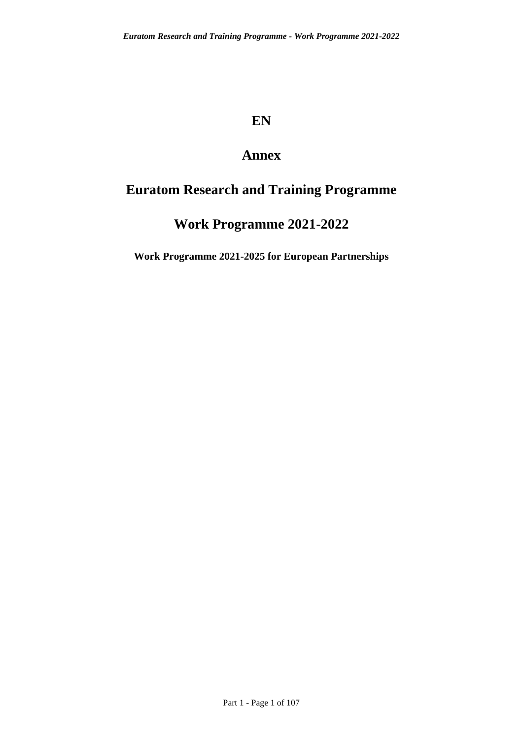# EN

# Annex

# Euratom Research and Training Programme

# Work Programme 2021-2022

**Work Programme 2021-2025 for European Partnerships**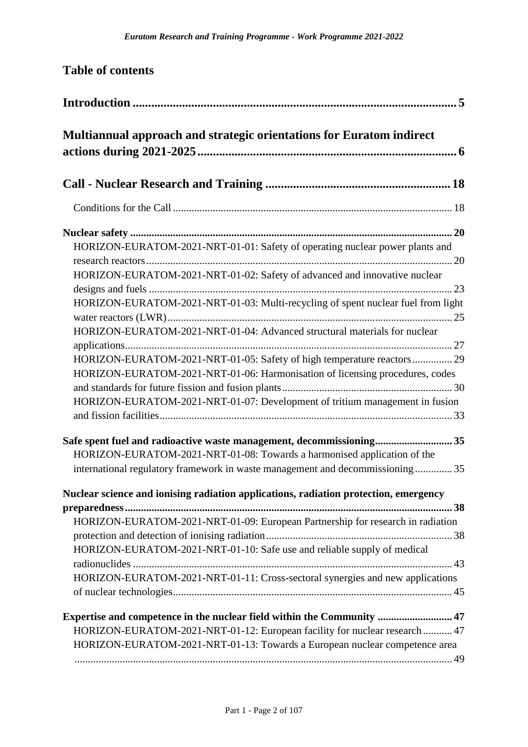# Table of contents

**Introduction .......... 5**

**Multiannual approach and strategic orientations for Euratom indirect actions during 2021-2025 .......... 6**

**Call - Nuclear Research and Training .......... 18**

Conditions for the Call .......... 18

**Nuclear safety .......... 20**

- HORIZON-EURATOM-2021-NRT-01-01: Safety of operating nuclear power plants and research reactors .......... 20
- HORIZON-EURATOM-2021-NRT-01-02: Safety of advanced and innovative nuclear designs and fuels .......... 23
- HORIZON-EURATOM-2021-NRT-01-03: Multi-recycling of spent nuclear fuel from light water reactors (LWR) .......... 25
- HORIZON-EURATOM-2021-NRT-01-04: Advanced structural materials for nuclear applications .......... 27
- HORIZON-EURATOM-2021-NRT-01-05: Safety of high temperature reactors .......... 29
- HORIZON-EURATOM-2021-NRT-01-06: Harmonisation of licensing procedures, codes and standards for future fission and fusion plants .......... 30
- HORIZON-EURATOM-2021-NRT-01-07: Development of tritium management in fusion and fission facilities .......... 33

**Safe spent fuel and radioactive waste management, decommissioning .......... 35**

- HORIZON-EURATOM-2021-NRT-01-08: Towards a harmonised application of the international regulatory framework in waste management and decommissioning .......... 35

**Nuclear science and ionising radiation applications, radiation protection, emergency preparedness .......... 38**

- HORIZON-EURATOM-2021-NRT-01-09: European Partnership for research in radiation protection and detection of ionising radiation .......... 38
- HORIZON-EURATOM-2021-NRT-01-10: Safe use and reliable supply of medical radionuclides .......... 43
- HORIZON-EURATOM-2021-NRT-01-11: Cross-sectoral synergies and new applications of nuclear technologies .......... 45

**Expertise and competence in the nuclear field within the Community .......... 47**

- HORIZON-EURATOM-2021-NRT-01-12: European facility for nuclear research .......... 47
- HORIZON-EURATOM-2021-NRT-01-13: Towards a European nuclear competence area .......... 49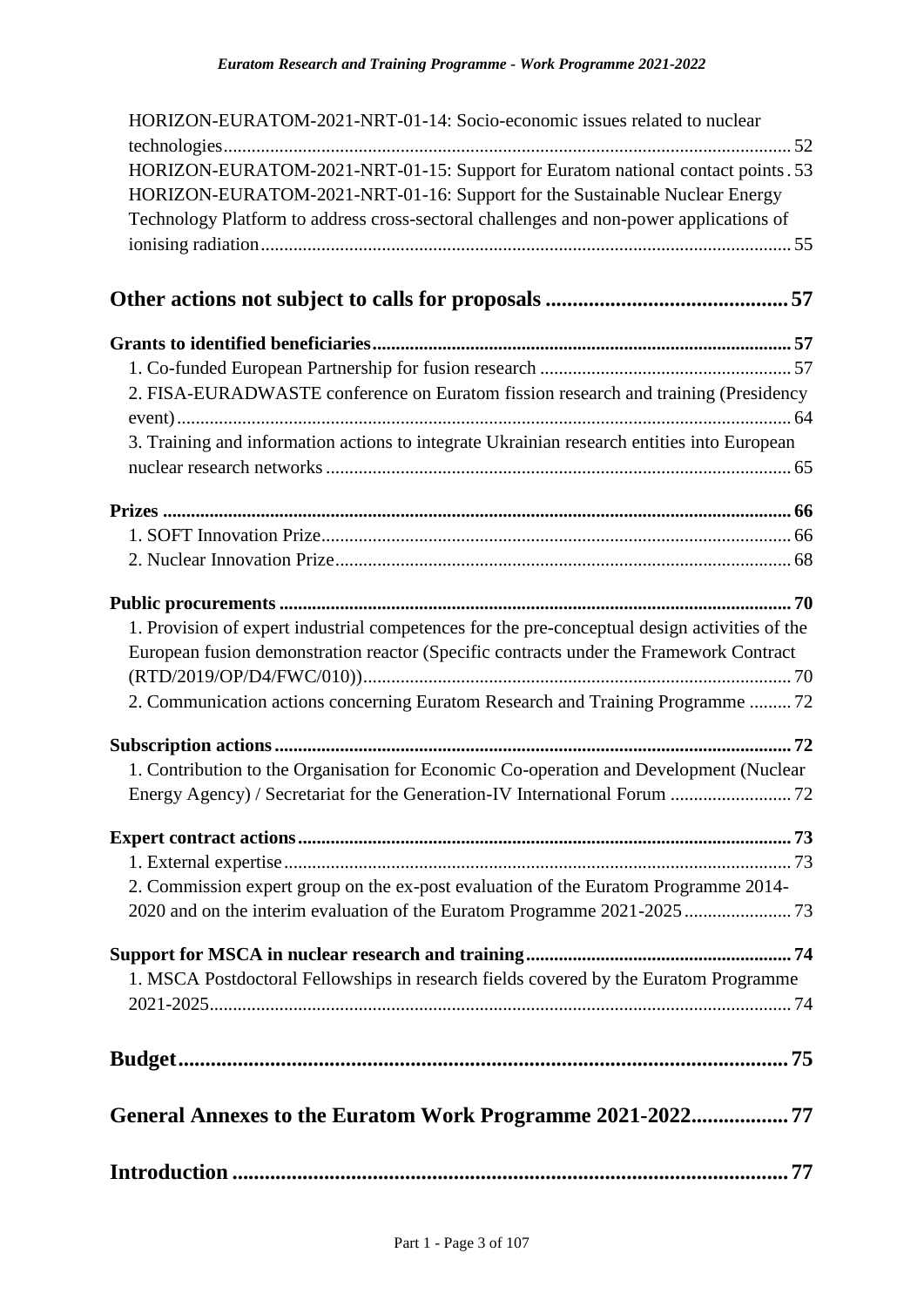HORIZON-EURATOM-2021-NRT-01-14: Socio-economic issues related to nuclear technologies ........ 52

HORIZON-EURATOM-2021-NRT-01-15: Support for Euratom national contact points . 53

HORIZON-EURATOM-2021-NRT-01-16: Support for the Sustainable Nuclear Energy Technology Platform to address cross-sectoral challenges and non-power applications of ionising radiation ........ 55

# Other actions not subject to calls for proposals ........ 57

**Grants to identified beneficiaries ........ 57**

1. Co-funded European Partnership for fusion research ........ 57
2. FISA-EURADWASTE conference on Euratom fission research and training (Presidency event) ........ 64
3. Training and information actions to integrate Ukrainian research entities into European nuclear research networks ........ 65

**Prizes ........ 66**

1. SOFT Innovation Prize ........ 66
2. Nuclear Innovation Prize ........ 68

**Public procurements ........ 70**

1. Provision of expert industrial competences for the pre-conceptual design activities of the European fusion demonstration reactor (Specific contracts under the Framework Contract (RTD/2019/OP/D4/FWC/010)) ........ 70
2. Communication actions concerning Euratom Research and Training Programme ........ 72

**Subscription actions ........ 72**

1. Contribution to the Organisation for Economic Co-operation and Development (Nuclear Energy Agency) / Secretariat for the Generation-IV International Forum ........ 72

**Expert contract actions ........ 73**

1. External expertise ........ 73
2. Commission expert group on the ex-post evaluation of the Euratom Programme 2014-2020 and on the interim evaluation of the Euratom Programme 2021-2025 ........ 73

**Support for MSCA in nuclear research and training ........ 74**

1. MSCA Postdoctoral Fellowships in research fields covered by the Euratom Programme 2021-2025 ........ 74

# Budget ........ 75

# General Annexes to the Euratom Work Programme 2021-2022 ........ 77

# Introduction ........ 77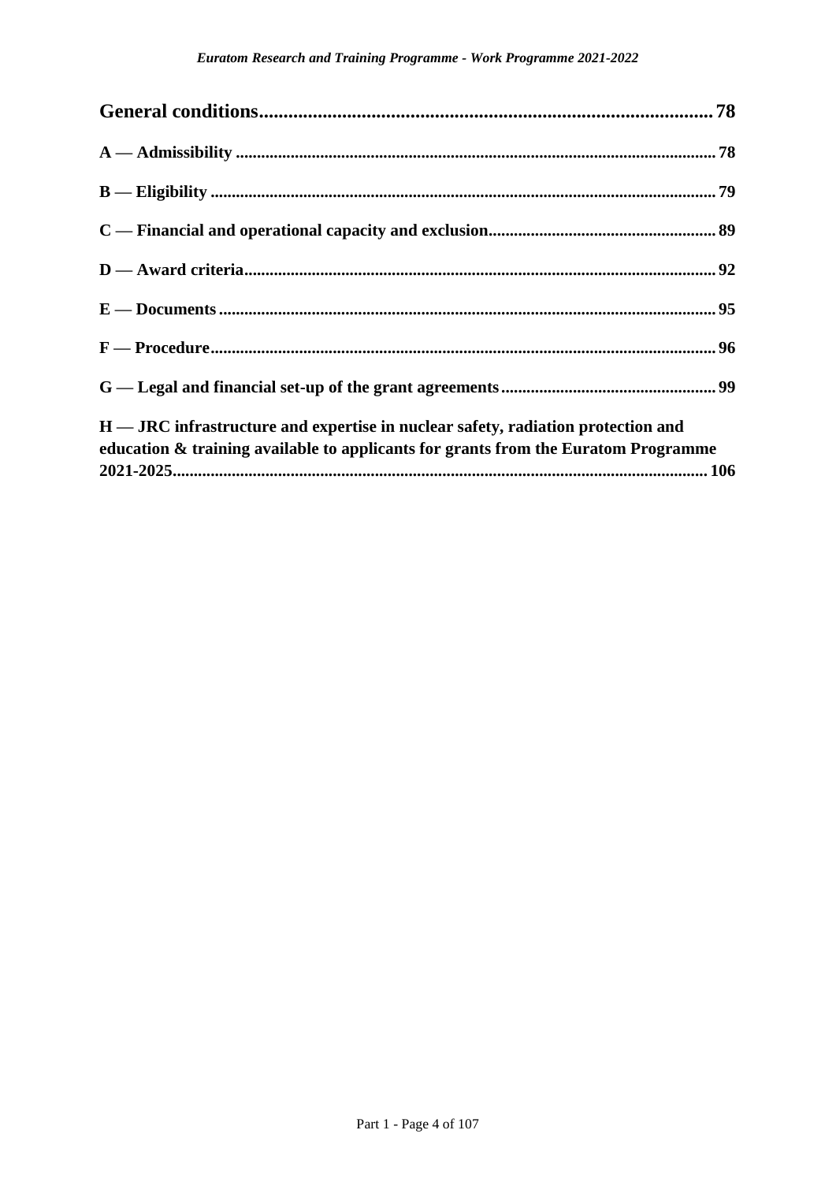**General conditions....................................................................................... 78**

**A — Admissibility ............................................................................................... 78**

**B — Eligibility ..................................................................................................... 79**

**C — Financial and operational capacity and exclusion..................................................... 89**

**D — Award criteria.............................................................................................. 92**

**E — Documents ................................................................................................... 95**

**F — Procedure...................................................................................................... 96**

**G — Legal and financial set-up of the grant agreements.................................................. 99**

**H — JRC infrastructure and expertise in nuclear safety, radiation protection and education & training available to applicants for grants from the Euratom Programme 2021-2025............................................................................................................... 106**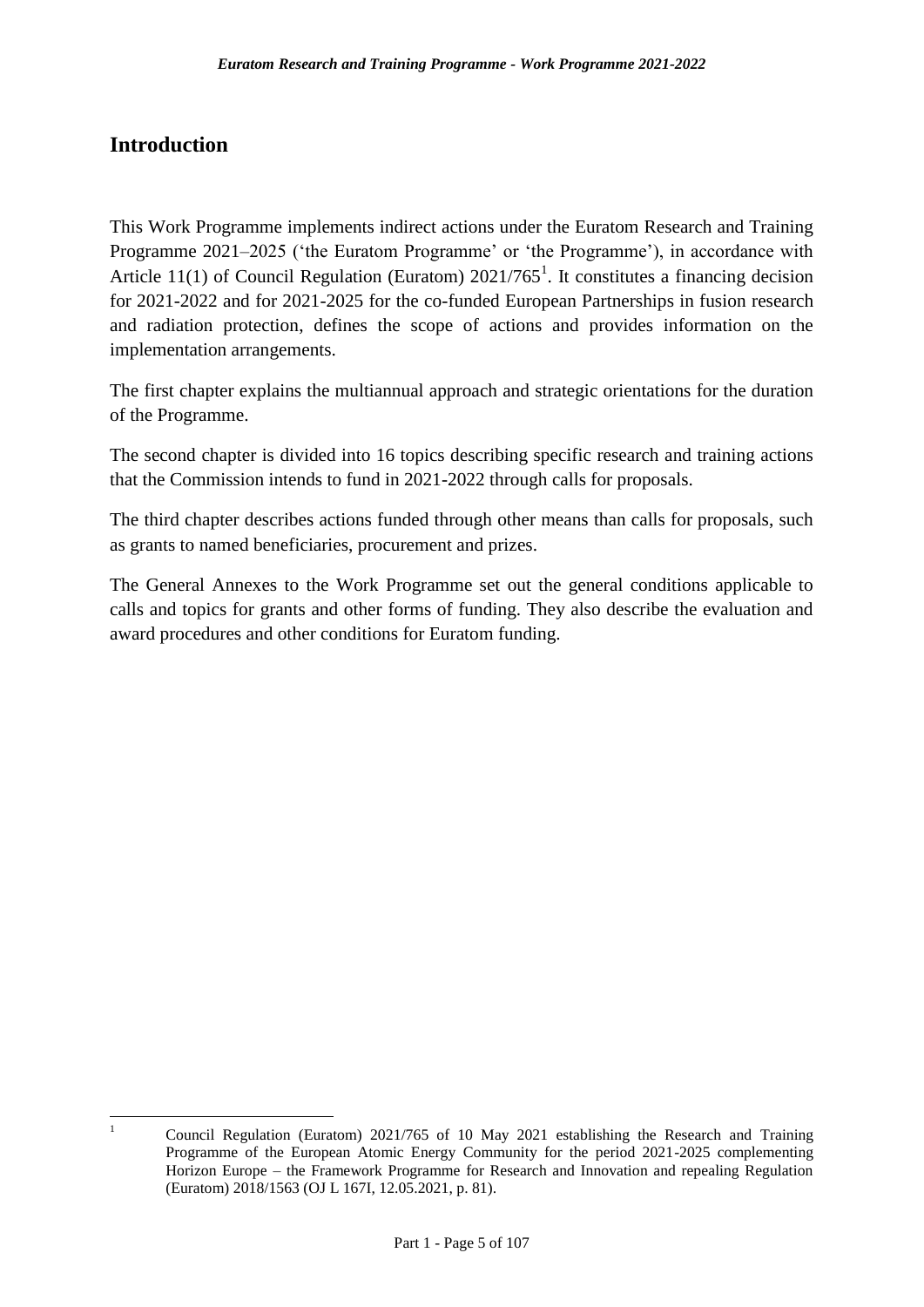## Introduction

This Work Programme implements indirect actions under the Euratom Research and Training Programme 2021–2025 ('the Euratom Programme' or 'the Programme'), in accordance with Article 11(1) of Council Regulation (Euratom) 2021/765[1]. It constitutes a financing decision for 2021-2022 and for 2021-2025 for the co-funded European Partnerships in fusion research and radiation protection, defines the scope of actions and provides information on the implementation arrangements.

The first chapter explains the multiannual approach and strategic orientations for the duration of the Programme.

The second chapter is divided into 16 topics describing specific research and training actions that the Commission intends to fund in 2021-2022 through calls for proposals.

The third chapter describes actions funded through other means than calls for proposals, such as grants to named beneficiaries, procurement and prizes.

The General Annexes to the Work Programme set out the general conditions applicable to calls and topics for grants and other forms of funding. They also describe the evaluation and award procedures and other conditions for Euratom funding.

---

[1] Council Regulation (Euratom) 2021/765 of 10 May 2021 establishing the Research and Training Programme of the European Atomic Energy Community for the period 2021-2025 complementing Horizon Europe – the Framework Programme for Research and Innovation and repealing Regulation (Euratom) 2018/1563 (OJ L 167I, 12.05.2021, p. 81).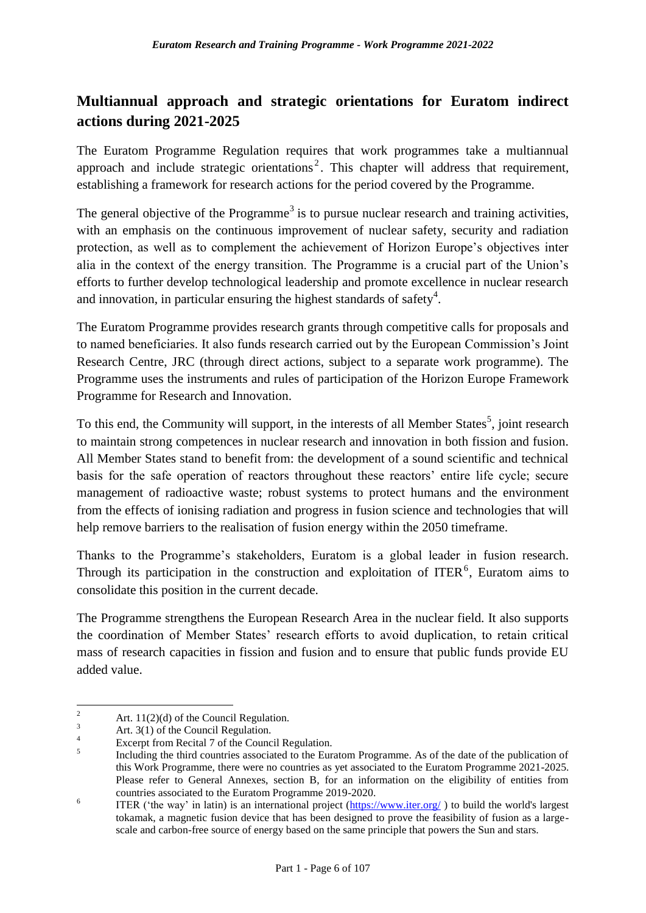## Multiannual approach and strategic orientations for Euratom indirect actions during 2021-2025

The Euratom Programme Regulation requires that work programmes take a multiannual approach and include strategic orientations[2]. This chapter will address that requirement, establishing a framework for research actions for the period covered by the Programme.

The general objective of the Programme[3] is to pursue nuclear research and training activities, with an emphasis on the continuous improvement of nuclear safety, security and radiation protection, as well as to complement the achievement of Horizon Europe's objectives inter alia in the context of the energy transition. The Programme is a crucial part of the Union's efforts to further develop technological leadership and promote excellence in nuclear research and innovation, in particular ensuring the highest standards of safety[4].

The Euratom Programme provides research grants through competitive calls for proposals and to named beneficiaries. It also funds research carried out by the European Commission's Joint Research Centre, JRC (through direct actions, subject to a separate work programme). The Programme uses the instruments and rules of participation of the Horizon Europe Framework Programme for Research and Innovation.

To this end, the Community will support, in the interests of all Member States[5], joint research to maintain strong competences in nuclear research and innovation in both fission and fusion. All Member States stand to benefit from: the development of a sound scientific and technical basis for the safe operation of reactors throughout these reactors' entire life cycle; secure management of radioactive waste; robust systems to protect humans and the environment from the effects of ionising radiation and progress in fusion science and technologies that will help remove barriers to the realisation of fusion energy within the 2050 timeframe.

Thanks to the Programme's stakeholders, Euratom is a global leader in fusion research. Through its participation in the construction and exploitation of ITER[6], Euratom aims to consolidate this position in the current decade.

The Programme strengthens the European Research Area in the nuclear field. It also supports the coordination of Member States' research efforts to avoid duplication, to retain critical mass of research capacities in fission and fusion and to ensure that public funds provide EU added value.

---

[2] Art. 11(2)(d) of the Council Regulation.

[3] Art. 3(1) of the Council Regulation.

[4] Excerpt from Recital 7 of the Council Regulation.

[5] Including the third countries associated to the Euratom Programme. As of the date of the publication of this Work Programme, there were no countries as yet associated to the Euratom Programme 2021-2025. Please refer to General Annexes, section B, for an information on the eligibility of entities from countries associated to the Euratom Programme 2019-2020.

[6] ITER ('the way' in latin) is an international project (https://www.iter.org/ ) to build the world's largest tokamak, a magnetic fusion device that has been designed to prove the feasibility of fusion as a large-scale and carbon-free source of energy based on the same principle that powers the Sun and stars.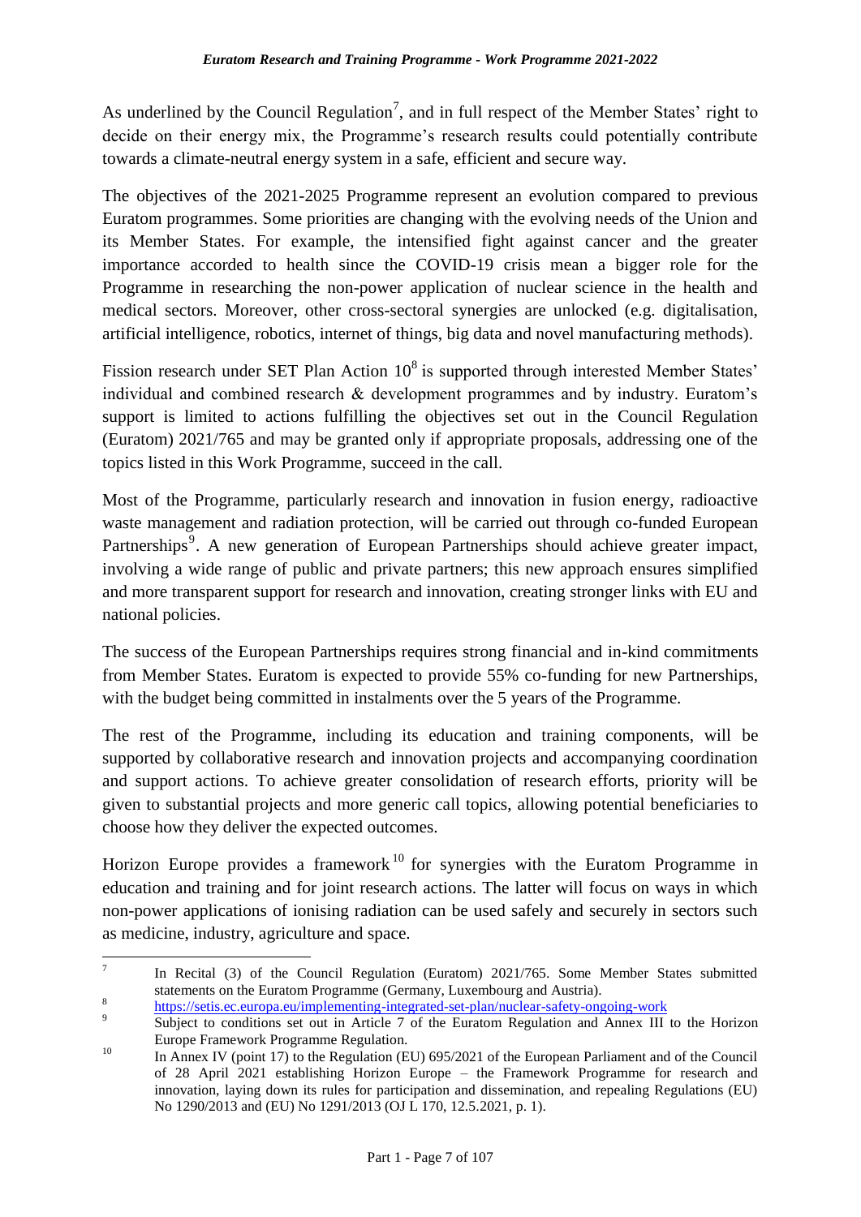As underlined by the Council Regulation[7], and in full respect of the Member States' right to decide on their energy mix, the Programme's research results could potentially contribute towards a climate-neutral energy system in a safe, efficient and secure way.

The objectives of the 2021-2025 Programme represent an evolution compared to previous Euratom programmes. Some priorities are changing with the evolving needs of the Union and its Member States. For example, the intensified fight against cancer and the greater importance accorded to health since the COVID-19 crisis mean a bigger role for the Programme in researching the non-power application of nuclear science in the health and medical sectors. Moreover, other cross-sectoral synergies are unlocked (e.g. digitalisation, artificial intelligence, robotics, internet of things, big data and novel manufacturing methods).

Fission research under SET Plan Action 10[8] is supported through interested Member States' individual and combined research & development programmes and by industry. Euratom's support is limited to actions fulfilling the objectives set out in the Council Regulation (Euratom) 2021/765 and may be granted only if appropriate proposals, addressing one of the topics listed in this Work Programme, succeed in the call.

Most of the Programme, particularly research and innovation in fusion energy, radioactive waste management and radiation protection, will be carried out through co-funded European Partnerships[9]. A new generation of European Partnerships should achieve greater impact, involving a wide range of public and private partners; this new approach ensures simplified and more transparent support for research and innovation, creating stronger links with EU and national policies.

The success of the European Partnerships requires strong financial and in-kind commitments from Member States. Euratom is expected to provide 55% co-funding for new Partnerships, with the budget being committed in instalments over the 5 years of the Programme.

The rest of the Programme, including its education and training components, will be supported by collaborative research and innovation projects and accompanying coordination and support actions. To achieve greater consolidation of research efforts, priority will be given to substantial projects and more generic call topics, allowing potential beneficiaries to choose how they deliver the expected outcomes.

Horizon Europe provides a framework[10] for synergies with the Euratom Programme in education and training and for joint research actions. The latter will focus on ways in which non-power applications of ionising radiation can be used safely and securely in sectors such as medicine, industry, agriculture and space.

---

[7] In Recital (3) of the Council Regulation (Euratom) 2021/765. Some Member States submitted statements on the Euratom Programme (Germany, Luxembourg and Austria).

[8] https://setis.ec.europa.eu/implementing-integrated-set-plan/nuclear-safety-ongoing-work

[9] Subject to conditions set out in Article 7 of the Euratom Regulation and Annex III to the Horizon Europe Framework Programme Regulation.

[10] In Annex IV (point 17) to the Regulation (EU) 695/2021 of the European Parliament and of the Council of 28 April 2021 establishing Horizon Europe – the Framework Programme for research and innovation, laying down its rules for participation and dissemination, and repealing Regulations (EU) No 1290/2013 and (EU) No 1291/2013 (OJ L 170, 12.5.2021, p. 1).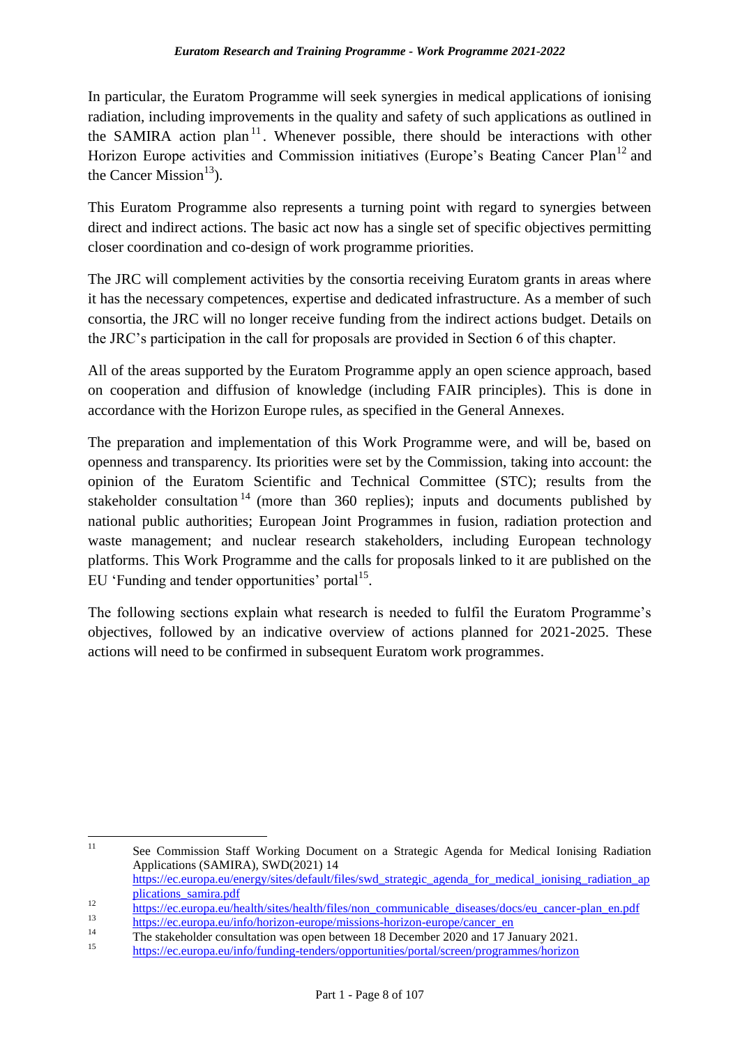In particular, the Euratom Programme will seek synergies in medical applications of ionising radiation, including improvements in the quality and safety of such applications as outlined in the SAMIRA action plan[11]. Whenever possible, there should be interactions with other Horizon Europe activities and Commission initiatives (Europe's Beating Cancer Plan[12] and the Cancer Mission[13]).

This Euratom Programme also represents a turning point with regard to synergies between direct and indirect actions. The basic act now has a single set of specific objectives permitting closer coordination and co-design of work programme priorities.

The JRC will complement activities by the consortia receiving Euratom grants in areas where it has the necessary competences, expertise and dedicated infrastructure. As a member of such consortia, the JRC will no longer receive funding from the indirect actions budget. Details on the JRC's participation in the call for proposals are provided in Section 6 of this chapter.

All of the areas supported by the Euratom Programme apply an open science approach, based on cooperation and diffusion of knowledge (including FAIR principles). This is done in accordance with the Horizon Europe rules, as specified in the General Annexes.

The preparation and implementation of this Work Programme were, and will be, based on openness and transparency. Its priorities were set by the Commission, taking into account: the opinion of the Euratom Scientific and Technical Committee (STC); results from the stakeholder consultation[14] (more than 360 replies); inputs and documents published by national public authorities; European Joint Programmes in fusion, radiation protection and waste management; and nuclear research stakeholders, including European technology platforms. This Work Programme and the calls for proposals linked to it are published on the EU 'Funding and tender opportunities' portal[15].

The following sections explain what research is needed to fulfil the Euratom Programme's objectives, followed by an indicative overview of actions planned for 2021-2025. These actions will need to be confirmed in subsequent Euratom work programmes.

---

[11] See Commission Staff Working Document on a Strategic Agenda for Medical Ionising Radiation Applications (SAMIRA), SWD(2021) 14 https://ec.europa.eu/energy/sites/default/files/swd_strategic_agenda_for_medical_ionising_radiation_applications_samira.pdf

[12] https://ec.europa.eu/health/sites/health/files/non_communicable_diseases/docs/eu_cancer-plan_en.pdf

[13] https://ec.europa.eu/info/horizon-europe/missions-horizon-europe/cancer_en

[14] The stakeholder consultation was open between 18 December 2020 and 17 January 2021.

[15] https://ec.europa.eu/info/funding-tenders/opportunities/portal/screen/programmes/horizon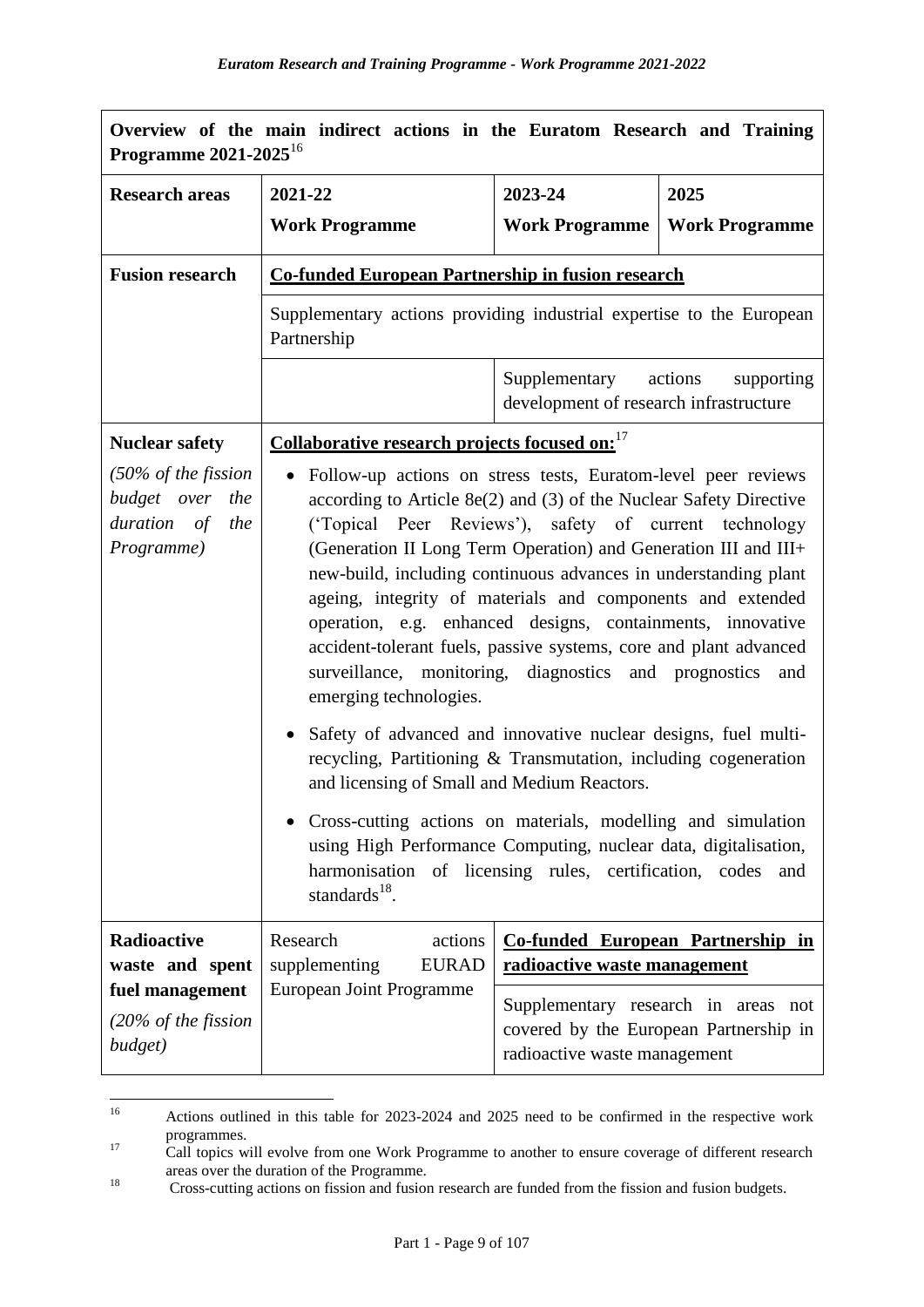| Overview of the main indirect actions in the Euratom Research and Training Programme 2021-2025[16] | | | |
|---|---|---|---|
| **Research areas** | **2021-22 Work Programme** | **2023-24 Work Programme** | **2025 Work Programme** |
| **Fusion research** | **Co-funded European Partnership in fusion research** | | |
| | Supplementary actions providing industrial expertise to the European Partnership | | |
| | | Supplementary actions supporting development of research infrastructure | |
| **Nuclear safety** *(50% of the fission budget over the duration of the Programme)* | **Collaborative research projects focused on:**[17] <br> • Follow-up actions on stress tests, Euratom-level peer reviews according to Article 8e(2) and (3) of the Nuclear Safety Directive ('Topical Peer Reviews'), safety of current technology (Generation II Long Term Operation) and Generation III and III+ new-build, including continuous advances in understanding plant ageing, integrity of materials and components and extended operation, e.g. enhanced designs, containments, innovative accident-tolerant fuels, passive systems, core and plant advanced surveillance, monitoring, diagnostics and prognostics and emerging technologies. <br> • Safety of advanced and innovative nuclear designs, fuel multi-recycling, Partitioning & Transmutation, including cogeneration and licensing of Small and Medium Reactors. <br> • Cross-cutting actions on materials, modelling and simulation using High Performance Computing, nuclear data, digitalisation, harmonisation of licensing rules, certification, codes and standards[18]. | | |
| **Radioactive waste and spent fuel management** *(20% of the fission budget)* | Research actions supplementing EURAD European Joint Programme | **Co-funded European Partnership in radioactive waste management** | |
| | | Supplementary research in areas not covered by the European Partnership in radioactive waste management | |

[16] Actions outlined in this table for 2023-2024 and 2025 need to be confirmed in the respective work programmes.

[17] Call topics will evolve from one Work Programme to another to ensure coverage of different research areas over the duration of the Programme.

[18] Cross-cutting actions on fission and fusion research are funded from the fission and fusion budgets.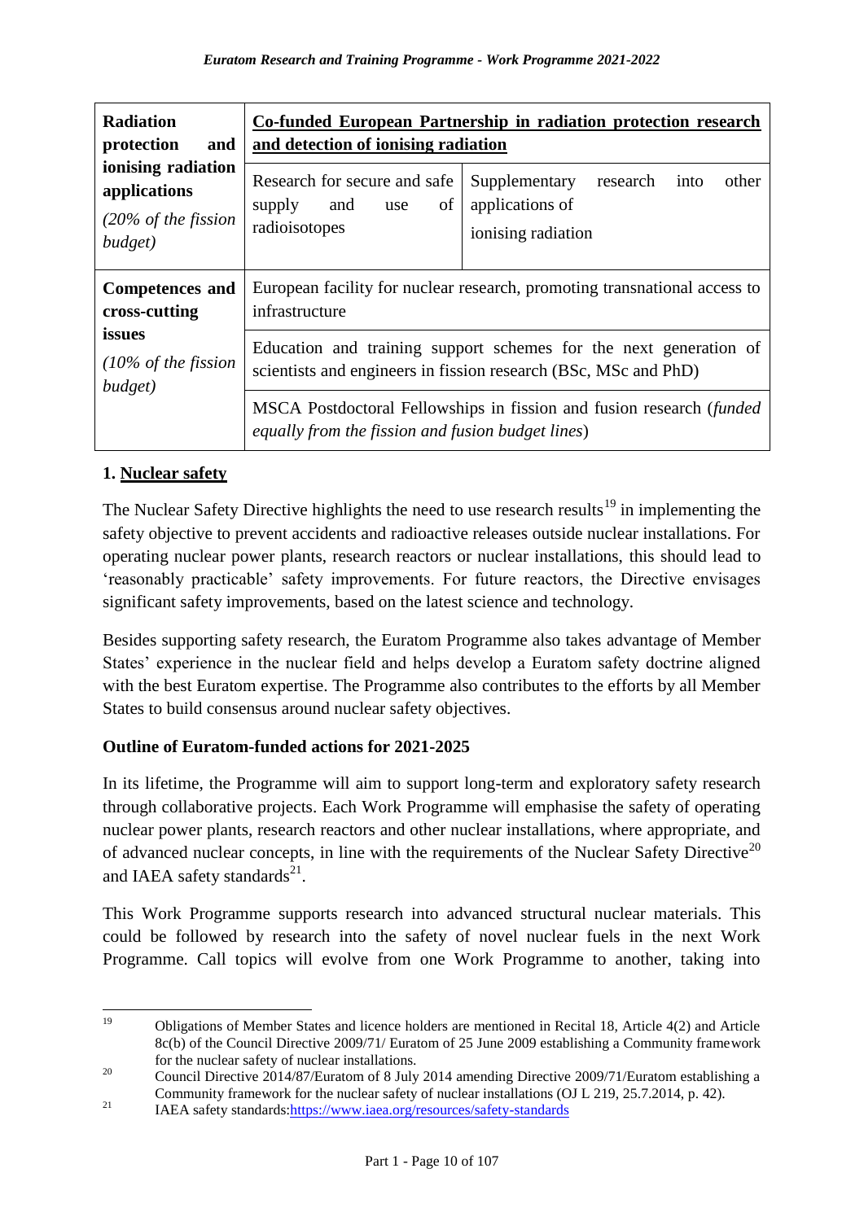| | | |
|---|---|---|
| **Radiation protection and ionising radiation applications** *(20% of the fission budget)* | **Co-funded European Partnership in radiation protection research and detection of ionising radiation** | |
| | Research for secure and safe supply and use of radioisotopes | Supplementary research into other applications of ionising radiation |
| **Competences and cross-cutting issues** *(10% of the fission budget)* | European facility for nuclear research, promoting transnational access to infrastructure | |
| | Education and training support schemes for the next generation of scientists and engineers in fission research (BSc, MSc and PhD) | |
| | MSCA Postdoctoral Fellowships in fission and fusion research (*funded equally from the fission and fusion budget lines*) | |

## 1. Nuclear safety

The Nuclear Safety Directive highlights the need to use research results[19] in implementing the safety objective to prevent accidents and radioactive releases outside nuclear installations. For operating nuclear power plants, research reactors or nuclear installations, this should lead to 'reasonably practicable' safety improvements. For future reactors, the Directive envisages significant safety improvements, based on the latest science and technology.

Besides supporting safety research, the Euratom Programme also takes advantage of Member States' experience in the nuclear field and helps develop a Euratom safety doctrine aligned with the best Euratom expertise. The Programme also contributes to the efforts by all Member States to build consensus around nuclear safety objectives.

### Outline of Euratom-funded actions for 2021-2025

In its lifetime, the Programme will aim to support long-term and exploratory safety research through collaborative projects. Each Work Programme will emphasise the safety of operating nuclear power plants, research reactors and other nuclear installations, where appropriate, and of advanced nuclear concepts, in line with the requirements of the Nuclear Safety Directive[20] and IAEA safety standards[21].

This Work Programme supports research into advanced structural nuclear materials. This could be followed by research into the safety of novel nuclear fuels in the next Work Programme. Call topics will evolve from one Work Programme to another, taking into

[19] Obligations of Member States and licence holders are mentioned in Recital 18, Article 4(2) and Article 8c(b) of the Council Directive 2009/71/ Euratom of 25 June 2009 establishing a Community framework for the nuclear safety of nuclear installations.

[20] Council Directive 2014/87/Euratom of 8 July 2014 amending Directive 2009/71/Euratom establishing a Community framework for the nuclear safety of nuclear installations (OJ L 219, 25.7.2014, p. 42).

[21] IAEA safety standards:https://www.iaea.org/resources/safety-standards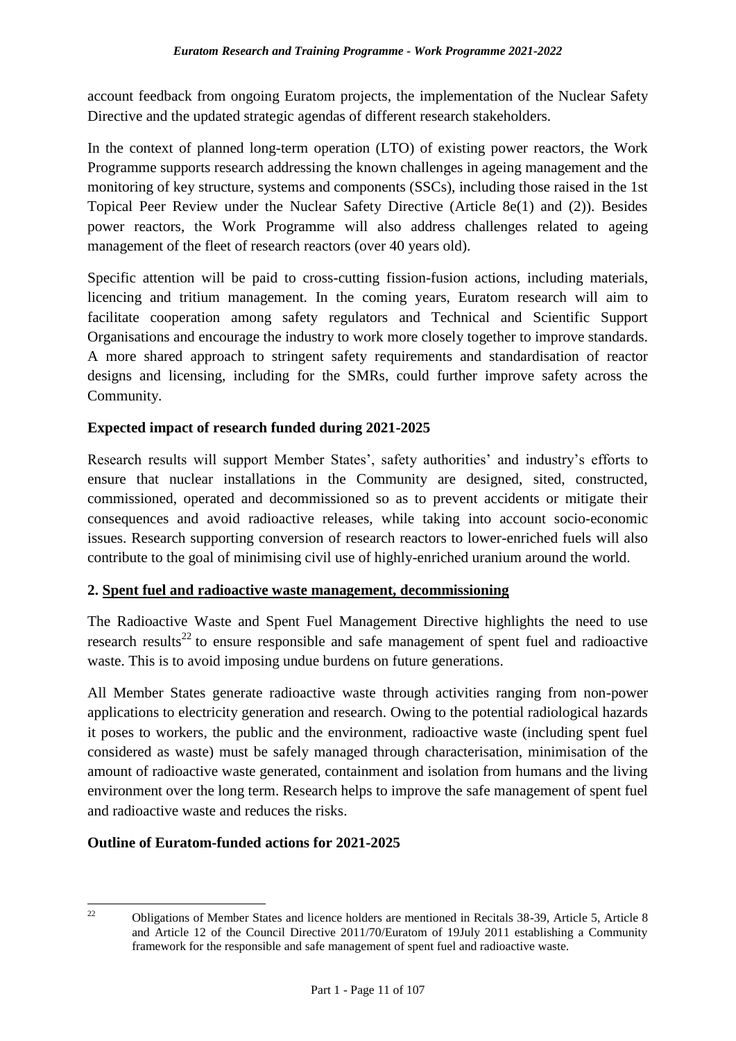account feedback from ongoing Euratom projects, the implementation of the Nuclear Safety Directive and the updated strategic agendas of different research stakeholders.

In the context of planned long-term operation (LTO) of existing power reactors, the Work Programme supports research addressing the known challenges in ageing management and the monitoring of key structure, systems and components (SSCs), including those raised in the 1st Topical Peer Review under the Nuclear Safety Directive (Article 8e(1) and (2)). Besides power reactors, the Work Programme will also address challenges related to ageing management of the fleet of research reactors (over 40 years old).

Specific attention will be paid to cross-cutting fission-fusion actions, including materials, licencing and tritium management. In the coming years, Euratom research will aim to facilitate cooperation among safety regulators and Technical and Scientific Support Organisations and encourage the industry to work more closely together to improve standards. A more shared approach to stringent safety requirements and standardisation of reactor designs and licensing, including for the SMRs, could further improve safety across the Community.

**Expected impact of research funded during 2021-2025**

Research results will support Member States', safety authorities' and industry's efforts to ensure that nuclear installations in the Community are designed, sited, constructed, commissioned, operated and decommissioned so as to prevent accidents or mitigate their consequences and avoid radioactive releases, while taking into account socio-economic issues. Research supporting conversion of research reactors to lower-enriched fuels will also contribute to the goal of minimising civil use of highly-enriched uranium around the world.

**2. Spent fuel and radioactive waste management, decommissioning**

The Radioactive Waste and Spent Fuel Management Directive highlights the need to use research results[22] to ensure responsible and safe management of spent fuel and radioactive waste. This is to avoid imposing undue burdens on future generations.

All Member States generate radioactive waste through activities ranging from non-power applications to electricity generation and research. Owing to the potential radiological hazards it poses to workers, the public and the environment, radioactive waste (including spent fuel considered as waste) must be safely managed through characterisation, minimisation of the amount of radioactive waste generated, containment and isolation from humans and the living environment over the long term. Research helps to improve the safe management of spent fuel and radioactive waste and reduces the risks.

**Outline of Euratom-funded actions for 2021-2025**

---

[22] Obligations of Member States and licence holders are mentioned in Recitals 38-39, Article 5, Article 8 and Article 12 of the Council Directive 2011/70/Euratom of 19July 2011 establishing a Community framework for the responsible and safe management of spent fuel and radioactive waste.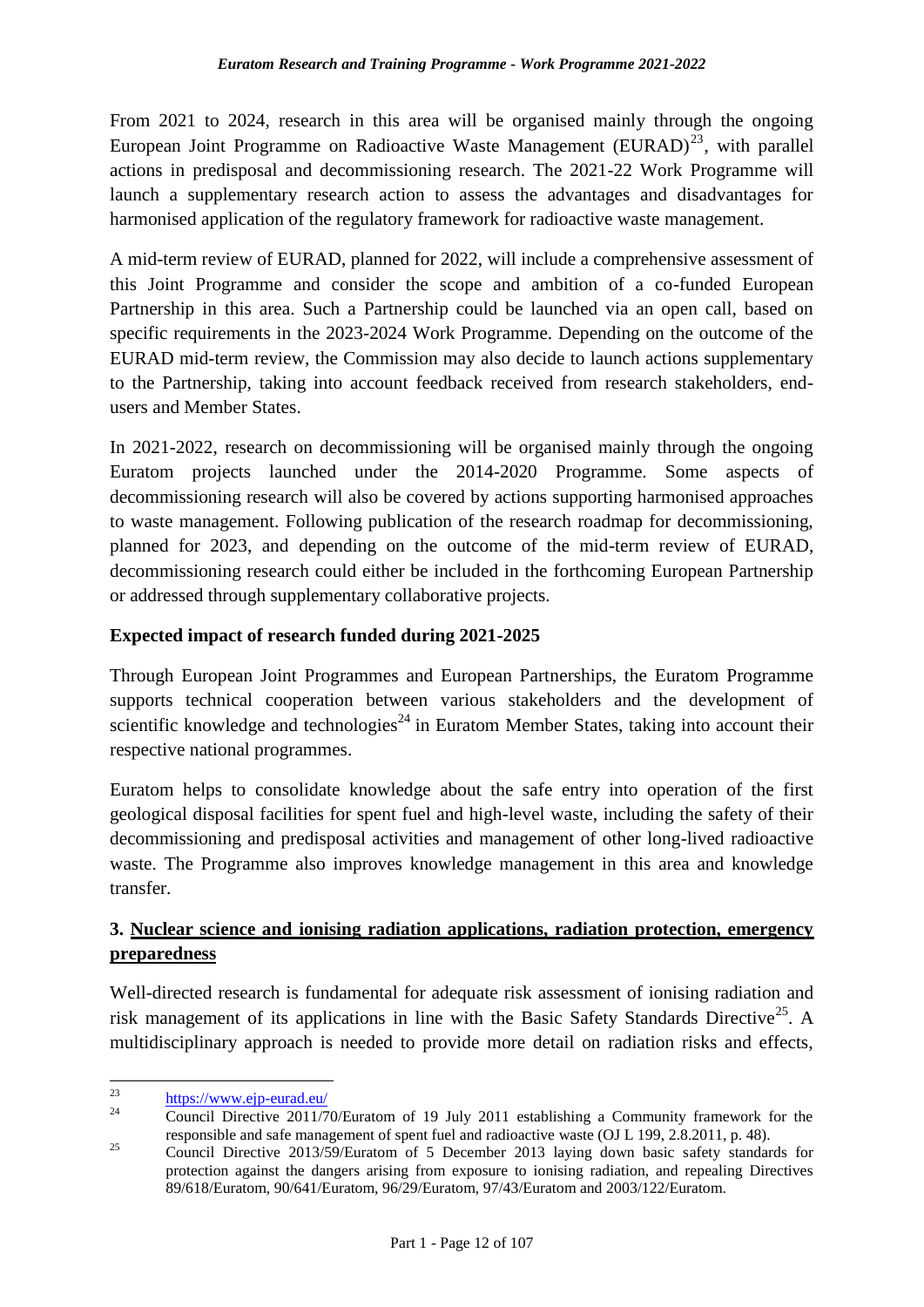From 2021 to 2024, research in this area will be organised mainly through the ongoing European Joint Programme on Radioactive Waste Management (EURAD)[23], with parallel actions in predisposal and decommissioning research. The 2021-22 Work Programme will launch a supplementary research action to assess the advantages and disadvantages for harmonised application of the regulatory framework for radioactive waste management.

A mid-term review of EURAD, planned for 2022, will include a comprehensive assessment of this Joint Programme and consider the scope and ambition of a co-funded European Partnership in this area. Such a Partnership could be launched via an open call, based on specific requirements in the 2023-2024 Work Programme. Depending on the outcome of the EURAD mid-term review, the Commission may also decide to launch actions supplementary to the Partnership, taking into account feedback received from research stakeholders, end-users and Member States.

In 2021-2022, research on decommissioning will be organised mainly through the ongoing Euratom projects launched under the 2014-2020 Programme. Some aspects of decommissioning research will also be covered by actions supporting harmonised approaches to waste management. Following publication of the research roadmap for decommissioning, planned for 2023, and depending on the outcome of the mid-term review of EURAD, decommissioning research could either be included in the forthcoming European Partnership or addressed through supplementary collaborative projects.

**Expected impact of research funded during 2021-2025**

Through European Joint Programmes and European Partnerships, the Euratom Programme supports technical cooperation between various stakeholders and the development of scientific knowledge and technologies[24] in Euratom Member States, taking into account their respective national programmes.

Euratom helps to consolidate knowledge about the safe entry into operation of the first geological disposal facilities for spent fuel and high-level waste, including the safety of their decommissioning and predisposal activities and management of other long-lived radioactive waste. The Programme also improves knowledge management in this area and knowledge transfer.

### 3. Nuclear science and ionising radiation applications, radiation protection, emergency preparedness

Well-directed research is fundamental for adequate risk assessment of ionising radiation and risk management of its applications in line with the Basic Safety Standards Directive[25]. A multidisciplinary approach is needed to provide more detail on radiation risks and effects,

---

[23] https://www.ejp-eurad.eu/

[24] Council Directive 2011/70/Euratom of 19 July 2011 establishing a Community framework for the responsible and safe management of spent fuel and radioactive waste (OJ L 199, 2.8.2011, p. 48).

[25] Council Directive 2013/59/Euratom of 5 December 2013 laying down basic safety standards for protection against the dangers arising from exposure to ionising radiation, and repealing Directives 89/618/Euratom, 90/641/Euratom, 96/29/Euratom, 97/43/Euratom and 2003/122/Euratom.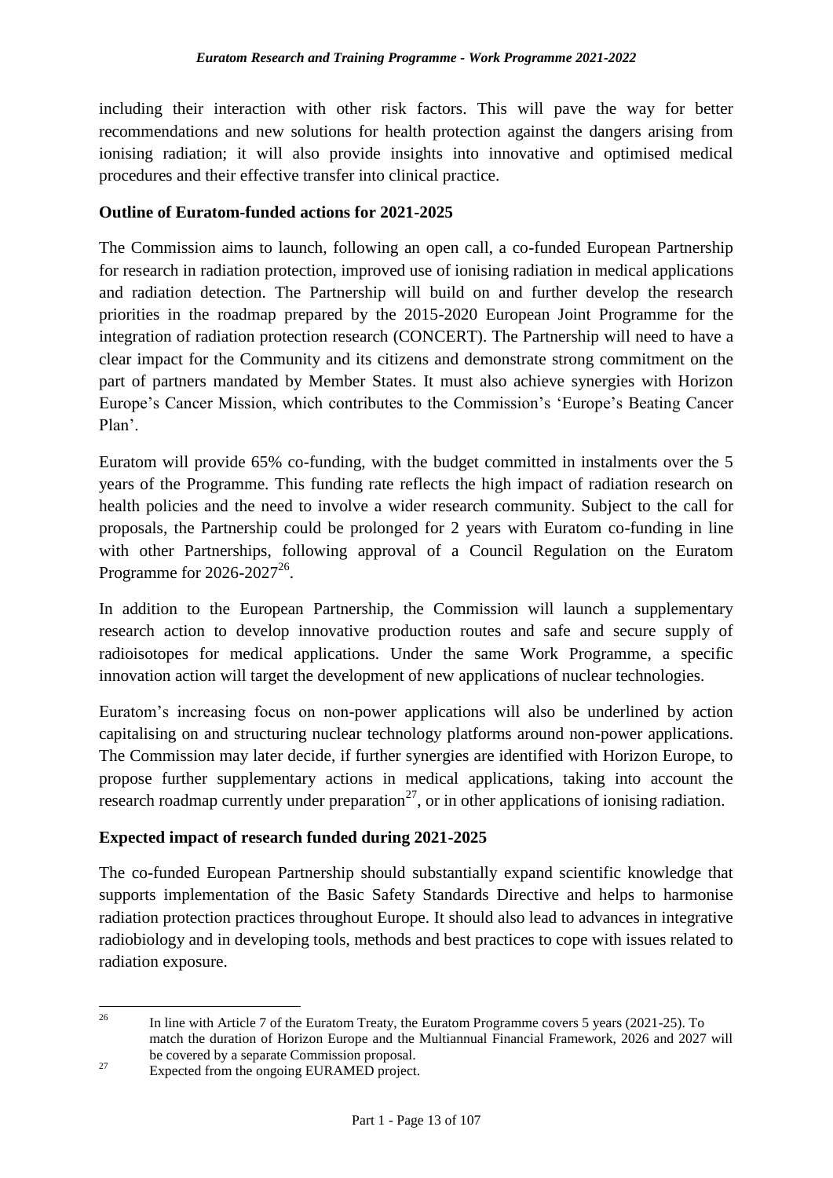including their interaction with other risk factors. This will pave the way for better recommendations and new solutions for health protection against the dangers arising from ionising radiation; it will also provide insights into innovative and optimised medical procedures and their effective transfer into clinical practice.

**Outline of Euratom-funded actions for 2021-2025**

The Commission aims to launch, following an open call, a co-funded European Partnership for research in radiation protection, improved use of ionising radiation in medical applications and radiation detection. The Partnership will build on and further develop the research priorities in the roadmap prepared by the 2015-2020 European Joint Programme for the integration of radiation protection research (CONCERT). The Partnership will need to have a clear impact for the Community and its citizens and demonstrate strong commitment on the part of partners mandated by Member States. It must also achieve synergies with Horizon Europe's Cancer Mission, which contributes to the Commission's 'Europe's Beating Cancer Plan'.

Euratom will provide 65% co-funding, with the budget committed in instalments over the 5 years of the Programme. This funding rate reflects the high impact of radiation research on health policies and the need to involve a wider research community. Subject to the call for proposals, the Partnership could be prolonged for 2 years with Euratom co-funding in line with other Partnerships, following approval of a Council Regulation on the Euratom Programme for 2026-2027[26].

In addition to the European Partnership, the Commission will launch a supplementary research action to develop innovative production routes and safe and secure supply of radioisotopes for medical applications. Under the same Work Programme, a specific innovation action will target the development of new applications of nuclear technologies.

Euratom's increasing focus on non-power applications will also be underlined by action capitalising on and structuring nuclear technology platforms around non-power applications. The Commission may later decide, if further synergies are identified with Horizon Europe, to propose further supplementary actions in medical applications, taking into account the research roadmap currently under preparation[27], or in other applications of ionising radiation.

**Expected impact of research funded during 2021-2025**

The co-funded European Partnership should substantially expand scientific knowledge that supports implementation of the Basic Safety Standards Directive and helps to harmonise radiation protection practices throughout Europe. It should also lead to advances in integrative radiobiology and in developing tools, methods and best practices to cope with issues related to radiation exposure.

[26] In line with Article 7 of the Euratom Treaty, the Euratom Programme covers 5 years (2021-25). To match the duration of Horizon Europe and the Multiannual Financial Framework, 2026 and 2027 will be covered by a separate Commission proposal.

[27] Expected from the ongoing EURAMED project.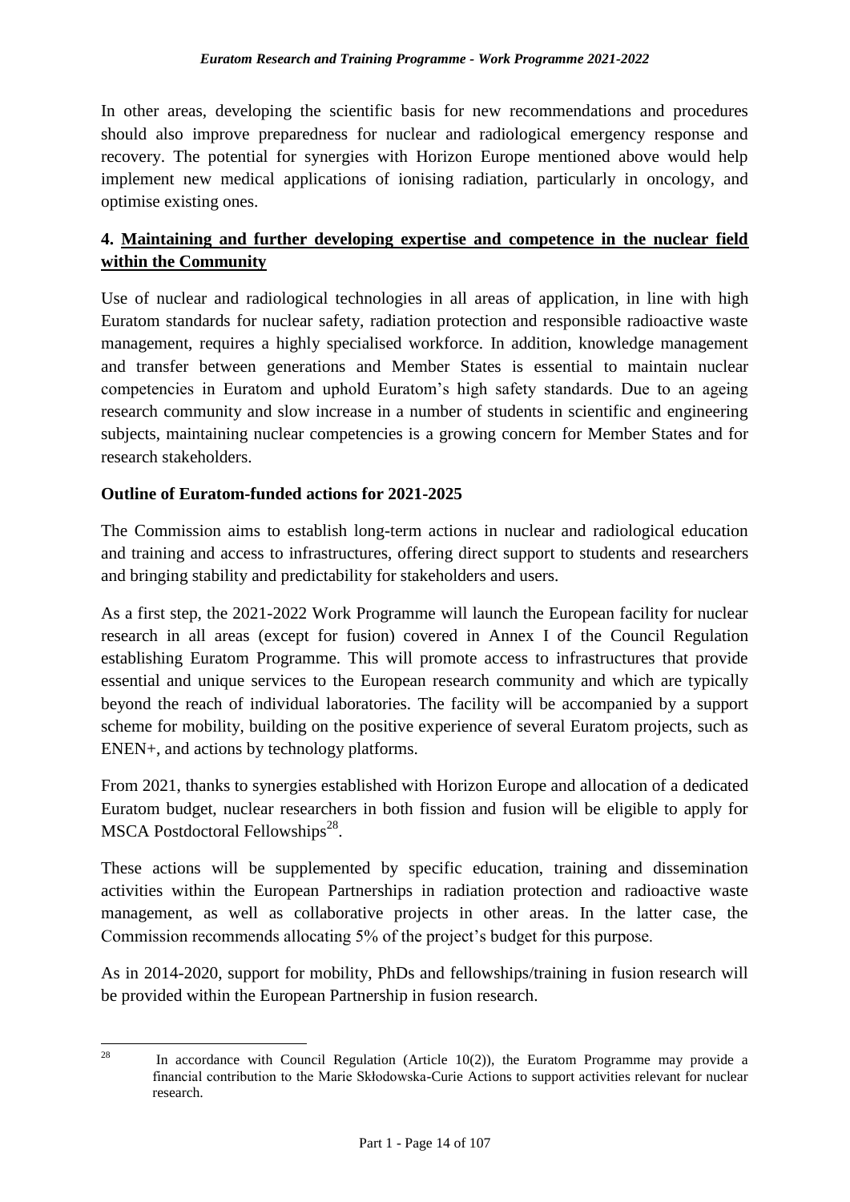In other areas, developing the scientific basis for new recommendations and procedures should also improve preparedness for nuclear and radiological emergency response and recovery. The potential for synergies with Horizon Europe mentioned above would help implement new medical applications of ionising radiation, particularly in oncology, and optimise existing ones.

## 4. Maintaining and further developing expertise and competence in the nuclear field within the Community

Use of nuclear and radiological technologies in all areas of application, in line with high Euratom standards for nuclear safety, radiation protection and responsible radioactive waste management, requires a highly specialised workforce. In addition, knowledge management and transfer between generations and Member States is essential to maintain nuclear competencies in Euratom and uphold Euratom's high safety standards. Due to an ageing research community and slow increase in a number of students in scientific and engineering subjects, maintaining nuclear competencies is a growing concern for Member States and for research stakeholders.

**Outline of Euratom-funded actions for 2021-2025**

The Commission aims to establish long-term actions in nuclear and radiological education and training and access to infrastructures, offering direct support to students and researchers and bringing stability and predictability for stakeholders and users.

As a first step, the 2021-2022 Work Programme will launch the European facility for nuclear research in all areas (except for fusion) covered in Annex I of the Council Regulation establishing Euratom Programme. This will promote access to infrastructures that provide essential and unique services to the European research community and which are typically beyond the reach of individual laboratories. The facility will be accompanied by a support scheme for mobility, building on the positive experience of several Euratom projects, such as ENEN+, and actions by technology platforms.

From 2021, thanks to synergies established with Horizon Europe and allocation of a dedicated Euratom budget, nuclear researchers in both fission and fusion will be eligible to apply for MSCA Postdoctoral Fellowships[28].

These actions will be supplemented by specific education, training and dissemination activities within the European Partnerships in radiation protection and radioactive waste management, as well as collaborative projects in other areas. In the latter case, the Commission recommends allocating 5% of the project's budget for this purpose.

As in 2014-2020, support for mobility, PhDs and fellowships/training in fusion research will be provided within the European Partnership in fusion research.

---

[28] In accordance with Council Regulation (Article 10(2)), the Euratom Programme may provide a financial contribution to the Marie Skłodowska-Curie Actions to support activities relevant for nuclear research.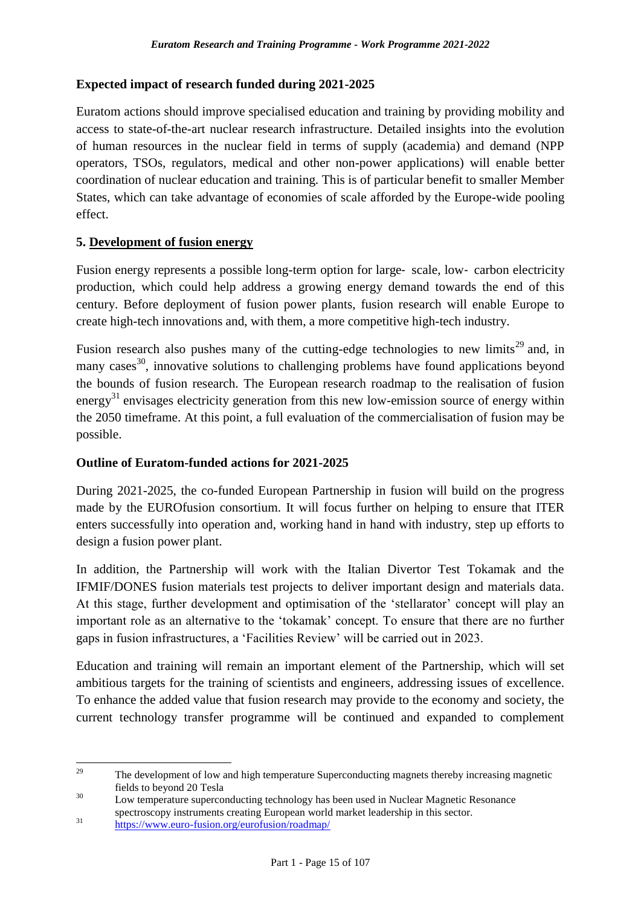## Expected impact of research funded during 2021-2025

Euratom actions should improve specialised education and training by providing mobility and access to state-of-the-art nuclear research infrastructure. Detailed insights into the evolution of human resources in the nuclear field in terms of supply (academia) and demand (NPP operators, TSOs, regulators, medical and other non-power applications) will enable better coordination of nuclear education and training. This is of particular benefit to smaller Member States, which can take advantage of economies of scale afforded by the Europe-wide pooling effect.

## 5. Development of fusion energy

Fusion energy represents a possible long-term option for large- scale, low- carbon electricity production, which could help address a growing energy demand towards the end of this century. Before deployment of fusion power plants, fusion research will enable Europe to create high-tech innovations and, with them, a more competitive high-tech industry.

Fusion research also pushes many of the cutting-edge technologies to new limits[29] and, in many cases[30], innovative solutions to challenging problems have found applications beyond the bounds of fusion research. The European research roadmap to the realisation of fusion energy[31] envisages electricity generation from this new low-emission source of energy within the 2050 timeframe. At this point, a full evaluation of the commercialisation of fusion may be possible.

## Outline of Euratom-funded actions for 2021-2025

During 2021-2025, the co-funded European Partnership in fusion will build on the progress made by the EUROfusion consortium. It will focus further on helping to ensure that ITER enters successfully into operation and, working hand in hand with industry, step up efforts to design a fusion power plant.

In addition, the Partnership will work with the Italian Divertor Test Tokamak and the IFMIF/DONES fusion materials test projects to deliver important design and materials data. At this stage, further development and optimisation of the 'stellarator' concept will play an important role as an alternative to the 'tokamak' concept. To ensure that there are no further gaps in fusion infrastructures, a 'Facilities Review' will be carried out in 2023.

Education and training will remain an important element of the Partnership, which will set ambitious targets for the training of scientists and engineers, addressing issues of excellence. To enhance the added value that fusion research may provide to the economy and society, the current technology transfer programme will be continued and expanded to complement

---

[29] The development of low and high temperature Superconducting magnets thereby increasing magnetic fields to beyond 20 Tesla

[30] Low temperature superconducting technology has been used in Nuclear Magnetic Resonance spectroscopy instruments creating European world market leadership in this sector.

[31] https://www.euro-fusion.org/eurofusion/roadmap/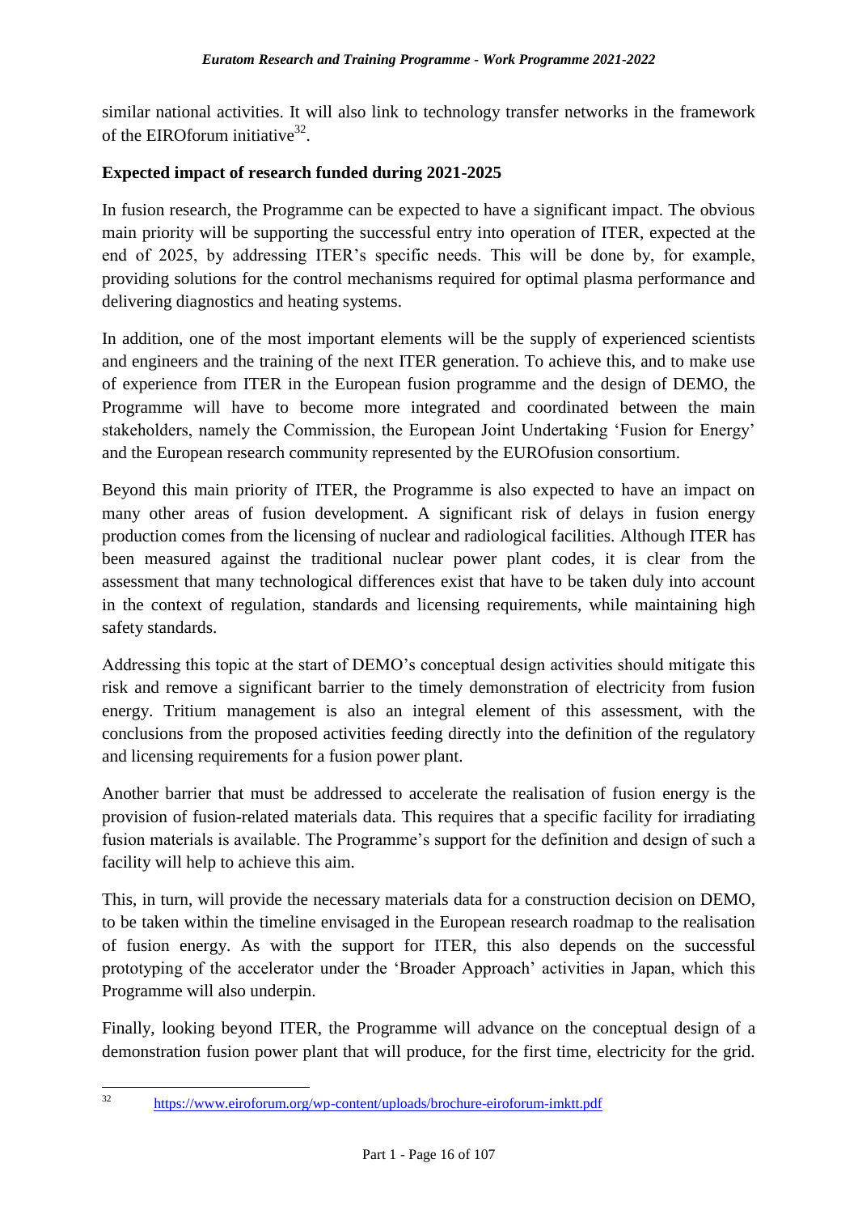similar national activities. It will also link to technology transfer networks in the framework of the EIROforum initiative[32].

**Expected impact of research funded during 2021-2025**

In fusion research, the Programme can be expected to have a significant impact. The obvious main priority will be supporting the successful entry into operation of ITER, expected at the end of 2025, by addressing ITER's specific needs. This will be done by, for example, providing solutions for the control mechanisms required for optimal plasma performance and delivering diagnostics and heating systems.

In addition, one of the most important elements will be the supply of experienced scientists and engineers and the training of the next ITER generation. To achieve this, and to make use of experience from ITER in the European fusion programme and the design of DEMO, the Programme will have to become more integrated and coordinated between the main stakeholders, namely the Commission, the European Joint Undertaking 'Fusion for Energy' and the European research community represented by the EUROfusion consortium.

Beyond this main priority of ITER, the Programme is also expected to have an impact on many other areas of fusion development. A significant risk of delays in fusion energy production comes from the licensing of nuclear and radiological facilities. Although ITER has been measured against the traditional nuclear power plant codes, it is clear from the assessment that many technological differences exist that have to be taken duly into account in the context of regulation, standards and licensing requirements, while maintaining high safety standards.

Addressing this topic at the start of DEMO's conceptual design activities should mitigate this risk and remove a significant barrier to the timely demonstration of electricity from fusion energy. Tritium management is also an integral element of this assessment, with the conclusions from the proposed activities feeding directly into the definition of the regulatory and licensing requirements for a fusion power plant.

Another barrier that must be addressed to accelerate the realisation of fusion energy is the provision of fusion-related materials data. This requires that a specific facility for irradiating fusion materials is available. The Programme's support for the definition and design of such a facility will help to achieve this aim.

This, in turn, will provide the necessary materials data for a construction decision on DEMO, to be taken within the timeline envisaged in the European research roadmap to the realisation of fusion energy. As with the support for ITER, this also depends on the successful prototyping of the accelerator under the 'Broader Approach' activities in Japan, which this Programme will also underpin.

Finally, looking beyond ITER, the Programme will advance on the conceptual design of a demonstration fusion power plant that will produce, for the first time, electricity for the grid.

[32] https://www.eiroforum.org/wp-content/uploads/brochure-eiroforum-imktt.pdf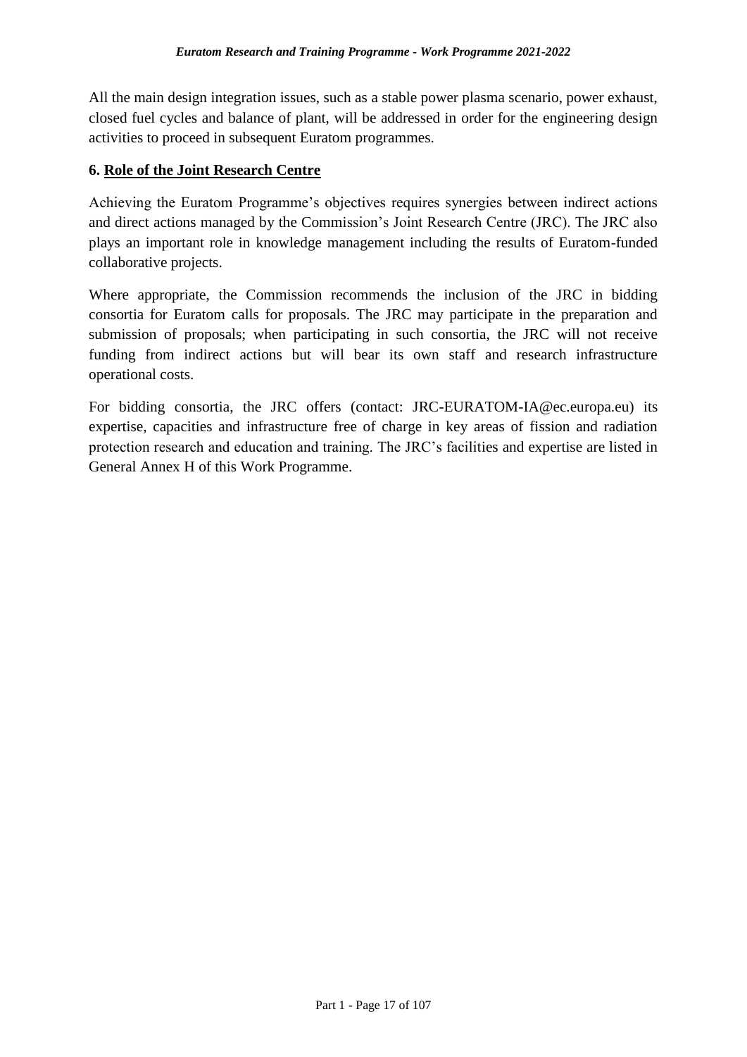All the main design integration issues, such as a stable power plasma scenario, power exhaust, closed fuel cycles and balance of plant, will be addressed in order for the engineering design activities to proceed in subsequent Euratom programmes.

## 6. Role of the Joint Research Centre

Achieving the Euratom Programme's objectives requires synergies between indirect actions and direct actions managed by the Commission's Joint Research Centre (JRC). The JRC also plays an important role in knowledge management including the results of Euratom-funded collaborative projects.

Where appropriate, the Commission recommends the inclusion of the JRC in bidding consortia for Euratom calls for proposals. The JRC may participate in the preparation and submission of proposals; when participating in such consortia, the JRC will not receive funding from indirect actions but will bear its own staff and research infrastructure operational costs.

For bidding consortia, the JRC offers (contact: JRC-EURATOM-IA@ec.europa.eu) its expertise, capacities and infrastructure free of charge in key areas of fission and radiation protection research and education and training. The JRC's facilities and expertise are listed in General Annex H of this Work Programme.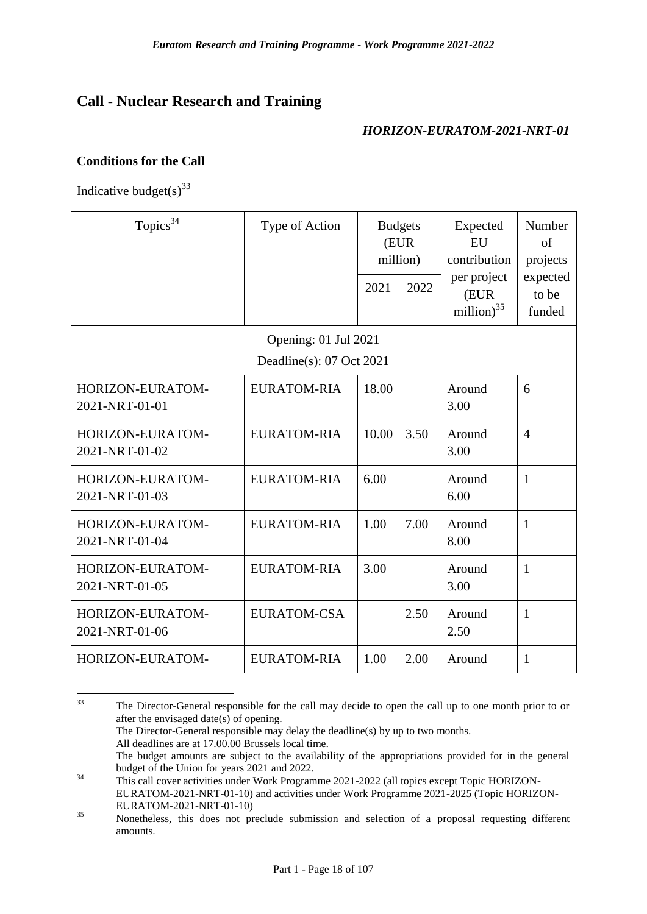## Call - Nuclear Research and Training

***HORIZON-EURATOM-2021-NRT-01***

### Conditions for the Call

Indicative budget(s)[33]

| Topics[34] | Type of Action | Budgets (EUR million) | | Expected EU contribution per project (EUR million)[35] | Number of projects expected to be funded |
|---|---|---|---|---|---|
| | | 2021 | 2022 | | |
| Opening: 01 Jul 2021<br>Deadline(s): 07 Oct 2021 | | | | | |
| HORIZON-EURATOM-2021-NRT-01-01 | EURATOM-RIA | 18.00 | | Around 3.00 | 6 |
| HORIZON-EURATOM-2021-NRT-01-02 | EURATOM-RIA | 10.00 | 3.50 | Around 3.00 | 4 |
| HORIZON-EURATOM-2021-NRT-01-03 | EURATOM-RIA | 6.00 | | Around 6.00 | 1 |
| HORIZON-EURATOM-2021-NRT-01-04 | EURATOM-RIA | 1.00 | 7.00 | Around 8.00 | 1 |
| HORIZON-EURATOM-2021-NRT-01-05 | EURATOM-RIA | 3.00 | | Around 3.00 | 1 |
| HORIZON-EURATOM-2021-NRT-01-06 | EURATOM-CSA | | 2.50 | Around 2.50 | 1 |
| HORIZON-EURATOM- | EURATOM-RIA | 1.00 | 2.00 | Around | 1 |

[33] The Director-General responsible for the call may decide to open the call up to one month prior to or after the envisaged date(s) of opening.
The Director-General responsible may delay the deadline(s) by up to two months.
All deadlines are at 17.00.00 Brussels local time.
The budget amounts are subject to the availability of the appropriations provided for in the general budget of the Union for years 2021 and 2022.

[34] This call cover activities under Work Programme 2021-2022 (all topics except Topic HORIZON-EURATOM-2021-NRT-01-10) and activities under Work Programme 2021-2025 (Topic HORIZON-EURATOM-2021-NRT-01-10)

[35] Nonetheless, this does not preclude submission and selection of a proposal requesting different amounts.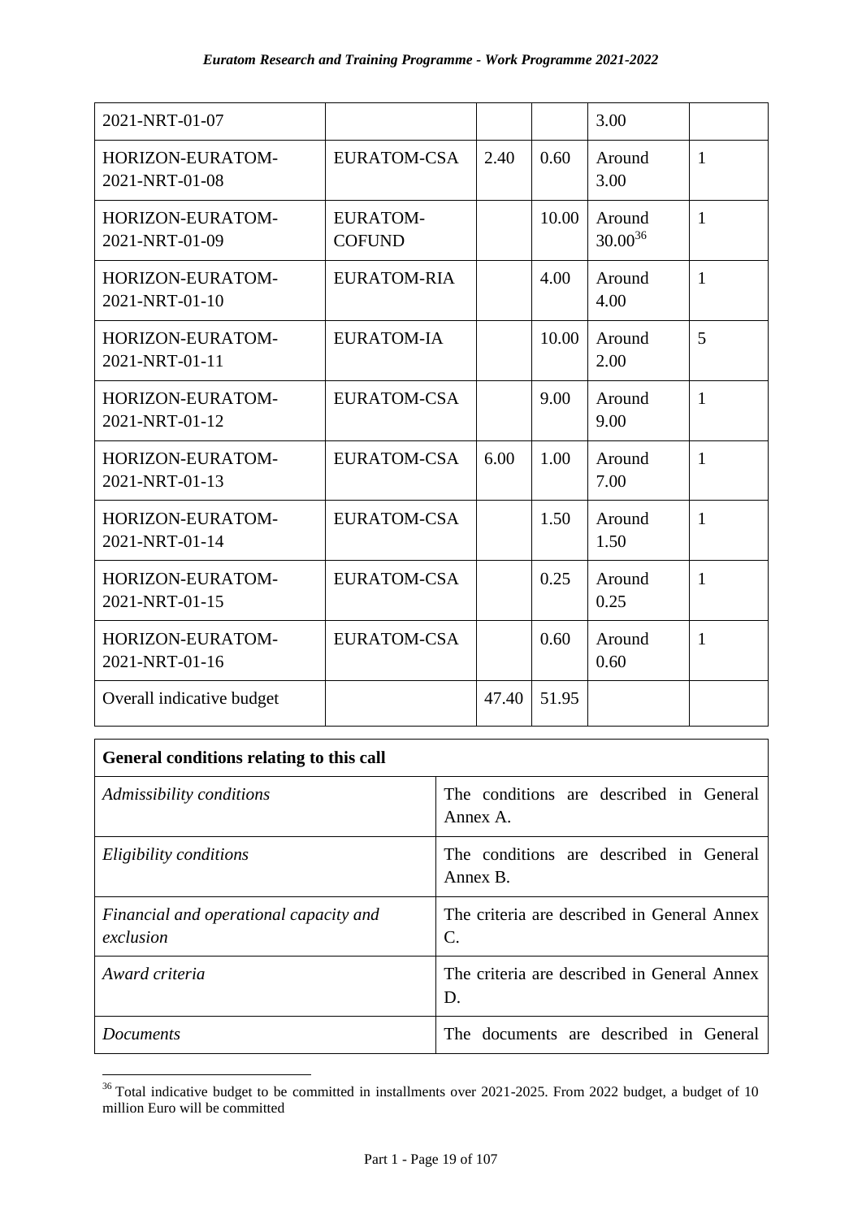| | | | | | |
|---|---|---|---|---|---|
| 2021-NRT-01-07 | | | | 3.00 | |
| HORIZON-EURATOM-2021-NRT-01-08 | EURATOM-CSA | 2.40 | 0.60 | Around 3.00 | 1 |
| HORIZON-EURATOM-2021-NRT-01-09 | EURATOM-COFUND | | 10.00 | Around 30.00[36] | 1 |
| HORIZON-EURATOM-2021-NRT-01-10 | EURATOM-RIA | | 4.00 | Around 4.00 | 1 |
| HORIZON-EURATOM-2021-NRT-01-11 | EURATOM-IA | | 10.00 | Around 2.00 | 5 |
| HORIZON-EURATOM-2021-NRT-01-12 | EURATOM-CSA | | 9.00 | Around 9.00 | 1 |
| HORIZON-EURATOM-2021-NRT-01-13 | EURATOM-CSA | 6.00 | 1.00 | Around 7.00 | 1 |
| HORIZON-EURATOM-2021-NRT-01-14 | EURATOM-CSA | | 1.50 | Around 1.50 | 1 |
| HORIZON-EURATOM-2021-NRT-01-15 | EURATOM-CSA | | 0.25 | Around 0.25 | 1 |
| HORIZON-EURATOM-2021-NRT-01-16 | EURATOM-CSA | | 0.60 | Around 0.60 | 1 |
| Overall indicative budget | | 47.40 | 51.95 | | |

| **General conditions relating to this call** | |
|---|---|
| *Admissibility conditions* | The conditions are described in General Annex A. |
| *Eligibility conditions* | The conditions are described in General Annex B. |
| *Financial and operational capacity and exclusion* | The criteria are described in General Annex C. |
| *Award criteria* | The criteria are described in General Annex D. |
| *Documents* | The documents are described in General |

[36] Total indicative budget to be committed in installments over 2021-2025. From 2022 budget, a budget of 10 million Euro will be committed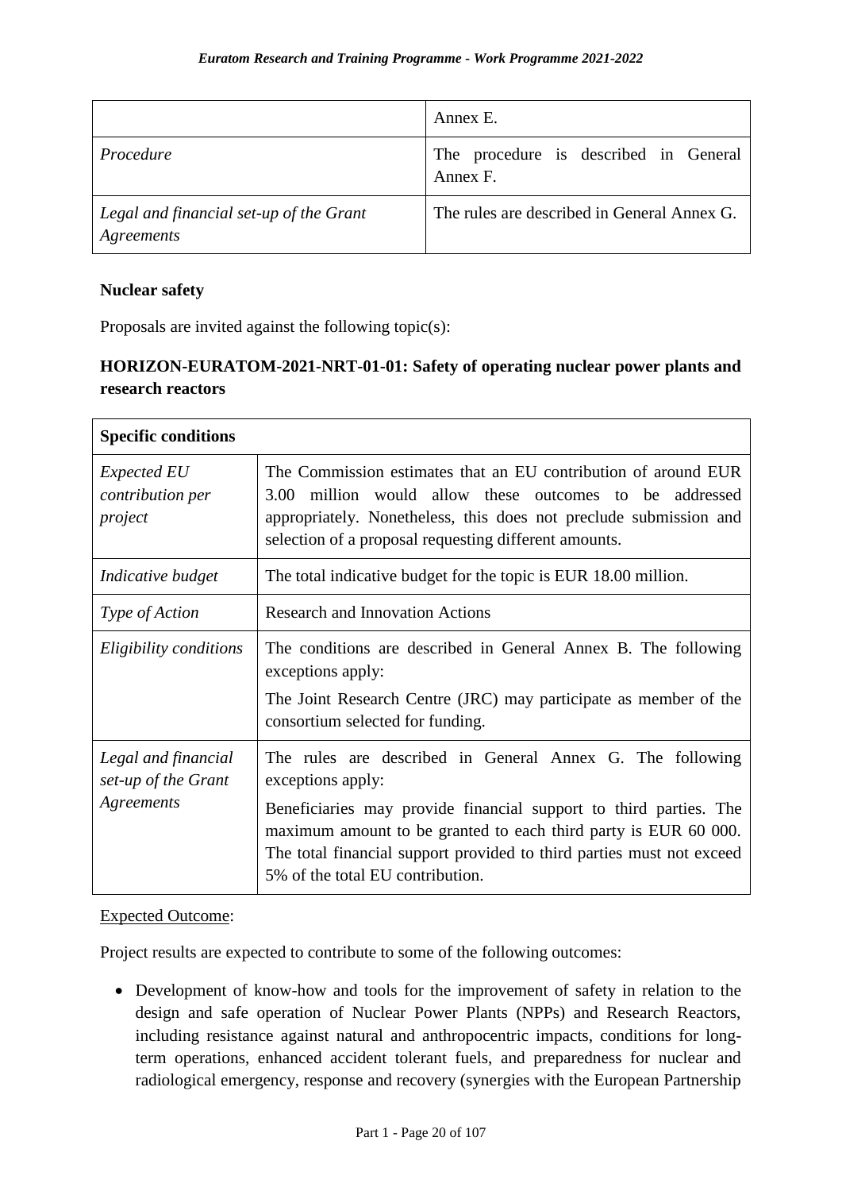| | Annex E. |
|---|---|
| *Procedure* | The procedure is described in General Annex F. |
| *Legal and financial set-up of the Grant Agreements* | The rules are described in General Annex G. |

**Nuclear safety**

Proposals are invited against the following topic(s):

### HORIZON-EURATOM-2021-NRT-01-01: Safety of operating nuclear power plants and research reactors

| **Specific conditions** | |
|---|---|
| *Expected EU contribution per project* | The Commission estimates that an EU contribution of around EUR 3.00 million would allow these outcomes to be addressed appropriately. Nonetheless, this does not preclude submission and selection of a proposal requesting different amounts. |
| *Indicative budget* | The total indicative budget for the topic is EUR 18.00 million. |
| *Type of Action* | Research and Innovation Actions |
| *Eligibility conditions* | The conditions are described in General Annex B. The following exceptions apply:<br>The Joint Research Centre (JRC) may participate as member of the consortium selected for funding. |
| *Legal and financial set-up of the Grant Agreements* | The rules are described in General Annex G. The following exceptions apply:<br>Beneficiaries may provide financial support to third parties. The maximum amount to be granted to each third party is EUR 60 000. The total financial support provided to third parties must not exceed 5% of the total EU contribution. |

Expected Outcome:

Project results are expected to contribute to some of the following outcomes:

- Development of know-how and tools for the improvement of safety in relation to the design and safe operation of Nuclear Power Plants (NPPs) and Research Reactors, including resistance against natural and anthropocentric impacts, conditions for long-term operations, enhanced accident tolerant fuels, and preparedness for nuclear and radiological emergency, response and recovery (synergies with the European Partnership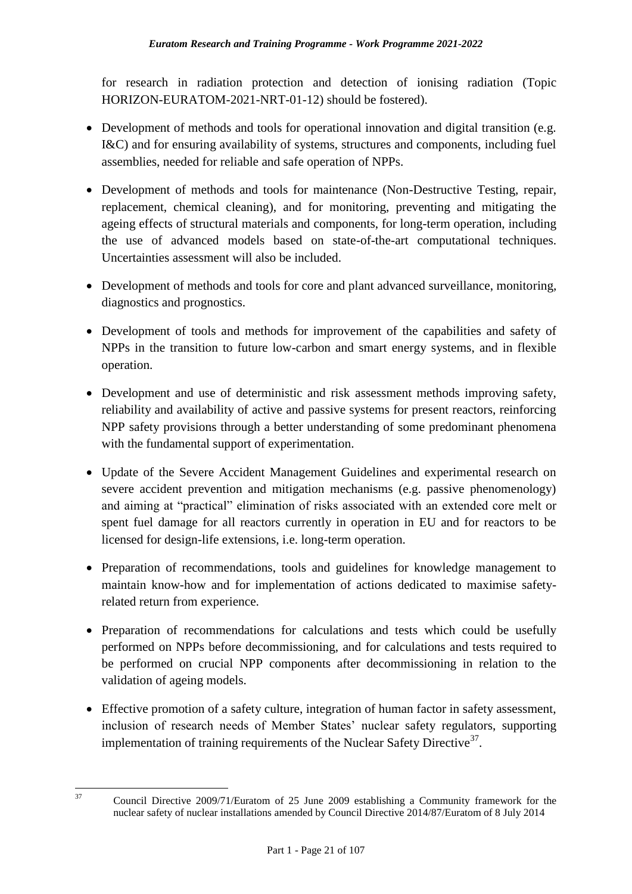for research in radiation protection and detection of ionising radiation (Topic HORIZON-EURATOM-2021-NRT-01-12) should be fostered).

- Development of methods and tools for operational innovation and digital transition (e.g. I&C) and for ensuring availability of systems, structures and components, including fuel assemblies, needed for reliable and safe operation of NPPs.
- Development of methods and tools for maintenance (Non-Destructive Testing, repair, replacement, chemical cleaning), and for monitoring, preventing and mitigating the ageing effects of structural materials and components, for long-term operation, including the use of advanced models based on state-of-the-art computational techniques. Uncertainties assessment will also be included.
- Development of methods and tools for core and plant advanced surveillance, monitoring, diagnostics and prognostics.
- Development of tools and methods for improvement of the capabilities and safety of NPPs in the transition to future low-carbon and smart energy systems, and in flexible operation.
- Development and use of deterministic and risk assessment methods improving safety, reliability and availability of active and passive systems for present reactors, reinforcing NPP safety provisions through a better understanding of some predominant phenomena with the fundamental support of experimentation.
- Update of the Severe Accident Management Guidelines and experimental research on severe accident prevention and mitigation mechanisms (e.g. passive phenomenology) and aiming at "practical" elimination of risks associated with an extended core melt or spent fuel damage for all reactors currently in operation in EU and for reactors to be licensed for design-life extensions, i.e. long-term operation.
- Preparation of recommendations, tools and guidelines for knowledge management to maintain know-how and for implementation of actions dedicated to maximise safety-related return from experience.
- Preparation of recommendations for calculations and tests which could be usefully performed on NPPs before decommissioning, and for calculations and tests required to be performed on crucial NPP components after decommissioning in relation to the validation of ageing models.
- Effective promotion of a safety culture, integration of human factor in safety assessment, inclusion of research needs of Member States' nuclear safety regulators, supporting implementation of training requirements of the Nuclear Safety Directive[37].

[37] Council Directive 2009/71/Euratom of 25 June 2009 establishing a Community framework for the nuclear safety of nuclear installations amended by Council Directive 2014/87/Euratom of 8 July 2014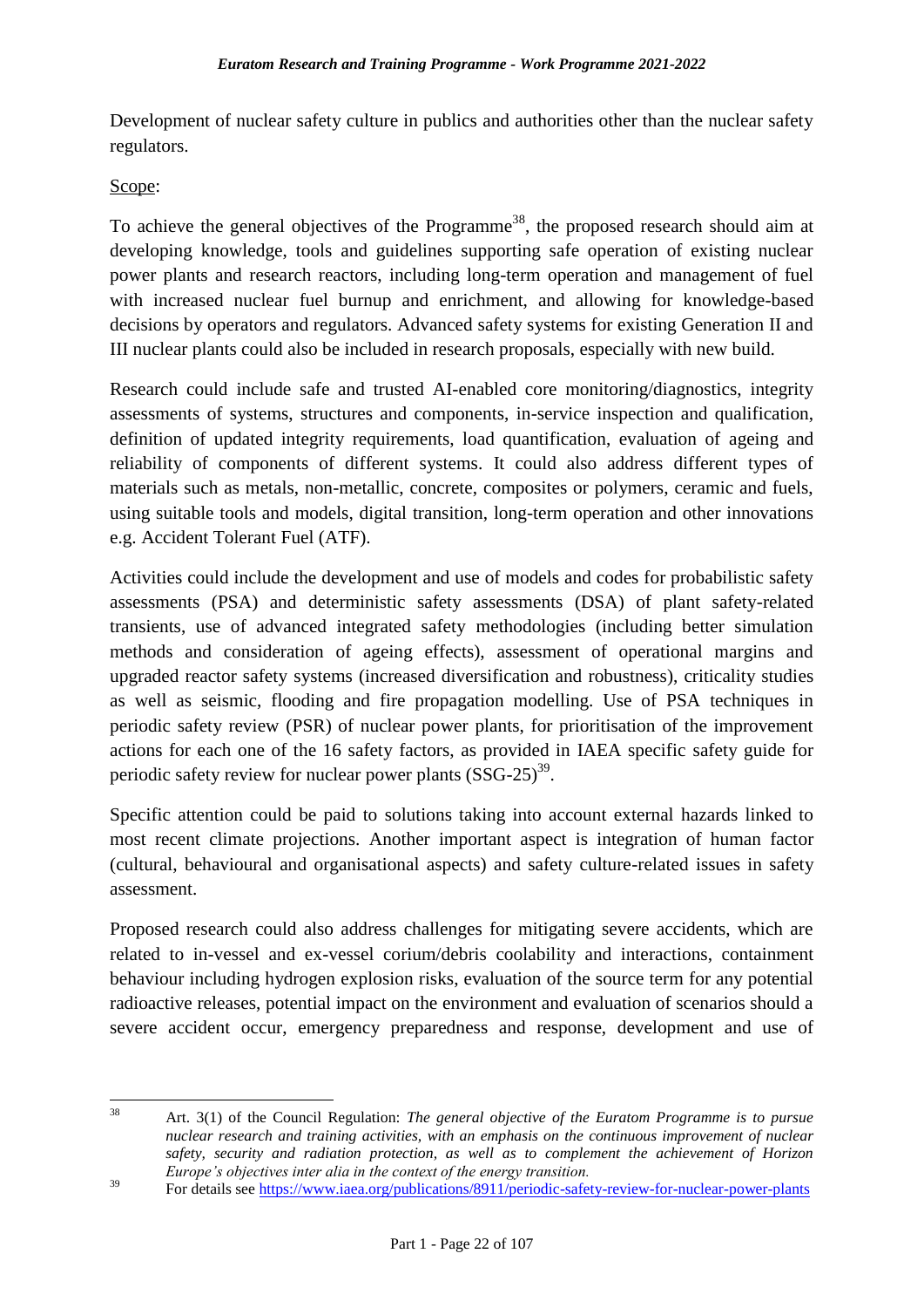Development of nuclear safety culture in publics and authorities other than the nuclear safety regulators.

Scope:

To achieve the general objectives of the Programme[38], the proposed research should aim at developing knowledge, tools and guidelines supporting safe operation of existing nuclear power plants and research reactors, including long-term operation and management of fuel with increased nuclear fuel burnup and enrichment, and allowing for knowledge-based decisions by operators and regulators. Advanced safety systems for existing Generation II and III nuclear plants could also be included in research proposals, especially with new build.

Research could include safe and trusted AI-enabled core monitoring/diagnostics, integrity assessments of systems, structures and components, in-service inspection and qualification, definition of updated integrity requirements, load quantification, evaluation of ageing and reliability of components of different systems. It could also address different types of materials such as metals, non-metallic, concrete, composites or polymers, ceramic and fuels, using suitable tools and models, digital transition, long-term operation and other innovations e.g. Accident Tolerant Fuel (ATF).

Activities could include the development and use of models and codes for probabilistic safety assessments (PSA) and deterministic safety assessments (DSA) of plant safety-related transients, use of advanced integrated safety methodologies (including better simulation methods and consideration of ageing effects), assessment of operational margins and upgraded reactor safety systems (increased diversification and robustness), criticality studies as well as seismic, flooding and fire propagation modelling. Use of PSA techniques in periodic safety review (PSR) of nuclear power plants, for prioritisation of the improvement actions for each one of the 16 safety factors, as provided in IAEA specific safety guide for periodic safety review for nuclear power plants (SSG-25)[39].

Specific attention could be paid to solutions taking into account external hazards linked to most recent climate projections. Another important aspect is integration of human factor (cultural, behavioural and organisational aspects) and safety culture-related issues in safety assessment.

Proposed research could also address challenges for mitigating severe accidents, which are related to in-vessel and ex-vessel corium/debris coolability and interactions, containment behaviour including hydrogen explosion risks, evaluation of the source term for any potential radioactive releases, potential impact on the environment and evaluation of scenarios should a severe accident occur, emergency preparedness and response, development and use of

---

[38] Art. 3(1) of the Council Regulation: *The general objective of the Euratom Programme is to pursue nuclear research and training activities, with an emphasis on the continuous improvement of nuclear safety, security and radiation protection, as well as to complement the achievement of Horizon Europe's objectives inter alia in the context of the energy transition.*

[39] For details see https://www.iaea.org/publications/8911/periodic-safety-review-for-nuclear-power-plants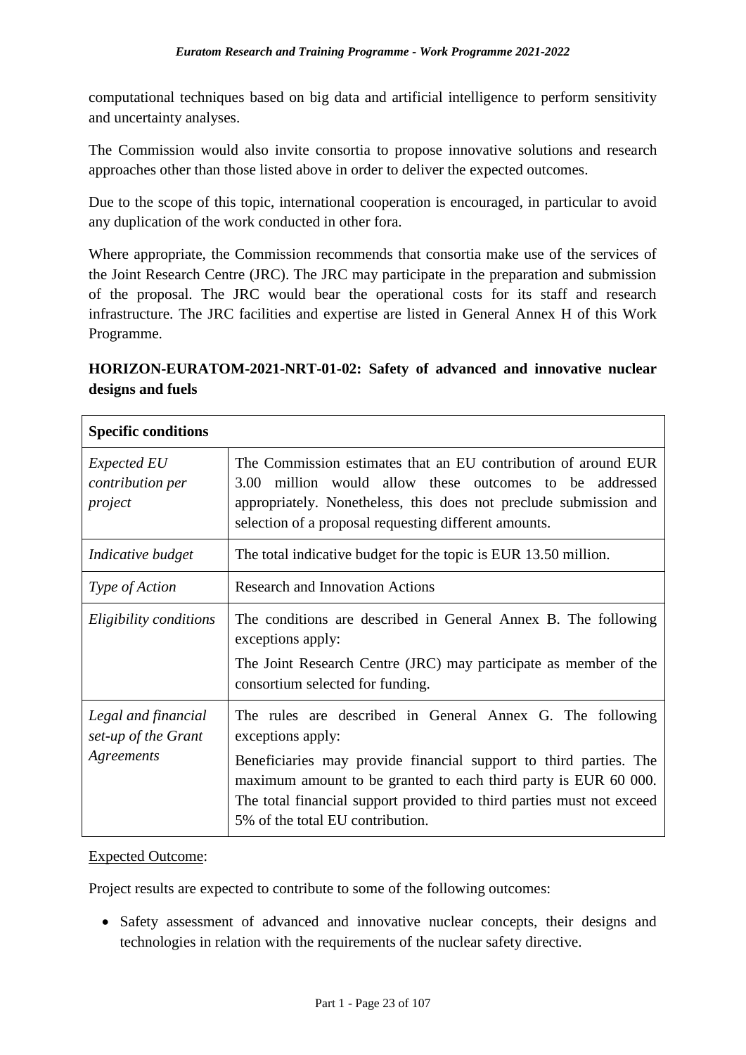computational techniques based on big data and artificial intelligence to perform sensitivity and uncertainty analyses.

The Commission would also invite consortia to propose innovative solutions and research approaches other than those listed above in order to deliver the expected outcomes.

Due to the scope of this topic, international cooperation is encouraged, in particular to avoid any duplication of the work conducted in other fora.

Where appropriate, the Commission recommends that consortia make use of the services of the Joint Research Centre (JRC). The JRC may participate in the preparation and submission of the proposal. The JRC would bear the operational costs for its staff and research infrastructure. The JRC facilities and expertise are listed in General Annex H of this Work Programme.

**HORIZON-EURATOM-2021-NRT-01-02: Safety of advanced and innovative nuclear designs and fuels**

| **Specific conditions** | |
|---|---|
| *Expected EU contribution per project* | The Commission estimates that an EU contribution of around EUR 3.00 million would allow these outcomes to be addressed appropriately. Nonetheless, this does not preclude submission and selection of a proposal requesting different amounts. |
| *Indicative budget* | The total indicative budget for the topic is EUR 13.50 million. |
| *Type of Action* | Research and Innovation Actions |
| *Eligibility conditions* | The conditions are described in General Annex B. The following exceptions apply:<br>The Joint Research Centre (JRC) may participate as member of the consortium selected for funding. |
| *Legal and financial set-up of the Grant Agreements* | The rules are described in General Annex G. The following exceptions apply:<br>Beneficiaries may provide financial support to third parties. The maximum amount to be granted to each third party is EUR 60 000. The total financial support provided to third parties must not exceed 5% of the total EU contribution. |

Expected Outcome:

Project results are expected to contribute to some of the following outcomes:

- Safety assessment of advanced and innovative nuclear concepts, their designs and technologies in relation with the requirements of the nuclear safety directive.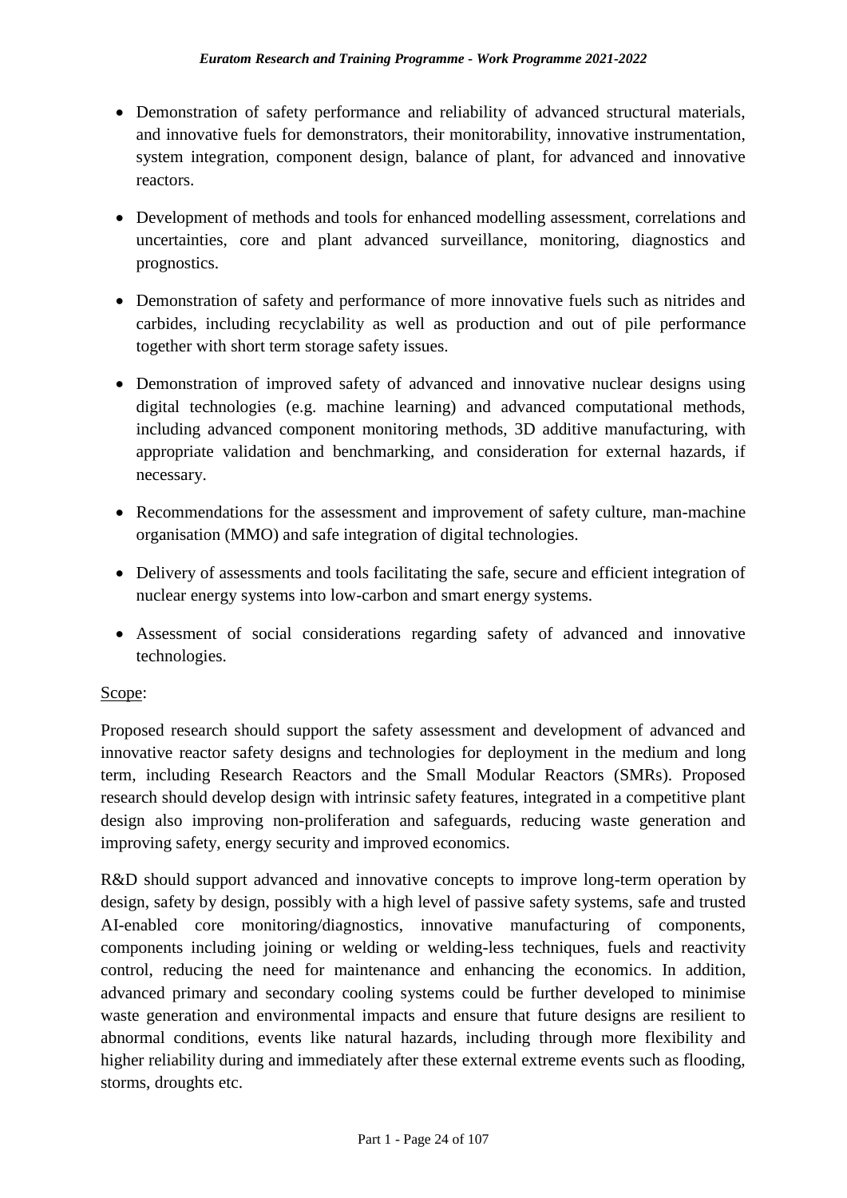- Demonstration of safety performance and reliability of advanced structural materials, and innovative fuels for demonstrators, their monitorability, innovative instrumentation, system integration, component design, balance of plant, for advanced and innovative reactors.
- Development of methods and tools for enhanced modelling assessment, correlations and uncertainties, core and plant advanced surveillance, monitoring, diagnostics and prognostics.
- Demonstration of safety and performance of more innovative fuels such as nitrides and carbides, including recyclability as well as production and out of pile performance together with short term storage safety issues.
- Demonstration of improved safety of advanced and innovative nuclear designs using digital technologies (e.g. machine learning) and advanced computational methods, including advanced component monitoring methods, 3D additive manufacturing, with appropriate validation and benchmarking, and consideration for external hazards, if necessary.
- Recommendations for the assessment and improvement of safety culture, man-machine organisation (MMO) and safe integration of digital technologies.
- Delivery of assessments and tools facilitating the safe, secure and efficient integration of nuclear energy systems into low-carbon and smart energy systems.
- Assessment of social considerations regarding safety of advanced and innovative technologies.

Scope:

Proposed research should support the safety assessment and development of advanced and innovative reactor safety designs and technologies for deployment in the medium and long term, including Research Reactors and the Small Modular Reactors (SMRs). Proposed research should develop design with intrinsic safety features, integrated in a competitive plant design also improving non-proliferation and safeguards, reducing waste generation and improving safety, energy security and improved economics.

R&D should support advanced and innovative concepts to improve long-term operation by design, safety by design, possibly with a high level of passive safety systems, safe and trusted AI-enabled core monitoring/diagnostics, innovative manufacturing of components, components including joining or welding or welding-less techniques, fuels and reactivity control, reducing the need for maintenance and enhancing the economics. In addition, advanced primary and secondary cooling systems could be further developed to minimise waste generation and environmental impacts and ensure that future designs are resilient to abnormal conditions, events like natural hazards, including through more flexibility and higher reliability during and immediately after these external extreme events such as flooding, storms, droughts etc.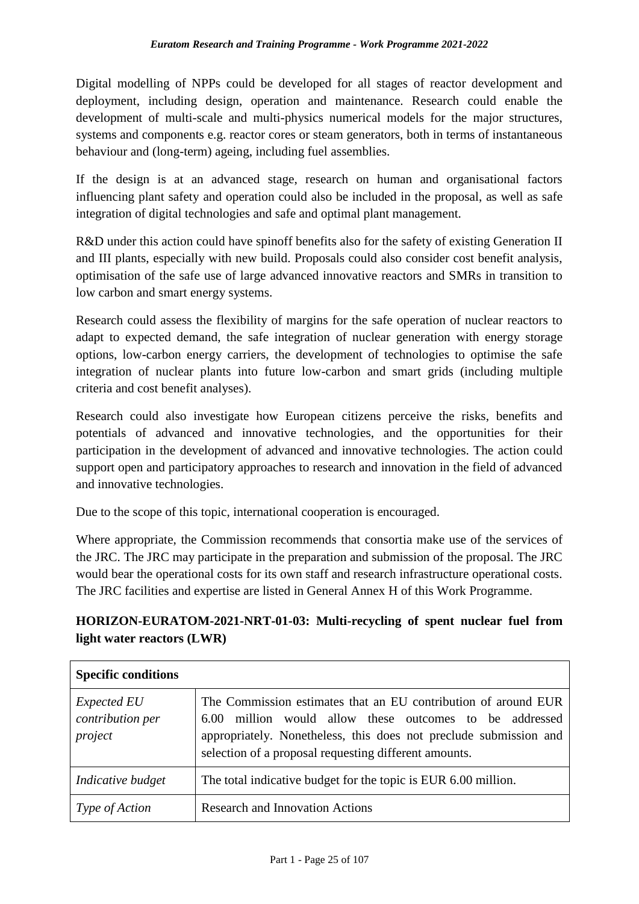Digital modelling of NPPs could be developed for all stages of reactor development and deployment, including design, operation and maintenance. Research could enable the development of multi-scale and multi-physics numerical models for the major structures, systems and components e.g. reactor cores or steam generators, both in terms of instantaneous behaviour and (long-term) ageing, including fuel assemblies.

If the design is at an advanced stage, research on human and organisational factors influencing plant safety and operation could also be included in the proposal, as well as safe integration of digital technologies and safe and optimal plant management.

R&D under this action could have spinoff benefits also for the safety of existing Generation II and III plants, especially with new build. Proposals could also consider cost benefit analysis, optimisation of the safe use of large advanced innovative reactors and SMRs in transition to low carbon and smart energy systems.

Research could assess the flexibility of margins for the safe operation of nuclear reactors to adapt to expected demand, the safe integration of nuclear generation with energy storage options, low-carbon energy carriers, the development of technologies to optimise the safe integration of nuclear plants into future low-carbon and smart grids (including multiple criteria and cost benefit analyses).

Research could also investigate how European citizens perceive the risks, benefits and potentials of advanced and innovative technologies, and the opportunities for their participation in the development of advanced and innovative technologies. The action could support open and participatory approaches to research and innovation in the field of advanced and innovative technologies.

Due to the scope of this topic, international cooperation is encouraged.

Where appropriate, the Commission recommends that consortia make use of the services of the JRC. The JRC may participate in the preparation and submission of the proposal. The JRC would bear the operational costs for its own staff and research infrastructure operational costs. The JRC facilities and expertise are listed in General Annex H of this Work Programme.

### HORIZON-EURATOM-2021-NRT-01-03: Multi-recycling of spent nuclear fuel from light water reactors (LWR)

| **Specific conditions** | |
|---|---|
| *Expected EU contribution per project* | The Commission estimates that an EU contribution of around EUR 6.00 million would allow these outcomes to be addressed appropriately. Nonetheless, this does not preclude submission and selection of a proposal requesting different amounts. |
| *Indicative budget* | The total indicative budget for the topic is EUR 6.00 million. |
| *Type of Action* | Research and Innovation Actions |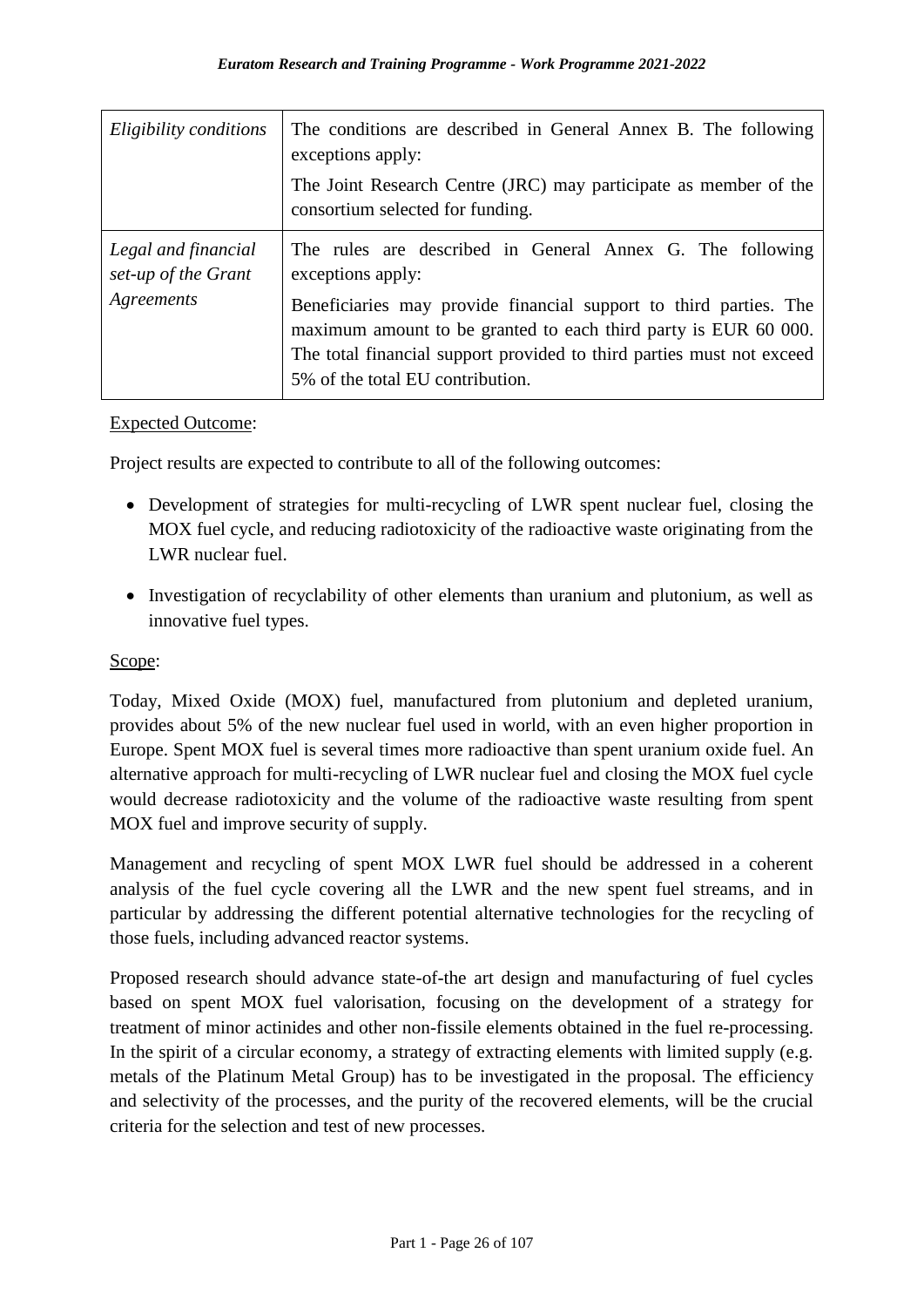| *Eligibility conditions* | The conditions are described in General Annex B. The following exceptions apply: The Joint Research Centre (JRC) may participate as member of the consortium selected for funding. |
|---|---|
| *Legal and financial set-up of the Grant Agreements* | The rules are described in General Annex G. The following exceptions apply: Beneficiaries may provide financial support to third parties. The maximum amount to be granted to each third party is EUR 60 000. The total financial support provided to third parties must not exceed 5% of the total EU contribution. |

<u>Expected Outcome</u>:

Project results are expected to contribute to all of the following outcomes:

- Development of strategies for multi-recycling of LWR spent nuclear fuel, closing the MOX fuel cycle, and reducing radiotoxicity of the radioactive waste originating from the LWR nuclear fuel.
- Investigation of recyclability of other elements than uranium and plutonium, as well as innovative fuel types.

<u>Scope</u>:

Today, Mixed Oxide (MOX) fuel, manufactured from plutonium and depleted uranium, provides about 5% of the new nuclear fuel used in world, with an even higher proportion in Europe. Spent MOX fuel is several times more radioactive than spent uranium oxide fuel. An alternative approach for multi-recycling of LWR nuclear fuel and closing the MOX fuel cycle would decrease radiotoxicity and the volume of the radioactive waste resulting from spent MOX fuel and improve security of supply.

Management and recycling of spent MOX LWR fuel should be addressed in a coherent analysis of the fuel cycle covering all the LWR and the new spent fuel streams, and in particular by addressing the different potential alternative technologies for the recycling of those fuels, including advanced reactor systems.

Proposed research should advance state-of-the art design and manufacturing of fuel cycles based on spent MOX fuel valorisation, focusing on the development of a strategy for treatment of minor actinides and other non-fissile elements obtained in the fuel re-processing. In the spirit of a circular economy, a strategy of extracting elements with limited supply (e.g. metals of the Platinum Metal Group) has to be investigated in the proposal. The efficiency and selectivity of the processes, and the purity of the recovered elements, will be the crucial criteria for the selection and test of new processes.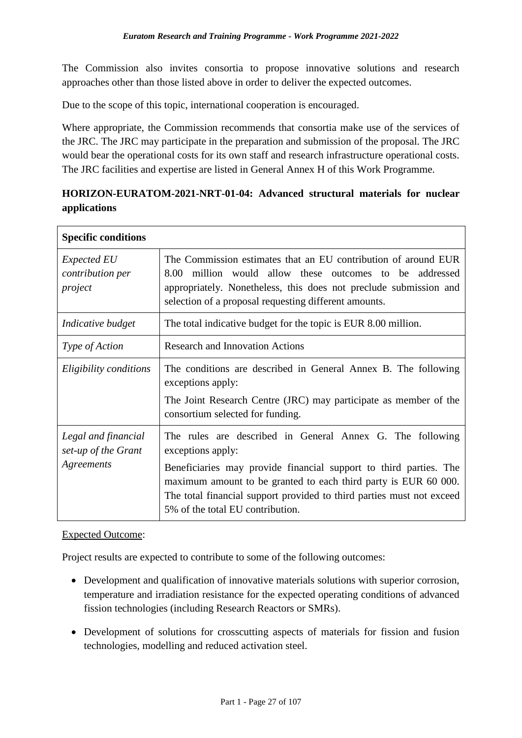The Commission also invites consortia to propose innovative solutions and research approaches other than those listed above in order to deliver the expected outcomes.

Due to the scope of this topic, international cooperation is encouraged.

Where appropriate, the Commission recommends that consortia make use of the services of the JRC. The JRC may participate in the preparation and submission of the proposal. The JRC would bear the operational costs for its own staff and research infrastructure operational costs. The JRC facilities and expertise are listed in General Annex H of this Work Programme.

### HORIZON-EURATOM-2021-NRT-01-04: Advanced structural materials for nuclear applications

| **Specific conditions** | |
|---|---|
| *Expected EU contribution per project* | The Commission estimates that an EU contribution of around EUR 8.00 million would allow these outcomes to be addressed appropriately. Nonetheless, this does not preclude submission and selection of a proposal requesting different amounts. |
| *Indicative budget* | The total indicative budget for the topic is EUR 8.00 million. |
| *Type of Action* | Research and Innovation Actions |
| *Eligibility conditions* | The conditions are described in General Annex B. The following exceptions apply: <br> The Joint Research Centre (JRC) may participate as member of the consortium selected for funding. |
| *Legal and financial set-up of the Grant Agreements* | The rules are described in General Annex G. The following exceptions apply: <br> Beneficiaries may provide financial support to third parties. The maximum amount to be granted to each third party is EUR 60 000. The total financial support provided to third parties must not exceed 5% of the total EU contribution. |

<u>Expected Outcome</u>:

Project results are expected to contribute to some of the following outcomes:

- Development and qualification of innovative materials solutions with superior corrosion, temperature and irradiation resistance for the expected operating conditions of advanced fission technologies (including Research Reactors or SMRs).
- Development of solutions for crosscutting aspects of materials for fission and fusion technologies, modelling and reduced activation steel.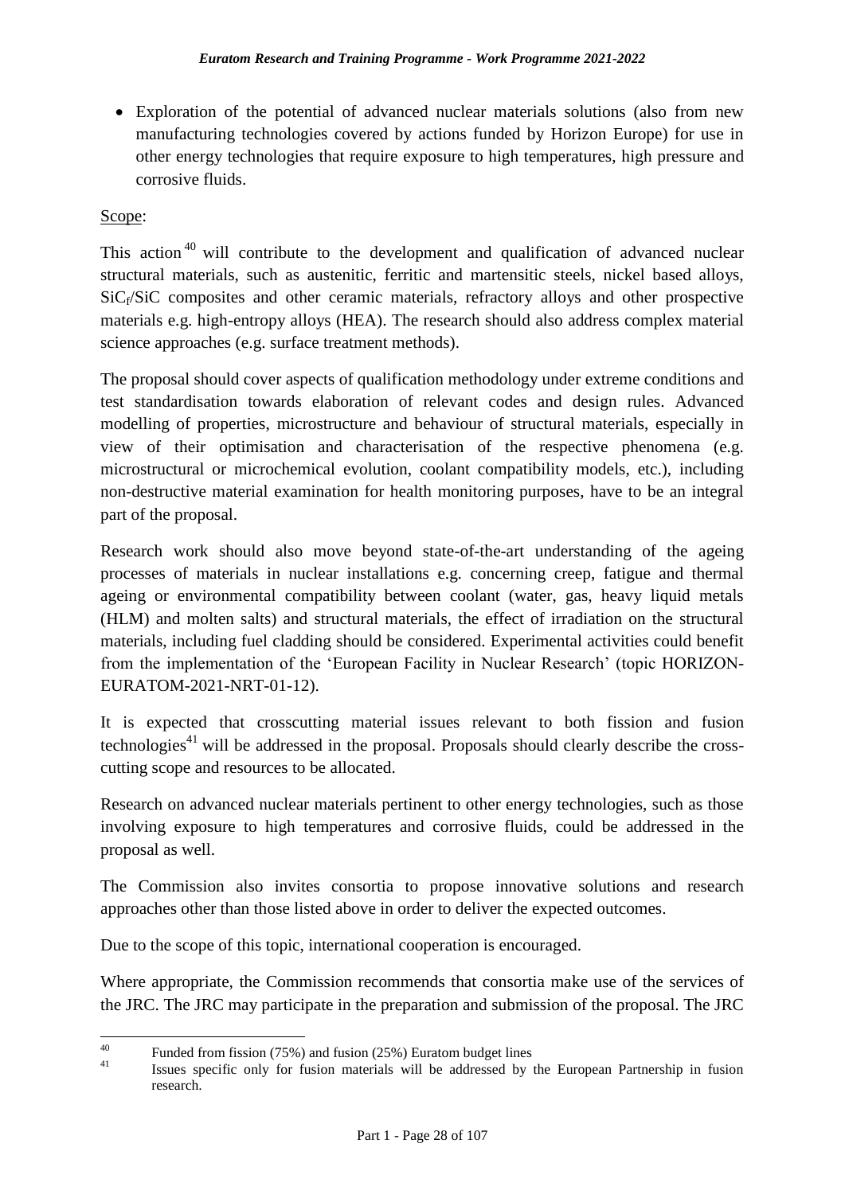- Exploration of the potential of advanced nuclear materials solutions (also from new manufacturing technologies covered by actions funded by Horizon Europe) for use in other energy technologies that require exposure to high temperatures, high pressure and corrosive fluids.

Scope:

This action[40] will contribute to the development and qualification of advanced nuclear structural materials, such as austenitic, ferritic and martensitic steels, nickel based alloys, $SiC_f/SiC$ composites and other ceramic materials, refractory alloys and other prospective materials e.g. high-entropy alloys (HEA). The research should also address complex material science approaches (e.g. surface treatment methods).

The proposal should cover aspects of qualification methodology under extreme conditions and test standardisation towards elaboration of relevant codes and design rules. Advanced modelling of properties, microstructure and behaviour of structural materials, especially in view of their optimisation and characterisation of the respective phenomena (e.g. microstructural or microchemical evolution, coolant compatibility models, etc.), including non-destructive material examination for health monitoring purposes, have to be an integral part of the proposal.

Research work should also move beyond state-of-the-art understanding of the ageing processes of materials in nuclear installations e.g. concerning creep, fatigue and thermal ageing or environmental compatibility between coolant (water, gas, heavy liquid metals (HLM) and molten salts) and structural materials, the effect of irradiation on the structural materials, including fuel cladding should be considered. Experimental activities could benefit from the implementation of the 'European Facility in Nuclear Research' (topic HORIZON-EURATOM-2021-NRT-01-12).

It is expected that crosscutting material issues relevant to both fission and fusion technologies[41] will be addressed in the proposal. Proposals should clearly describe the cross-cutting scope and resources to be allocated.

Research on advanced nuclear materials pertinent to other energy technologies, such as those involving exposure to high temperatures and corrosive fluids, could be addressed in the proposal as well.

The Commission also invites consortia to propose innovative solutions and research approaches other than those listed above in order to deliver the expected outcomes.

Due to the scope of this topic, international cooperation is encouraged.

Where appropriate, the Commission recommends that consortia make use of the services of the JRC. The JRC may participate in the preparation and submission of the proposal. The JRC

---

[40] Funded from fission (75%) and fusion (25%) Euratom budget lines

[41] Issues specific only for fusion materials will be addressed by the European Partnership in fusion research.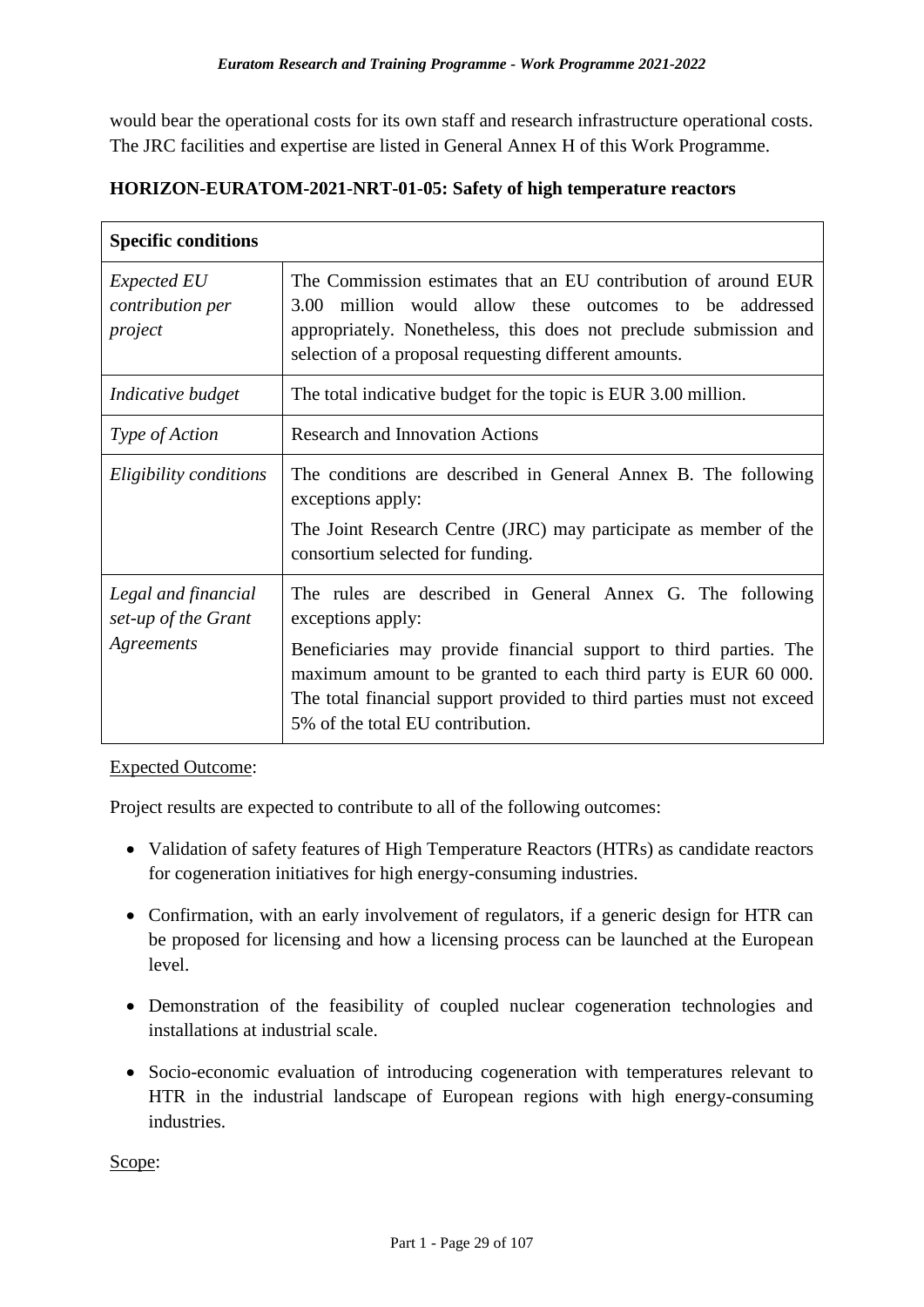would bear the operational costs for its own staff and research infrastructure operational costs. The JRC facilities and expertise are listed in General Annex H of this Work Programme.

### HORIZON-EURATOM-2021-NRT-01-05: Safety of high temperature reactors

| **Specific conditions** | |
|---|---|
| *Expected EU contribution per project* | The Commission estimates that an EU contribution of around EUR 3.00 million would allow these outcomes to be addressed appropriately. Nonetheless, this does not preclude submission and selection of a proposal requesting different amounts. |
| *Indicative budget* | The total indicative budget for the topic is EUR 3.00 million. |
| *Type of Action* | Research and Innovation Actions |
| *Eligibility conditions* | The conditions are described in General Annex B. The following exceptions apply:<br>The Joint Research Centre (JRC) may participate as member of the consortium selected for funding. |
| *Legal and financial set-up of the Grant Agreements* | The rules are described in General Annex G. The following exceptions apply:<br>Beneficiaries may provide financial support to third parties. The maximum amount to be granted to each third party is EUR 60 000. The total financial support provided to third parties must not exceed 5% of the total EU contribution. |

Expected Outcome:

Project results are expected to contribute to all of the following outcomes:

- Validation of safety features of High Temperature Reactors (HTRs) as candidate reactors for cogeneration initiatives for high energy-consuming industries.
- Confirmation, with an early involvement of regulators, if a generic design for HTR can be proposed for licensing and how a licensing process can be launched at the European level.
- Demonstration of the feasibility of coupled nuclear cogeneration technologies and installations at industrial scale.
- Socio-economic evaluation of introducing cogeneration with temperatures relevant to HTR in the industrial landscape of European regions with high energy-consuming industries.

Scope: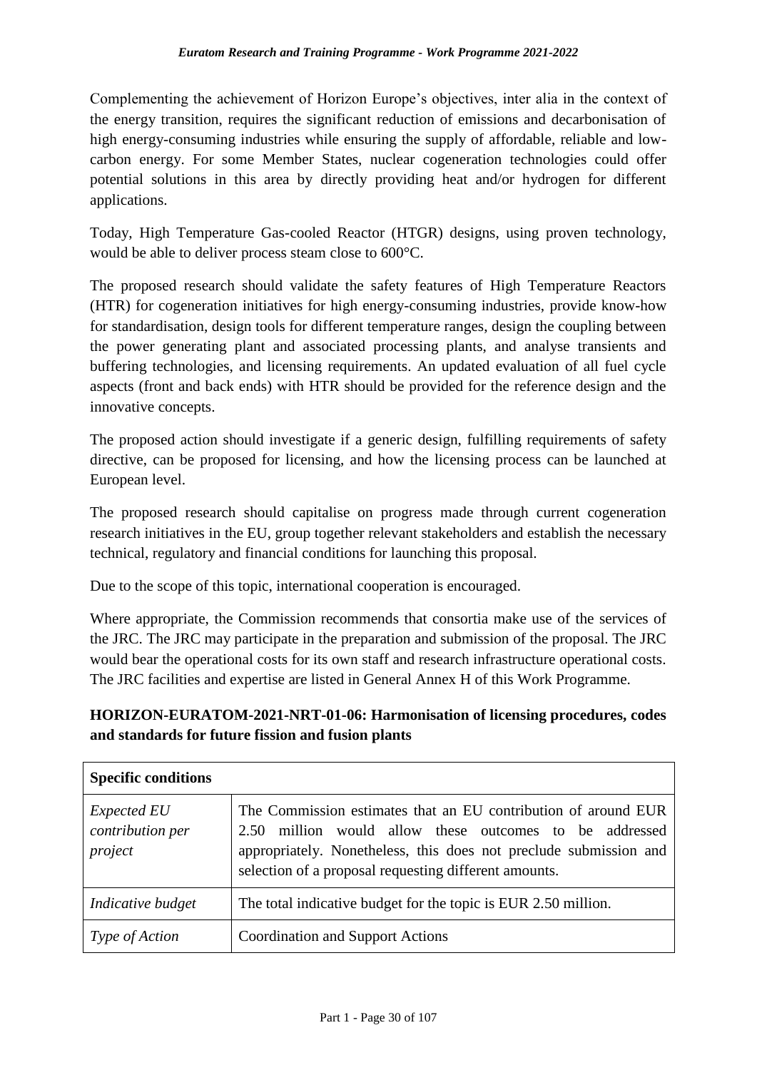Complementing the achievement of Horizon Europe's objectives, inter alia in the context of the energy transition, requires the significant reduction of emissions and decarbonisation of high energy-consuming industries while ensuring the supply of affordable, reliable and low-carbon energy. For some Member States, nuclear cogeneration technologies could offer potential solutions in this area by directly providing heat and/or hydrogen for different applications.

Today, High Temperature Gas-cooled Reactor (HTGR) designs, using proven technology, would be able to deliver process steam close to 600°C.

The proposed research should validate the safety features of High Temperature Reactors (HTR) for cogeneration initiatives for high energy-consuming industries, provide know-how for standardisation, design tools for different temperature ranges, design the coupling between the power generating plant and associated processing plants, and analyse transients and buffering technologies, and licensing requirements. An updated evaluation of all fuel cycle aspects (front and back ends) with HTR should be provided for the reference design and the innovative concepts.

The proposed action should investigate if a generic design, fulfilling requirements of safety directive, can be proposed for licensing, and how the licensing process can be launched at European level.

The proposed research should capitalise on progress made through current cogeneration research initiatives in the EU, group together relevant stakeholders and establish the necessary technical, regulatory and financial conditions for launching this proposal.

Due to the scope of this topic, international cooperation is encouraged.

Where appropriate, the Commission recommends that consortia make use of the services of the JRC. The JRC may participate in the preparation and submission of the proposal. The JRC would bear the operational costs for its own staff and research infrastructure operational costs. The JRC facilities and expertise are listed in General Annex H of this Work Programme.

### HORIZON-EURATOM-2021-NRT-01-06: Harmonisation of licensing procedures, codes and standards for future fission and fusion plants

| **Specific conditions** | |
|---|---|
| *Expected EU contribution per project* | The Commission estimates that an EU contribution of around EUR 2.50 million would allow these outcomes to be addressed appropriately. Nonetheless, this does not preclude submission and selection of a proposal requesting different amounts. |
| *Indicative budget* | The total indicative budget for the topic is EUR 2.50 million. |
| *Type of Action* | Coordination and Support Actions |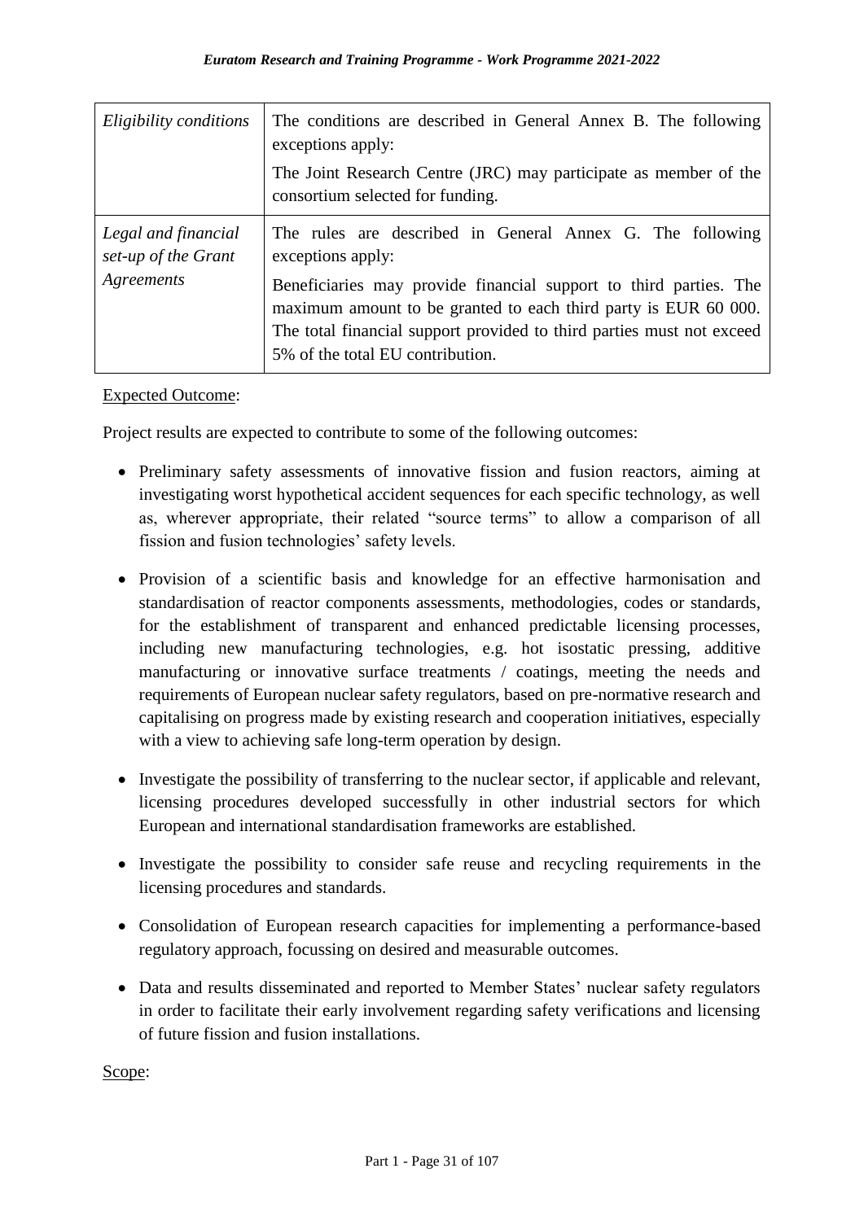| *Eligibility conditions* | The conditions are described in General Annex B. The following exceptions apply:<br><br>The Joint Research Centre (JRC) may participate as member of the consortium selected for funding. |
|---|---|
| *Legal and financial set-up of the Grant Agreements* | The rules are described in General Annex G. The following exceptions apply:<br><br>Beneficiaries may provide financial support to third parties. The maximum amount to be granted to each third party is EUR 60 000. The total financial support provided to third parties must not exceed 5% of the total EU contribution. |

Expected Outcome:

Project results are expected to contribute to some of the following outcomes:

- Preliminary safety assessments of innovative fission and fusion reactors, aiming at investigating worst hypothetical accident sequences for each specific technology, as well as, wherever appropriate, their related "source terms" to allow a comparison of all fission and fusion technologies' safety levels.
- Provision of a scientific basis and knowledge for an effective harmonisation and standardisation of reactor components assessments, methodologies, codes or standards, for the establishment of transparent and enhanced predictable licensing processes, including new manufacturing technologies, e.g. hot isostatic pressing, additive manufacturing or innovative surface treatments / coatings, meeting the needs and requirements of European nuclear safety regulators, based on pre-normative research and capitalising on progress made by existing research and cooperation initiatives, especially with a view to achieving safe long-term operation by design.
- Investigate the possibility of transferring to the nuclear sector, if applicable and relevant, licensing procedures developed successfully in other industrial sectors for which European and international standardisation frameworks are established.
- Investigate the possibility to consider safe reuse and recycling requirements in the licensing procedures and standards.
- Consolidation of European research capacities for implementing a performance-based regulatory approach, focussing on desired and measurable outcomes.
- Data and results disseminated and reported to Member States' nuclear safety regulators in order to facilitate their early involvement regarding safety verifications and licensing of future fission and fusion installations.

Scope: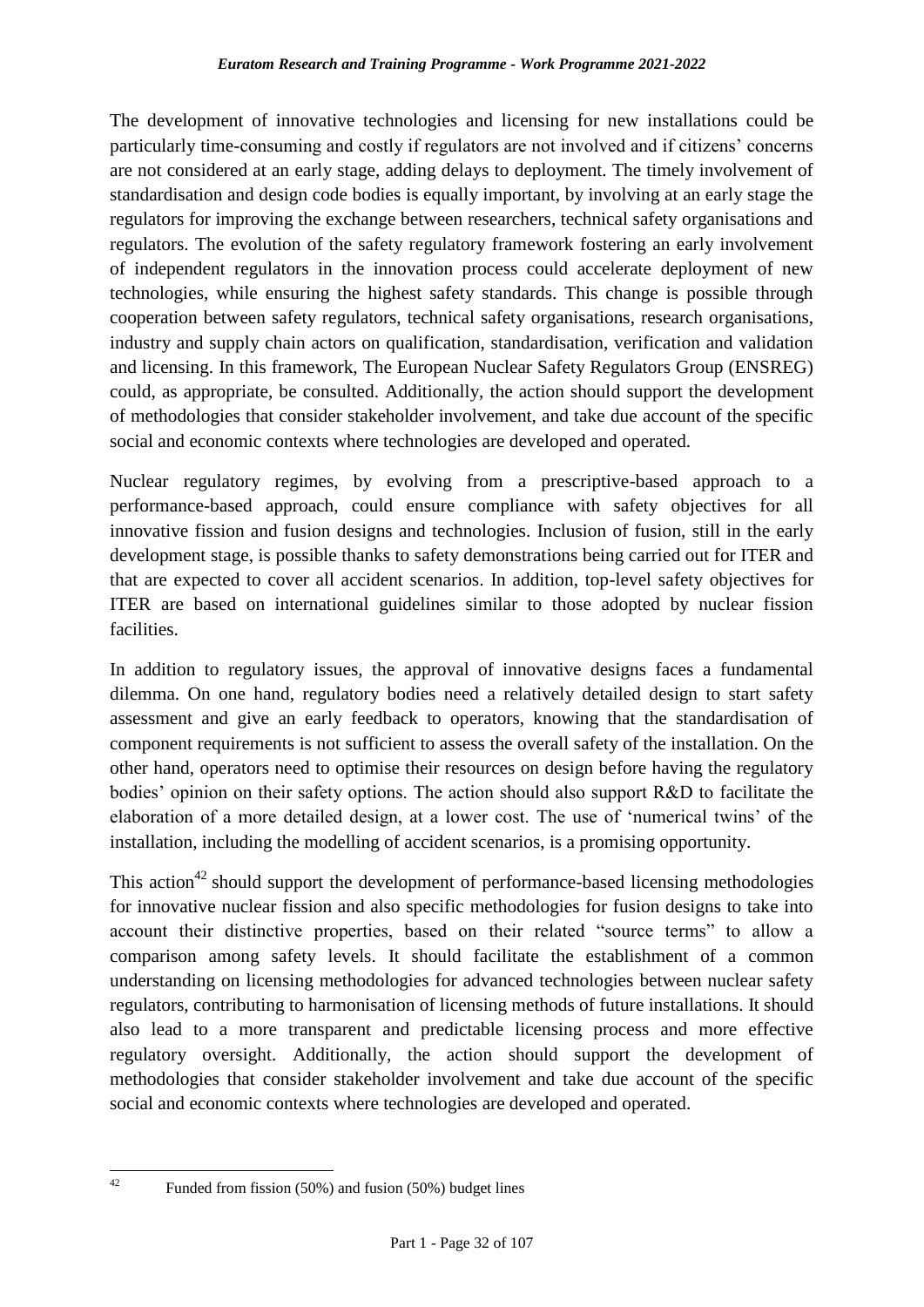The development of innovative technologies and licensing for new installations could be particularly time-consuming and costly if regulators are not involved and if citizens' concerns are not considered at an early stage, adding delays to deployment. The timely involvement of standardisation and design code bodies is equally important, by involving at an early stage the regulators for improving the exchange between researchers, technical safety organisations and regulators. The evolution of the safety regulatory framework fostering an early involvement of independent regulators in the innovation process could accelerate deployment of new technologies, while ensuring the highest safety standards. This change is possible through cooperation between safety regulators, technical safety organisations, research organisations, industry and supply chain actors on qualification, standardisation, verification and validation and licensing. In this framework, The European Nuclear Safety Regulators Group (ENSREG) could, as appropriate, be consulted. Additionally, the action should support the development of methodologies that consider stakeholder involvement, and take due account of the specific social and economic contexts where technologies are developed and operated.

Nuclear regulatory regimes, by evolving from a prescriptive-based approach to a performance-based approach, could ensure compliance with safety objectives for all innovative fission and fusion designs and technologies. Inclusion of fusion, still in the early development stage, is possible thanks to safety demonstrations being carried out for ITER and that are expected to cover all accident scenarios. In addition, top-level safety objectives for ITER are based on international guidelines similar to those adopted by nuclear fission facilities.

In addition to regulatory issues, the approval of innovative designs faces a fundamental dilemma. On one hand, regulatory bodies need a relatively detailed design to start safety assessment and give an early feedback to operators, knowing that the standardisation of component requirements is not sufficient to assess the overall safety of the installation. On the other hand, operators need to optimise their resources on design before having the regulatory bodies' opinion on their safety options. The action should also support R&D to facilitate the elaboration of a more detailed design, at a lower cost. The use of 'numerical twins' of the installation, including the modelling of accident scenarios, is a promising opportunity.

This action[42] should support the development of performance-based licensing methodologies for innovative nuclear fission and also specific methodologies for fusion designs to take into account their distinctive properties, based on their related "source terms" to allow a comparison among safety levels. It should facilitate the establishment of a common understanding on licensing methodologies for advanced technologies between nuclear safety regulators, contributing to harmonisation of licensing methods of future installations. It should also lead to a more transparent and predictable licensing process and more effective regulatory oversight. Additionally, the action should support the development of methodologies that consider stakeholder involvement and take due account of the specific social and economic contexts where technologies are developed and operated.

[42] Funded from fission (50%) and fusion (50%) budget lines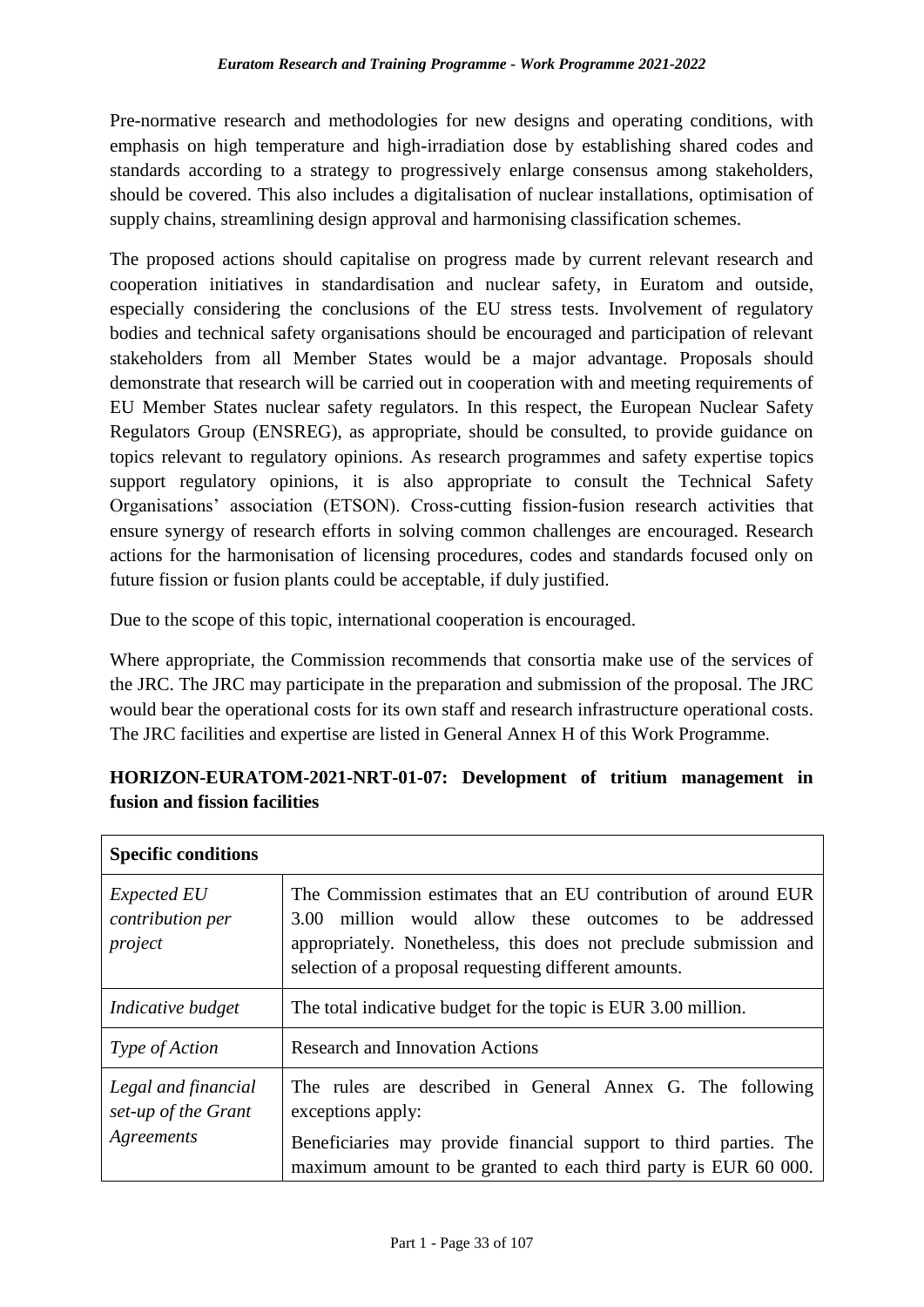Pre-normative research and methodologies for new designs and operating conditions, with emphasis on high temperature and high-irradiation dose by establishing shared codes and standards according to a strategy to progressively enlarge consensus among stakeholders, should be covered. This also includes a digitalisation of nuclear installations, optimisation of supply chains, streamlining design approval and harmonising classification schemes.

The proposed actions should capitalise on progress made by current relevant research and cooperation initiatives in standardisation and nuclear safety, in Euratom and outside, especially considering the conclusions of the EU stress tests. Involvement of regulatory bodies and technical safety organisations should be encouraged and participation of relevant stakeholders from all Member States would be a major advantage. Proposals should demonstrate that research will be carried out in cooperation with and meeting requirements of EU Member States nuclear safety regulators. In this respect, the European Nuclear Safety Regulators Group (ENSREG), as appropriate, should be consulted, to provide guidance on topics relevant to regulatory opinions. As research programmes and safety expertise topics support regulatory opinions, it is also appropriate to consult the Technical Safety Organisations' association (ETSON). Cross-cutting fission-fusion research activities that ensure synergy of research efforts in solving common challenges are encouraged. Research actions for the harmonisation of licensing procedures, codes and standards focused only on future fission or fusion plants could be acceptable, if duly justified.

Due to the scope of this topic, international cooperation is encouraged.

Where appropriate, the Commission recommends that consortia make use of the services of the JRC. The JRC may participate in the preparation and submission of the proposal. The JRC would bear the operational costs for its own staff and research infrastructure operational costs. The JRC facilities and expertise are listed in General Annex H of this Work Programme.

### HORIZON-EURATOM-2021-NRT-01-07: Development of tritium management in fusion and fission facilities

| **Specific conditions** | |
|---|---|
| *Expected EU contribution per project* | The Commission estimates that an EU contribution of around EUR 3.00 million would allow these outcomes to be addressed appropriately. Nonetheless, this does not preclude submission and selection of a proposal requesting different amounts. |
| *Indicative budget* | The total indicative budget for the topic is EUR 3.00 million. |
| *Type of Action* | Research and Innovation Actions |
| *Legal and financial set-up of the Grant Agreements* | The rules are described in General Annex G. The following exceptions apply:<br><br>Beneficiaries may provide financial support to third parties. The maximum amount to be granted to each third party is EUR 60 000. |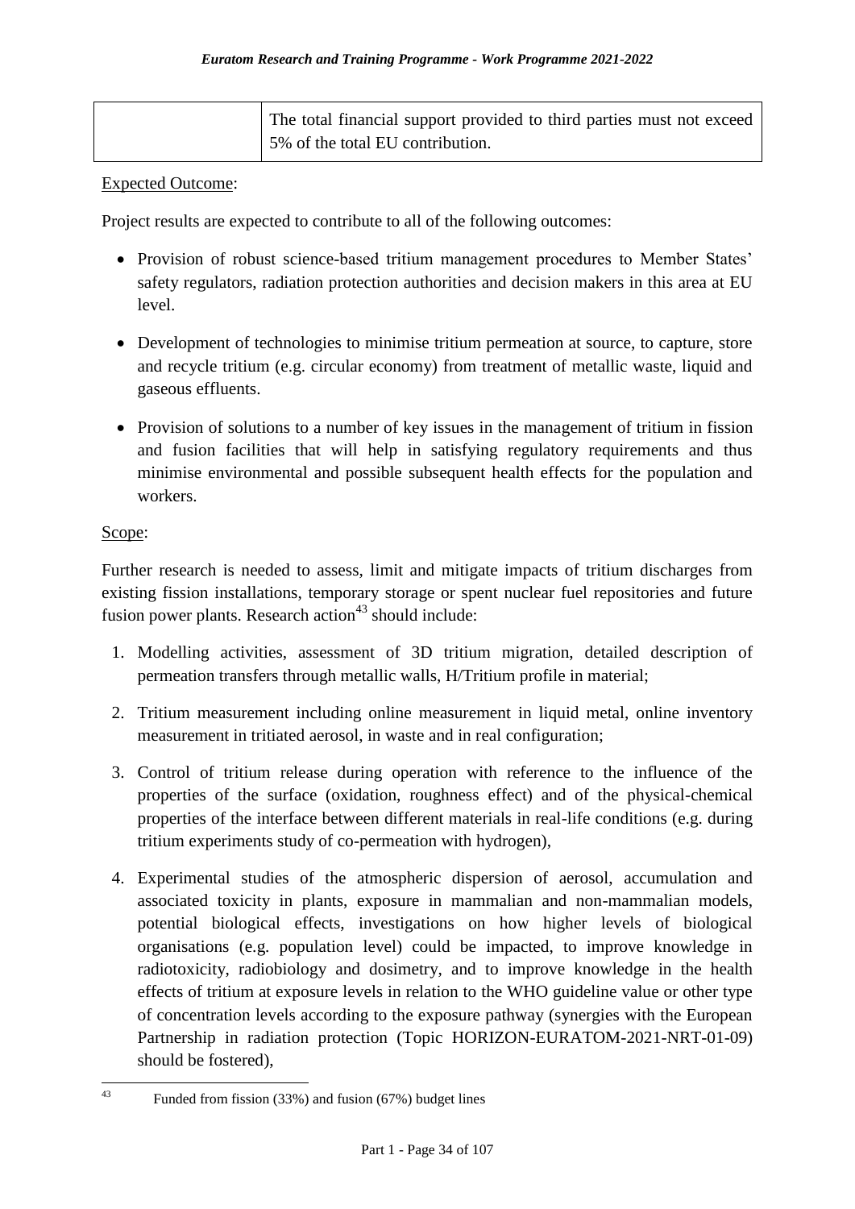|  | The total financial support provided to third parties must not exceed 5% of the total EU contribution. |
| --- | --- |

Expected Outcome:

Project results are expected to contribute to all of the following outcomes:

- Provision of robust science-based tritium management procedures to Member States' safety regulators, radiation protection authorities and decision makers in this area at EU level.
- Development of technologies to minimise tritium permeation at source, to capture, store and recycle tritium (e.g. circular economy) from treatment of metallic waste, liquid and gaseous effluents.
- Provision of solutions to a number of key issues in the management of tritium in fission and fusion facilities that will help in satisfying regulatory requirements and thus minimise environmental and possible subsequent health effects for the population and workers.

Scope:

Further research is needed to assess, limit and mitigate impacts of tritium discharges from existing fission installations, temporary storage or spent nuclear fuel repositories and future fusion power plants. Research action[43] should include:

1. Modelling activities, assessment of 3D tritium migration, detailed description of permeation transfers through metallic walls, H/Tritium profile in material;
2. Tritium measurement including online measurement in liquid metal, online inventory measurement in tritiated aerosol, in waste and in real configuration;
3. Control of tritium release during operation with reference to the influence of the properties of the surface (oxidation, roughness effect) and of the physical-chemical properties of the interface between different materials in real-life conditions (e.g. during tritium experiments study of co-permeation with hydrogen),
4. Experimental studies of the atmospheric dispersion of aerosol, accumulation and associated toxicity in plants, exposure in mammalian and non-mammalian models, potential biological effects, investigations on how higher levels of biological organisations (e.g. population level) could be impacted, to improve knowledge in radiotoxicity, radiobiology and dosimetry, and to improve knowledge in the health effects of tritium at exposure levels in relation to the WHO guideline value or other type of concentration levels according to the exposure pathway (synergies with the European Partnership in radiation protection (Topic HORIZON-EURATOM-2021-NRT-01-09) should be fostered),

[43] Funded from fission (33%) and fusion (67%) budget lines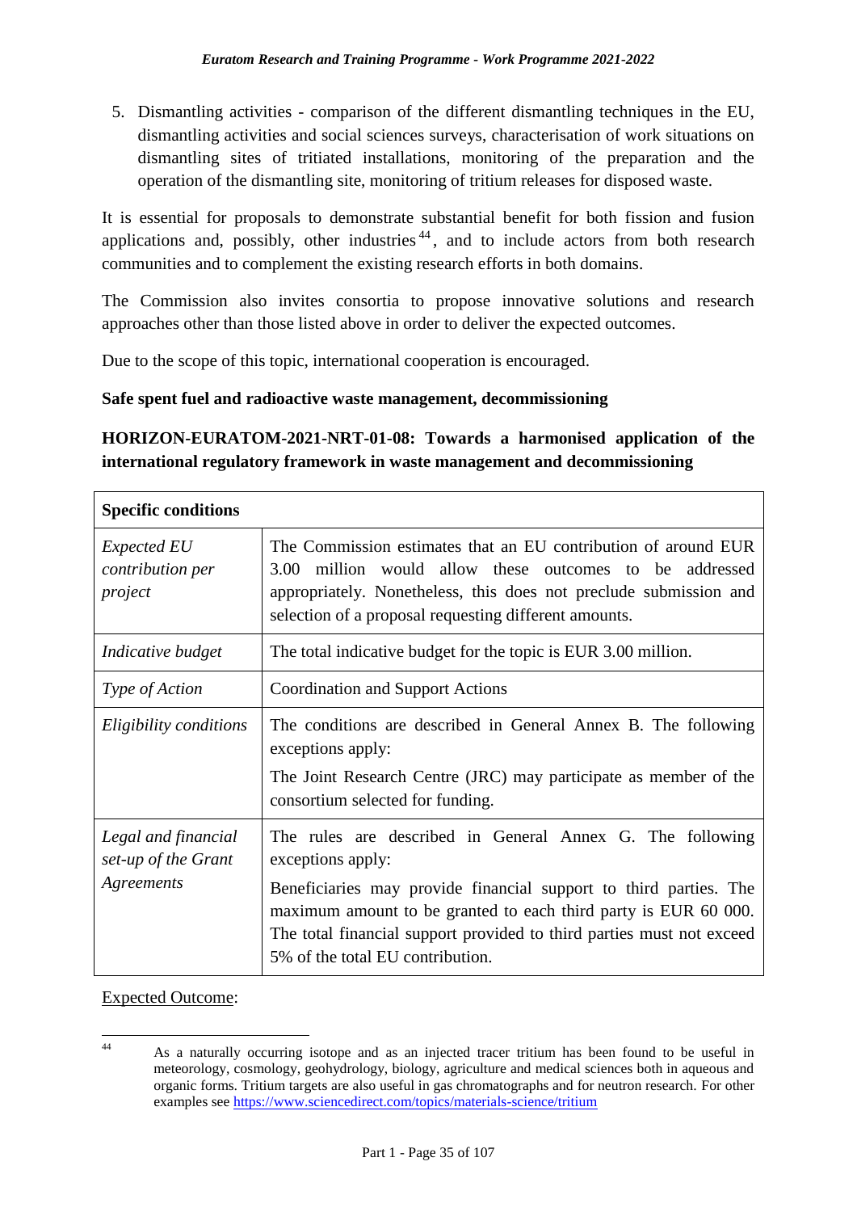5. Dismantling activities - comparison of the different dismantling techniques in the EU, dismantling activities and social sciences surveys, characterisation of work situations on dismantling sites of tritiated installations, monitoring of the preparation and the operation of the dismantling site, monitoring of tritium releases for disposed waste.

It is essential for proposals to demonstrate substantial benefit for both fission and fusion applications and, possibly, other industries[44], and to include actors from both research communities and to complement the existing research efforts in both domains.

The Commission also invites consortia to propose innovative solutions and research approaches other than those listed above in order to deliver the expected outcomes.

Due to the scope of this topic, international cooperation is encouraged.

**Safe spent fuel and radioactive waste management, decommissioning**

### HORIZON-EURATOM-2021-NRT-01-08: Towards a harmonised application of the international regulatory framework in waste management and decommissioning

| **Specific conditions** | |
|---|---|
| *Expected EU contribution per project* | The Commission estimates that an EU contribution of around EUR 3.00 million would allow these outcomes to be addressed appropriately. Nonetheless, this does not preclude submission and selection of a proposal requesting different amounts. |
| *Indicative budget* | The total indicative budget for the topic is EUR 3.00 million. |
| *Type of Action* | Coordination and Support Actions |
| *Eligibility conditions* | The conditions are described in General Annex B. The following exceptions apply: The Joint Research Centre (JRC) may participate as member of the consortium selected for funding. |
| *Legal and financial set-up of the Grant Agreements* | The rules are described in General Annex G. The following exceptions apply: Beneficiaries may provide financial support to third parties. The maximum amount to be granted to each third party is EUR 60 000. The total financial support provided to third parties must not exceed 5% of the total EU contribution. |

Expected Outcome:

[44] As a naturally occurring isotope and as an injected tracer tritium has been found to be useful in meteorology, cosmology, geohydrology, biology, agriculture and medical sciences both in aqueous and organic forms. Tritium targets are also useful in gas chromatographs and for neutron research. For other examples see https://www.sciencedirect.com/topics/materials-science/tritium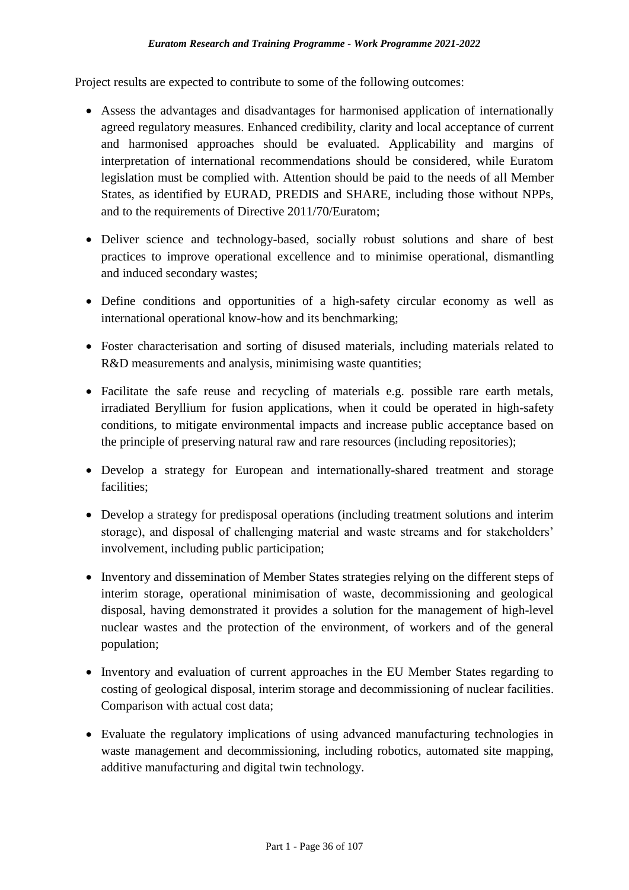Project results are expected to contribute to some of the following outcomes:

- Assess the advantages and disadvantages for harmonised application of internationally agreed regulatory measures. Enhanced credibility, clarity and local acceptance of current and harmonised approaches should be evaluated. Applicability and margins of interpretation of international recommendations should be considered, while Euratom legislation must be complied with. Attention should be paid to the needs of all Member States, as identified by EURAD, PREDIS and SHARE, including those without NPPs, and to the requirements of Directive 2011/70/Euratom;

- Deliver science and technology-based, socially robust solutions and share of best practices to improve operational excellence and to minimise operational, dismantling and induced secondary wastes;

- Define conditions and opportunities of a high-safety circular economy as well as international operational know-how and its benchmarking;

- Foster characterisation and sorting of disused materials, including materials related to R&D measurements and analysis, minimising waste quantities;

- Facilitate the safe reuse and recycling of materials e.g. possible rare earth metals, irradiated Beryllium for fusion applications, when it could be operated in high-safety conditions, to mitigate environmental impacts and increase public acceptance based on the principle of preserving natural raw and rare resources (including repositories);

- Develop a strategy for European and internationally-shared treatment and storage facilities;

- Develop a strategy for predisposal operations (including treatment solutions and interim storage), and disposal of challenging material and waste streams and for stakeholders' involvement, including public participation;

- Inventory and dissemination of Member States strategies relying on the different steps of interim storage, operational minimisation of waste, decommissioning and geological disposal, having demonstrated it provides a solution for the management of high-level nuclear wastes and the protection of the environment, of workers and of the general population;

- Inventory and evaluation of current approaches in the EU Member States regarding to costing of geological disposal, interim storage and decommissioning of nuclear facilities. Comparison with actual cost data;

- Evaluate the regulatory implications of using advanced manufacturing technologies in waste management and decommissioning, including robotics, automated site mapping, additive manufacturing and digital twin technology.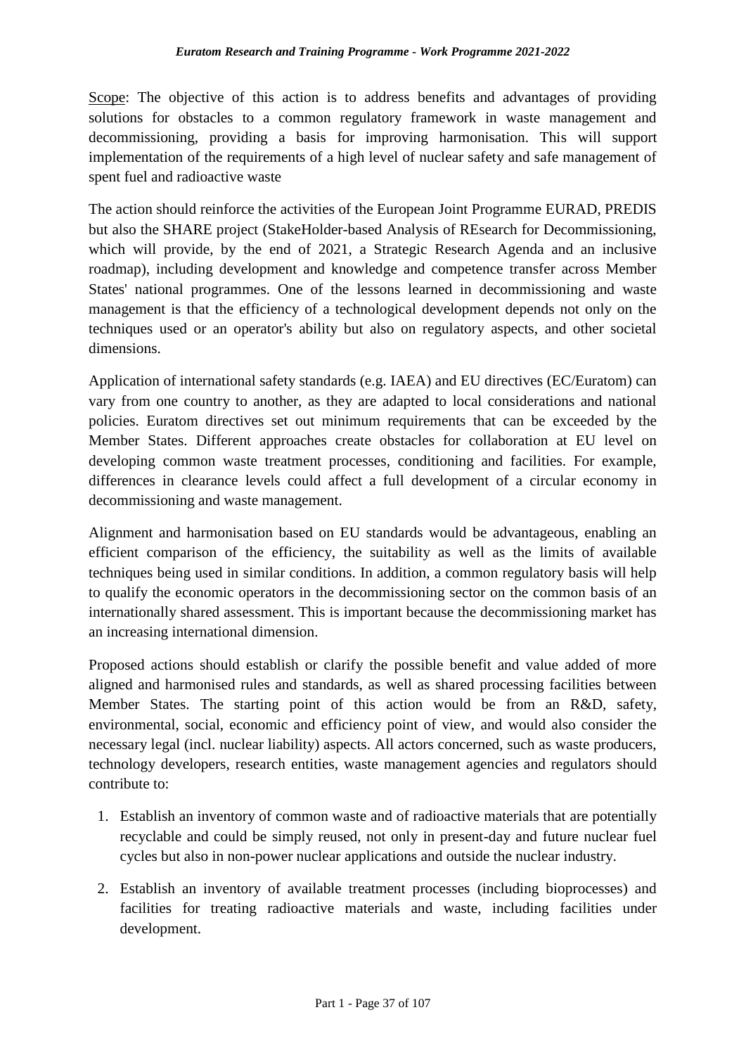Scope: The objective of this action is to address benefits and advantages of providing solutions for obstacles to a common regulatory framework in waste management and decommissioning, providing a basis for improving harmonisation. This will support implementation of the requirements of a high level of nuclear safety and safe management of spent fuel and radioactive waste

The action should reinforce the activities of the European Joint Programme EURAD, PREDIS but also the SHARE project (StakeHolder-based Analysis of REsearch for Decommissioning, which will provide, by the end of 2021, a Strategic Research Agenda and an inclusive roadmap), including development and knowledge and competence transfer across Member States' national programmes. One of the lessons learned in decommissioning and waste management is that the efficiency of a technological development depends not only on the techniques used or an operator's ability but also on regulatory aspects, and other societal dimensions.

Application of international safety standards (e.g. IAEA) and EU directives (EC/Euratom) can vary from one country to another, as they are adapted to local considerations and national policies. Euratom directives set out minimum requirements that can be exceeded by the Member States. Different approaches create obstacles for collaboration at EU level on developing common waste treatment processes, conditioning and facilities. For example, differences in clearance levels could affect a full development of a circular economy in decommissioning and waste management.

Alignment and harmonisation based on EU standards would be advantageous, enabling an efficient comparison of the efficiency, the suitability as well as the limits of available techniques being used in similar conditions. In addition, a common regulatory basis will help to qualify the economic operators in the decommissioning sector on the common basis of an internationally shared assessment. This is important because the decommissioning market has an increasing international dimension.

Proposed actions should establish or clarify the possible benefit and value added of more aligned and harmonised rules and standards, as well as shared processing facilities between Member States. The starting point of this action would be from an R&D, safety, environmental, social, economic and efficiency point of view, and would also consider the necessary legal (incl. nuclear liability) aspects. All actors concerned, such as waste producers, technology developers, research entities, waste management agencies and regulators should contribute to:

1. Establish an inventory of common waste and of radioactive materials that are potentially recyclable and could be simply reused, not only in present-day and future nuclear fuel cycles but also in non-power nuclear applications and outside the nuclear industry.
2. Establish an inventory of available treatment processes (including bioprocesses) and facilities for treating radioactive materials and waste, including facilities under development.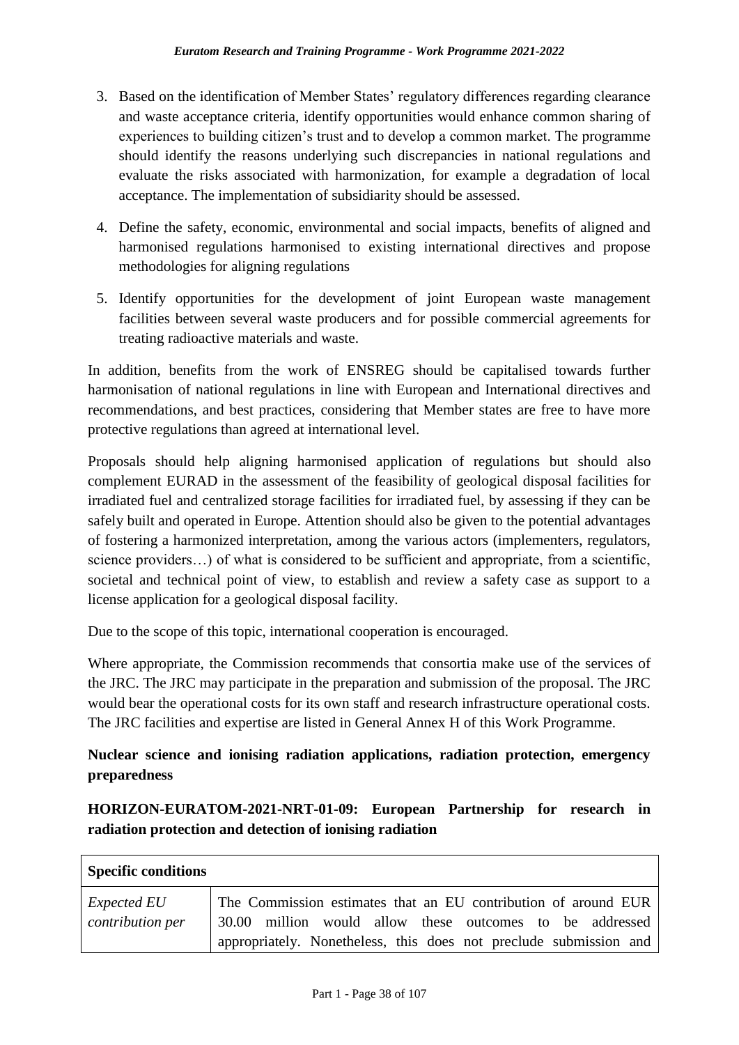3. Based on the identification of Member States' regulatory differences regarding clearance and waste acceptance criteria, identify opportunities would enhance common sharing of experiences to building citizen's trust and to develop a common market. The programme should identify the reasons underlying such discrepancies in national regulations and evaluate the risks associated with harmonization, for example a degradation of local acceptance. The implementation of subsidiarity should be assessed.

4. Define the safety, economic, environmental and social impacts, benefits of aligned and harmonised regulations harmonised to existing international directives and propose methodologies for aligning regulations

5. Identify opportunities for the development of joint European waste management facilities between several waste producers and for possible commercial agreements for treating radioactive materials and waste.

In addition, benefits from the work of ENSREG should be capitalised towards further harmonisation of national regulations in line with European and International directives and recommendations, and best practices, considering that Member states are free to have more protective regulations than agreed at international level.

Proposals should help aligning harmonised application of regulations but should also complement EURAD in the assessment of the feasibility of geological disposal facilities for irradiated fuel and centralized storage facilities for irradiated fuel, by assessing if they can be safely built and operated in Europe. Attention should also be given to the potential advantages of fostering a harmonized interpretation, among the various actors (implementers, regulators, science providers…) of what is considered to be sufficient and appropriate, from a scientific, societal and technical point of view, to establish and review a safety case as support to a license application for a geological disposal facility.

Due to the scope of this topic, international cooperation is encouraged.

Where appropriate, the Commission recommends that consortia make use of the services of the JRC. The JRC may participate in the preparation and submission of the proposal. The JRC would bear the operational costs for its own staff and research infrastructure operational costs. The JRC facilities and expertise are listed in General Annex H of this Work Programme.

**Nuclear science and ionising radiation applications, radiation protection, emergency preparedness**

**HORIZON-EURATOM-2021-NRT-01-09: European Partnership for research in radiation protection and detection of ionising radiation**

| **Specific conditions** | |
|---|---|
| *Expected EU contribution per* | The Commission estimates that an EU contribution of around EUR 30.00 million would allow these outcomes to be addressed appropriately. Nonetheless, this does not preclude submission and |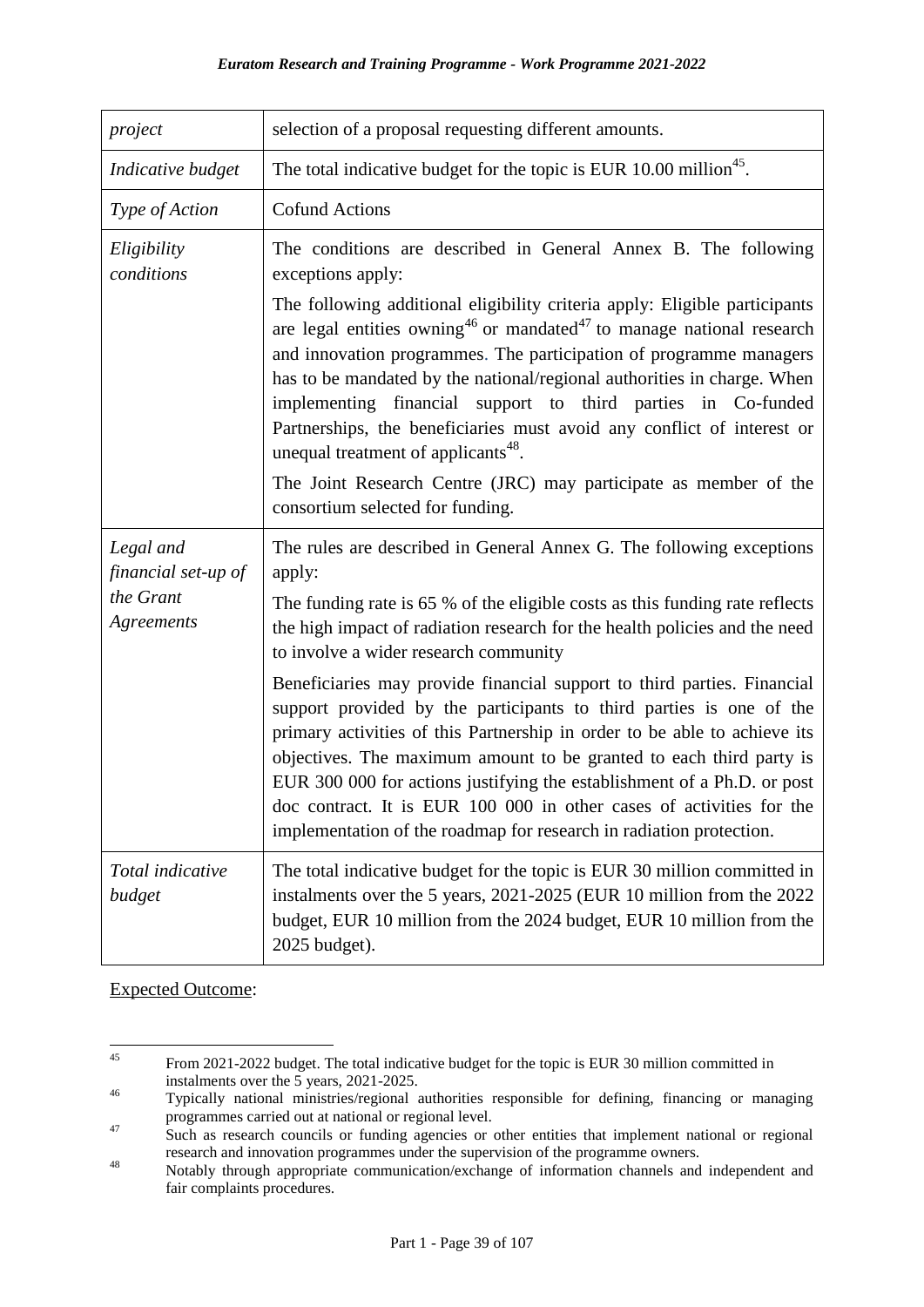| | |
|---|---|
| *project* | selection of a proposal requesting different amounts. |
| *Indicative budget* | The total indicative budget for the topic is EUR 10.00 million[45]. |
| *Type of Action* | Cofund Actions |
| *Eligibility conditions* | The conditions are described in General Annex B. The following exceptions apply:<br><br>The following additional eligibility criteria apply: Eligible participants are legal entities owning[46] or mandated[47] to manage national research and innovation programmes. The participation of programme managers has to be mandated by the national/regional authorities in charge. When implementing financial support to third parties in Co-funded Partnerships, the beneficiaries must avoid any conflict of interest or unequal treatment of applicants[48].<br><br>The Joint Research Centre (JRC) may participate as member of the consortium selected for funding. |
| *Legal and financial set-up of the Grant Agreements* | The rules are described in General Annex G. The following exceptions apply:<br><br>The funding rate is 65 % of the eligible costs as this funding rate reflects the high impact of radiation research for the health policies and the need to involve a wider research community<br><br>Beneficiaries may provide financial support to third parties. Financial support provided by the participants to third parties is one of the primary activities of this Partnership in order to be able to achieve its objectives. The maximum amount to be granted to each third party is EUR 300 000 for actions justifying the establishment of a Ph.D. or post doc contract. It is EUR 100 000 in other cases of activities for the implementation of the roadmap for research in radiation protection. |
| *Total indicative budget* | The total indicative budget for the topic is EUR 30 million committed in instalments over the 5 years, 2021-2025 (EUR 10 million from the 2022 budget, EUR 10 million from the 2024 budget, EUR 10 million from the 2025 budget). |

Expected Outcome:

---

[45] From 2021-2022 budget. The total indicative budget for the topic is EUR 30 million committed in instalments over the 5 years, 2021-2025.

[46] Typically national ministries/regional authorities responsible for defining, financing or managing programmes carried out at national or regional level.

[47] Such as research councils or funding agencies or other entities that implement national or regional research and innovation programmes under the supervision of the programme owners.

[48] Notably through appropriate communication/exchange of information channels and independent and fair complaints procedures.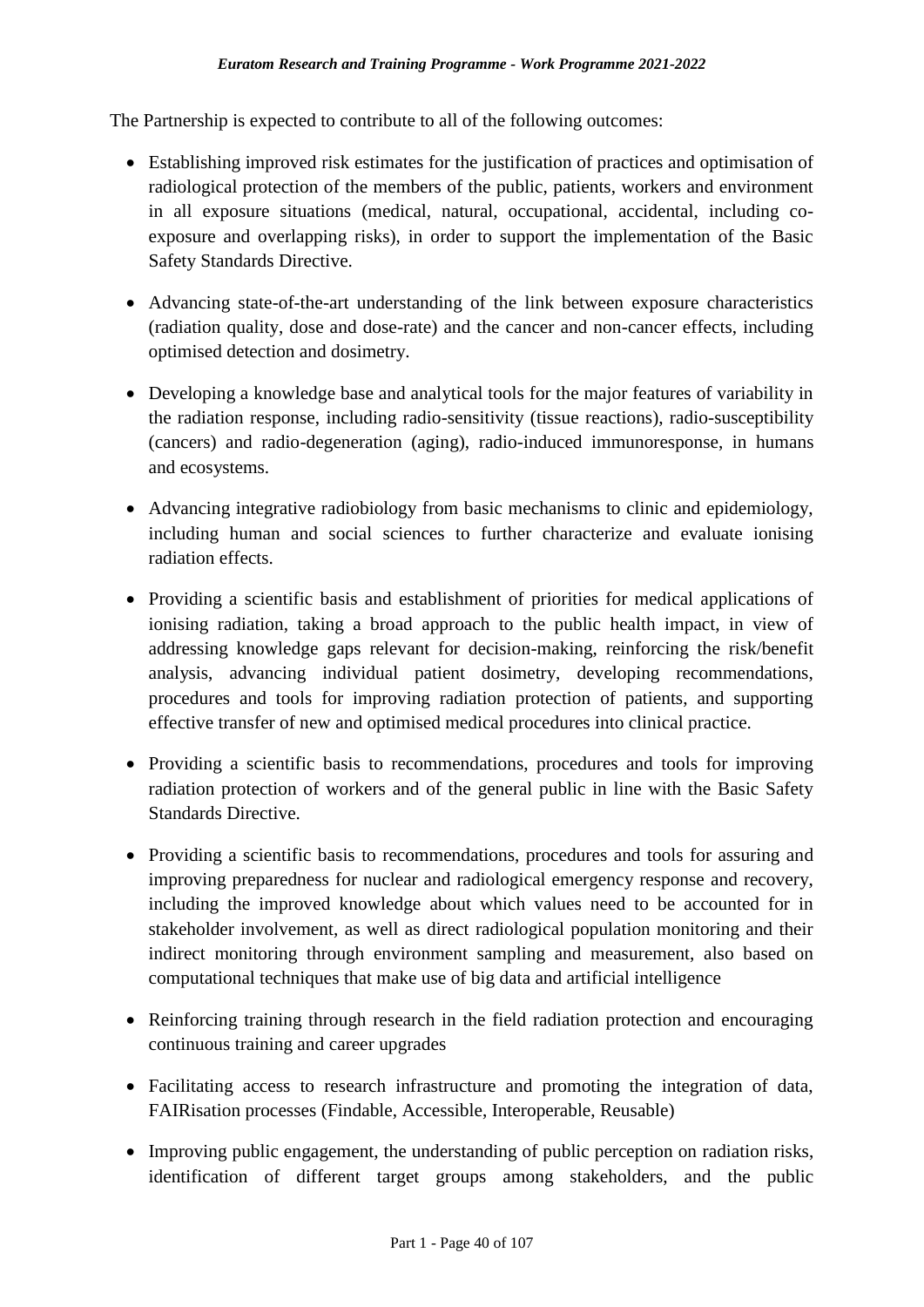The Partnership is expected to contribute to all of the following outcomes:

- Establishing improved risk estimates for the justification of practices and optimisation of radiological protection of the members of the public, patients, workers and environment in all exposure situations (medical, natural, occupational, accidental, including co-exposure and overlapping risks), in order to support the implementation of the Basic Safety Standards Directive.
- Advancing state-of-the-art understanding of the link between exposure characteristics (radiation quality, dose and dose-rate) and the cancer and non-cancer effects, including optimised detection and dosimetry.
- Developing a knowledge base and analytical tools for the major features of variability in the radiation response, including radio-sensitivity (tissue reactions), radio-susceptibility (cancers) and radio-degeneration (aging), radio-induced immunoresponse, in humans and ecosystems.
- Advancing integrative radiobiology from basic mechanisms to clinic and epidemiology, including human and social sciences to further characterize and evaluate ionising radiation effects.
- Providing a scientific basis and establishment of priorities for medical applications of ionising radiation, taking a broad approach to the public health impact, in view of addressing knowledge gaps relevant for decision-making, reinforcing the risk/benefit analysis, advancing individual patient dosimetry, developing recommendations, procedures and tools for improving radiation protection of patients, and supporting effective transfer of new and optimised medical procedures into clinical practice.
- Providing a scientific basis to recommendations, procedures and tools for improving radiation protection of workers and of the general public in line with the Basic Safety Standards Directive.
- Providing a scientific basis to recommendations, procedures and tools for assuring and improving preparedness for nuclear and radiological emergency response and recovery, including the improved knowledge about which values need to be accounted for in stakeholder involvement, as well as direct radiological population monitoring and their indirect monitoring through environment sampling and measurement, also based on computational techniques that make use of big data and artificial intelligence
- Reinforcing training through research in the field radiation protection and encouraging continuous training and career upgrades
- Facilitating access to research infrastructure and promoting the integration of data, FAIRisation processes (Findable, Accessible, Interoperable, Reusable)
- Improving public engagement, the understanding of public perception on radiation risks, identification of different target groups among stakeholders, and the public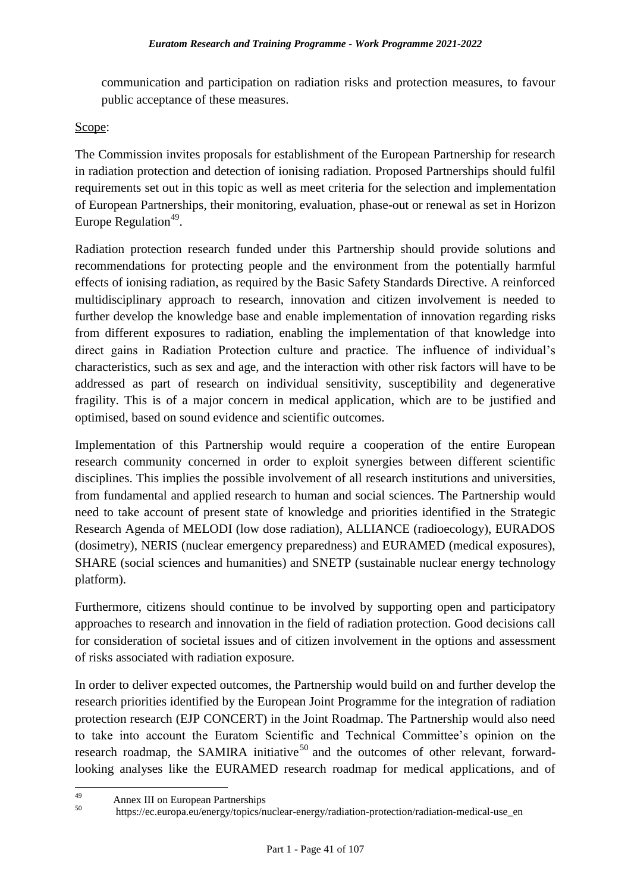communication and participation on radiation risks and protection measures, to favour public acceptance of these measures.

Scope:

The Commission invites proposals for establishment of the European Partnership for research in radiation protection and detection of ionising radiation. Proposed Partnerships should fulfil requirements set out in this topic as well as meet criteria for the selection and implementation of European Partnerships, their monitoring, evaluation, phase-out or renewal as set in Horizon Europe Regulation[49].

Radiation protection research funded under this Partnership should provide solutions and recommendations for protecting people and the environment from the potentially harmful effects of ionising radiation, as required by the Basic Safety Standards Directive. A reinforced multidisciplinary approach to research, innovation and citizen involvement is needed to further develop the knowledge base and enable implementation of innovation regarding risks from different exposures to radiation, enabling the implementation of that knowledge into direct gains in Radiation Protection culture and practice. The influence of individual's characteristics, such as sex and age, and the interaction with other risk factors will have to be addressed as part of research on individual sensitivity, susceptibility and degenerative fragility. This is of a major concern in medical application, which are to be justified and optimised, based on sound evidence and scientific outcomes.

Implementation of this Partnership would require a cooperation of the entire European research community concerned in order to exploit synergies between different scientific disciplines. This implies the possible involvement of all research institutions and universities, from fundamental and applied research to human and social sciences. The Partnership would need to take account of present state of knowledge and priorities identified in the Strategic Research Agenda of MELODI (low dose radiation), ALLIANCE (radioecology), EURADOS (dosimetry), NERIS (nuclear emergency preparedness) and EURAMED (medical exposures), SHARE (social sciences and humanities) and SNETP (sustainable nuclear energy technology platform).

Furthermore, citizens should continue to be involved by supporting open and participatory approaches to research and innovation in the field of radiation protection. Good decisions call for consideration of societal issues and of citizen involvement in the options and assessment of risks associated with radiation exposure.

In order to deliver expected outcomes, the Partnership would build on and further develop the research priorities identified by the European Joint Programme for the integration of radiation protection research (EJP CONCERT) in the Joint Roadmap. The Partnership would also need to take into account the Euratom Scientific and Technical Committee's opinion on the research roadmap, the SAMIRA initiative[50] and the outcomes of other relevant, forward-looking analyses like the EURAMED research roadmap for medical applications, and of

[49] Annex III on European Partnerships

[50] https://ec.europa.eu/energy/topics/nuclear-energy/radiation-protection/radiation-medical-use_en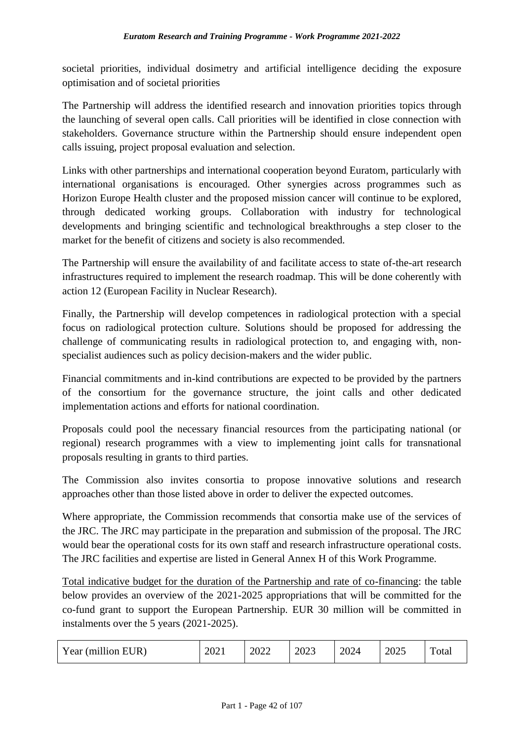societal priorities, individual dosimetry and artificial intelligence deciding the exposure optimisation and of societal priorities

The Partnership will address the identified research and innovation priorities topics through the launching of several open calls. Call priorities will be identified in close connection with stakeholders. Governance structure within the Partnership should ensure independent open calls issuing, project proposal evaluation and selection.

Links with other partnerships and international cooperation beyond Euratom, particularly with international organisations is encouraged. Other synergies across programmes such as Horizon Europe Health cluster and the proposed mission cancer will continue to be explored, through dedicated working groups. Collaboration with industry for technological developments and bringing scientific and technological breakthroughs a step closer to the market for the benefit of citizens and society is also recommended.

The Partnership will ensure the availability of and facilitate access to state of-the-art research infrastructures required to implement the research roadmap. This will be done coherently with action 12 (European Facility in Nuclear Research).

Finally, the Partnership will develop competences in radiological protection with a special focus on radiological protection culture. Solutions should be proposed for addressing the challenge of communicating results in radiological protection to, and engaging with, non-specialist audiences such as policy decision-makers and the wider public.

Financial commitments and in-kind contributions are expected to be provided by the partners of the consortium for the governance structure, the joint calls and other dedicated implementation actions and efforts for national coordination.

Proposals could pool the necessary financial resources from the participating national (or regional) research programmes with a view to implementing joint calls for transnational proposals resulting in grants to third parties.

The Commission also invites consortia to propose innovative solutions and research approaches other than those listed above in order to deliver the expected outcomes.

Where appropriate, the Commission recommends that consortia make use of the services of the JRC. The JRC may participate in the preparation and submission of the proposal. The JRC would bear the operational costs for its own staff and research infrastructure operational costs. The JRC facilities and expertise are listed in General Annex H of this Work Programme.

Total indicative budget for the duration of the Partnership and rate of co-financing: the table below provides an overview of the 2021-2025 appropriations that will be committed for the co-fund grant to support the European Partnership. EUR 30 million will be committed in instalments over the 5 years (2021-2025).

| Year (million EUR) | 2021 | 2022 | 2023 | 2024 | 2025 | Total |
|---|---|---|---|---|---|---|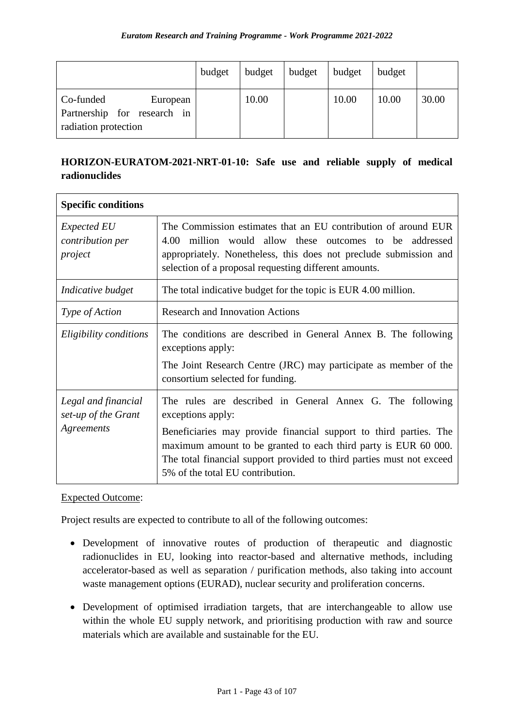| | budget | budget | budget | budget | budget | |
|---|---|---|---|---|---|---|
| Co-funded European Partnership for research in radiation protection | | 10.00 | | 10.00 | 10.00 | 30.00 |

### HORIZON-EURATOM-2021-NRT-01-10: Safe use and reliable supply of medical radionuclides

| Specific conditions | |
|---|---|
| *Expected EU contribution per project* | The Commission estimates that an EU contribution of around EUR 4.00 million would allow these outcomes to be addressed appropriately. Nonetheless, this does not preclude submission and selection of a proposal requesting different amounts. |
| *Indicative budget* | The total indicative budget for the topic is EUR 4.00 million. |
| *Type of Action* | Research and Innovation Actions |
| *Eligibility conditions* | The conditions are described in General Annex B. The following exceptions apply:<br>The Joint Research Centre (JRC) may participate as member of the consortium selected for funding. |
| *Legal and financial set-up of the Grant Agreements* | The rules are described in General Annex G. The following exceptions apply:<br>Beneficiaries may provide financial support to third parties. The maximum amount to be granted to each third party is EUR 60 000. The total financial support provided to third parties must not exceed 5% of the total EU contribution. |

Expected Outcome:

Project results are expected to contribute to all of the following outcomes:

- Development of innovative routes of production of therapeutic and diagnostic radionuclides in EU, looking into reactor-based and alternative methods, including accelerator-based as well as separation / purification methods, also taking into account waste management options (EURAD), nuclear security and proliferation concerns.
- Development of optimised irradiation targets, that are interchangeable to allow use within the whole EU supply network, and prioritising production with raw and source materials which are available and sustainable for the EU.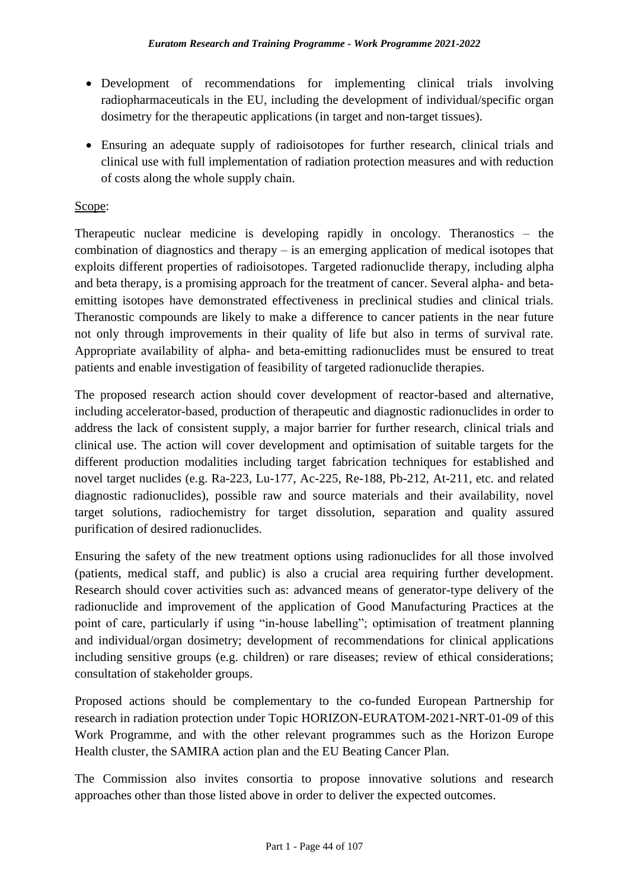- Development of recommendations for implementing clinical trials involving radiopharmaceuticals in the EU, including the development of individual/specific organ dosimetry for the therapeutic applications (in target and non-target tissues).
- Ensuring an adequate supply of radioisotopes for further research, clinical trials and clinical use with full implementation of radiation protection measures and with reduction of costs along the whole supply chain.

Scope:

Therapeutic nuclear medicine is developing rapidly in oncology. Theranostics – the combination of diagnostics and therapy – is an emerging application of medical isotopes that exploits different properties of radioisotopes. Targeted radionuclide therapy, including alpha and beta therapy, is a promising approach for the treatment of cancer. Several alpha- and beta-emitting isotopes have demonstrated effectiveness in preclinical studies and clinical trials. Theranostic compounds are likely to make a difference to cancer patients in the near future not only through improvements in their quality of life but also in terms of survival rate. Appropriate availability of alpha- and beta-emitting radionuclides must be ensured to treat patients and enable investigation of feasibility of targeted radionuclide therapies.

The proposed research action should cover development of reactor-based and alternative, including accelerator-based, production of therapeutic and diagnostic radionuclides in order to address the lack of consistent supply, a major barrier for further research, clinical trials and clinical use. The action will cover development and optimisation of suitable targets for the different production modalities including target fabrication techniques for established and novel target nuclides (e.g. Ra-223, Lu-177, Ac-225, Re-188, Pb-212, At-211, etc. and related diagnostic radionuclides), possible raw and source materials and their availability, novel target solutions, radiochemistry for target dissolution, separation and quality assured purification of desired radionuclides.

Ensuring the safety of the new treatment options using radionuclides for all those involved (patients, medical staff, and public) is also a crucial area requiring further development. Research should cover activities such as: advanced means of generator-type delivery of the radionuclide and improvement of the application of Good Manufacturing Practices at the point of care, particularly if using "in-house labelling"; optimisation of treatment planning and individual/organ dosimetry; development of recommendations for clinical applications including sensitive groups (e.g. children) or rare diseases; review of ethical considerations; consultation of stakeholder groups.

Proposed actions should be complementary to the co-funded European Partnership for research in radiation protection under Topic HORIZON-EURATOM-2021-NRT-01-09 of this Work Programme, and with the other relevant programmes such as the Horizon Europe Health cluster, the SAMIRA action plan and the EU Beating Cancer Plan.

The Commission also invites consortia to propose innovative solutions and research approaches other than those listed above in order to deliver the expected outcomes.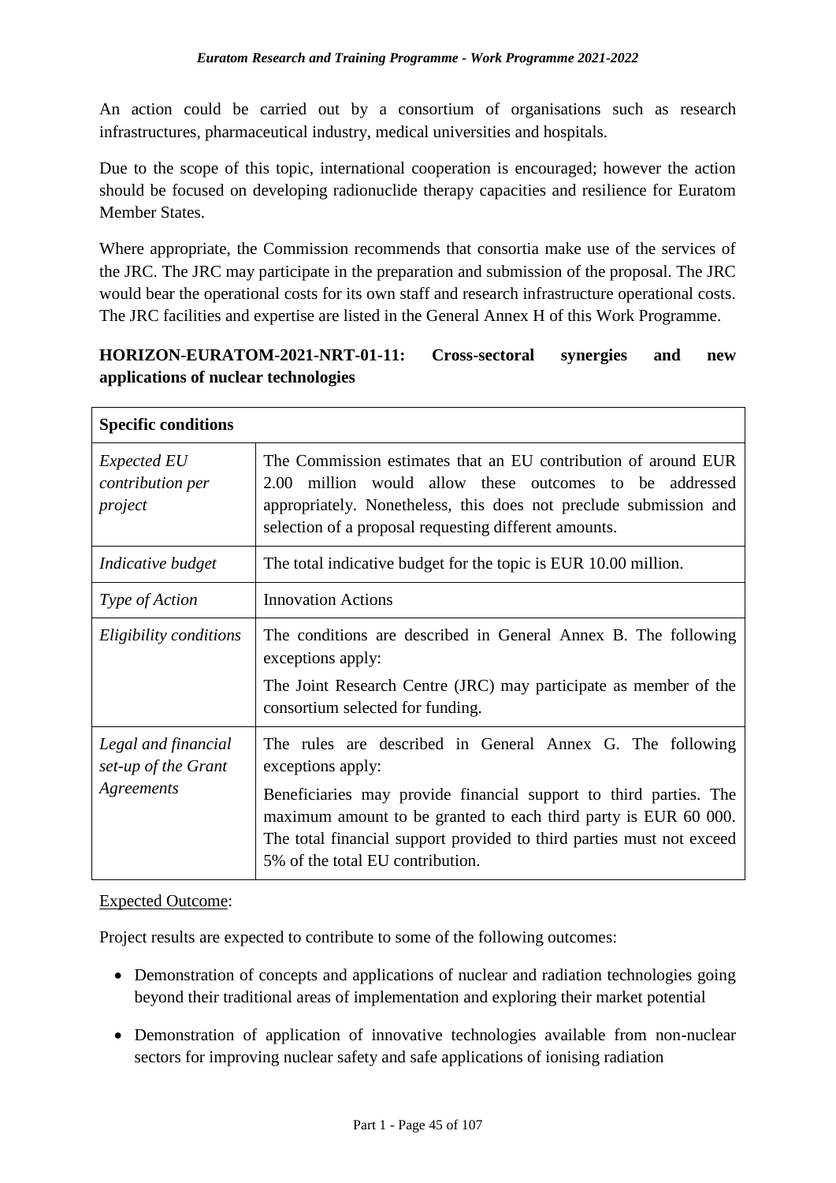An action could be carried out by a consortium of organisations such as research infrastructures, pharmaceutical industry, medical universities and hospitals.

Due to the scope of this topic, international cooperation is encouraged; however the action should be focused on developing radionuclide therapy capacities and resilience for Euratom Member States.

Where appropriate, the Commission recommends that consortia make use of the services of the JRC. The JRC may participate in the preparation and submission of the proposal. The JRC would bear the operational costs for its own staff and research infrastructure operational costs. The JRC facilities and expertise are listed in the General Annex H of this Work Programme.

### HORIZON-EURATOM-2021-NRT-01-11: Cross-sectoral synergies and new applications of nuclear technologies

| Specific conditions | |
|---|---|
| *Expected EU contribution per project* | The Commission estimates that an EU contribution of around EUR 2.00 million would allow these outcomes to be addressed appropriately. Nonetheless, this does not preclude submission and selection of a proposal requesting different amounts. |
| *Indicative budget* | The total indicative budget for the topic is EUR 10.00 million. |
| *Type of Action* | Innovation Actions |
| *Eligibility conditions* | The conditions are described in General Annex B. The following exceptions apply:<br>The Joint Research Centre (JRC) may participate as member of the consortium selected for funding. |
| *Legal and financial set-up of the Grant Agreements* | The rules are described in General Annex G. The following exceptions apply:<br>Beneficiaries may provide financial support to third parties. The maximum amount to be granted to each third party is EUR 60 000. The total financial support provided to third parties must not exceed 5% of the total EU contribution. |

Expected Outcome:

Project results are expected to contribute to some of the following outcomes:

- Demonstration of concepts and applications of nuclear and radiation technologies going beyond their traditional areas of implementation and exploring their market potential
- Demonstration of application of innovative technologies available from non-nuclear sectors for improving nuclear safety and safe applications of ionising radiation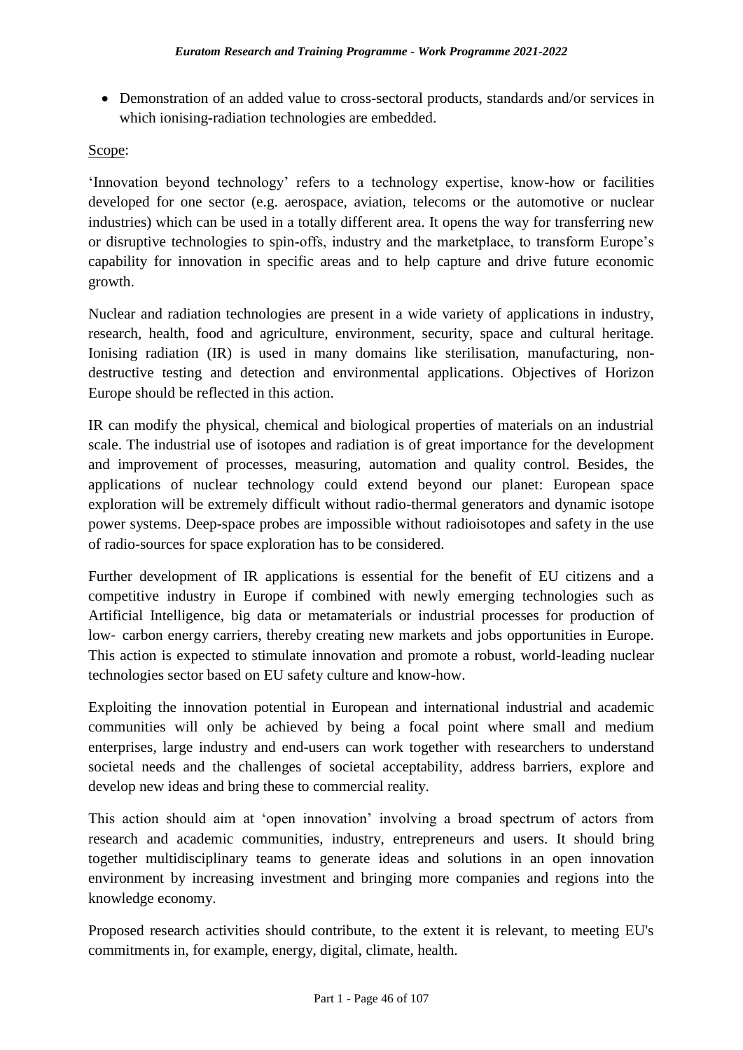- Demonstration of an added value to cross-sectoral products, standards and/or services in which ionising-radiation technologies are embedded.

Scope:

'Innovation beyond technology' refers to a technology expertise, know-how or facilities developed for one sector (e.g. aerospace, aviation, telecoms or the automotive or nuclear industries) which can be used in a totally different area. It opens the way for transferring new or disruptive technologies to spin-offs, industry and the marketplace, to transform Europe's capability for innovation in specific areas and to help capture and drive future economic growth.

Nuclear and radiation technologies are present in a wide variety of applications in industry, research, health, food and agriculture, environment, security, space and cultural heritage. Ionising radiation (IR) is used in many domains like sterilisation, manufacturing, non-destructive testing and detection and environmental applications. Objectives of Horizon Europe should be reflected in this action.

IR can modify the physical, chemical and biological properties of materials on an industrial scale. The industrial use of isotopes and radiation is of great importance for the development and improvement of processes, measuring, automation and quality control. Besides, the applications of nuclear technology could extend beyond our planet: European space exploration will be extremely difficult without radio-thermal generators and dynamic isotope power systems. Deep-space probes are impossible without radioisotopes and safety in the use of radio-sources for space exploration has to be considered.

Further development of IR applications is essential for the benefit of EU citizens and a competitive industry in Europe if combined with newly emerging technologies such as Artificial Intelligence, big data or metamaterials or industrial processes for production of low- carbon energy carriers, thereby creating new markets and jobs opportunities in Europe. This action is expected to stimulate innovation and promote a robust, world-leading nuclear technologies sector based on EU safety culture and know-how.

Exploiting the innovation potential in European and international industrial and academic communities will only be achieved by being a focal point where small and medium enterprises, large industry and end-users can work together with researchers to understand societal needs and the challenges of societal acceptability, address barriers, explore and develop new ideas and bring these to commercial reality.

This action should aim at 'open innovation' involving a broad spectrum of actors from research and academic communities, industry, entrepreneurs and users. It should bring together multidisciplinary teams to generate ideas and solutions in an open innovation environment by increasing investment and bringing more companies and regions into the knowledge economy.

Proposed research activities should contribute, to the extent it is relevant, to meeting EU's commitments in, for example, energy, digital, climate, health.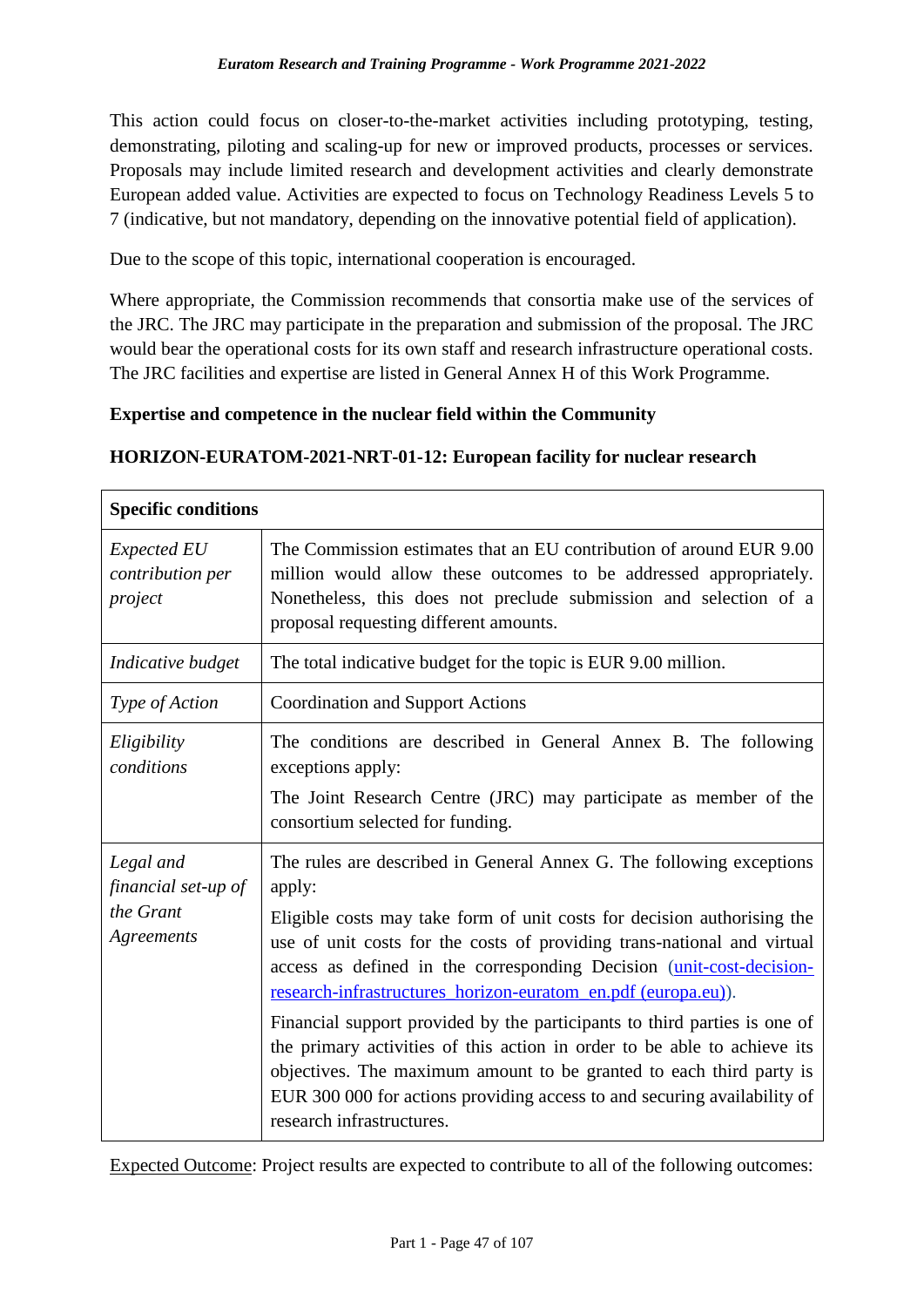This action could focus on closer-to-the-market activities including prototyping, testing, demonstrating, piloting and scaling-up for new or improved products, processes or services. Proposals may include limited research and development activities and clearly demonstrate European added value. Activities are expected to focus on Technology Readiness Levels 5 to 7 (indicative, but not mandatory, depending on the innovative potential field of application).

Due to the scope of this topic, international cooperation is encouraged.

Where appropriate, the Commission recommends that consortia make use of the services of the JRC. The JRC may participate in the preparation and submission of the proposal. The JRC would bear the operational costs for its own staff and research infrastructure operational costs. The JRC facilities and expertise are listed in General Annex H of this Work Programme.

**Expertise and competence in the nuclear field within the Community**

**HORIZON-EURATOM-2021-NRT-01-12: European facility for nuclear research**

| **Specific conditions** | |
|---|---|
| *Expected EU contribution per project* | The Commission estimates that an EU contribution of around EUR 9.00 million would allow these outcomes to be addressed appropriately. Nonetheless, this does not preclude submission and selection of a proposal requesting different amounts. |
| *Indicative budget* | The total indicative budget for the topic is EUR 9.00 million. |
| *Type of Action* | Coordination and Support Actions |
| *Eligibility conditions* | The conditions are described in General Annex B. The following exceptions apply:<br>The Joint Research Centre (JRC) may participate as member of the consortium selected for funding. |
| *Legal and financial set-up of the Grant Agreements* | The rules are described in General Annex G. The following exceptions apply:<br>Eligible costs may take form of unit costs for decision authorising the use of unit costs for the costs of providing trans-national and virtual access as defined in the corresponding Decision (unit-cost-decision-research-infrastructures_horizon-euratom_en.pdf (europa.eu)).<br>Financial support provided by the participants to third parties is one of the primary activities of this action in order to be able to achieve its objectives. The maximum amount to be granted to each third party is EUR 300 000 for actions providing access to and securing availability of research infrastructures. |

Expected Outcome: Project results are expected to contribute to all of the following outcomes: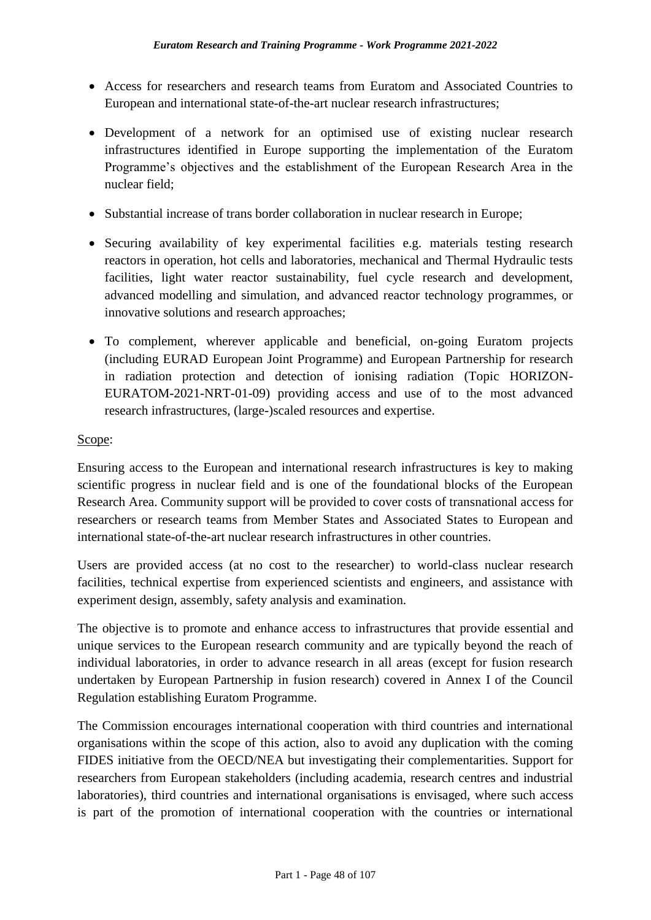- Access for researchers and research teams from Euratom and Associated Countries to European and international state-of-the-art nuclear research infrastructures;
- Development of a network for an optimised use of existing nuclear research infrastructures identified in Europe supporting the implementation of the Euratom Programme's objectives and the establishment of the European Research Area in the nuclear field;
- Substantial increase of trans border collaboration in nuclear research in Europe;
- Securing availability of key experimental facilities e.g. materials testing research reactors in operation, hot cells and laboratories, mechanical and Thermal Hydraulic tests facilities, light water reactor sustainability, fuel cycle research and development, advanced modelling and simulation, and advanced reactor technology programmes, or innovative solutions and research approaches;
- To complement, wherever applicable and beneficial, on-going Euratom projects (including EURAD European Joint Programme) and European Partnership for research in radiation protection and detection of ionising radiation (Topic HORIZON-EURATOM-2021-NRT-01-09) providing access and use of to the most advanced research infrastructures, (large-)scaled resources and expertise.

Scope:

Ensuring access to the European and international research infrastructures is key to making scientific progress in nuclear field and is one of the foundational blocks of the European Research Area. Community support will be provided to cover costs of transnational access for researchers or research teams from Member States and Associated States to European and international state-of-the-art nuclear research infrastructures in other countries.

Users are provided access (at no cost to the researcher) to world-class nuclear research facilities, technical expertise from experienced scientists and engineers, and assistance with experiment design, assembly, safety analysis and examination.

The objective is to promote and enhance access to infrastructures that provide essential and unique services to the European research community and are typically beyond the reach of individual laboratories, in order to advance research in all areas (except for fusion research undertaken by European Partnership in fusion research) covered in Annex I of the Council Regulation establishing Euratom Programme.

The Commission encourages international cooperation with third countries and international organisations within the scope of this action, also to avoid any duplication with the coming FIDES initiative from the OECD/NEA but investigating their complementarities. Support for researchers from European stakeholders (including academia, research centres and industrial laboratories), third countries and international organisations is envisaged, where such access is part of the promotion of international cooperation with the countries or international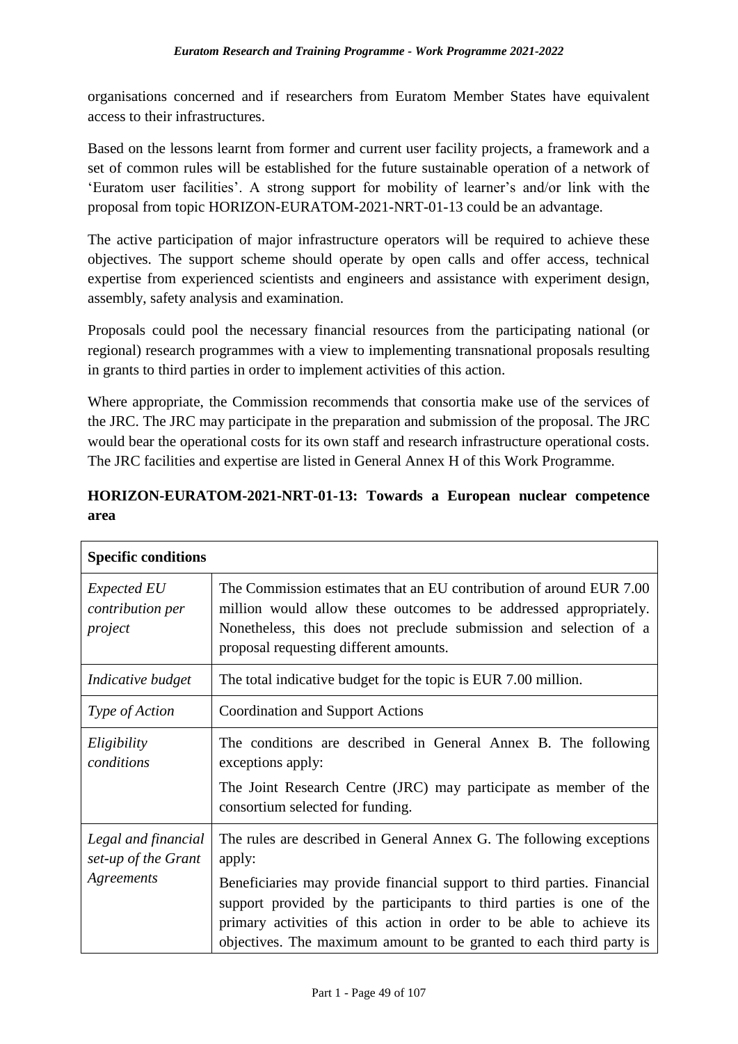organisations concerned and if researchers from Euratom Member States have equivalent access to their infrastructures.

Based on the lessons learnt from former and current user facility projects, a framework and a set of common rules will be established for the future sustainable operation of a network of 'Euratom user facilities'. A strong support for mobility of learner's and/or link with the proposal from topic HORIZON-EURATOM-2021-NRT-01-13 could be an advantage.

The active participation of major infrastructure operators will be required to achieve these objectives. The support scheme should operate by open calls and offer access, technical expertise from experienced scientists and engineers and assistance with experiment design, assembly, safety analysis and examination.

Proposals could pool the necessary financial resources from the participating national (or regional) research programmes with a view to implementing transnational proposals resulting in grants to third parties in order to implement activities of this action.

Where appropriate, the Commission recommends that consortia make use of the services of the JRC. The JRC may participate in the preparation and submission of the proposal. The JRC would bear the operational costs for its own staff and research infrastructure operational costs. The JRC facilities and expertise are listed in General Annex H of this Work Programme.

**HORIZON-EURATOM-2021-NRT-01-13: Towards a European nuclear competence area**

| **Specific conditions** | |
|---|---|
| *Expected EU contribution per project* | The Commission estimates that an EU contribution of around EUR 7.00 million would allow these outcomes to be addressed appropriately. Nonetheless, this does not preclude submission and selection of a proposal requesting different amounts. |
| *Indicative budget* | The total indicative budget for the topic is EUR 7.00 million. |
| *Type of Action* | Coordination and Support Actions |
| *Eligibility conditions* | The conditions are described in General Annex B. The following exceptions apply:<br>The Joint Research Centre (JRC) may participate as member of the consortium selected for funding. |
| *Legal and financial set-up of the Grant Agreements* | The rules are described in General Annex G. The following exceptions apply:<br>Beneficiaries may provide financial support to third parties. Financial support provided by the participants to third parties is one of the primary activities of this action in order to be able to achieve its objectives. The maximum amount to be granted to each third party is |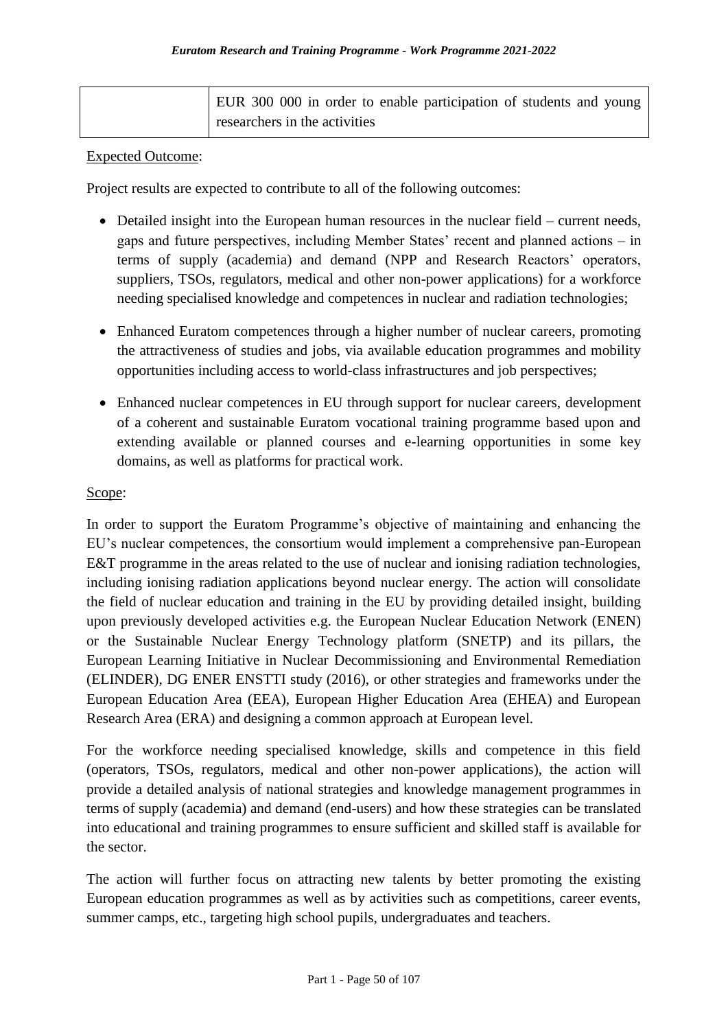|  | EUR 300 000 in order to enable participation of students and young researchers in the activities |
| --- | --- |

Expected Outcome:

Project results are expected to contribute to all of the following outcomes:

- Detailed insight into the European human resources in the nuclear field – current needs, gaps and future perspectives, including Member States' recent and planned actions – in terms of supply (academia) and demand (NPP and Research Reactors' operators, suppliers, TSOs, regulators, medical and other non-power applications) for a workforce needing specialised knowledge and competences in nuclear and radiation technologies;
- Enhanced Euratom competences through a higher number of nuclear careers, promoting the attractiveness of studies and jobs, via available education programmes and mobility opportunities including access to world-class infrastructures and job perspectives;
- Enhanced nuclear competences in EU through support for nuclear careers, development of a coherent and sustainable Euratom vocational training programme based upon and extending available or planned courses and e-learning opportunities in some key domains, as well as platforms for practical work.

Scope:

In order to support the Euratom Programme's objective of maintaining and enhancing the EU's nuclear competences, the consortium would implement a comprehensive pan-European E&T programme in the areas related to the use of nuclear and ionising radiation technologies, including ionising radiation applications beyond nuclear energy. The action will consolidate the field of nuclear education and training in the EU by providing detailed insight, building upon previously developed activities e.g. the European Nuclear Education Network (ENEN) or the Sustainable Nuclear Energy Technology platform (SNETP) and its pillars, the European Learning Initiative in Nuclear Decommissioning and Environmental Remediation (ELINDER), DG ENER ENSTTI study (2016), or other strategies and frameworks under the European Education Area (EEA), European Higher Education Area (EHEA) and European Research Area (ERA) and designing a common approach at European level.

For the workforce needing specialised knowledge, skills and competence in this field (operators, TSOs, regulators, medical and other non-power applications), the action will provide a detailed analysis of national strategies and knowledge management programmes in terms of supply (academia) and demand (end-users) and how these strategies can be translated into educational and training programmes to ensure sufficient and skilled staff is available for the sector.

The action will further focus on attracting new talents by better promoting the existing European education programmes as well as by activities such as competitions, career events, summer camps, etc., targeting high school pupils, undergraduates and teachers.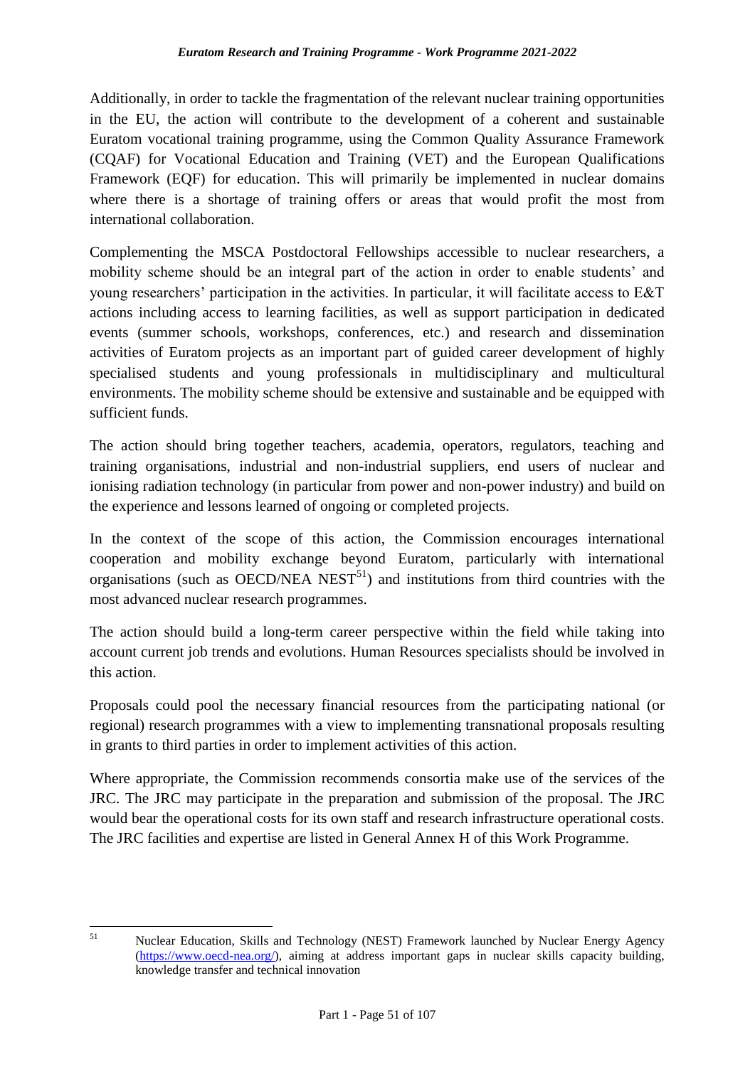Additionally, in order to tackle the fragmentation of the relevant nuclear training opportunities in the EU, the action will contribute to the development of a coherent and sustainable Euratom vocational training programme, using the Common Quality Assurance Framework (CQAF) for Vocational Education and Training (VET) and the European Qualifications Framework (EQF) for education. This will primarily be implemented in nuclear domains where there is a shortage of training offers or areas that would profit the most from international collaboration.

Complementing the MSCA Postdoctoral Fellowships accessible to nuclear researchers, a mobility scheme should be an integral part of the action in order to enable students' and young researchers' participation in the activities. In particular, it will facilitate access to E&T actions including access to learning facilities, as well as support participation in dedicated events (summer schools, workshops, conferences, etc.) and research and dissemination activities of Euratom projects as an important part of guided career development of highly specialised students and young professionals in multidisciplinary and multicultural environments. The mobility scheme should be extensive and sustainable and be equipped with sufficient funds.

The action should bring together teachers, academia, operators, regulators, teaching and training organisations, industrial and non-industrial suppliers, end users of nuclear and ionising radiation technology (in particular from power and non-power industry) and build on the experience and lessons learned of ongoing or completed projects.

In the context of the scope of this action, the Commission encourages international cooperation and mobility exchange beyond Euratom, particularly with international organisations (such as OECD/NEA NEST[51]) and institutions from third countries with the most advanced nuclear research programmes.

The action should build a long-term career perspective within the field while taking into account current job trends and evolutions. Human Resources specialists should be involved in this action.

Proposals could pool the necessary financial resources from the participating national (or regional) research programmes with a view to implementing transnational proposals resulting in grants to third parties in order to implement activities of this action.

Where appropriate, the Commission recommends consortia make use of the services of the JRC. The JRC may participate in the preparation and submission of the proposal. The JRC would bear the operational costs for its own staff and research infrastructure operational costs. The JRC facilities and expertise are listed in General Annex H of this Work Programme.

---

[51] Nuclear Education, Skills and Technology (NEST) Framework launched by Nuclear Energy Agency (https://www.oecd-nea.org/), aiming at address important gaps in nuclear skills capacity building, knowledge transfer and technical innovation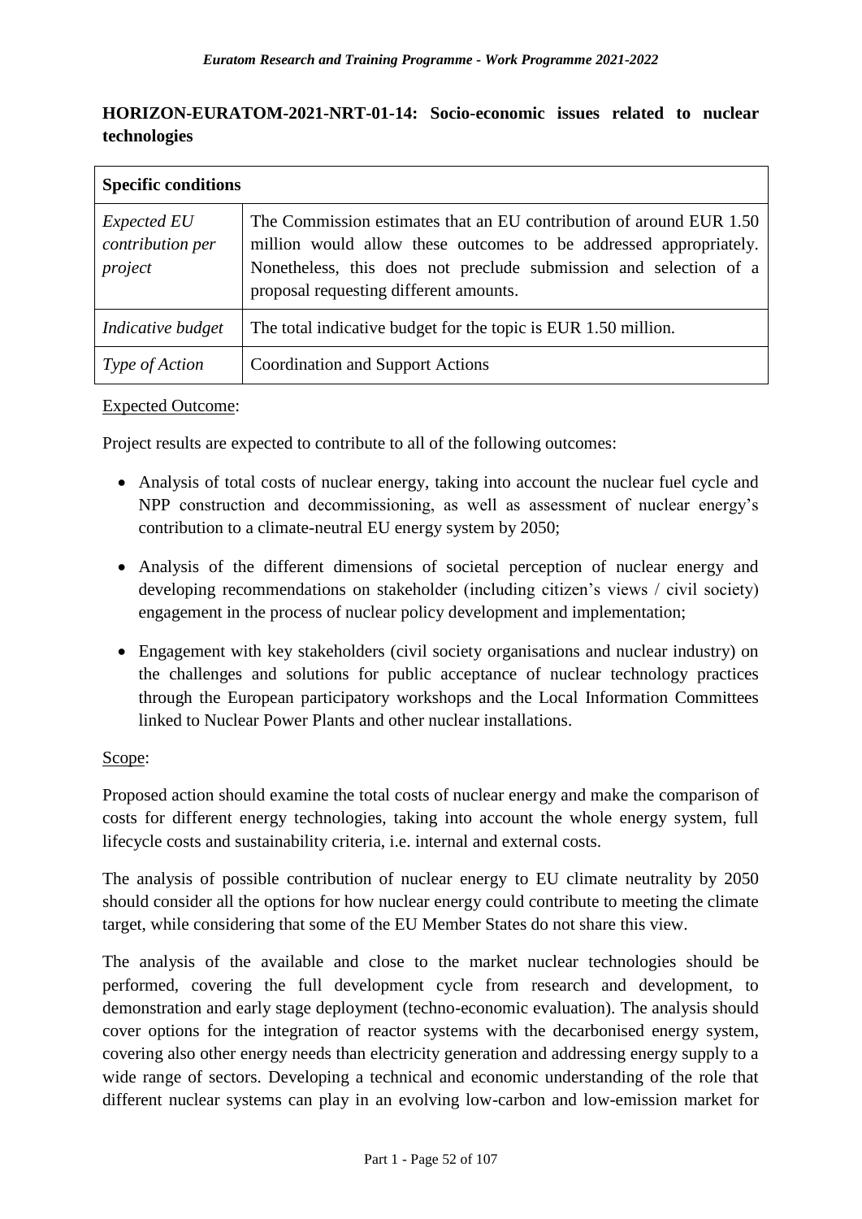**HORIZON-EURATOM-2021-NRT-01-14: Socio-economic issues related to nuclear technologies**

| **Specific conditions** | |
|---|---|
| *Expected EU contribution per project* | The Commission estimates that an EU contribution of around EUR 1.50 million would allow these outcomes to be addressed appropriately. Nonetheless, this does not preclude submission and selection of a proposal requesting different amounts. |
| *Indicative budget* | The total indicative budget for the topic is EUR 1.50 million. |
| *Type of Action* | Coordination and Support Actions |

Expected Outcome:

Project results are expected to contribute to all of the following outcomes:

- Analysis of total costs of nuclear energy, taking into account the nuclear fuel cycle and NPP construction and decommissioning, as well as assessment of nuclear energy's contribution to a climate-neutral EU energy system by 2050;
- Analysis of the different dimensions of societal perception of nuclear energy and developing recommendations on stakeholder (including citizen's views / civil society) engagement in the process of nuclear policy development and implementation;
- Engagement with key stakeholders (civil society organisations and nuclear industry) on the challenges and solutions for public acceptance of nuclear technology practices through the European participatory workshops and the Local Information Committees linked to Nuclear Power Plants and other nuclear installations.

Scope:

Proposed action should examine the total costs of nuclear energy and make the comparison of costs for different energy technologies, taking into account the whole energy system, full lifecycle costs and sustainability criteria, i.e. internal and external costs.

The analysis of possible contribution of nuclear energy to EU climate neutrality by 2050 should consider all the options for how nuclear energy could contribute to meeting the climate target, while considering that some of the EU Member States do not share this view.

The analysis of the available and close to the market nuclear technologies should be performed, covering the full development cycle from research and development, to demonstration and early stage deployment (techno-economic evaluation). The analysis should cover options for the integration of reactor systems with the decarbonised energy system, covering also other energy needs than electricity generation and addressing energy supply to a wide range of sectors. Developing a technical and economic understanding of the role that different nuclear systems can play in an evolving low-carbon and low-emission market for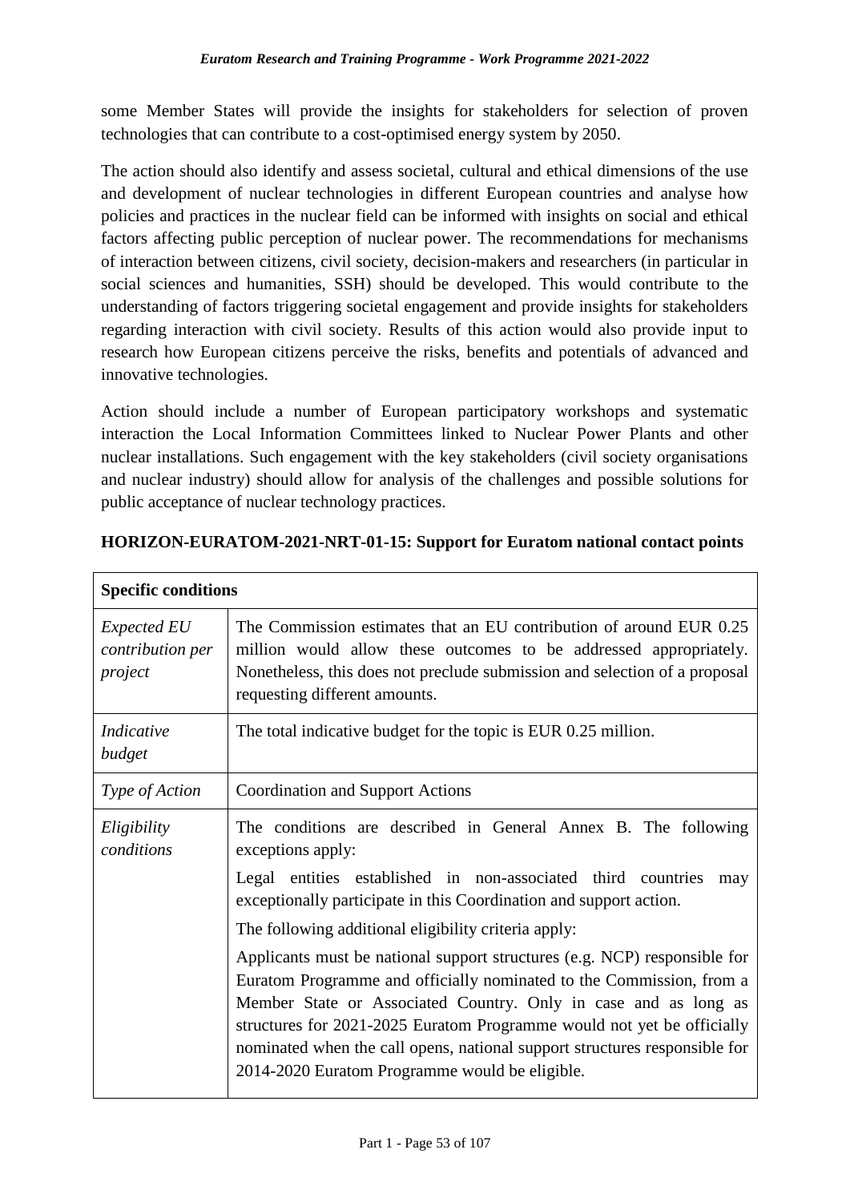some Member States will provide the insights for stakeholders for selection of proven technologies that can contribute to a cost-optimised energy system by 2050.

The action should also identify and assess societal, cultural and ethical dimensions of the use and development of nuclear technologies in different European countries and analyse how policies and practices in the nuclear field can be informed with insights on social and ethical factors affecting public perception of nuclear power. The recommendations for mechanisms of interaction between citizens, civil society, decision-makers and researchers (in particular in social sciences and humanities, SSH) should be developed. This would contribute to the understanding of factors triggering societal engagement and provide insights for stakeholders regarding interaction with civil society. Results of this action would also provide input to research how European citizens perceive the risks, benefits and potentials of advanced and innovative technologies.

Action should include a number of European participatory workshops and systematic interaction the Local Information Committees linked to Nuclear Power Plants and other nuclear installations. Such engagement with the key stakeholders (civil society organisations and nuclear industry) should allow for analysis of the challenges and possible solutions for public acceptance of nuclear technology practices.

### HORIZON-EURATOM-2021-NRT-01-15: Support for Euratom national contact points

| **Specific conditions** | |
|---|---|
| *Expected EU contribution per project* | The Commission estimates that an EU contribution of around EUR 0.25 million would allow these outcomes to be addressed appropriately. Nonetheless, this does not preclude submission and selection of a proposal requesting different amounts. |
| *Indicative budget* | The total indicative budget for the topic is EUR 0.25 million. |
| *Type of Action* | Coordination and Support Actions |
| *Eligibility conditions* | The conditions are described in General Annex B. The following exceptions apply:<br><br>Legal entities established in non-associated third countries may exceptionally participate in this Coordination and support action.<br><br>The following additional eligibility criteria apply:<br><br>Applicants must be national support structures (e.g. NCP) responsible for Euratom Programme and officially nominated to the Commission, from a Member State or Associated Country. Only in case and as long as structures for 2021-2025 Euratom Programme would not yet be officially nominated when the call opens, national support structures responsible for 2014-2020 Euratom Programme would be eligible. |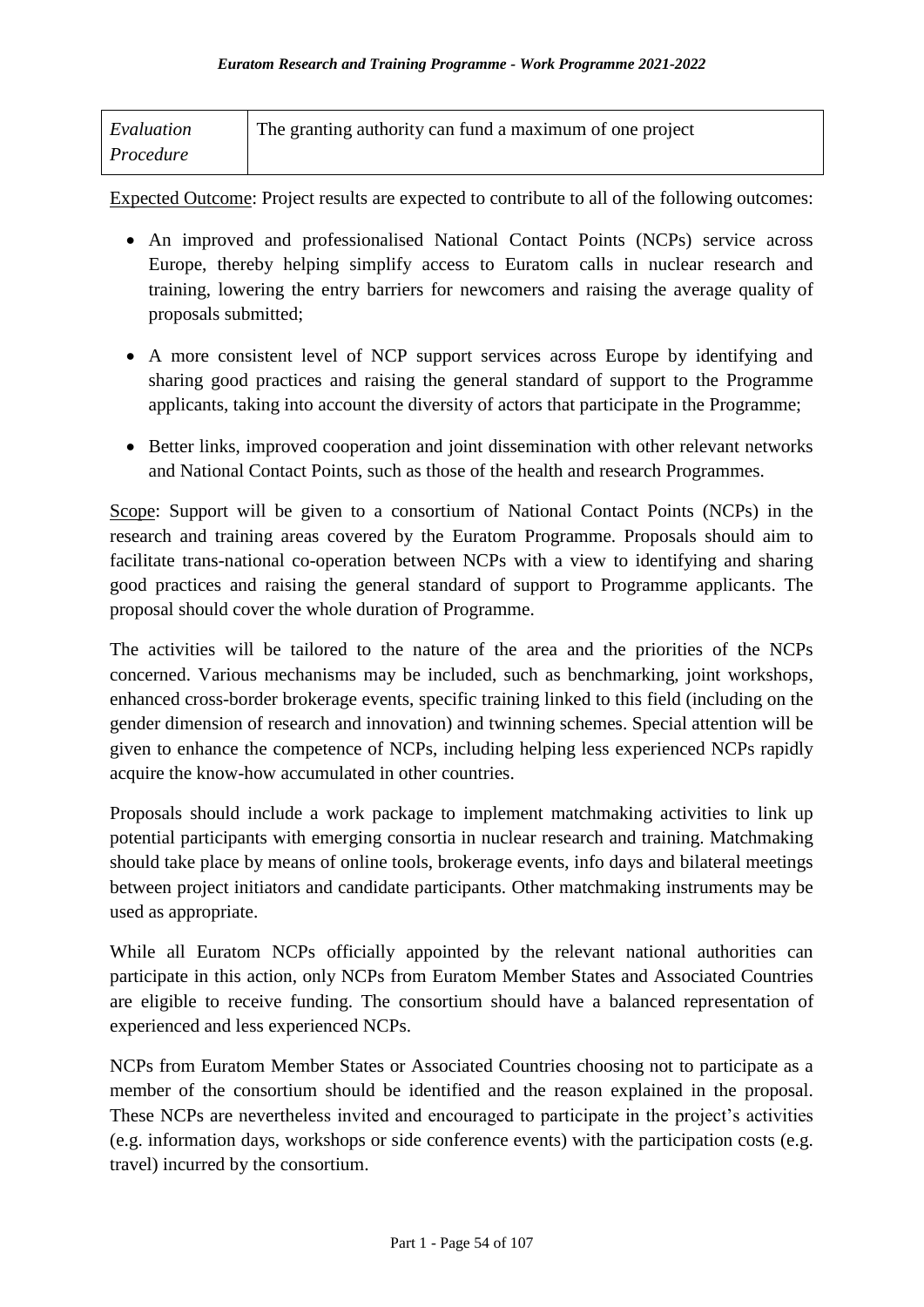| *Evaluation Procedure* | The granting authority can fund a maximum of one project |
|---|---|

Expected Outcome: Project results are expected to contribute to all of the following outcomes:

- An improved and professionalised National Contact Points (NCPs) service across Europe, thereby helping simplify access to Euratom calls in nuclear research and training, lowering the entry barriers for newcomers and raising the average quality of proposals submitted;
- A more consistent level of NCP support services across Europe by identifying and sharing good practices and raising the general standard of support to the Programme applicants, taking into account the diversity of actors that participate in the Programme;
- Better links, improved cooperation and joint dissemination with other relevant networks and National Contact Points, such as those of the health and research Programmes.

Scope: Support will be given to a consortium of National Contact Points (NCPs) in the research and training areas covered by the Euratom Programme. Proposals should aim to facilitate trans-national co-operation between NCPs with a view to identifying and sharing good practices and raising the general standard of support to Programme applicants. The proposal should cover the whole duration of Programme.

The activities will be tailored to the nature of the area and the priorities of the NCPs concerned. Various mechanisms may be included, such as benchmarking, joint workshops, enhanced cross-border brokerage events, specific training linked to this field (including on the gender dimension of research and innovation) and twinning schemes. Special attention will be given to enhance the competence of NCPs, including helping less experienced NCPs rapidly acquire the know-how accumulated in other countries.

Proposals should include a work package to implement matchmaking activities to link up potential participants with emerging consortia in nuclear research and training. Matchmaking should take place by means of online tools, brokerage events, info days and bilateral meetings between project initiators and candidate participants. Other matchmaking instruments may be used as appropriate.

While all Euratom NCPs officially appointed by the relevant national authorities can participate in this action, only NCPs from Euratom Member States and Associated Countries are eligible to receive funding. The consortium should have a balanced representation of experienced and less experienced NCPs.

NCPs from Euratom Member States or Associated Countries choosing not to participate as a member of the consortium should be identified and the reason explained in the proposal. These NCPs are nevertheless invited and encouraged to participate in the project's activities (e.g. information days, workshops or side conference events) with the participation costs (e.g. travel) incurred by the consortium.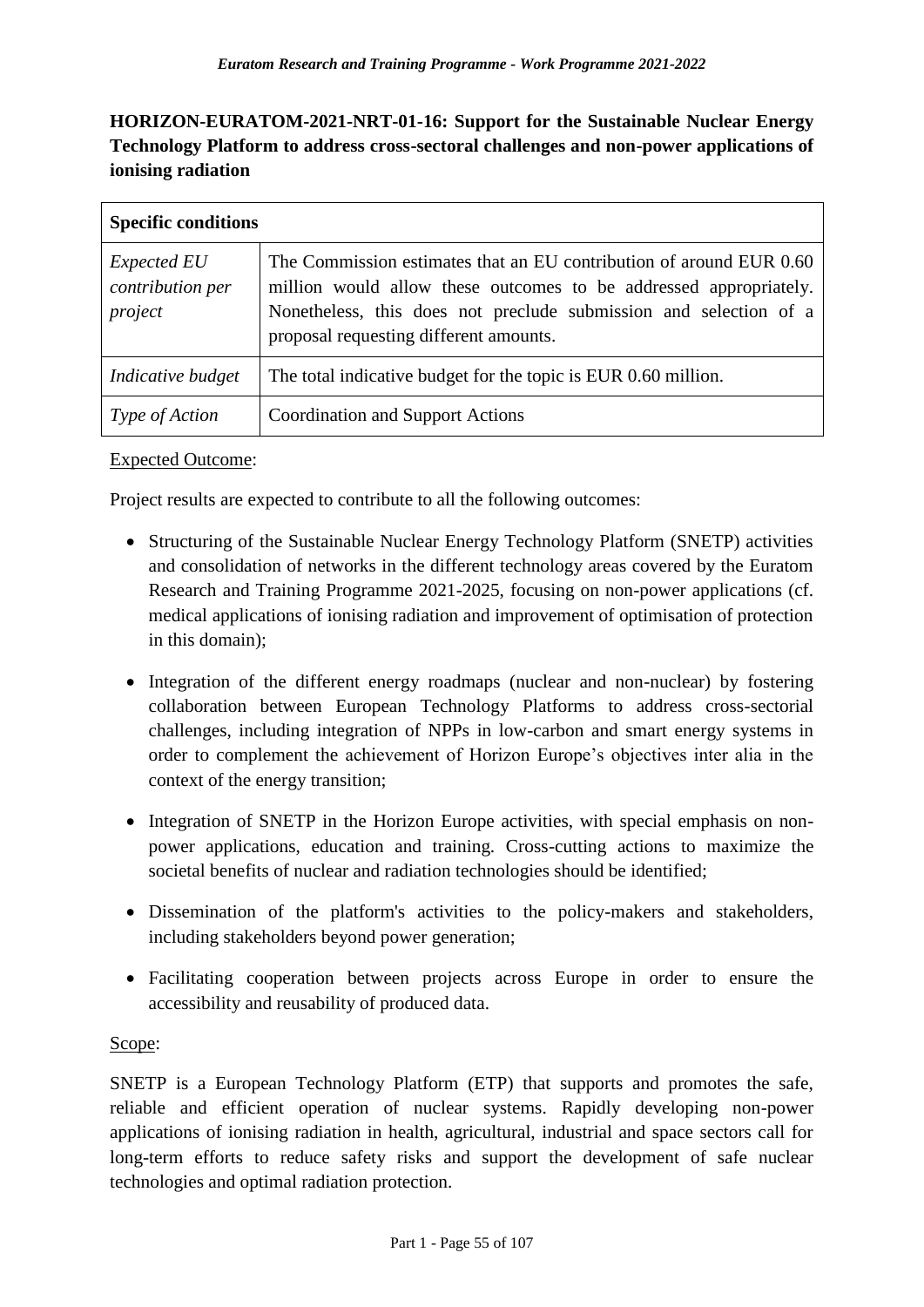### HORIZON-EURATOM-2021-NRT-01-16: Support for the Sustainable Nuclear Energy Technology Platform to address cross-sectoral challenges and non-power applications of ionising radiation

| **Specific conditions** | |
|---|---|
| *Expected EU contribution per project* | The Commission estimates that an EU contribution of around EUR 0.60 million would allow these outcomes to be addressed appropriately. Nonetheless, this does not preclude submission and selection of a proposal requesting different amounts. |
| *Indicative budget* | The total indicative budget for the topic is EUR 0.60 million. |
| *Type of Action* | Coordination and Support Actions |

Expected Outcome:

Project results are expected to contribute to all the following outcomes:

- Structuring of the Sustainable Nuclear Energy Technology Platform (SNETP) activities and consolidation of networks in the different technology areas covered by the Euratom Research and Training Programme 2021-2025, focusing on non-power applications (cf. medical applications of ionising radiation and improvement of optimisation of protection in this domain);
- Integration of the different energy roadmaps (nuclear and non-nuclear) by fostering collaboration between European Technology Platforms to address cross-sectorial challenges, including integration of NPPs in low-carbon and smart energy systems in order to complement the achievement of Horizon Europe's objectives inter alia in the context of the energy transition;
- Integration of SNETP in the Horizon Europe activities, with special emphasis on non-power applications, education and training. Cross-cutting actions to maximize the societal benefits of nuclear and radiation technologies should be identified;
- Dissemination of the platform's activities to the policy-makers and stakeholders, including stakeholders beyond power generation;
- Facilitating cooperation between projects across Europe in order to ensure the accessibility and reusability of produced data.

Scope:

SNETP is a European Technology Platform (ETP) that supports and promotes the safe, reliable and efficient operation of nuclear systems. Rapidly developing non-power applications of ionising radiation in health, agricultural, industrial and space sectors call for long-term efforts to reduce safety risks and support the development of safe nuclear technologies and optimal radiation protection.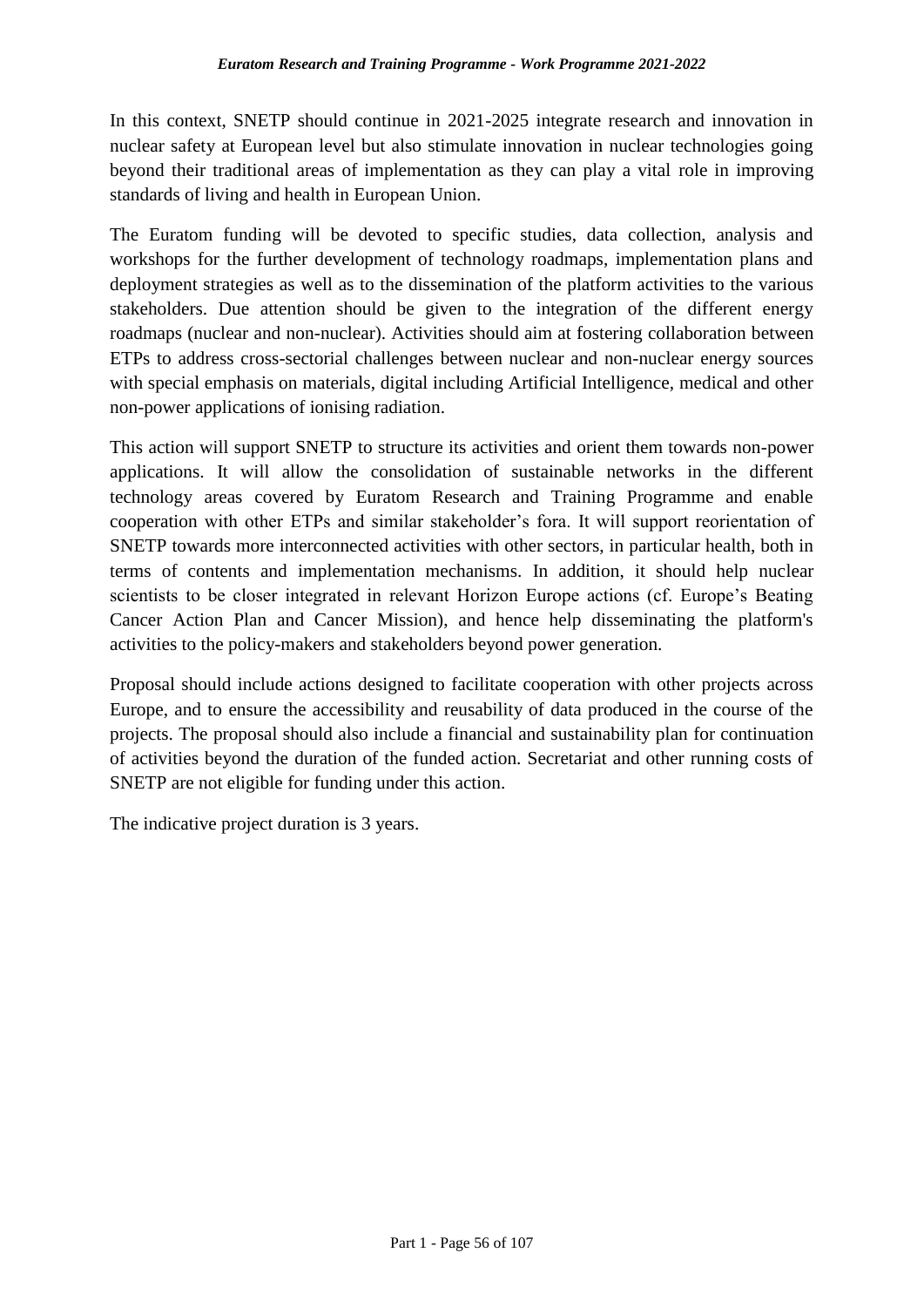In this context, SNETP should continue in 2021-2025 integrate research and innovation in nuclear safety at European level but also stimulate innovation in nuclear technologies going beyond their traditional areas of implementation as they can play a vital role in improving standards of living and health in European Union.

The Euratom funding will be devoted to specific studies, data collection, analysis and workshops for the further development of technology roadmaps, implementation plans and deployment strategies as well as to the dissemination of the platform activities to the various stakeholders. Due attention should be given to the integration of the different energy roadmaps (nuclear and non-nuclear). Activities should aim at fostering collaboration between ETPs to address cross-sectorial challenges between nuclear and non-nuclear energy sources with special emphasis on materials, digital including Artificial Intelligence, medical and other non-power applications of ionising radiation.

This action will support SNETP to structure its activities and orient them towards non-power applications. It will allow the consolidation of sustainable networks in the different technology areas covered by Euratom Research and Training Programme and enable cooperation with other ETPs and similar stakeholder's fora. It will support reorientation of SNETP towards more interconnected activities with other sectors, in particular health, both in terms of contents and implementation mechanisms. In addition, it should help nuclear scientists to be closer integrated in relevant Horizon Europe actions (cf. Europe's Beating Cancer Action Plan and Cancer Mission), and hence help disseminating the platform's activities to the policy-makers and stakeholders beyond power generation.

Proposal should include actions designed to facilitate cooperation with other projects across Europe, and to ensure the accessibility and reusability of data produced in the course of the projects. The proposal should also include a financial and sustainability plan for continuation of activities beyond the duration of the funded action. Secretariat and other running costs of SNETP are not eligible for funding under this action.

The indicative project duration is 3 years.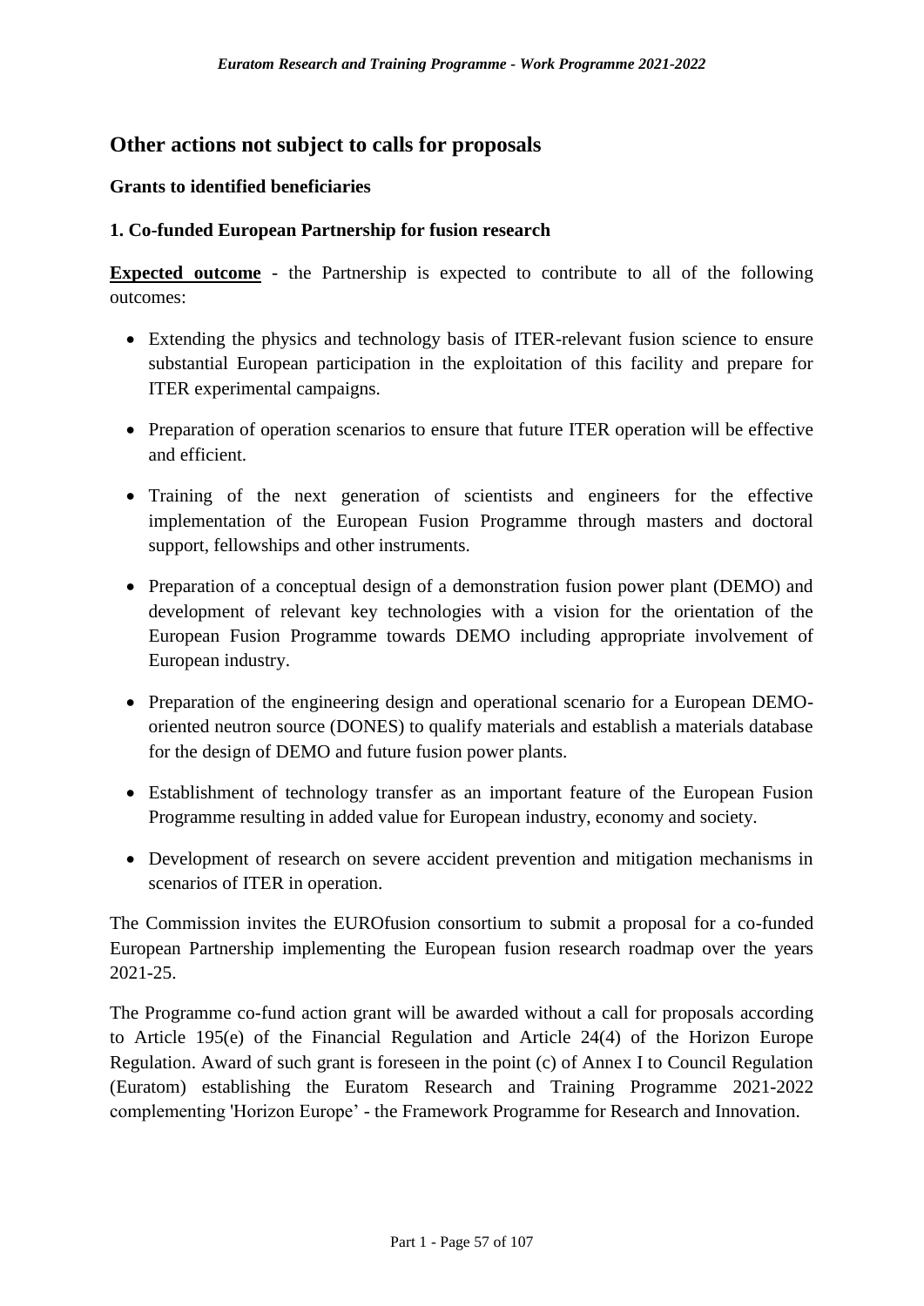## Other actions not subject to calls for proposals

### Grants to identified beneficiaries

### 1. Co-funded European Partnership for fusion research

**Expected outcome** - the Partnership is expected to contribute to all of the following outcomes:

- Extending the physics and technology basis of ITER-relevant fusion science to ensure substantial European participation in the exploitation of this facility and prepare for ITER experimental campaigns.
- Preparation of operation scenarios to ensure that future ITER operation will be effective and efficient.
- Training of the next generation of scientists and engineers for the effective implementation of the European Fusion Programme through masters and doctoral support, fellowships and other instruments.
- Preparation of a conceptual design of a demonstration fusion power plant (DEMO) and development of relevant key technologies with a vision for the orientation of the European Fusion Programme towards DEMO including appropriate involvement of European industry.
- Preparation of the engineering design and operational scenario for a European DEMO-oriented neutron source (DONES) to qualify materials and establish a materials database for the design of DEMO and future fusion power plants.
- Establishment of technology transfer as an important feature of the European Fusion Programme resulting in added value for European industry, economy and society.
- Development of research on severe accident prevention and mitigation mechanisms in scenarios of ITER in operation.

The Commission invites the EUROfusion consortium to submit a proposal for a co-funded European Partnership implementing the European fusion research roadmap over the years 2021-25.

The Programme co-fund action grant will be awarded without a call for proposals according to Article 195(e) of the Financial Regulation and Article 24(4) of the Horizon Europe Regulation. Award of such grant is foreseen in the point (c) of Annex I to Council Regulation (Euratom) establishing the Euratom Research and Training Programme 2021-2022 complementing 'Horizon Europe' - the Framework Programme for Research and Innovation.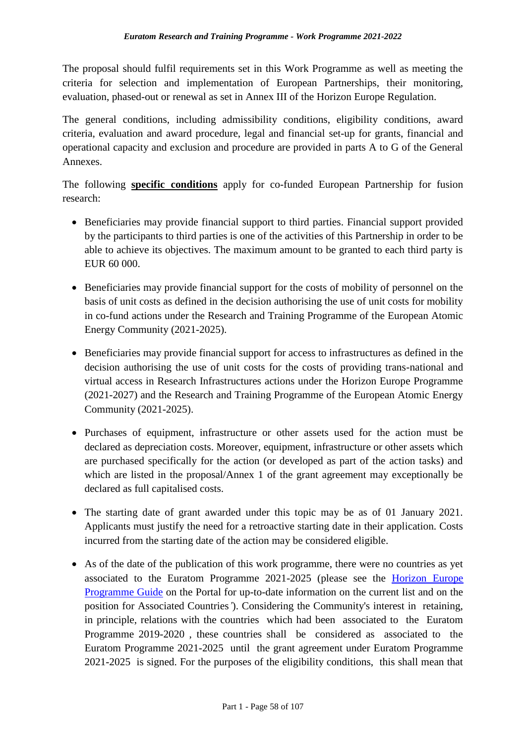The proposal should fulfil requirements set in this Work Programme as well as meeting the criteria for selection and implementation of European Partnerships, their monitoring, evaluation, phased-out or renewal as set in Annex III of the Horizon Europe Regulation.

The general conditions, including admissibility conditions, eligibility conditions, award criteria, evaluation and award procedure, legal and financial set-up for grants, financial and operational capacity and exclusion and procedure are provided in parts A to G of the General Annexes.

The following **specific conditions** apply for co-funded European Partnership for fusion research:

- Beneficiaries may provide financial support to third parties. Financial support provided by the participants to third parties is one of the activities of this Partnership in order to be able to achieve its objectives. The maximum amount to be granted to each third party is EUR 60 000.

- Beneficiaries may provide financial support for the costs of mobility of personnel on the basis of unit costs as defined in the decision authorising the use of unit costs for mobility in co-fund actions under the Research and Training Programme of the European Atomic Energy Community (2021-2025).

- Beneficiaries may provide financial support for access to infrastructures as defined in the decision authorising the use of unit costs for the costs of providing trans-national and virtual access in Research Infrastructures actions under the Horizon Europe Programme (2021-2027) and the Research and Training Programme of the European Atomic Energy Community (2021-2025).

- Purchases of equipment, infrastructure or other assets used for the action must be declared as depreciation costs. Moreover, equipment, infrastructure or other assets which are purchased specifically for the action (or developed as part of the action tasks) and which are listed in the proposal/Annex 1 of the grant agreement may exceptionally be declared as full capitalised costs.

- The starting date of grant awarded under this topic may be as of 01 January 2021. Applicants must justify the need for a retroactive starting date in their application. Costs incurred from the starting date of the action may be considered eligible.

- As of the date of the publication of this work programme, there were no countries as yet associated to the Euratom Programme 2021-2025 (please see the [Horizon Europe Programme Guide]() on the Portal for up-to-date information on the current list and on the position for Associated Countries'). Considering the Community's interest in retaining, in principle, relations with the countries which had been associated to the Euratom Programme 2019-2020 , these countries shall be considered as associated to the Euratom Programme 2021-2025 until the grant agreement under Euratom Programme 2021-2025 is signed. For the purposes of the eligibility conditions, this shall mean that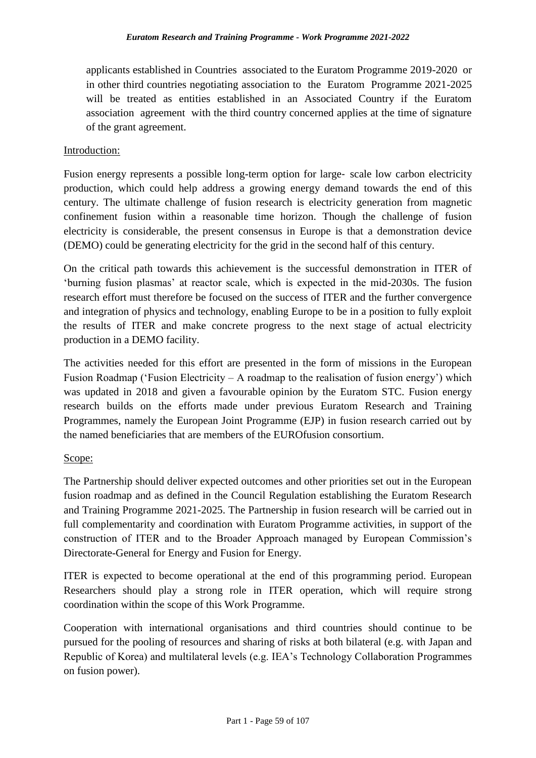applicants established in Countries associated to the Euratom Programme 2019-2020 or in other third countries negotiating association to the Euratom Programme 2021-2025 will be treated as entities established in an Associated Country if the Euratom association agreement with the third country concerned applies at the time of signature of the grant agreement.

Introduction:

Fusion energy represents a possible long-term option for large- scale low carbon electricity production, which could help address a growing energy demand towards the end of this century. The ultimate challenge of fusion research is electricity generation from magnetic confinement fusion within a reasonable time horizon. Though the challenge of fusion electricity is considerable, the present consensus in Europe is that a demonstration device (DEMO) could be generating electricity for the grid in the second half of this century.

On the critical path towards this achievement is the successful demonstration in ITER of 'burning fusion plasmas' at reactor scale, which is expected in the mid-2030s. The fusion research effort must therefore be focused on the success of ITER and the further convergence and integration of physics and technology, enabling Europe to be in a position to fully exploit the results of ITER and make concrete progress to the next stage of actual electricity production in a DEMO facility.

The activities needed for this effort are presented in the form of missions in the European Fusion Roadmap ('Fusion Electricity – A roadmap to the realisation of fusion energy') which was updated in 2018 and given a favourable opinion by the Euratom STC. Fusion energy research builds on the efforts made under previous Euratom Research and Training Programmes, namely the European Joint Programme (EJP) in fusion research carried out by the named beneficiaries that are members of the EUROfusion consortium.

Scope:

The Partnership should deliver expected outcomes and other priorities set out in the European fusion roadmap and as defined in the Council Regulation establishing the Euratom Research and Training Programme 2021-2025. The Partnership in fusion research will be carried out in full complementarity and coordination with Euratom Programme activities, in support of the construction of ITER and to the Broader Approach managed by European Commission's Directorate-General for Energy and Fusion for Energy.

ITER is expected to become operational at the end of this programming period. European Researchers should play a strong role in ITER operation, which will require strong coordination within the scope of this Work Programme.

Cooperation with international organisations and third countries should continue to be pursued for the pooling of resources and sharing of risks at both bilateral (e.g. with Japan and Republic of Korea) and multilateral levels (e.g. IEA's Technology Collaboration Programmes on fusion power).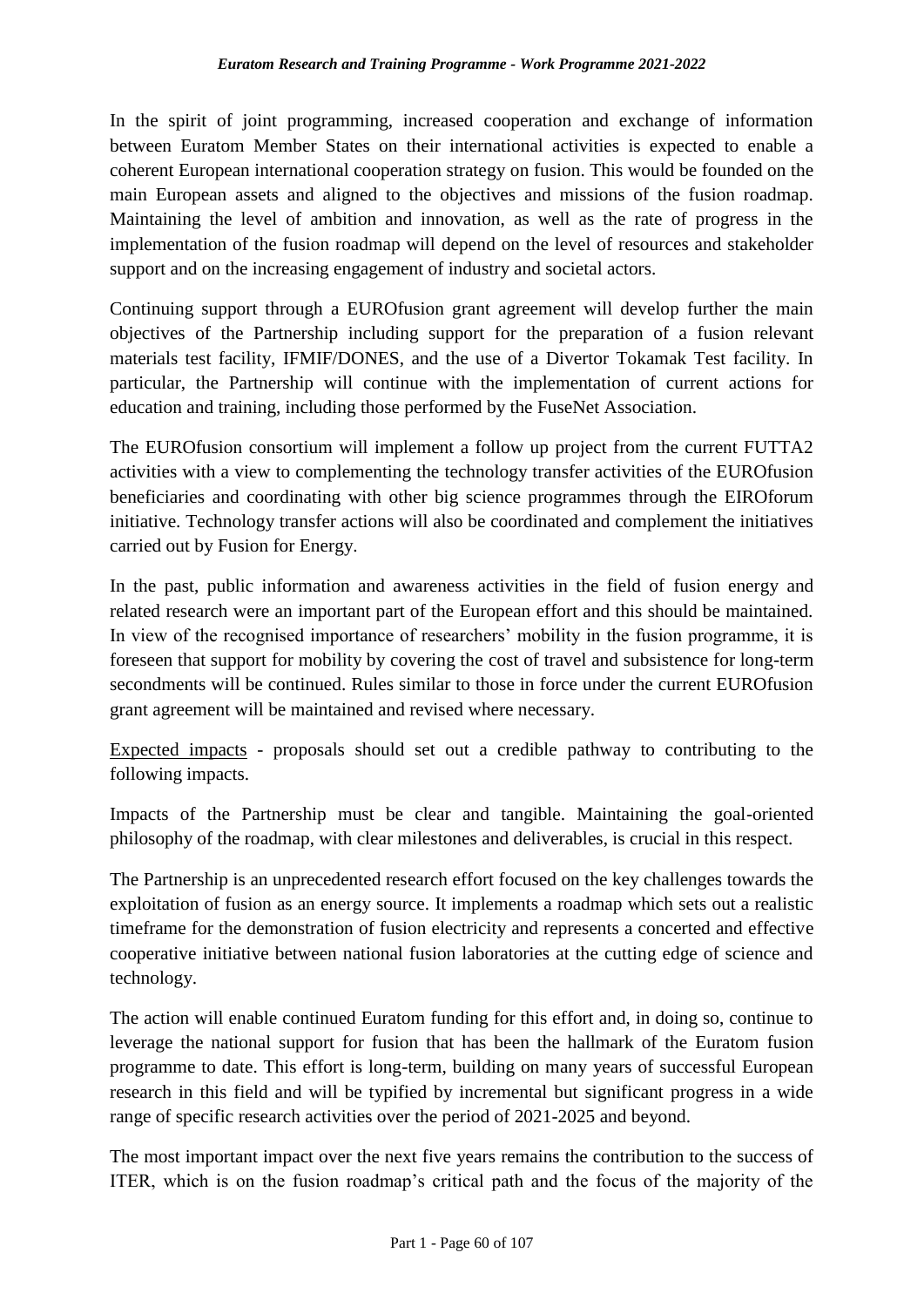In the spirit of joint programming, increased cooperation and exchange of information between Euratom Member States on their international activities is expected to enable a coherent European international cooperation strategy on fusion. This would be founded on the main European assets and aligned to the objectives and missions of the fusion roadmap. Maintaining the level of ambition and innovation, as well as the rate of progress in the implementation of the fusion roadmap will depend on the level of resources and stakeholder support and on the increasing engagement of industry and societal actors.

Continuing support through a EUROfusion grant agreement will develop further the main objectives of the Partnership including support for the preparation of a fusion relevant materials test facility, IFMIF/DONES, and the use of a Divertor Tokamak Test facility. In particular, the Partnership will continue with the implementation of current actions for education and training, including those performed by the FuseNet Association.

The EUROfusion consortium will implement a follow up project from the current FUTTA2 activities with a view to complementing the technology transfer activities of the EUROfusion beneficiaries and coordinating with other big science programmes through the EIROforum initiative. Technology transfer actions will also be coordinated and complement the initiatives carried out by Fusion for Energy.

In the past, public information and awareness activities in the field of fusion energy and related research were an important part of the European effort and this should be maintained. In view of the recognised importance of researchers' mobility in the fusion programme, it is foreseen that support for mobility by covering the cost of travel and subsistence for long-term secondments will be continued. Rules similar to those in force under the current EUROfusion grant agreement will be maintained and revised where necessary.

Expected impacts - proposals should set out a credible pathway to contributing to the following impacts.

Impacts of the Partnership must be clear and tangible. Maintaining the goal-oriented philosophy of the roadmap, with clear milestones and deliverables, is crucial in this respect.

The Partnership is an unprecedented research effort focused on the key challenges towards the exploitation of fusion as an energy source. It implements a roadmap which sets out a realistic timeframe for the demonstration of fusion electricity and represents a concerted and effective cooperative initiative between national fusion laboratories at the cutting edge of science and technology.

The action will enable continued Euratom funding for this effort and, in doing so, continue to leverage the national support for fusion that has been the hallmark of the Euratom fusion programme to date. This effort is long-term, building on many years of successful European research in this field and will be typified by incremental but significant progress in a wide range of specific research activities over the period of 2021-2025 and beyond.

The most important impact over the next five years remains the contribution to the success of ITER, which is on the fusion roadmap's critical path and the focus of the majority of the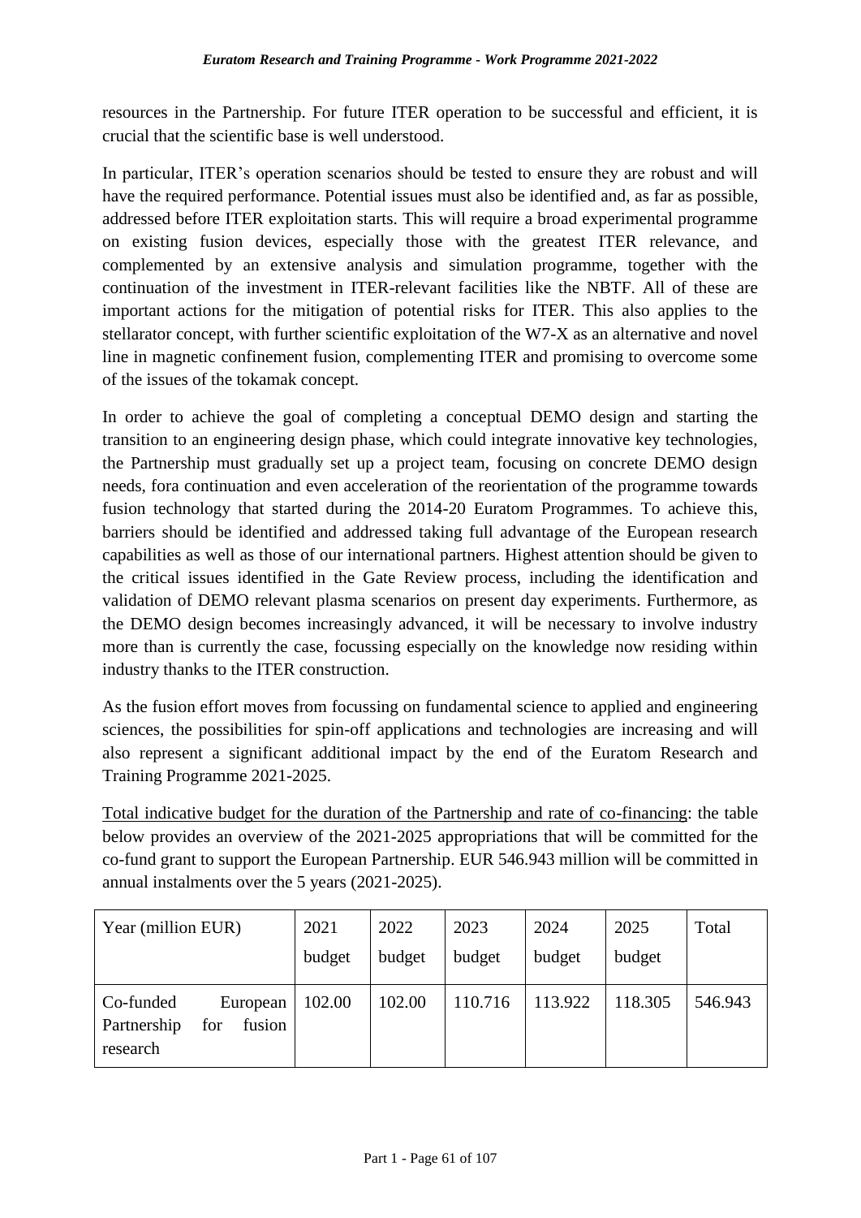resources in the Partnership. For future ITER operation to be successful and efficient, it is crucial that the scientific base is well understood.

In particular, ITER's operation scenarios should be tested to ensure they are robust and will have the required performance. Potential issues must also be identified and, as far as possible, addressed before ITER exploitation starts. This will require a broad experimental programme on existing fusion devices, especially those with the greatest ITER relevance, and complemented by an extensive analysis and simulation programme, together with the continuation of the investment in ITER-relevant facilities like the NBTF. All of these are important actions for the mitigation of potential risks for ITER. This also applies to the stellarator concept, with further scientific exploitation of the W7-X as an alternative and novel line in magnetic confinement fusion, complementing ITER and promising to overcome some of the issues of the tokamak concept.

In order to achieve the goal of completing a conceptual DEMO design and starting the transition to an engineering design phase, which could integrate innovative key technologies, the Partnership must gradually set up a project team, focusing on concrete DEMO design needs, fora continuation and even acceleration of the reorientation of the programme towards fusion technology that started during the 2014-20 Euratom Programmes. To achieve this, barriers should be identified and addressed taking full advantage of the European research capabilities as well as those of our international partners. Highest attention should be given to the critical issues identified in the Gate Review process, including the identification and validation of DEMO relevant plasma scenarios on present day experiments. Furthermore, as the DEMO design becomes increasingly advanced, it will be necessary to involve industry more than is currently the case, focussing especially on the knowledge now residing within industry thanks to the ITER construction.

As the fusion effort moves from focussing on fundamental science to applied and engineering sciences, the possibilities for spin-off applications and technologies are increasing and will also represent a significant additional impact by the end of the Euratom Research and Training Programme 2021-2025.

Total indicative budget for the duration of the Partnership and rate of co-financing: the table below provides an overview of the 2021-2025 appropriations that will be committed for the co-fund grant to support the European Partnership. EUR 546.943 million will be committed in annual instalments over the 5 years (2021-2025).

| Year (million EUR) | 2021 budget | 2022 budget | 2023 budget | 2024 budget | 2025 budget | Total |
|---|---|---|---|---|---|---|
| Co-funded European Partnership for fusion research | 102.00 | 102.00 | 110.716 | 113.922 | 118.305 | 546.943 |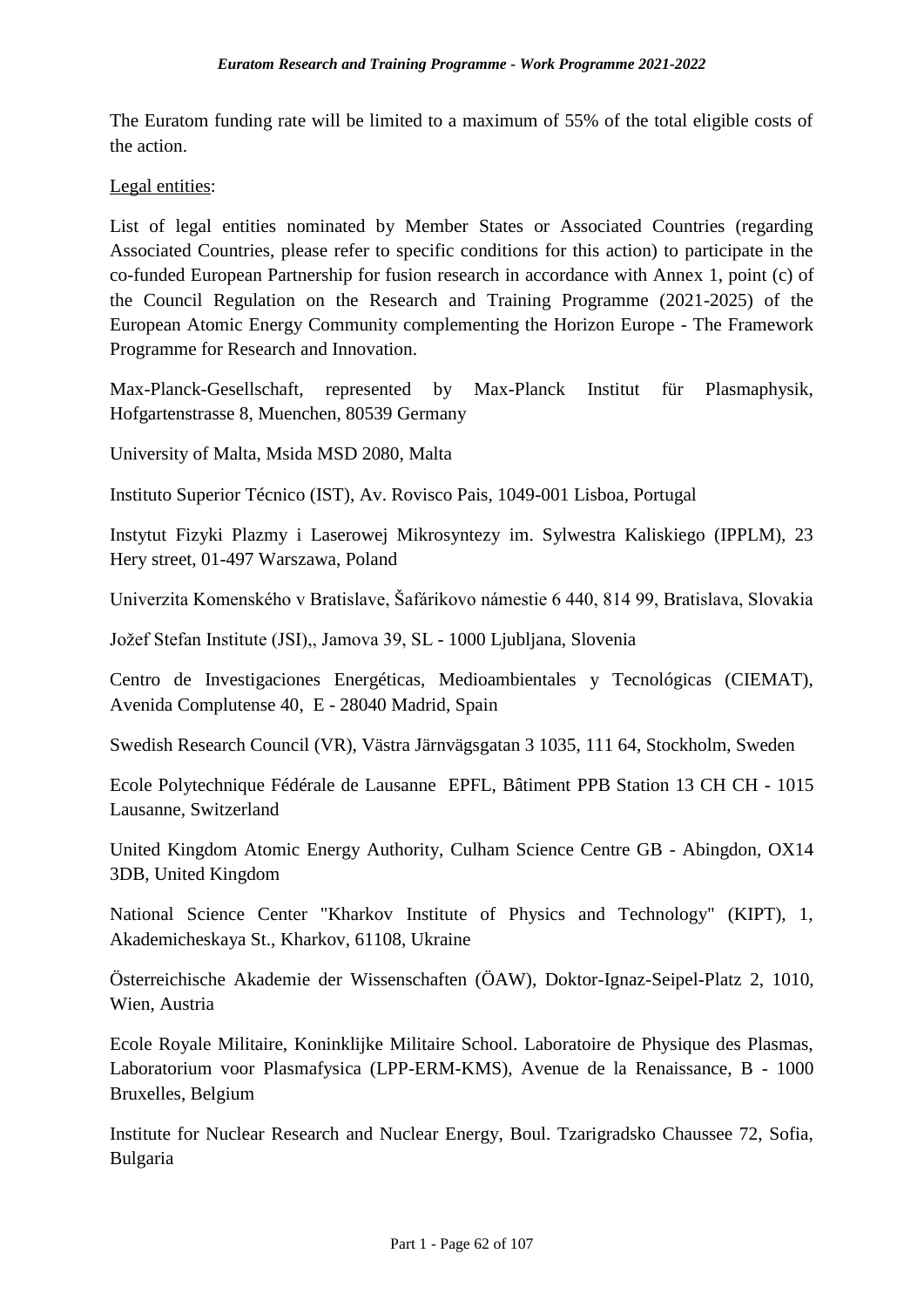The Euratom funding rate will be limited to a maximum of 55% of the total eligible costs of the action.

Legal entities:

List of legal entities nominated by Member States or Associated Countries (regarding Associated Countries, please refer to specific conditions for this action) to participate in the co-funded European Partnership for fusion research in accordance with Annex 1, point (c) of the Council Regulation on the Research and Training Programme (2021-2025) of the European Atomic Energy Community complementing the Horizon Europe - The Framework Programme for Research and Innovation.

Max-Planck-Gesellschaft, represented by Max-Planck Institut für Plasmaphysik, Hofgartenstrasse 8, Muenchen, 80539 Germany

University of Malta, Msida MSD 2080, Malta

Instituto Superior Técnico (IST), Av. Rovisco Pais, 1049-001 Lisboa, Portugal

Instytut Fizyki Plazmy i Laserowej Mikrosyntezy im. Sylwestra Kaliskiego (IPPLM), 23 Hery street, 01-497 Warszawa, Poland

Univerzita Komenského v Bratislave, Šafárikovo námestie 6 440, 814 99, Bratislava, Slovakia

Jožef Stefan Institute (JSI),, Jamova 39, SL - 1000 Ljubljana, Slovenia

Centro de Investigaciones Energéticas, Medioambientales y Tecnológicas (CIEMAT), Avenida Complutense 40, E - 28040 Madrid, Spain

Swedish Research Council (VR), Västra Järnvägsgatan 3 1035, 111 64, Stockholm, Sweden

Ecole Polytechnique Fédérale de Lausanne EPFL, Bâtiment PPB Station 13 CH CH - 1015 Lausanne, Switzerland

United Kingdom Atomic Energy Authority, Culham Science Centre GB - Abingdon, OX14 3DB, United Kingdom

National Science Center "Kharkov Institute of Physics and Technology" (KIPT), 1, Akademicheskaya St., Kharkov, 61108, Ukraine

Österreichische Akademie der Wissenschaften (ÖAW), Doktor-Ignaz-Seipel-Platz 2, 1010, Wien, Austria

Ecole Royale Militaire, Koninklijke Militaire School. Laboratoire de Physique des Plasmas, Laboratorium voor Plasmafysica (LPP-ERM-KMS), Avenue de la Renaissance, B - 1000 Bruxelles, Belgium

Institute for Nuclear Research and Nuclear Energy, Boul. Tzarigradsko Chaussee 72, Sofia, Bulgaria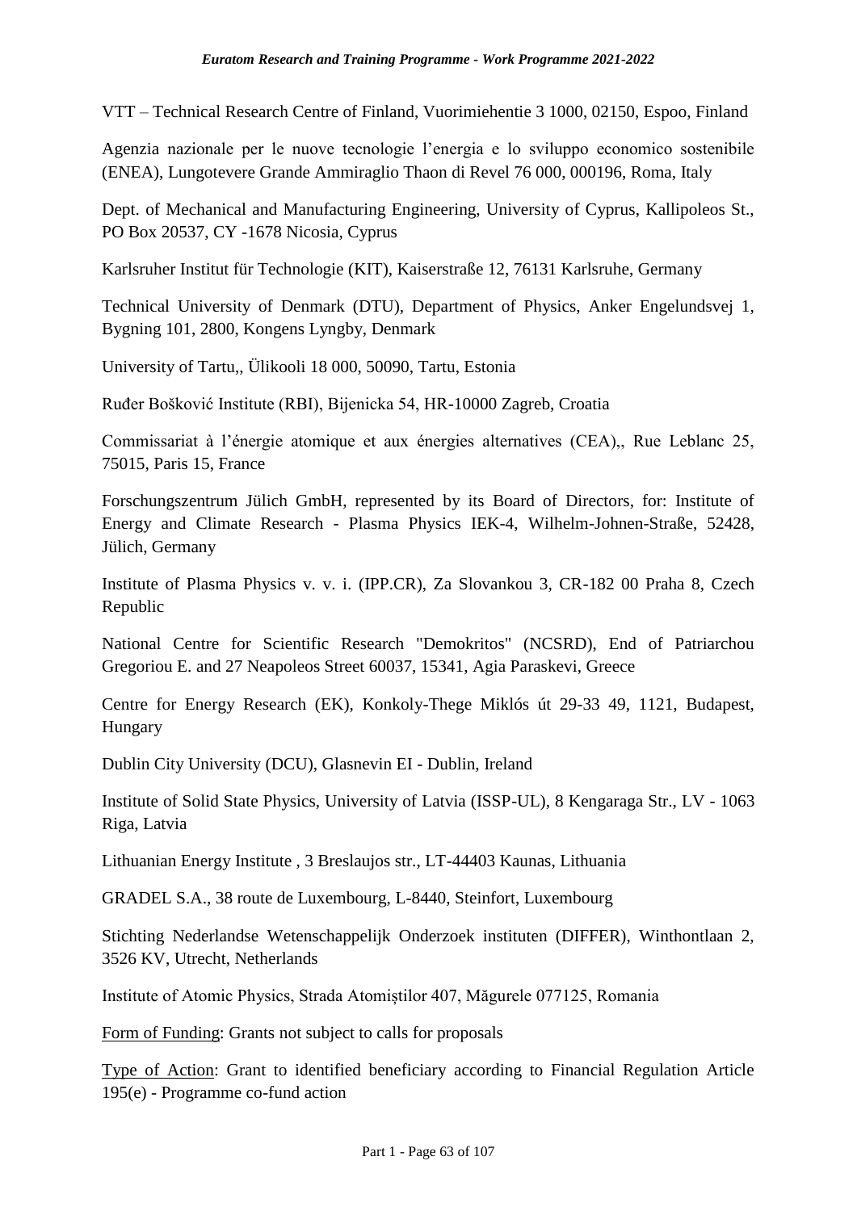VTT – Technical Research Centre of Finland, Vuorimiehentie 3 1000, 02150, Espoo, Finland

Agenzia nazionale per le nuove tecnologie l'energia e lo sviluppo economico sostenibile (ENEA), Lungotevere Grande Ammiraglio Thaon di Revel 76 000, 000196, Roma, Italy

Dept. of Mechanical and Manufacturing Engineering, University of Cyprus, Kallipoleos St., PO Box 20537, CY -1678 Nicosia, Cyprus

Karlsruher Institut für Technologie (KIT), Kaiserstraße 12, 76131 Karlsruhe, Germany

Technical University of Denmark (DTU), Department of Physics, Anker Engelundsvej 1, Bygning 101, 2800, Kongens Lyngby, Denmark

University of Tartu,, Ülikooli 18 000, 50090, Tartu, Estonia

Ruđer Bošković Institute (RBI), Bijenicka 54, HR-10000 Zagreb, Croatia

Commissariat à l'énergie atomique et aux énergies alternatives (CEA),, Rue Leblanc 25, 75015, Paris 15, France

Forschungszentrum Jülich GmbH, represented by its Board of Directors, for: Institute of Energy and Climate Research - Plasma Physics IEK-4, Wilhelm-Johnen-Straße, 52428, Jülich, Germany

Institute of Plasma Physics v. v. i. (IPP.CR), Za Slovankou 3, CR-182 00 Praha 8, Czech Republic

National Centre for Scientific Research "Demokritos" (NCSRD), End of Patriarchou Gregoriou E. and 27 Neapoleos Street 60037, 15341, Agia Paraskevi, Greece

Centre for Energy Research (EK), Konkoly-Thege Miklós út 29-33 49, 1121, Budapest, Hungary

Dublin City University (DCU), Glasnevin EI - Dublin, Ireland

Institute of Solid State Physics, University of Latvia (ISSP-UL), 8 Kengaraga Str., LV - 1063 Riga, Latvia

Lithuanian Energy Institute , 3 Breslaujos str., LT-44403 Kaunas, Lithuania

GRADEL S.A., 38 route de Luxembourg, L-8440, Steinfort, Luxembourg

Stichting Nederlandse Wetenschappelijk Onderzoek instituten (DIFFER), Winthontlaan 2, 3526 KV, Utrecht, Netherlands

Institute of Atomic Physics, Strada Atomiștilor 407, Măgurele 077125, Romania

Form of Funding: Grants not subject to calls for proposals

Type of Action: Grant to identified beneficiary according to Financial Regulation Article 195(e) - Programme co-fund action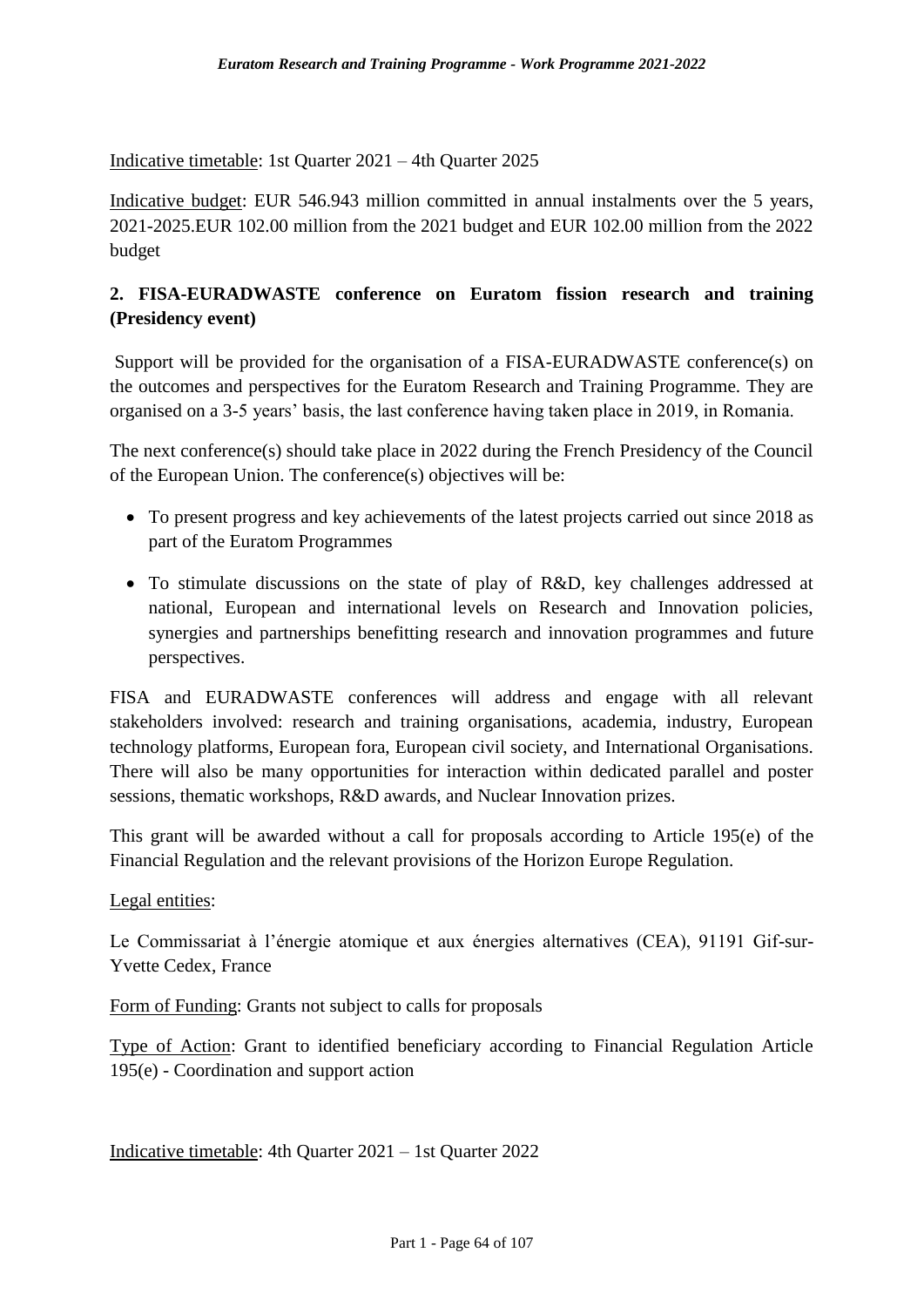Indicative timetable: 1st Quarter 2021 – 4th Quarter 2025

Indicative budget: EUR 546.943 million committed in annual instalments over the 5 years, 2021-2025.EUR 102.00 million from the 2021 budget and EUR 102.00 million from the 2022 budget

**2. FISA-EURADWASTE conference on Euratom fission research and training (Presidency event)**

Support will be provided for the organisation of a FISA-EURADWASTE conference(s) on the outcomes and perspectives for the Euratom Research and Training Programme. They are organised on a 3-5 years' basis, the last conference having taken place in 2019, in Romania.

The next conference(s) should take place in 2022 during the French Presidency of the Council of the European Union. The conference(s) objectives will be:

- To present progress and key achievements of the latest projects carried out since 2018 as part of the Euratom Programmes
- To stimulate discussions on the state of play of R&D, key challenges addressed at national, European and international levels on Research and Innovation policies, synergies and partnerships benefitting research and innovation programmes and future perspectives.

FISA and EURADWASTE conferences will address and engage with all relevant stakeholders involved: research and training organisations, academia, industry, European technology platforms, European fora, European civil society, and International Organisations. There will also be many opportunities for interaction within dedicated parallel and poster sessions, thematic workshops, R&D awards, and Nuclear Innovation prizes.

This grant will be awarded without a call for proposals according to Article 195(e) of the Financial Regulation and the relevant provisions of the Horizon Europe Regulation.

Legal entities:

Le Commissariat à l'énergie atomique et aux énergies alternatives (CEA), 91191 Gif-sur-Yvette Cedex, France

Form of Funding: Grants not subject to calls for proposals

Type of Action: Grant to identified beneficiary according to Financial Regulation Article 195(e) - Coordination and support action

Indicative timetable: 4th Quarter 2021 – 1st Quarter 2022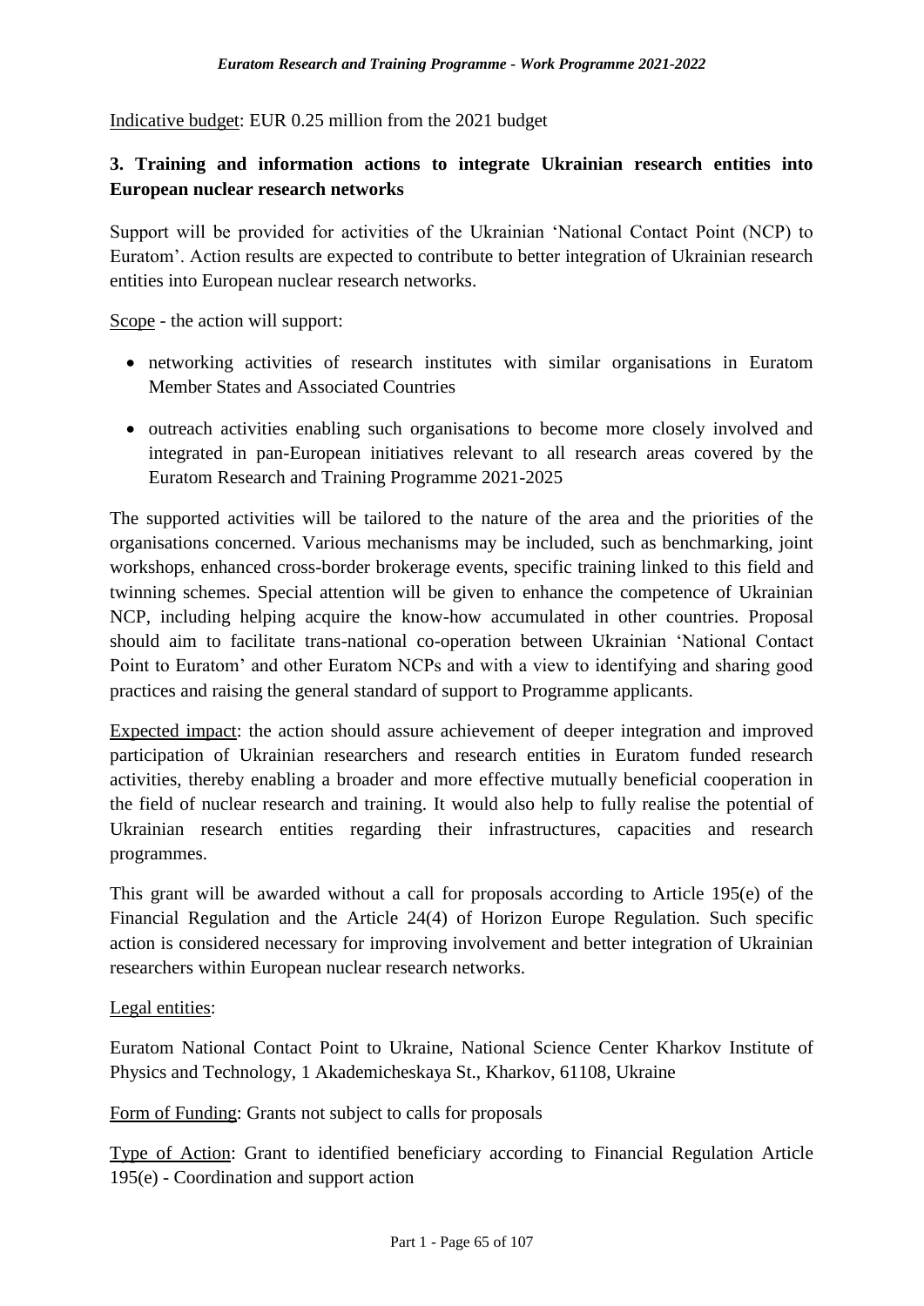Indicative budget: EUR 0.25 million from the 2021 budget

### 3. Training and information actions to integrate Ukrainian research entities into European nuclear research networks

Support will be provided for activities of the Ukrainian 'National Contact Point (NCP) to Euratom'. Action results are expected to contribute to better integration of Ukrainian research entities into European nuclear research networks.

Scope - the action will support:

- networking activities of research institutes with similar organisations in Euratom Member States and Associated Countries
- outreach activities enabling such organisations to become more closely involved and integrated in pan-European initiatives relevant to all research areas covered by the Euratom Research and Training Programme 2021-2025

The supported activities will be tailored to the nature of the area and the priorities of the organisations concerned. Various mechanisms may be included, such as benchmarking, joint workshops, enhanced cross-border brokerage events, specific training linked to this field and twinning schemes. Special attention will be given to enhance the competence of Ukrainian NCP, including helping acquire the know-how accumulated in other countries. Proposal should aim to facilitate trans-national co-operation between Ukrainian 'National Contact Point to Euratom' and other Euratom NCPs and with a view to identifying and sharing good practices and raising the general standard of support to Programme applicants.

Expected impact: the action should assure achievement of deeper integration and improved participation of Ukrainian researchers and research entities in Euratom funded research activities, thereby enabling a broader and more effective mutually beneficial cooperation in the field of nuclear research and training. It would also help to fully realise the potential of Ukrainian research entities regarding their infrastructures, capacities and research programmes.

This grant will be awarded without a call for proposals according to Article 195(e) of the Financial Regulation and the Article 24(4) of Horizon Europe Regulation. Such specific action is considered necessary for improving involvement and better integration of Ukrainian researchers within European nuclear research networks.

Legal entities:

Euratom National Contact Point to Ukraine, National Science Center Kharkov Institute of Physics and Technology, 1 Akademicheskaya St., Kharkov, 61108, Ukraine

Form of Funding: Grants not subject to calls for proposals

Type of Action: Grant to identified beneficiary according to Financial Regulation Article 195(e) - Coordination and support action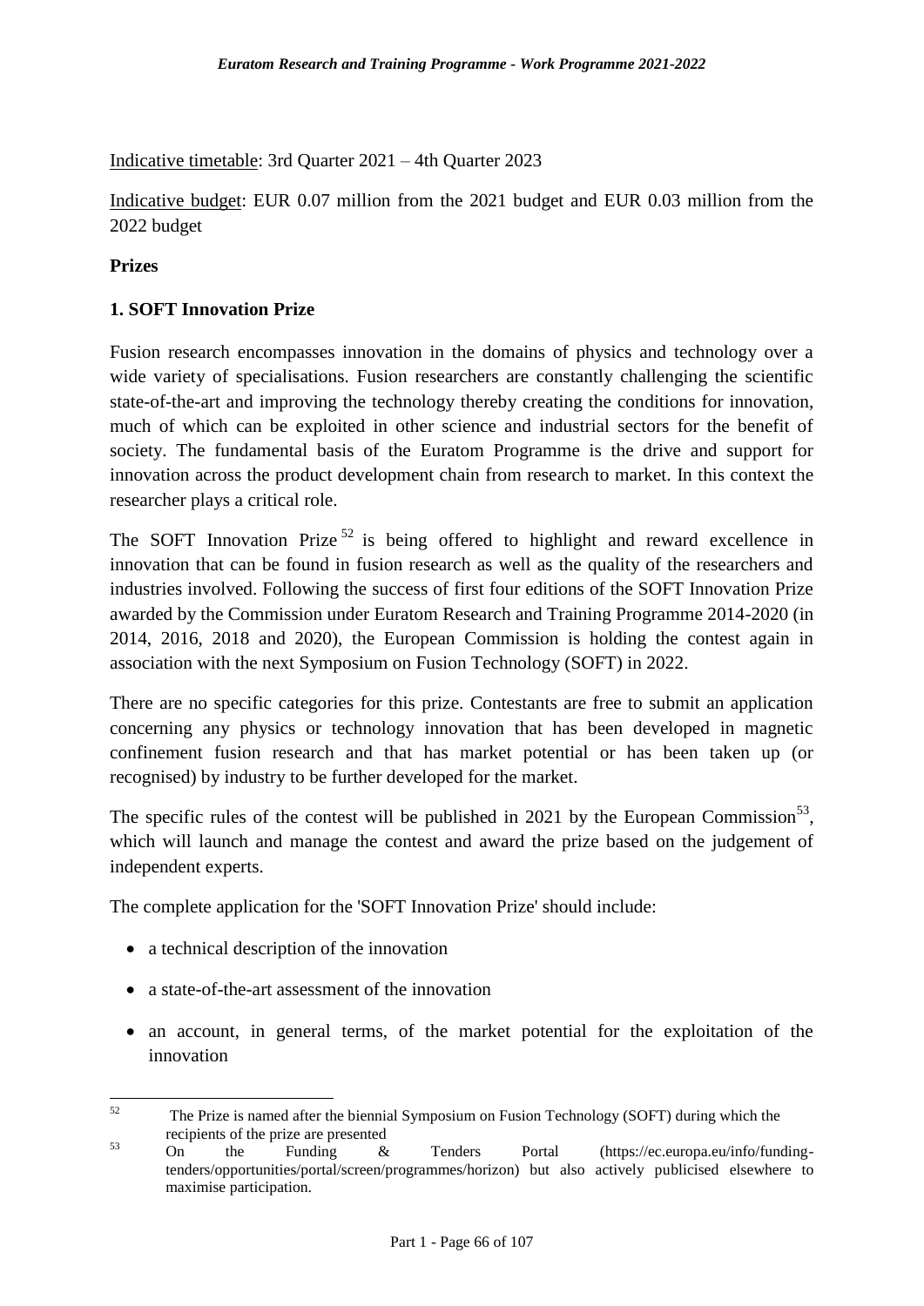Indicative timetable: 3rd Quarter 2021 – 4th Quarter 2023

Indicative budget: EUR 0.07 million from the 2021 budget and EUR 0.03 million from the 2022 budget

**Prizes**

**1. SOFT Innovation Prize**

Fusion research encompasses innovation in the domains of physics and technology over a wide variety of specialisations. Fusion researchers are constantly challenging the scientific state-of-the-art and improving the technology thereby creating the conditions for innovation, much of which can be exploited in other science and industrial sectors for the benefit of society. The fundamental basis of the Euratom Programme is the drive and support for innovation across the product development chain from research to market. In this context the researcher plays a critical role.

The SOFT Innovation Prize[52] is being offered to highlight and reward excellence in innovation that can be found in fusion research as well as the quality of the researchers and industries involved. Following the success of first four editions of the SOFT Innovation Prize awarded by the Commission under Euratom Research and Training Programme 2014-2020 (in 2014, 2016, 2018 and 2020), the European Commission is holding the contest again in association with the next Symposium on Fusion Technology (SOFT) in 2022.

There are no specific categories for this prize. Contestants are free to submit an application concerning any physics or technology innovation that has been developed in magnetic confinement fusion research and that has market potential or has been taken up (or recognised) by industry to be further developed for the market.

The specific rules of the contest will be published in 2021 by the European Commission[53], which will launch and manage the contest and award the prize based on the judgement of independent experts.

The complete application for the 'SOFT Innovation Prize' should include:

- a technical description of the innovation
- a state-of-the-art assessment of the innovation
- an account, in general terms, of the market potential for the exploitation of the innovation

---

[52] The Prize is named after the biennial Symposium on Fusion Technology (SOFT) during which the recipients of the prize are presented

[53] On the Funding & Tenders Portal (https://ec.europa.eu/info/funding-tenders/opportunities/portal/screen/programmes/horizon) but also actively publicised elsewhere to maximise participation.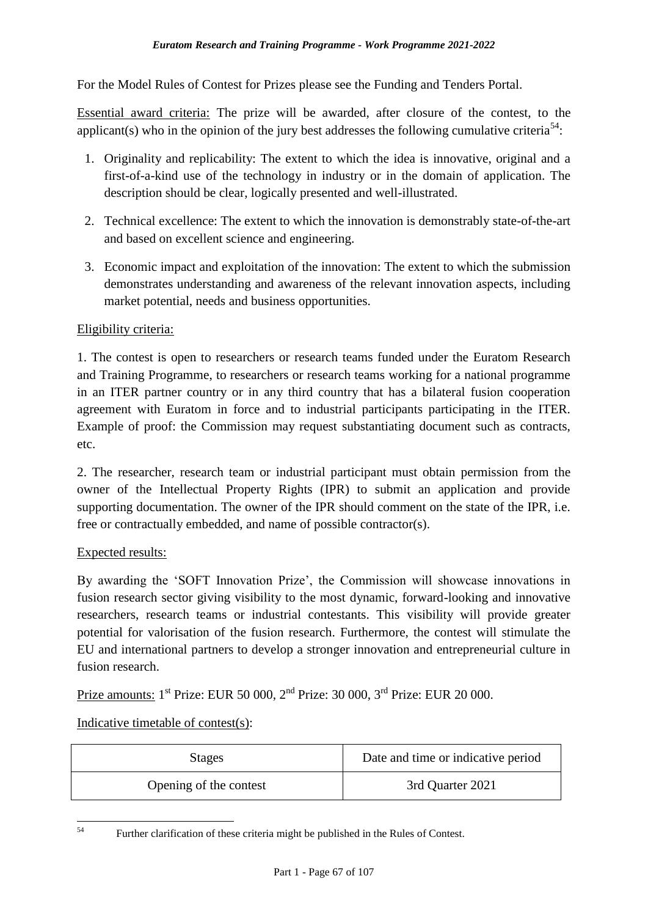For the Model Rules of Contest for Prizes please see the Funding and Tenders Portal.

Essential award criteria: The prize will be awarded, after closure of the contest, to the applicant(s) who in the opinion of the jury best addresses the following cumulative criteria[54]:

1. Originality and replicability: The extent to which the idea is innovative, original and a first-of-a-kind use of the technology in industry or in the domain of application. The description should be clear, logically presented and well-illustrated.
2. Technical excellence: The extent to which the innovation is demonstrably state-of-the-art and based on excellent science and engineering.
3. Economic impact and exploitation of the innovation: The extent to which the submission demonstrates understanding and awareness of the relevant innovation aspects, including market potential, needs and business opportunities.

Eligibility criteria:

1. The contest is open to researchers or research teams funded under the Euratom Research and Training Programme, to researchers or research teams working for a national programme in an ITER partner country or in any third country that has a bilateral fusion cooperation agreement with Euratom in force and to industrial participants participating in the ITER. Example of proof: the Commission may request substantiating document such as contracts, etc.

2. The researcher, research team or industrial participant must obtain permission from the owner of the Intellectual Property Rights (IPR) to submit an application and provide supporting documentation. The owner of the IPR should comment on the state of the IPR, i.e. free or contractually embedded, and name of possible contractor(s).

Expected results:

By awarding the 'SOFT Innovation Prize', the Commission will showcase innovations in fusion research sector giving visibility to the most dynamic, forward-looking and innovative researchers, research teams or industrial contestants. This visibility will provide greater potential for valorisation of the fusion research. Furthermore, the contest will stimulate the EU and international partners to develop a stronger innovation and entrepreneurial culture in fusion research.

Prize amounts: 1st Prize: EUR 50 000, 2nd Prize: 30 000, 3rd Prize: EUR 20 000.

Indicative timetable of contest(s):

| Stages | Date and time or indicative period |
|---|---|
| Opening of the contest | 3rd Quarter 2021 |

[54] Further clarification of these criteria might be published in the Rules of Contest.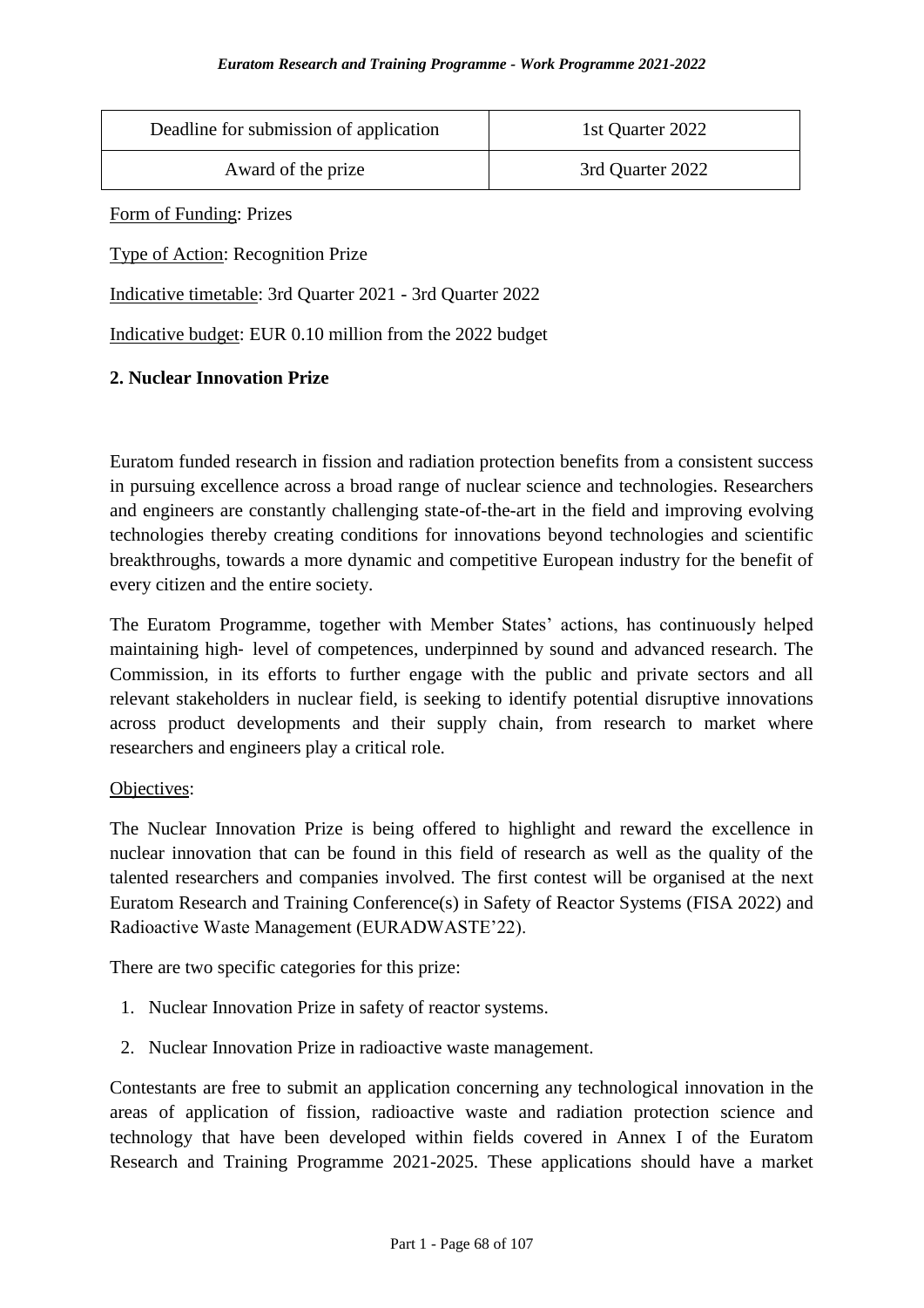| Deadline for submission of application | 1st Quarter 2022 |
| --- | --- |
| Award of the prize | 3rd Quarter 2022 |

Form of Funding: Prizes

Type of Action: Recognition Prize

Indicative timetable: 3rd Quarter 2021 - 3rd Quarter 2022

Indicative budget: EUR 0.10 million from the 2022 budget

**2. Nuclear Innovation Prize**

Euratom funded research in fission and radiation protection benefits from a consistent success in pursuing excellence across a broad range of nuclear science and technologies. Researchers and engineers are constantly challenging state-of-the-art in the field and improving evolving technologies thereby creating conditions for innovations beyond technologies and scientific breakthroughs, towards a more dynamic and competitive European industry for the benefit of every citizen and the entire society.

The Euratom Programme, together with Member States' actions, has continuously helped maintaining high- level of competences, underpinned by sound and advanced research. The Commission, in its efforts to further engage with the public and private sectors and all relevant stakeholders in nuclear field, is seeking to identify potential disruptive innovations across product developments and their supply chain, from research to market where researchers and engineers play a critical role.

Objectives:

The Nuclear Innovation Prize is being offered to highlight and reward the excellence in nuclear innovation that can be found in this field of research as well as the quality of the talented researchers and companies involved. The first contest will be organised at the next Euratom Research and Training Conference(s) in Safety of Reactor Systems (FISA 2022) and Radioactive Waste Management (EURADWASTE'22).

There are two specific categories for this prize:

1. Nuclear Innovation Prize in safety of reactor systems.
2. Nuclear Innovation Prize in radioactive waste management.

Contestants are free to submit an application concerning any technological innovation in the areas of application of fission, radioactive waste and radiation protection science and technology that have been developed within fields covered in Annex I of the Euratom Research and Training Programme 2021-2025. These applications should have a market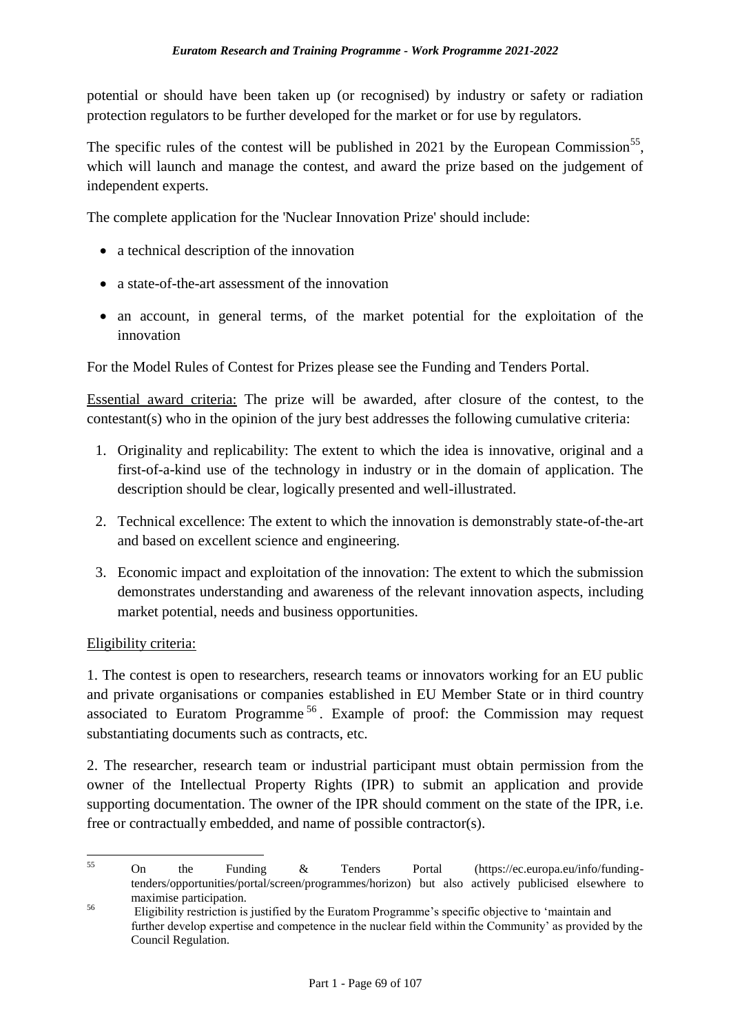potential or should have been taken up (or recognised) by industry or safety or radiation protection regulators to be further developed for the market or for use by regulators.

The specific rules of the contest will be published in 2021 by the European Commission[55], which will launch and manage the contest, and award the prize based on the judgement of independent experts.

The complete application for the 'Nuclear Innovation Prize' should include:

- a technical description of the innovation
- a state-of-the-art assessment of the innovation
- an account, in general terms, of the market potential for the exploitation of the innovation

For the Model Rules of Contest for Prizes please see the Funding and Tenders Portal.

Essential award criteria: The prize will be awarded, after closure of the contest, to the contestant(s) who in the opinion of the jury best addresses the following cumulative criteria:

1. Originality and replicability: The extent to which the idea is innovative, original and a first-of-a-kind use of the technology in industry or in the domain of application. The description should be clear, logically presented and well-illustrated.
2. Technical excellence: The extent to which the innovation is demonstrably state-of-the-art and based on excellent science and engineering.
3. Economic impact and exploitation of the innovation: The extent to which the submission demonstrates understanding and awareness of the relevant innovation aspects, including market potential, needs and business opportunities.

Eligibility criteria:

1. The contest is open to researchers, research teams or innovators working for an EU public and private organisations or companies established in EU Member State or in third country associated to Euratom Programme[56]. Example of proof: the Commission may request substantiating documents such as contracts, etc.

2. The researcher, research team or industrial participant must obtain permission from the owner of the Intellectual Property Rights (IPR) to submit an application and provide supporting documentation. The owner of the IPR should comment on the state of the IPR, i.e. free or contractually embedded, and name of possible contractor(s).

---

[55] On the Funding & Tenders Portal (https://ec.europa.eu/info/funding-tenders/opportunities/portal/screen/programmes/horizon) but also actively publicised elsewhere to maximise participation.

[56] Eligibility restriction is justified by the Euratom Programme's specific objective to 'maintain and further develop expertise and competence in the nuclear field within the Community' as provided by the Council Regulation.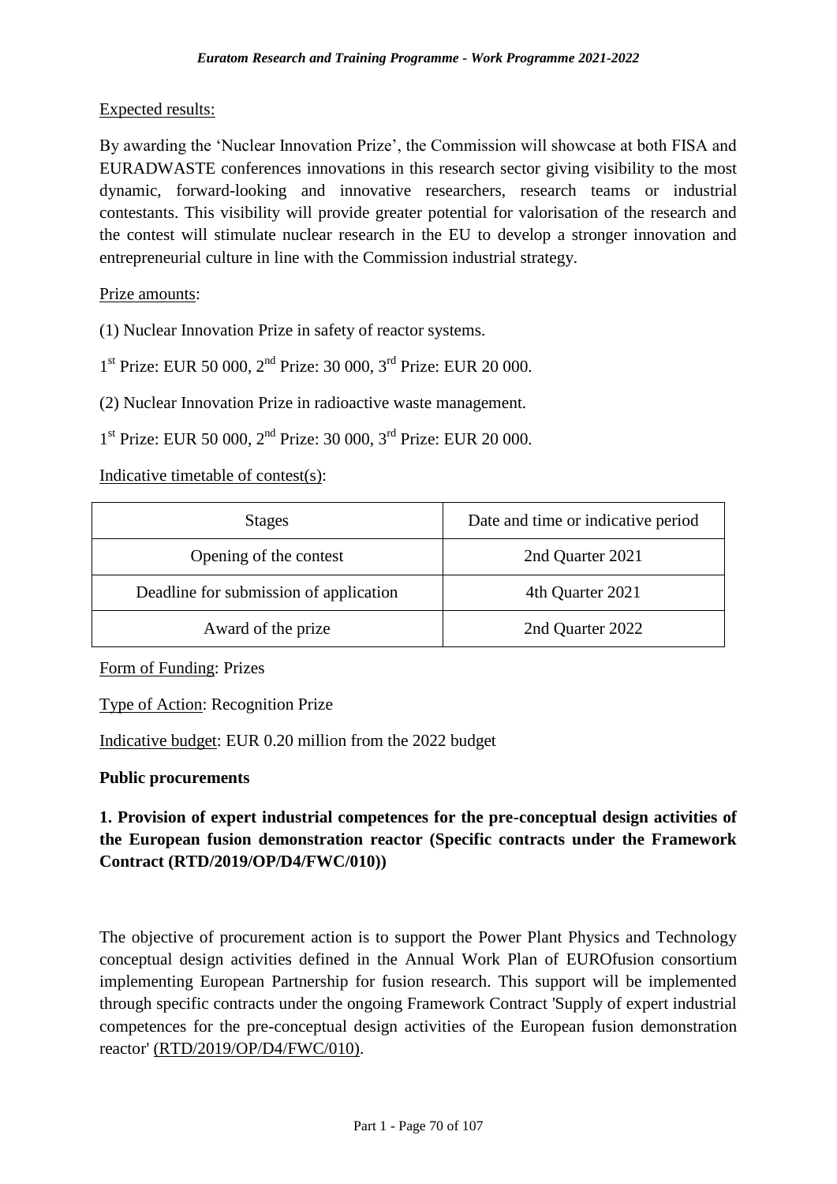Expected results:

By awarding the 'Nuclear Innovation Prize', the Commission will showcase at both FISA and EURADWASTE conferences innovations in this research sector giving visibility to the most dynamic, forward-looking and innovative researchers, research teams or industrial contestants. This visibility will provide greater potential for valorisation of the research and the contest will stimulate nuclear research in the EU to develop a stronger innovation and entrepreneurial culture in line with the Commission industrial strategy.

Prize amounts:

(1) Nuclear Innovation Prize in safety of reactor systems.

1st Prize: EUR 50 000, 2nd Prize: 30 000, 3rd Prize: EUR 20 000.

(2) Nuclear Innovation Prize in radioactive waste management.

1st Prize: EUR 50 000, 2nd Prize: 30 000, 3rd Prize: EUR 20 000.

Indicative timetable of contest(s):

| Stages | Date and time or indicative period |
|---|---|
| Opening of the contest | 2nd Quarter 2021 |
| Deadline for submission of application | 4th Quarter 2021 |
| Award of the prize | 2nd Quarter 2022 |

Form of Funding: Prizes

Type of Action: Recognition Prize

Indicative budget: EUR 0.20 million from the 2022 budget

**Public procurements**

**1. Provision of expert industrial competences for the pre-conceptual design activities of the European fusion demonstration reactor (Specific contracts under the Framework Contract (RTD/2019/OP/D4/FWC/010))**

The objective of procurement action is to support the Power Plant Physics and Technology conceptual design activities defined in the Annual Work Plan of EUROfusion consortium implementing European Partnership for fusion research. This support will be implemented through specific contracts under the ongoing Framework Contract 'Supply of expert industrial competences for the pre-conceptual design activities of the European fusion demonstration reactor' (RTD/2019/OP/D4/FWC/010).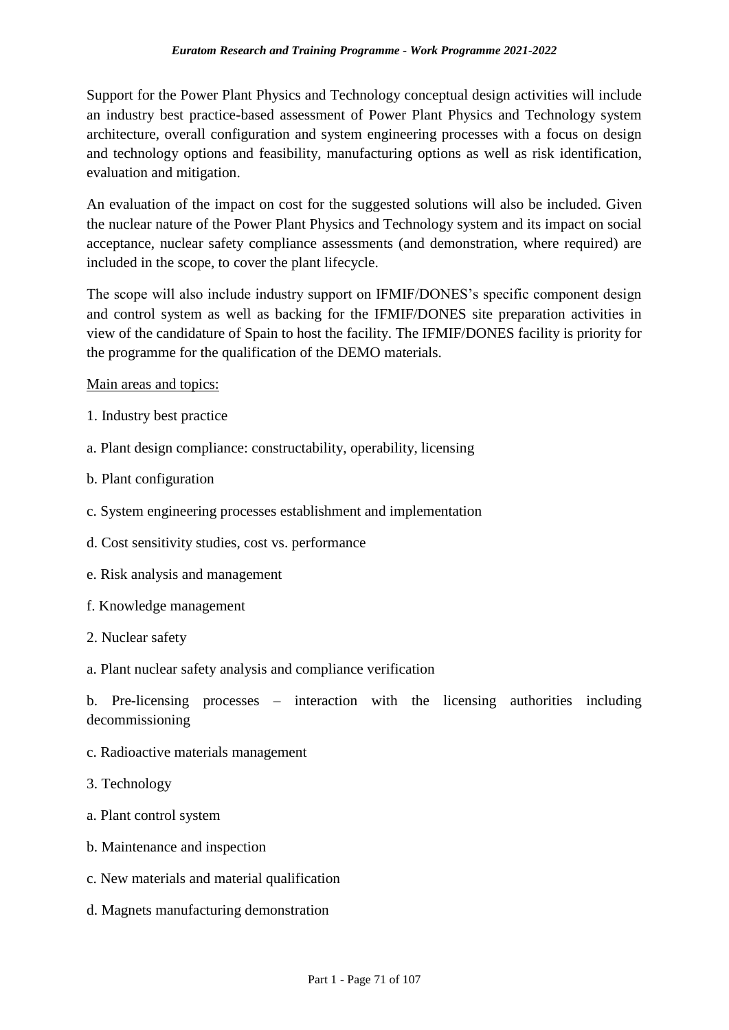Support for the Power Plant Physics and Technology conceptual design activities will include an industry best practice-based assessment of Power Plant Physics and Technology system architecture, overall configuration and system engineering processes with a focus on design and technology options and feasibility, manufacturing options as well as risk identification, evaluation and mitigation.

An evaluation of the impact on cost for the suggested solutions will also be included. Given the nuclear nature of the Power Plant Physics and Technology system and its impact on social acceptance, nuclear safety compliance assessments (and demonstration, where required) are included in the scope, to cover the plant lifecycle.

The scope will also include industry support on IFMIF/DONES's specific component design and control system as well as backing for the IFMIF/DONES site preparation activities in view of the candidature of Spain to host the facility. The IFMIF/DONES facility is priority for the programme for the qualification of the DEMO materials.

<u>Main areas and topics:</u>

1. Industry best practice

a. Plant design compliance: constructability, operability, licensing

b. Plant configuration

c. System engineering processes establishment and implementation

d. Cost sensitivity studies, cost vs. performance

e. Risk analysis and management

f. Knowledge management

2. Nuclear safety

a. Plant nuclear safety analysis and compliance verification

b. Pre-licensing processes – interaction with the licensing authorities including decommissioning

c. Radioactive materials management

3. Technology

a. Plant control system

b. Maintenance and inspection

c. New materials and material qualification

d. Magnets manufacturing demonstration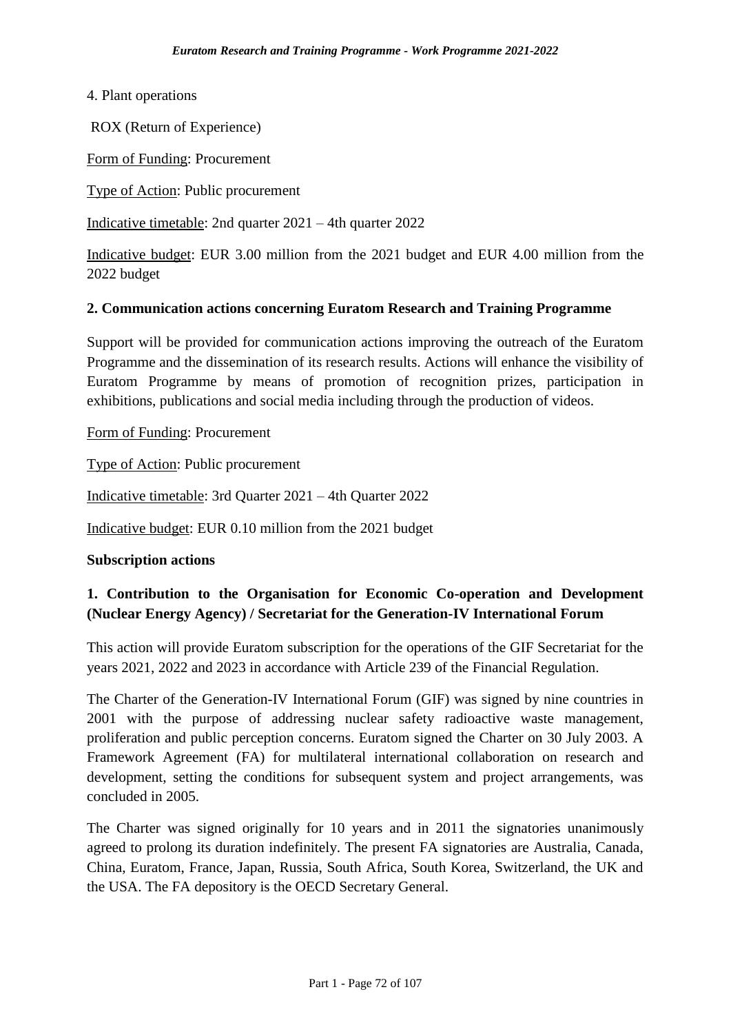4. Plant operations

ROX (Return of Experience)

Form of Funding: Procurement

Type of Action: Public procurement

Indicative timetable: 2nd quarter 2021 – 4th quarter 2022

Indicative budget: EUR 3.00 million from the 2021 budget and EUR 4.00 million from the 2022 budget

**2. Communication actions concerning Euratom Research and Training Programme**

Support will be provided for communication actions improving the outreach of the Euratom Programme and the dissemination of its research results. Actions will enhance the visibility of Euratom Programme by means of promotion of recognition prizes, participation in exhibitions, publications and social media including through the production of videos.

Form of Funding: Procurement

Type of Action: Public procurement

Indicative timetable: 3rd Quarter 2021 – 4th Quarter 2022

Indicative budget: EUR 0.10 million from the 2021 budget

**Subscription actions**

**1. Contribution to the Organisation for Economic Co-operation and Development (Nuclear Energy Agency) / Secretariat for the Generation-IV International Forum**

This action will provide Euratom subscription for the operations of the GIF Secretariat for the years 2021, 2022 and 2023 in accordance with Article 239 of the Financial Regulation.

The Charter of the Generation-IV International Forum (GIF) was signed by nine countries in 2001 with the purpose of addressing nuclear safety radioactive waste management, proliferation and public perception concerns. Euratom signed the Charter on 30 July 2003. A Framework Agreement (FA) for multilateral international collaboration on research and development, setting the conditions for subsequent system and project arrangements, was concluded in 2005.

The Charter was signed originally for 10 years and in 2011 the signatories unanimously agreed to prolong its duration indefinitely. The present FA signatories are Australia, Canada, China, Euratom, France, Japan, Russia, South Africa, South Korea, Switzerland, the UK and the USA. The FA depository is the OECD Secretary General.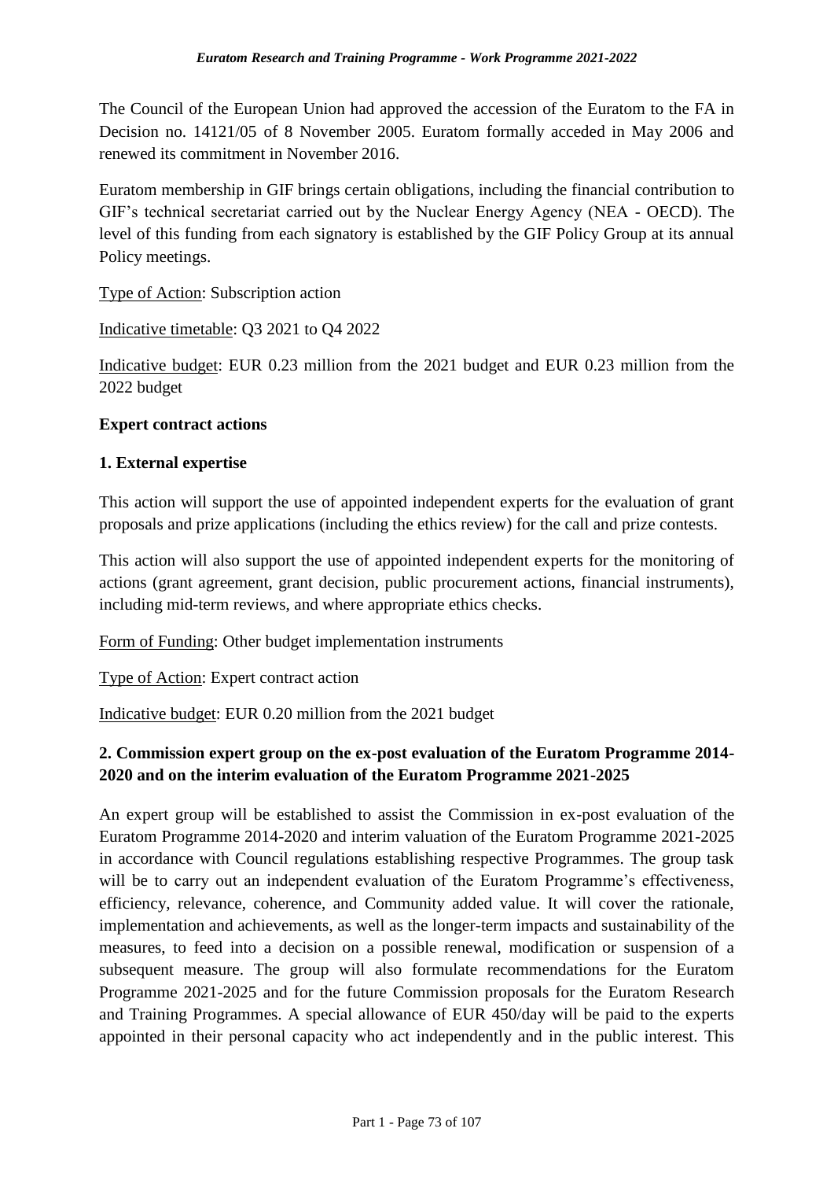The Council of the European Union had approved the accession of the Euratom to the FA in Decision no. 14121/05 of 8 November 2005. Euratom formally acceded in May 2006 and renewed its commitment in November 2016.

Euratom membership in GIF brings certain obligations, including the financial contribution to GIF's technical secretariat carried out by the Nuclear Energy Agency (NEA - OECD). The level of this funding from each signatory is established by the GIF Policy Group at its annual Policy meetings.

Type of Action: Subscription action

Indicative timetable: Q3 2021 to Q4 2022

Indicative budget: EUR 0.23 million from the 2021 budget and EUR 0.23 million from the 2022 budget

**Expert contract actions**

**1. External expertise**

This action will support the use of appointed independent experts for the evaluation of grant proposals and prize applications (including the ethics review) for the call and prize contests.

This action will also support the use of appointed independent experts for the monitoring of actions (grant agreement, grant decision, public procurement actions, financial instruments), including mid-term reviews, and where appropriate ethics checks.

Form of Funding: Other budget implementation instruments

Type of Action: Expert contract action

Indicative budget: EUR 0.20 million from the 2021 budget

**2. Commission expert group on the ex-post evaluation of the Euratom Programme 2014-2020 and on the interim evaluation of the Euratom Programme 2021-2025**

An expert group will be established to assist the Commission in ex-post evaluation of the Euratom Programme 2014-2020 and interim valuation of the Euratom Programme 2021-2025 in accordance with Council regulations establishing respective Programmes. The group task will be to carry out an independent evaluation of the Euratom Programme's effectiveness, efficiency, relevance, coherence, and Community added value. It will cover the rationale, implementation and achievements, as well as the longer-term impacts and sustainability of the measures, to feed into a decision on a possible renewal, modification or suspension of a subsequent measure. The group will also formulate recommendations for the Euratom Programme 2021-2025 and for the future Commission proposals for the Euratom Research and Training Programmes. A special allowance of EUR 450/day will be paid to the experts appointed in their personal capacity who act independently and in the public interest. This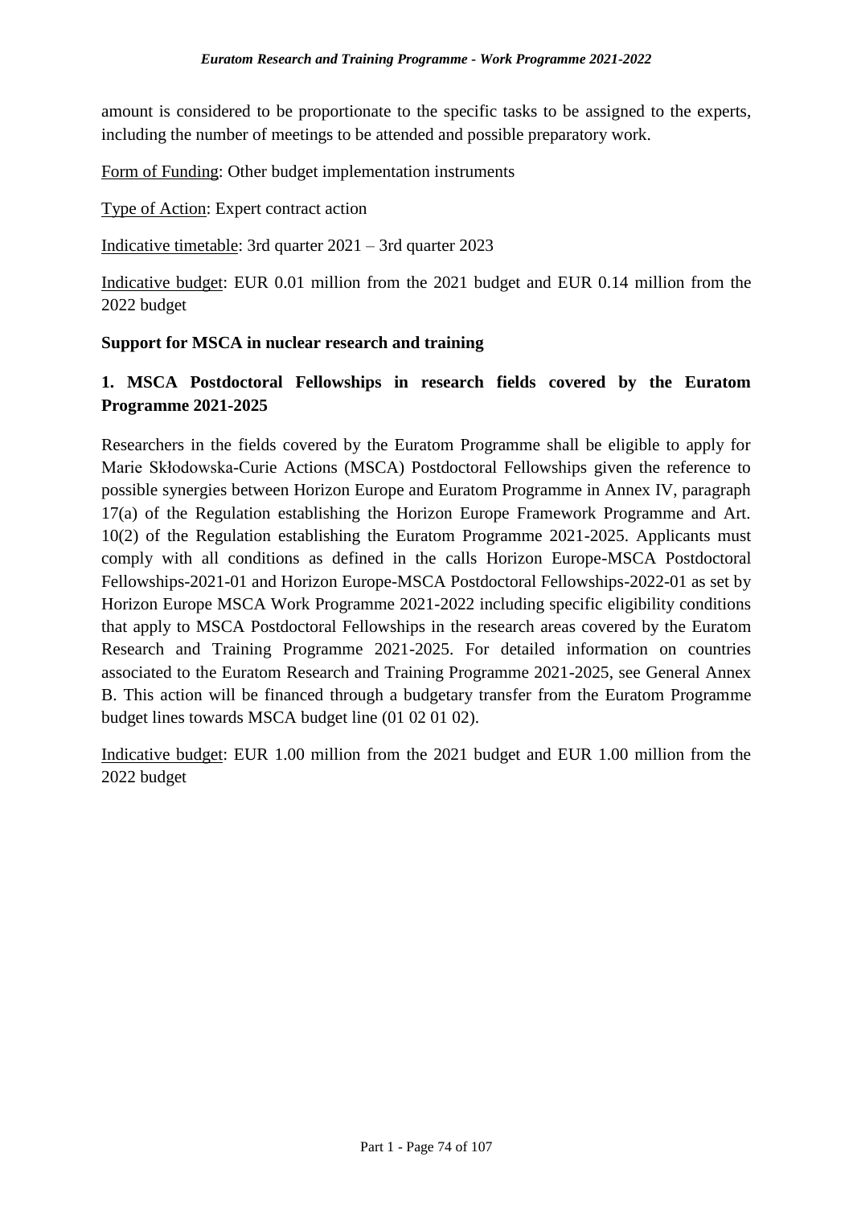amount is considered to be proportionate to the specific tasks to be assigned to the experts, including the number of meetings to be attended and possible preparatory work.

Form of Funding: Other budget implementation instruments

Type of Action: Expert contract action

Indicative timetable: 3rd quarter 2021 – 3rd quarter 2023

Indicative budget: EUR 0.01 million from the 2021 budget and EUR 0.14 million from the 2022 budget

**Support for MSCA in nuclear research and training**

**1. MSCA Postdoctoral Fellowships in research fields covered by the Euratom Programme 2021-2025**

Researchers in the fields covered by the Euratom Programme shall be eligible to apply for Marie Skłodowska-Curie Actions (MSCA) Postdoctoral Fellowships given the reference to possible synergies between Horizon Europe and Euratom Programme in Annex IV, paragraph 17(a) of the Regulation establishing the Horizon Europe Framework Programme and Art. 10(2) of the Regulation establishing the Euratom Programme 2021-2025. Applicants must comply with all conditions as defined in the calls Horizon Europe-MSCA Postdoctoral Fellowships-2021-01 and Horizon Europe-MSCA Postdoctoral Fellowships-2022-01 as set by Horizon Europe MSCA Work Programme 2021-2022 including specific eligibility conditions that apply to MSCA Postdoctoral Fellowships in the research areas covered by the Euratom Research and Training Programme 2021-2025. For detailed information on countries associated to the Euratom Research and Training Programme 2021-2025, see General Annex B. This action will be financed through a budgetary transfer from the Euratom Programme budget lines towards MSCA budget line (01 02 01 02).

Indicative budget: EUR 1.00 million from the 2021 budget and EUR 1.00 million from the 2022 budget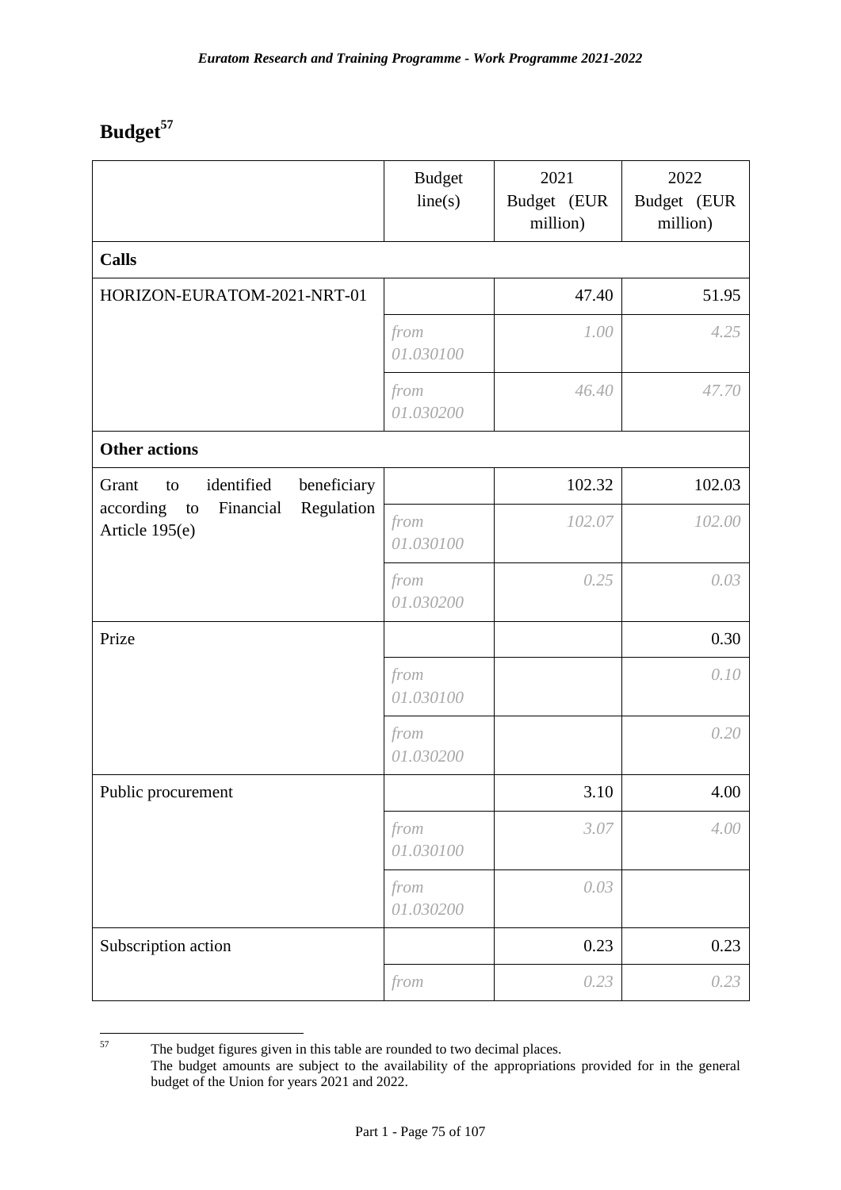# Budget[57]

| | Budget line(s) | 2021 Budget (EUR million) | 2022 Budget (EUR million) |
|---|---|---|---|
| **Calls** | | | |
| HORIZON-EURATOM-2021-NRT-01 | | 47.40 | 51.95 |
| | *from 01.030100* | *1.00* | *4.25* |
| | *from 01.030200* | *46.40* | *47.70* |
| **Other actions** | | | |
| Grant to identified beneficiary according to Financial Regulation Article 195(e) | | 102.32 | 102.03 |
| | *from 01.030100* | *102.07* | *102.00* |
| | *from 01.030200* | *0.25* | *0.03* |
| Prize | | | 0.30 |
| | *from 01.030100* | | *0.10* |
| | *from 01.030200* | | *0.20* |
| Public procurement | | 3.10 | 4.00 |
| | *from 01.030100* | *3.07* | *4.00* |
| | *from 01.030200* | *0.03* | |
| Subscription action | | 0.23 | 0.23 |
| | *from* | *0.23* | *0.23* |

[57] The budget figures given in this table are rounded to two decimal places.
The budget amounts are subject to the availability of the appropriations provided for in the general budget of the Union for years 2021 and 2022.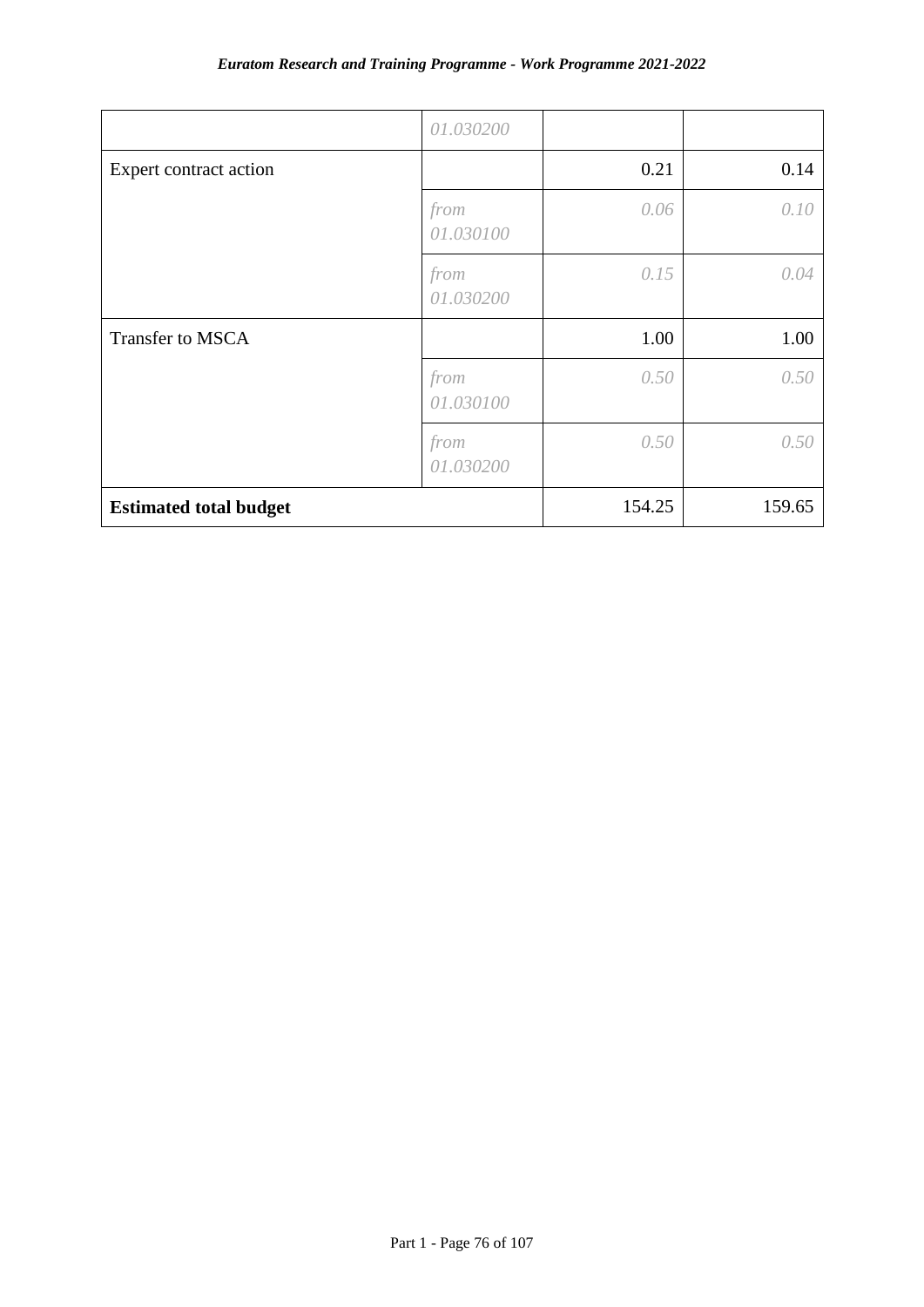| | | | |
|---|---|---|---|
| | *01.030200* | | |
| Expert contract action | | 0.21 | 0.14 |
| | *from 01.030100* | *0.06* | *0.10* |
| | *from 01.030200* | *0.15* | *0.04* |
| Transfer to MSCA | | 1.00 | 1.00 |
| | *from 01.030100* | *0.50* | *0.50* |
| | *from 01.030200* | *0.50* | *0.50* |
| **Estimated total budget** | | 154.25 | 159.65 |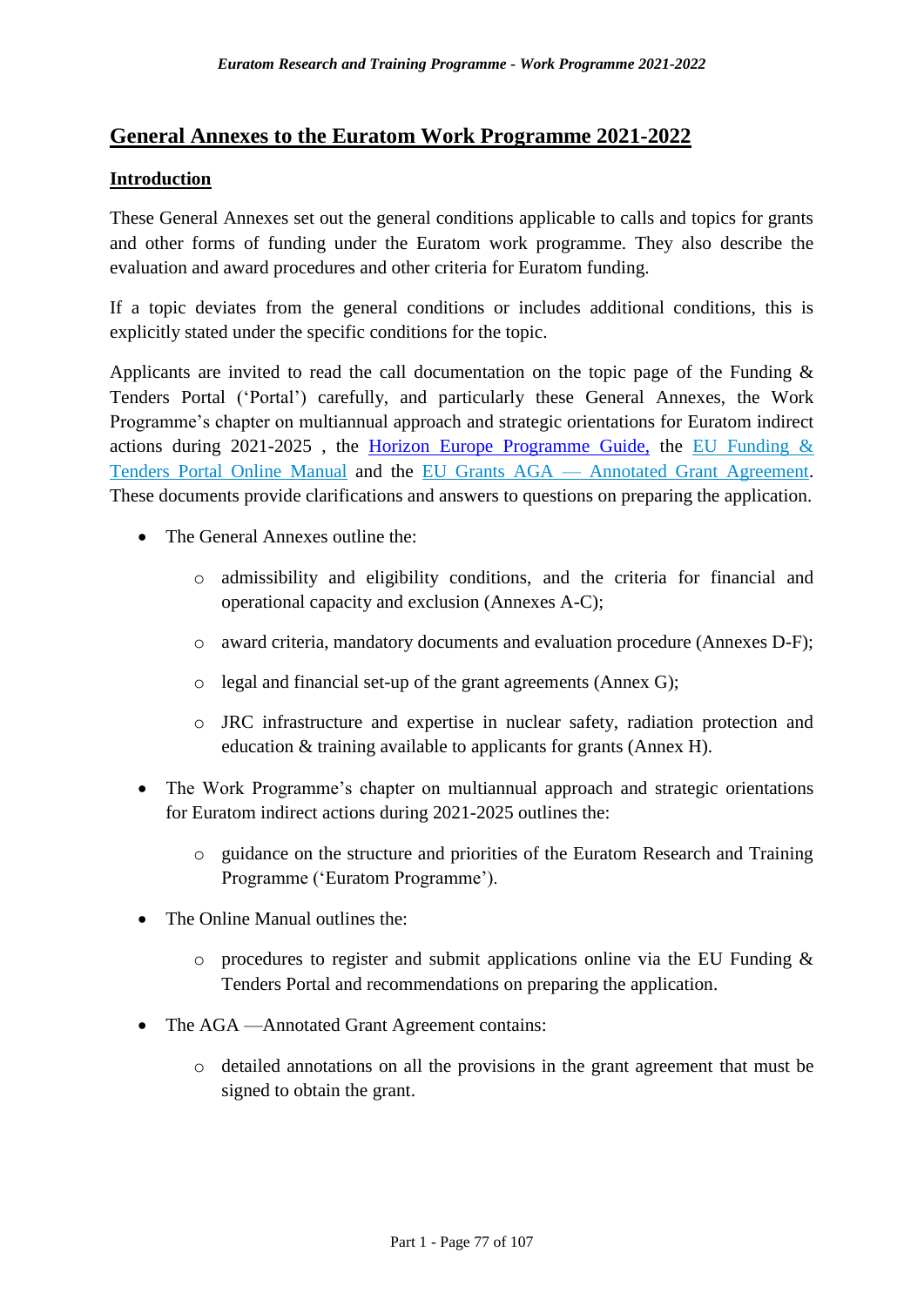## General Annexes to the Euratom Work Programme 2021-2022

### Introduction

These General Annexes set out the general conditions applicable to calls and topics for grants and other forms of funding under the Euratom work programme. They also describe the evaluation and award procedures and other criteria for Euratom funding.

If a topic deviates from the general conditions or includes additional conditions, this is explicitly stated under the specific conditions for the topic.

Applicants are invited to read the call documentation on the topic page of the Funding & Tenders Portal ('Portal') carefully, and particularly these General Annexes, the Work Programme's chapter on multiannual approach and strategic orientations for Euratom indirect actions during 2021-2025 , the Horizon Europe Programme Guide, the EU Funding & Tenders Portal Online Manual and the EU Grants AGA — Annotated Grant Agreement. These documents provide clarifications and answers to questions on preparing the application.

- The General Annexes outline the:
  - admissibility and eligibility conditions, and the criteria for financial and operational capacity and exclusion (Annexes A-C);
  - award criteria, mandatory documents and evaluation procedure (Annexes D-F);
  - legal and financial set-up of the grant agreements (Annex G);
  - JRC infrastructure and expertise in nuclear safety, radiation protection and education & training available to applicants for grants (Annex H).
- The Work Programme's chapter on multiannual approach and strategic orientations for Euratom indirect actions during 2021-2025 outlines the:
  - guidance on the structure and priorities of the Euratom Research and Training Programme ('Euratom Programme').
- The Online Manual outlines the:
  - procedures to register and submit applications online via the EU Funding & Tenders Portal and recommendations on preparing the application.
- The AGA —Annotated Grant Agreement contains:
  - detailed annotations on all the provisions in the grant agreement that must be signed to obtain the grant.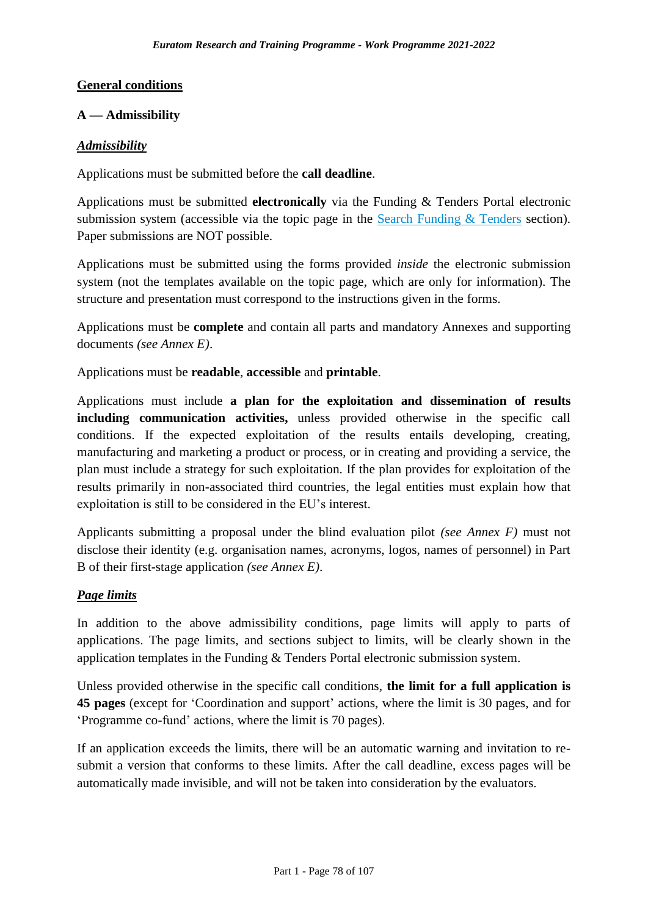## General conditions

### A — Admissibility

***Admissibility***

Applications must be submitted before the **call deadline**.

Applications must be submitted **electronically** via the Funding & Tenders Portal electronic submission system (accessible via the topic page in the Search Funding & Tenders section). Paper submissions are NOT possible.

Applications must be submitted using the forms provided *inside* the electronic submission system (not the templates available on the topic page, which are only for information). The structure and presentation must correspond to the instructions given in the forms.

Applications must be **complete** and contain all parts and mandatory Annexes and supporting documents *(see Annex E)*.

Applications must be **readable**, **accessible** and **printable**.

Applications must include **a plan for the exploitation and dissemination of results including communication activities,** unless provided otherwise in the specific call conditions. If the expected exploitation of the results entails developing, creating, manufacturing and marketing a product or process, or in creating and providing a service, the plan must include a strategy for such exploitation. If the plan provides for exploitation of the results primarily in non-associated third countries, the legal entities must explain how that exploitation is still to be considered in the EU's interest.

Applicants submitting a proposal under the blind evaluation pilot *(see Annex F)* must not disclose their identity (e.g. organisation names, acronyms, logos, names of personnel) in Part B of their first-stage application *(see Annex E)*.

***Page limits***

In addition to the above admissibility conditions, page limits will apply to parts of applications. The page limits, and sections subject to limits, will be clearly shown in the application templates in the Funding & Tenders Portal electronic submission system.

Unless provided otherwise in the specific call conditions, **the limit for a full application is 45 pages** (except for 'Coordination and support' actions, where the limit is 30 pages, and for 'Programme co-fund' actions, where the limit is 70 pages).

If an application exceeds the limits, there will be an automatic warning and invitation to re-submit a version that conforms to these limits. After the call deadline, excess pages will be automatically made invisible, and will not be taken into consideration by the evaluators.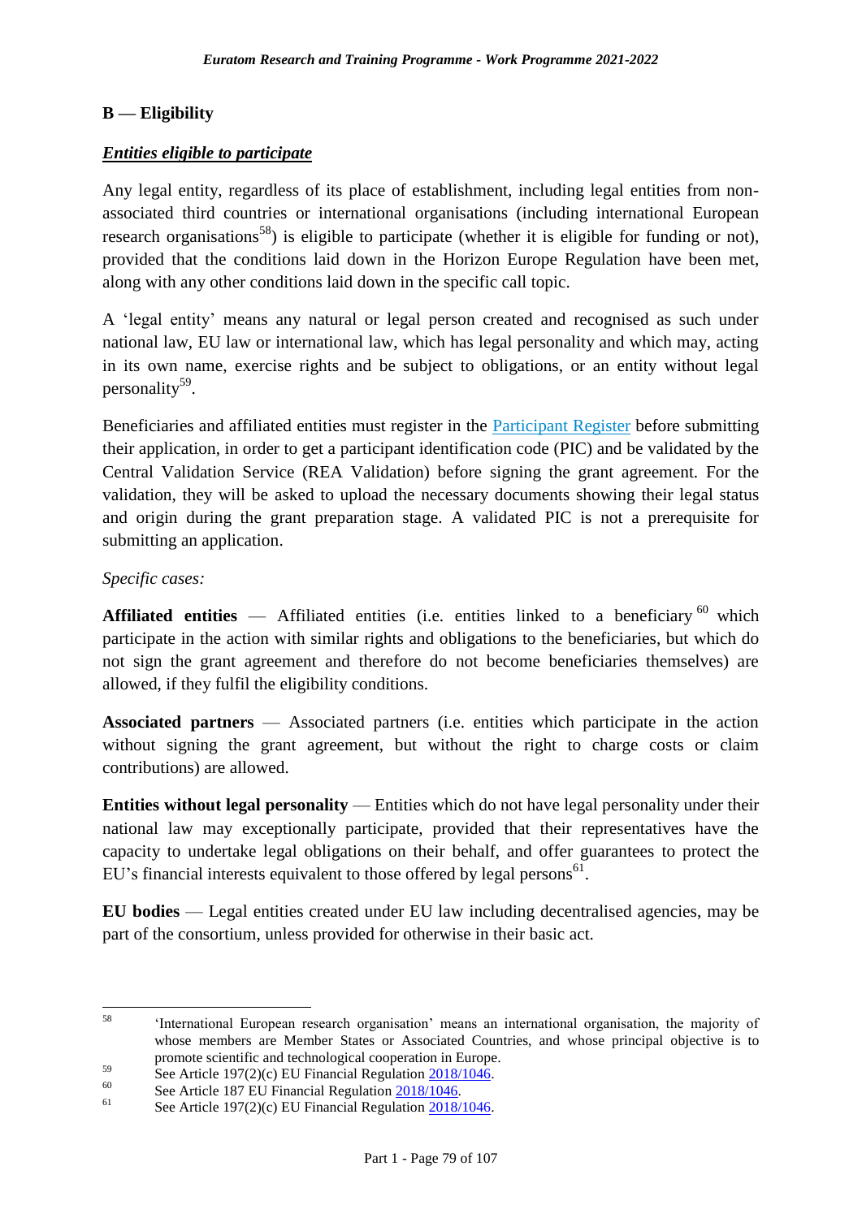## B — Eligibility

***Entities eligible to participate***

Any legal entity, regardless of its place of establishment, including legal entities from non-associated third countries or international organisations (including international European research organisations[58]) is eligible to participate (whether it is eligible for funding or not), provided that the conditions laid down in the Horizon Europe Regulation have been met, along with any other conditions laid down in the specific call topic.

A 'legal entity' means any natural or legal person created and recognised as such under national law, EU law or international law, which has legal personality and which may, acting in its own name, exercise rights and be subject to obligations, or an entity without legal personality[59].

Beneficiaries and affiliated entities must register in the Participant Register before submitting their application, in order to get a participant identification code (PIC) and be validated by the Central Validation Service (REA Validation) before signing the grant agreement. For the validation, they will be asked to upload the necessary documents showing their legal status and origin during the grant preparation stage. A validated PIC is not a prerequisite for submitting an application.

*Specific cases:*

**Affiliated entities** — Affiliated entities (i.e. entities linked to a beneficiary[60] which participate in the action with similar rights and obligations to the beneficiaries, but which do not sign the grant agreement and therefore do not become beneficiaries themselves) are allowed, if they fulfil the eligibility conditions.

**Associated partners** — Associated partners (i.e. entities which participate in the action without signing the grant agreement, but without the right to charge costs or claim contributions) are allowed.

**Entities without legal personality** — Entities which do not have legal personality under their national law may exceptionally participate, provided that their representatives have the capacity to undertake legal obligations on their behalf, and offer guarantees to protect the EU's financial interests equivalent to those offered by legal persons[61].

**EU bodies** — Legal entities created under EU law including decentralised agencies, may be part of the consortium, unless provided for otherwise in their basic act.

---

[58] 'International European research organisation' means an international organisation, the majority of whose members are Member States or Associated Countries, and whose principal objective is to promote scientific and technological cooperation in Europe.

[59] See Article 197(2)(c) EU Financial Regulation 2018/1046.

[60] See Article 187 EU Financial Regulation 2018/1046.

[61] See Article 197(2)(c) EU Financial Regulation 2018/1046.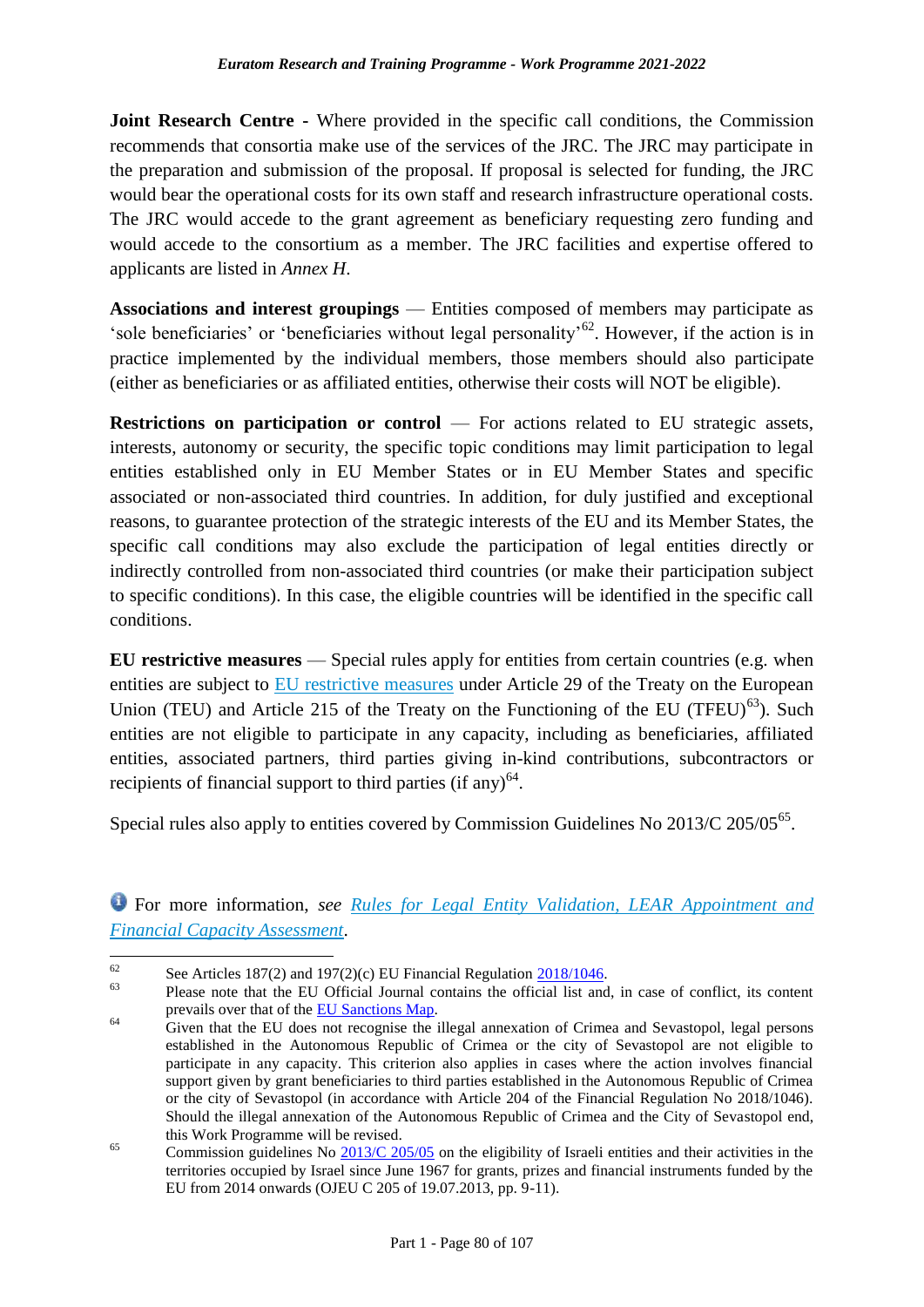**Joint Research Centre -** Where provided in the specific call conditions, the Commission recommends that consortia make use of the services of the JRC. The JRC may participate in the preparation and submission of the proposal. If proposal is selected for funding, the JRC would bear the operational costs for its own staff and research infrastructure operational costs. The JRC would accede to the grant agreement as beneficiary requesting zero funding and would accede to the consortium as a member. The JRC facilities and expertise offered to applicants are listed in *Annex H*.

**Associations and interest groupings** — Entities composed of members may participate as 'sole beneficiaries' or 'beneficiaries without legal personality'[62]. However, if the action is in practice implemented by the individual members, those members should also participate (either as beneficiaries or as affiliated entities, otherwise their costs will NOT be eligible).

**Restrictions on participation or control** — For actions related to EU strategic assets, interests, autonomy or security, the specific topic conditions may limit participation to legal entities established only in EU Member States or in EU Member States and specific associated or non-associated third countries. In addition, for duly justified and exceptional reasons, to guarantee protection of the strategic interests of the EU and its Member States, the specific call conditions may also exclude the participation of legal entities directly or indirectly controlled from non-associated third countries (or make their participation subject to specific conditions). In this case, the eligible countries will be identified in the specific call conditions.

**EU restrictive measures** — Special rules apply for entities from certain countries (e.g. when entities are subject to EU restrictive measures under Article 29 of the Treaty on the European Union (TEU) and Article 215 of the Treaty on the Functioning of the EU (TFEU)[63]). Such entities are not eligible to participate in any capacity, including as beneficiaries, affiliated entities, associated partners, third parties giving in-kind contributions, subcontractors or recipients of financial support to third parties (if any)[64].

Special rules also apply to entities covered by Commission Guidelines No 2013/C 205/05[65].

For more information, *see* *Rules for Legal Entity Validation, LEAR Appointment and Financial Capacity Assessment*.

---

[62] See Articles 187(2) and 197(2)(c) EU Financial Regulation 2018/1046.

[63] Please note that the EU Official Journal contains the official list and, in case of conflict, its content prevails over that of the EU Sanctions Map.

[64] Given that the EU does not recognise the illegal annexation of Crimea and Sevastopol, legal persons established in the Autonomous Republic of Crimea or the city of Sevastopol are not eligible to participate in any capacity. This criterion also applies in cases where the action involves financial support given by grant beneficiaries to third parties established in the Autonomous Republic of Crimea or the city of Sevastopol (in accordance with Article 204 of the Financial Regulation No 2018/1046). Should the illegal annexation of the Autonomous Republic of Crimea and the City of Sevastopol end, this Work Programme will be revised.

[65] Commission guidelines No 2013/C 205/05 on the eligibility of Israeli entities and their activities in the territories occupied by Israel since June 1967 for grants, prizes and financial instruments funded by the EU from 2014 onwards (OJEU C 205 of 19.07.2013, pp. 9-11).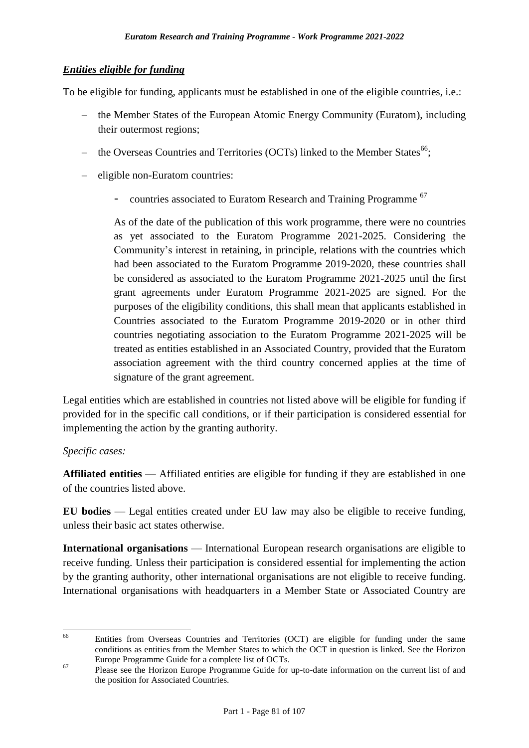***Entities eligible for funding***

To be eligible for funding, applicants must be established in one of the eligible countries, i.e.:

- the Member States of the European Atomic Energy Community (Euratom), including their outermost regions;
- the Overseas Countries and Territories (OCTs) linked to the Member States[66];
- eligible non-Euratom countries:
  - countries associated to Euratom Research and Training Programme [67]

    As of the date of the publication of this work programme, there were no countries as yet associated to the Euratom Programme 2021-2025. Considering the Community's interest in retaining, in principle, relations with the countries which had been associated to the Euratom Programme 2019-2020, these countries shall be considered as associated to the Euratom Programme 2021-2025 until the first grant agreements under Euratom Programme 2021-2025 are signed. For the purposes of the eligibility conditions, this shall mean that applicants established in Countries associated to the Euratom Programme 2019-2020 or in other third countries negotiating association to the Euratom Programme 2021-2025 will be treated as entities established in an Associated Country, provided that the Euratom association agreement with the third country concerned applies at the time of signature of the grant agreement.

Legal entities which are established in countries not listed above will be eligible for funding if provided for in the specific call conditions, or if their participation is considered essential for implementing the action by the granting authority.

*Specific cases:*

**Affiliated entities** — Affiliated entities are eligible for funding if they are established in one of the countries listed above.

**EU bodies** — Legal entities created under EU law may also be eligible to receive funding, unless their basic act states otherwise.

**International organisations** — International European research organisations are eligible to receive funding. Unless their participation is considered essential for implementing the action by the granting authority, other international organisations are not eligible to receive funding. International organisations with headquarters in a Member State or Associated Country are

---

[66] Entities from Overseas Countries and Territories (OCT) are eligible for funding under the same conditions as entities from the Member States to which the OCT in question is linked. See the Horizon Europe Programme Guide for a complete list of OCTs.

[67] Please see the Horizon Europe Programme Guide for up-to-date information on the current list of and the position for Associated Countries.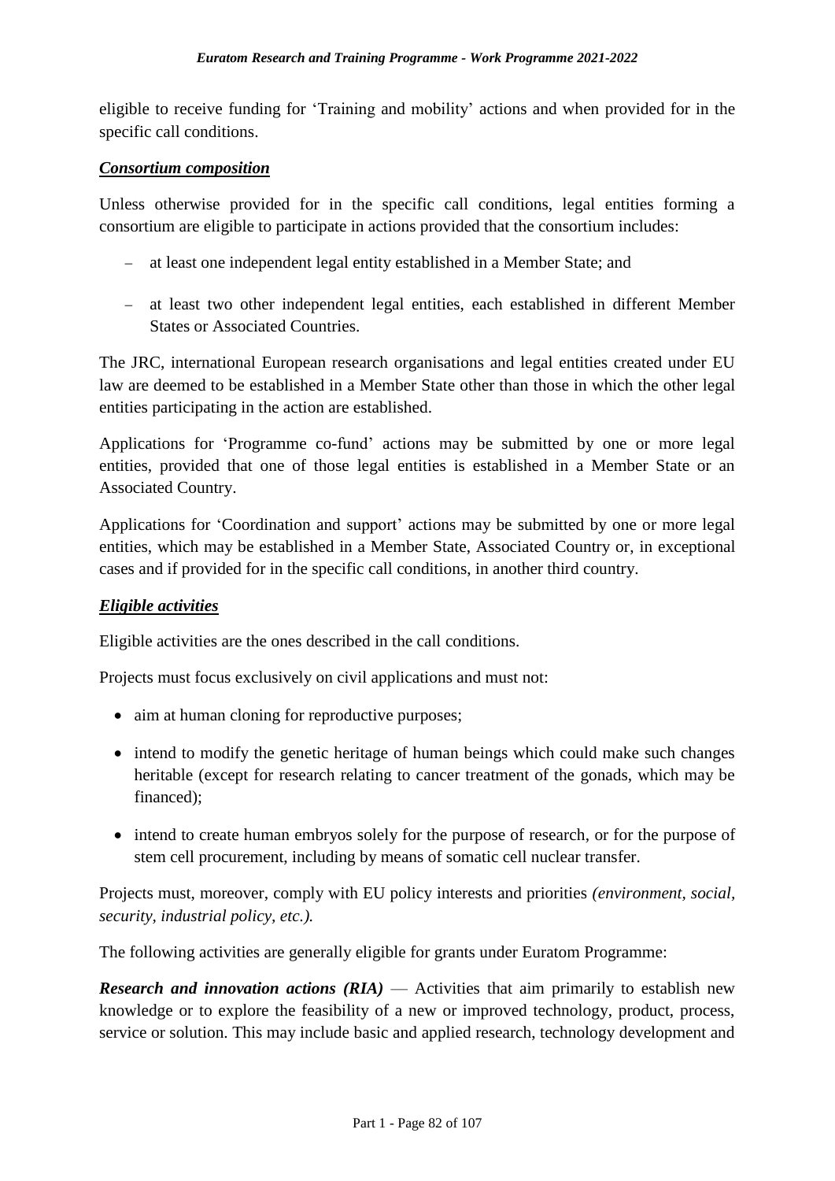eligible to receive funding for 'Training and mobility' actions and when provided for in the specific call conditions.

***Consortium composition***

Unless otherwise provided for in the specific call conditions, legal entities forming a consortium are eligible to participate in actions provided that the consortium includes:

- at least one independent legal entity established in a Member State; and
- at least two other independent legal entities, each established in different Member States or Associated Countries.

The JRC, international European research organisations and legal entities created under EU law are deemed to be established in a Member State other than those in which the other legal entities participating in the action are established.

Applications for 'Programme co-fund' actions may be submitted by one or more legal entities, provided that one of those legal entities is established in a Member State or an Associated Country.

Applications for 'Coordination and support' actions may be submitted by one or more legal entities, which may be established in a Member State, Associated Country or, in exceptional cases and if provided for in the specific call conditions, in another third country.

***Eligible activities***

Eligible activities are the ones described in the call conditions.

Projects must focus exclusively on civil applications and must not:

- aim at human cloning for reproductive purposes;
- intend to modify the genetic heritage of human beings which could make such changes heritable (except for research relating to cancer treatment of the gonads, which may be financed);
- intend to create human embryos solely for the purpose of research, or for the purpose of stem cell procurement, including by means of somatic cell nuclear transfer.

Projects must, moreover, comply with EU policy interests and priorities *(environment, social, security, industrial policy, etc.).*

The following activities are generally eligible for grants under Euratom Programme:

***Research and innovation actions (RIA)*** — Activities that aim primarily to establish new knowledge or to explore the feasibility of a new or improved technology, product, process, service or solution. This may include basic and applied research, technology development and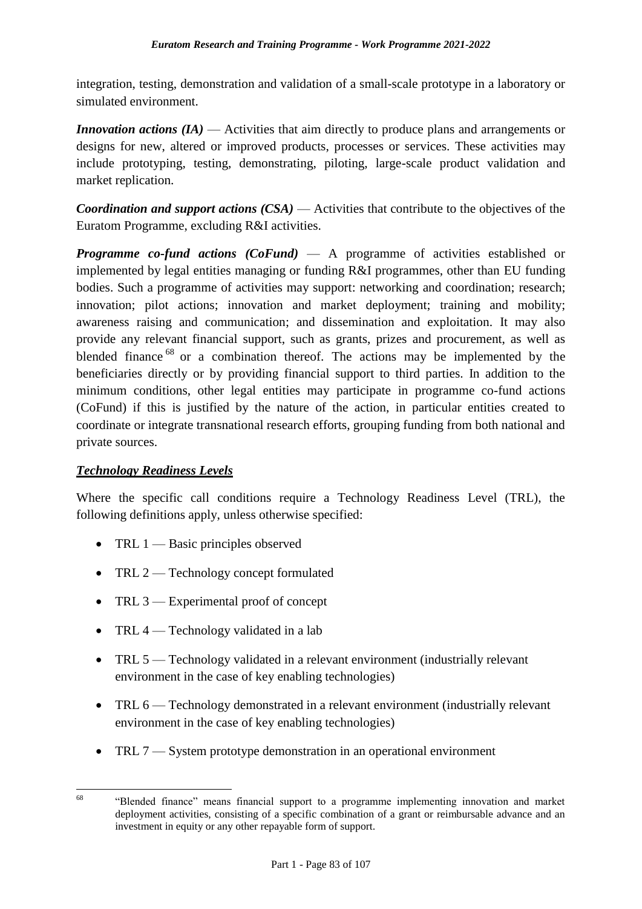integration, testing, demonstration and validation of a small-scale prototype in a laboratory or simulated environment.

***Innovation actions (IA)*** — Activities that aim directly to produce plans and arrangements or designs for new, altered or improved products, processes or services. These activities may include prototyping, testing, demonstrating, piloting, large-scale product validation and market replication.

***Coordination and support actions (CSA)*** — Activities that contribute to the objectives of the Euratom Programme, excluding R&I activities.

***Programme co-fund actions (CoFund)*** — A programme of activities established or implemented by legal entities managing or funding R&I programmes, other than EU funding bodies. Such a programme of activities may support: networking and coordination; research; innovation; pilot actions; innovation and market deployment; training and mobility; awareness raising and communication; and dissemination and exploitation. It may also provide any relevant financial support, such as grants, prizes and procurement, as well as blended finance [68] or a combination thereof. The actions may be implemented by the beneficiaries directly or by providing financial support to third parties. In addition to the minimum conditions, other legal entities may participate in programme co-fund actions (CoFund) if this is justified by the nature of the action, in particular entities created to coordinate or integrate transnational research efforts, grouping funding from both national and private sources.

***Technology Readiness Levels***

Where the specific call conditions require a Technology Readiness Level (TRL), the following definitions apply, unless otherwise specified:

- TRL 1 — Basic principles observed
- TRL 2 — Technology concept formulated
- TRL 3 — Experimental proof of concept
- TRL 4 — Technology validated in a lab
- TRL 5 — Technology validated in a relevant environment (industrially relevant environment in the case of key enabling technologies)
- TRL 6 — Technology demonstrated in a relevant environment (industrially relevant environment in the case of key enabling technologies)
- TRL 7 — System prototype demonstration in an operational environment

[68] "Blended finance" means financial support to a programme implementing innovation and market deployment activities, consisting of a specific combination of a grant or reimbursable advance and an investment in equity or any other repayable form of support.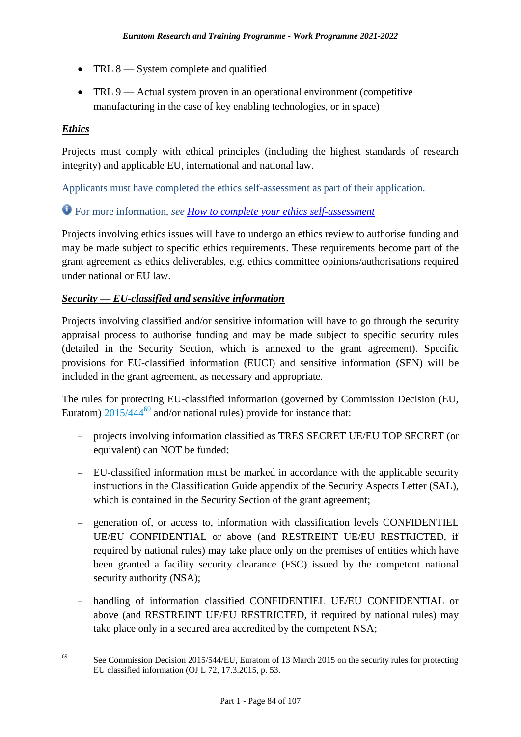- TRL 8 — System complete and qualified
- TRL 9 — Actual system proven in an operational environment (competitive manufacturing in the case of key enabling technologies, or in space)

***Ethics***

Projects must comply with ethical principles (including the highest standards of research integrity) and applicable EU, international and national law.

Applicants must have completed the ethics self-assessment as part of their application.

For more information, *see* [*How to complete your ethics self-assessment*]()

Projects involving ethics issues will have to undergo an ethics review to authorise funding and may be made subject to specific ethics requirements. These requirements become part of the grant agreement as ethics deliverables, e.g. ethics committee opinions/authorisations required under national or EU law.

***Security — EU-classified and sensitive information***

Projects involving classified and/or sensitive information will have to go through the security appraisal process to authorise funding and may be made subject to specific security rules (detailed in the Security Section, which is annexed to the grant agreement). Specific provisions for EU-classified information (EUCI) and sensitive information (SEN) will be included in the grant agreement, as necessary and appropriate.

The rules for protecting EU-classified information (governed by Commission Decision (EU, Euratom) [2015/444]()[69] and/or national rules) provide for instance that:

- projects involving information classified as TRES SECRET UE/EU TOP SECRET (or equivalent) can NOT be funded;
- EU-classified information must be marked in accordance with the applicable security instructions in the Classification Guide appendix of the Security Aspects Letter (SAL), which is contained in the Security Section of the grant agreement;
- generation of, or access to, information with classification levels CONFIDENTIEL UE/EU CONFIDENTIAL or above (and RESTREINT UE/EU RESTRICTED, if required by national rules) may take place only on the premises of entities which have been granted a facility security clearance (FSC) issued by the competent national security authority (NSA);
- handling of information classified CONFIDENTIEL UE/EU CONFIDENTIAL or above (and RESTREINT UE/EU RESTRICTED, if required by national rules) may take place only in a secured area accredited by the competent NSA;

[69] See Commission Decision 2015/544/EU, Euratom of 13 March 2015 on the security rules for protecting EU classified information (OJ L 72, 17.3.2015, p. 53.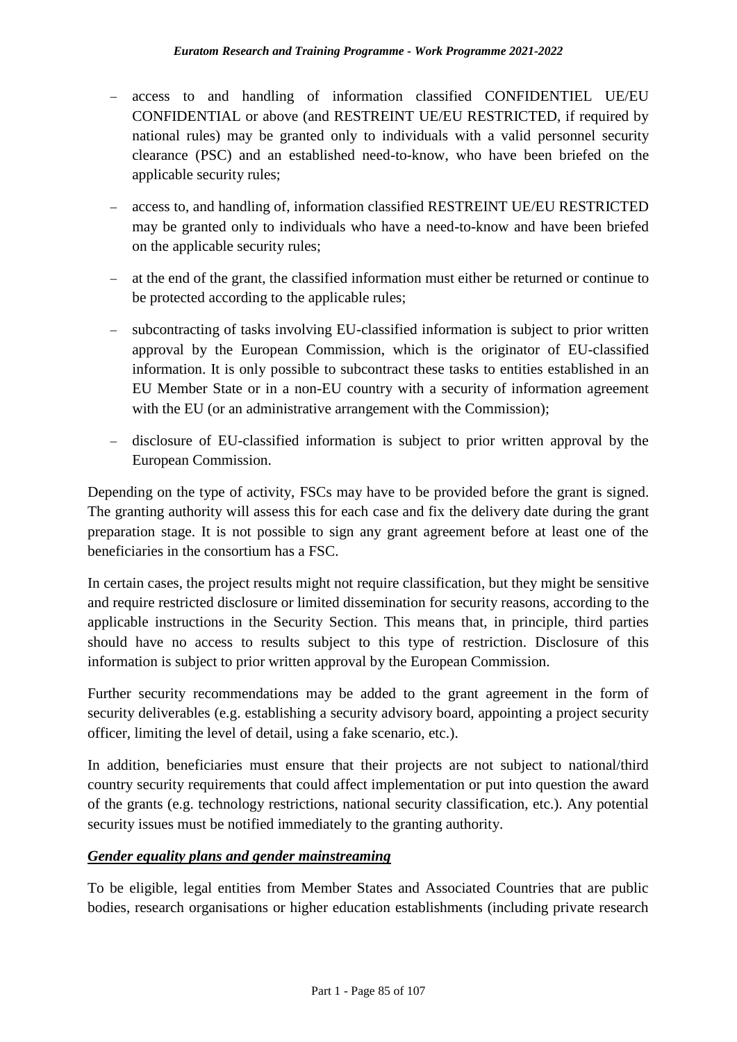- access to and handling of information classified CONFIDENTIEL UE/EU CONFIDENTIAL or above (and RESTREINT UE/EU RESTRICTED, if required by national rules) may be granted only to individuals with a valid personnel security clearance (PSC) and an established need-to-know, who have been briefed on the applicable security rules;
- access to, and handling of, information classified RESTREINT UE/EU RESTRICTED may be granted only to individuals who have a need-to-know and have been briefed on the applicable security rules;
- at the end of the grant, the classified information must either be returned or continue to be protected according to the applicable rules;
- subcontracting of tasks involving EU-classified information is subject to prior written approval by the European Commission, which is the originator of EU-classified information. It is only possible to subcontract these tasks to entities established in an EU Member State or in a non-EU country with a security of information agreement with the EU (or an administrative arrangement with the Commission);
- disclosure of EU-classified information is subject to prior written approval by the European Commission.

Depending on the type of activity, FSCs may have to be provided before the grant is signed. The granting authority will assess this for each case and fix the delivery date during the grant preparation stage. It is not possible to sign any grant agreement before at least one of the beneficiaries in the consortium has a FSC.

In certain cases, the project results might not require classification, but they might be sensitive and require restricted disclosure or limited dissemination for security reasons, according to the applicable instructions in the Security Section. This means that, in principle, third parties should have no access to results subject to this type of restriction. Disclosure of this information is subject to prior written approval by the European Commission.

Further security recommendations may be added to the grant agreement in the form of security deliverables (e.g. establishing a security advisory board, appointing a project security officer, limiting the level of detail, using a fake scenario, etc.).

In addition, beneficiaries must ensure that their projects are not subject to national/third country security requirements that could affect implementation or put into question the award of the grants (e.g. technology restrictions, national security classification, etc.). Any potential security issues must be notified immediately to the granting authority.

***Gender equality plans and gender mainstreaming***

To be eligible, legal entities from Member States and Associated Countries that are public bodies, research organisations or higher education establishments (including private research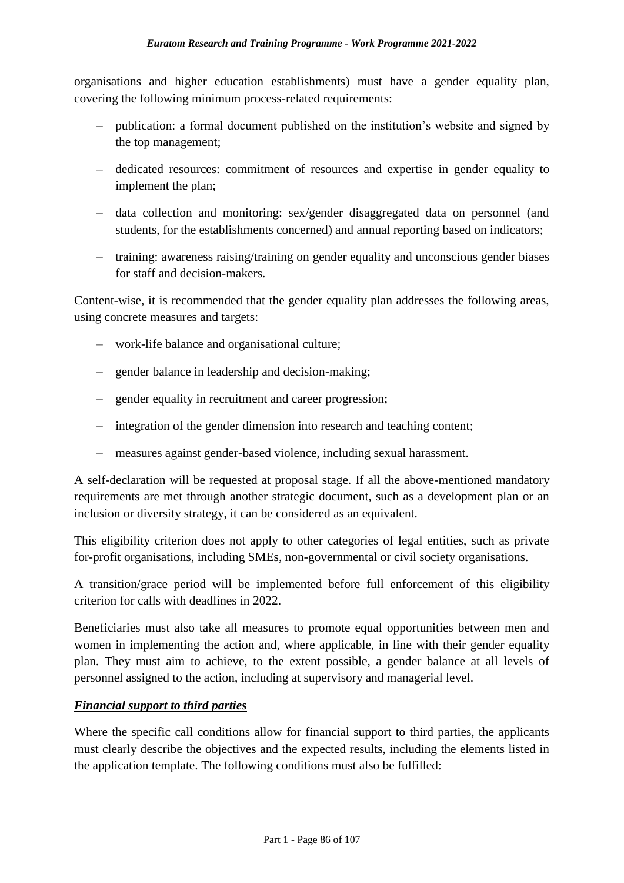organisations and higher education establishments) must have a gender equality plan, covering the following minimum process-related requirements:

- publication: a formal document published on the institution's website and signed by the top management;
- dedicated resources: commitment of resources and expertise in gender equality to implement the plan;
- data collection and monitoring: sex/gender disaggregated data on personnel (and students, for the establishments concerned) and annual reporting based on indicators;
- training: awareness raising/training on gender equality and unconscious gender biases for staff and decision-makers.

Content-wise, it is recommended that the gender equality plan addresses the following areas, using concrete measures and targets:

- work-life balance and organisational culture;
- gender balance in leadership and decision-making;
- gender equality in recruitment and career progression;
- integration of the gender dimension into research and teaching content;
- measures against gender-based violence, including sexual harassment.

A self-declaration will be requested at proposal stage. If all the above-mentioned mandatory requirements are met through another strategic document, such as a development plan or an inclusion or diversity strategy, it can be considered as an equivalent.

This eligibility criterion does not apply to other categories of legal entities, such as private for-profit organisations, including SMEs, non-governmental or civil society organisations.

A transition/grace period will be implemented before full enforcement of this eligibility criterion for calls with deadlines in 2022.

Beneficiaries must also take all measures to promote equal opportunities between men and women in implementing the action and, where applicable, in line with their gender equality plan. They must aim to achieve, to the extent possible, a gender balance at all levels of personnel assigned to the action, including at supervisory and managerial level.

***Financial support to third parties***

Where the specific call conditions allow for financial support to third parties, the applicants must clearly describe the objectives and the expected results, including the elements listed in the application template. The following conditions must also be fulfilled: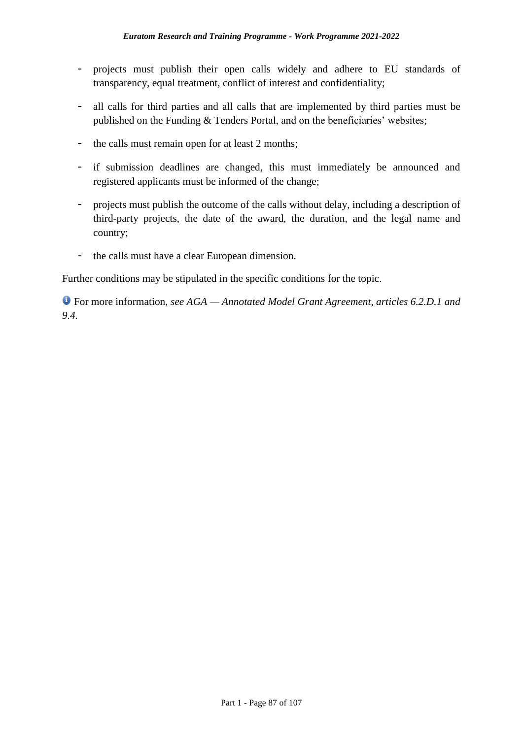- projects must publish their open calls widely and adhere to EU standards of transparency, equal treatment, conflict of interest and confidentiality;
- all calls for third parties and all calls that are implemented by third parties must be published on the Funding & Tenders Portal, and on the beneficiaries' websites;
- the calls must remain open for at least 2 months;
- if submission deadlines are changed, this must immediately be announced and registered applicants must be informed of the change;
- projects must publish the outcome of the calls without delay, including a description of third-party projects, the date of the award, the duration, and the legal name and country;
- the calls must have a clear European dimension.

Further conditions may be stipulated in the specific conditions for the topic.

For more information, *see AGA — Annotated Model Grant Agreement, articles 6.2.D.1 and 9.4.*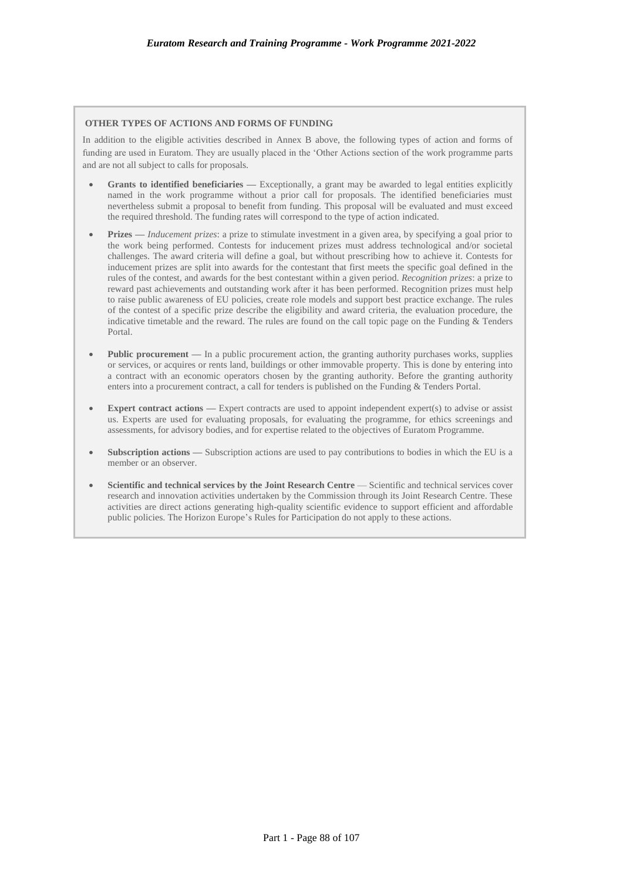**OTHER TYPES OF ACTIONS AND FORMS OF FUNDING**

In addition to the eligible activities described in Annex B above, the following types of action and forms of funding are used in Euratom. They are usually placed in the 'Other Actions section of the work programme parts and are not all subject to calls for proposals.

- **Grants to identified beneficiaries —** Exceptionally, a grant may be awarded to legal entities explicitly named in the work programme without a prior call for proposals. The identified beneficiaries must nevertheless submit a proposal to benefit from funding. This proposal will be evaluated and must exceed the required threshold. The funding rates will correspond to the type of action indicated.

- **Prizes —** *Inducement prizes*: a prize to stimulate investment in a given area, by specifying a goal prior to the work being performed. Contests for inducement prizes must address technological and/or societal challenges. The award criteria will define a goal, but without prescribing how to achieve it. Contests for inducement prizes are split into awards for the contestant that first meets the specific goal defined in the rules of the contest, and awards for the best contestant within a given period. *Recognition prizes*: a prize to reward past achievements and outstanding work after it has been performed. Recognition prizes must help to raise public awareness of EU policies, create role models and support best practice exchange. The rules of the contest of a specific prize describe the eligibility and award criteria, the evaluation procedure, the indicative timetable and the reward. The rules are found on the call topic page on the Funding & Tenders Portal.

- **Public procurement —** In a public procurement action, the granting authority purchases works, supplies or services, or acquires or rents land, buildings or other immovable property. This is done by entering into a contract with an economic operators chosen by the granting authority. Before the granting authority enters into a procurement contract, a call for tenders is published on the Funding & Tenders Portal.

- **Expert contract actions —** Expert contracts are used to appoint independent expert(s) to advise or assist us. Experts are used for evaluating proposals, for evaluating the programme, for ethics screenings and assessments, for advisory bodies, and for expertise related to the objectives of Euratom Programme.

- **Subscription actions —** Subscription actions are used to pay contributions to bodies in which the EU is a member or an observer.

- **Scientific and technical services by the Joint Research Centre** — Scientific and technical services cover research and innovation activities undertaken by the Commission through its Joint Research Centre. These activities are direct actions generating high-quality scientific evidence to support efficient and affordable public policies. The Horizon Europe's Rules for Participation do not apply to these actions.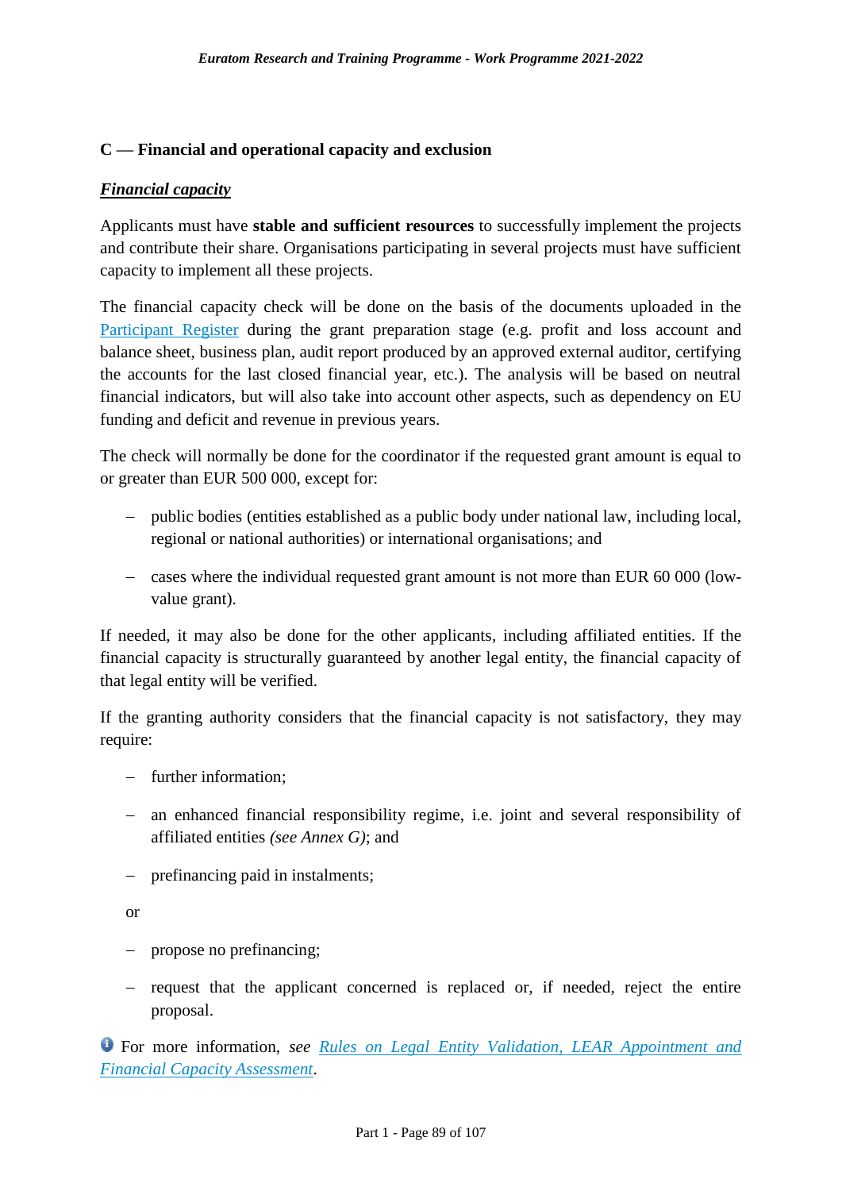## C — Financial and operational capacity and exclusion

***Financial capacity***

Applicants must have **stable and sufficient resources** to successfully implement the projects and contribute their share. Organisations participating in several projects must have sufficient capacity to implement all these projects.

The financial capacity check will be done on the basis of the documents uploaded in the Participant Register during the grant preparation stage (e.g. profit and loss account and balance sheet, business plan, audit report produced by an approved external auditor, certifying the accounts for the last closed financial year, etc.). The analysis will be based on neutral financial indicators, but will also take into account other aspects, such as dependency on EU funding and deficit and revenue in previous years.

The check will normally be done for the coordinator if the requested grant amount is equal to or greater than EUR 500 000, except for:

- public bodies (entities established as a public body under national law, including local, regional or national authorities) or international organisations; and
- cases where the individual requested grant amount is not more than EUR 60 000 (low-value grant).

If needed, it may also be done for the other applicants, including affiliated entities. If the financial capacity is structurally guaranteed by another legal entity, the financial capacity of that legal entity will be verified.

If the granting authority considers that the financial capacity is not satisfactory, they may require:

- further information;
- an enhanced financial responsibility regime, i.e. joint and several responsibility of affiliated entities *(see Annex G)*; and
- prefinancing paid in instalments;

or

- propose no prefinancing;
- request that the applicant concerned is replaced or, if needed, reject the entire proposal.

ℹ For more information, *see* *Rules on Legal Entity Validation, LEAR Appointment and Financial Capacity Assessment*.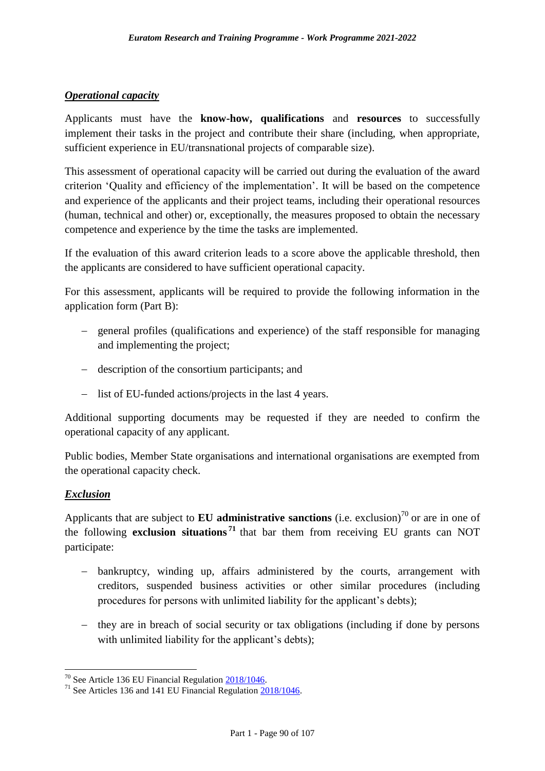***Operational capacity***

Applicants must have the **know-how, qualifications** and **resources** to successfully implement their tasks in the project and contribute their share (including, when appropriate, sufficient experience in EU/transnational projects of comparable size).

This assessment of operational capacity will be carried out during the evaluation of the award criterion 'Quality and efficiency of the implementation'. It will be based on the competence and experience of the applicants and their project teams, including their operational resources (human, technical and other) or, exceptionally, the measures proposed to obtain the necessary competence and experience by the time the tasks are implemented.

If the evaluation of this award criterion leads to a score above the applicable threshold, then the applicants are considered to have sufficient operational capacity.

For this assessment, applicants will be required to provide the following information in the application form (Part B):

- general profiles (qualifications and experience) of the staff responsible for managing and implementing the project;
- description of the consortium participants; and
- list of EU-funded actions/projects in the last 4 years.

Additional supporting documents may be requested if they are needed to confirm the operational capacity of any applicant.

Public bodies, Member State organisations and international organisations are exempted from the operational capacity check.

***Exclusion***

Applicants that are subject to **EU administrative sanctions** (i.e. exclusion)[70] or are in one of the following **exclusion situations**[71] that bar them from receiving EU grants can NOT participate:

- bankruptcy, winding up, affairs administered by the courts, arrangement with creditors, suspended business activities or other similar procedures (including procedures for persons with unlimited liability for the applicant's debts);
- they are in breach of social security or tax obligations (including if done by persons with unlimited liability for the applicant's debts);

[70] See Article 136 EU Financial Regulation 2018/1046.

[71] See Articles 136 and 141 EU Financial Regulation 2018/1046.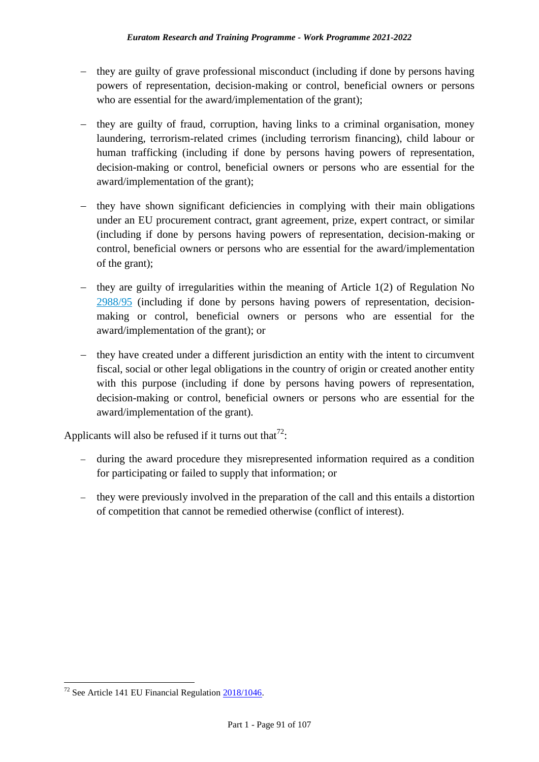- they are guilty of grave professional misconduct (including if done by persons having powers of representation, decision-making or control, beneficial owners or persons who are essential for the award/implementation of the grant);

- they are guilty of fraud, corruption, having links to a criminal organisation, money laundering, terrorism-related crimes (including terrorism financing), child labour or human trafficking (including if done by persons having powers of representation, decision-making or control, beneficial owners or persons who are essential for the award/implementation of the grant);

- they have shown significant deficiencies in complying with their main obligations under an EU procurement contract, grant agreement, prize, expert contract, or similar (including if done by persons having powers of representation, decision-making or control, beneficial owners or persons who are essential for the award/implementation of the grant);

- they are guilty of irregularities within the meaning of Article 1(2) of Regulation No 2988/95 (including if done by persons having powers of representation, decision-making or control, beneficial owners or persons who are essential for the award/implementation of the grant); or

- they have created under a different jurisdiction an entity with the intent to circumvent fiscal, social or other legal obligations in the country of origin or created another entity with this purpose (including if done by persons having powers of representation, decision-making or control, beneficial owners or persons who are essential for the award/implementation of the grant).

Applicants will also be refused if it turns out that[72]:

- during the award procedure they misrepresented information required as a condition for participating or failed to supply that information; or

- they were previously involved in the preparation of the call and this entails a distortion of competition that cannot be remedied otherwise (conflict of interest).

[72] See Article 141 EU Financial Regulation 2018/1046.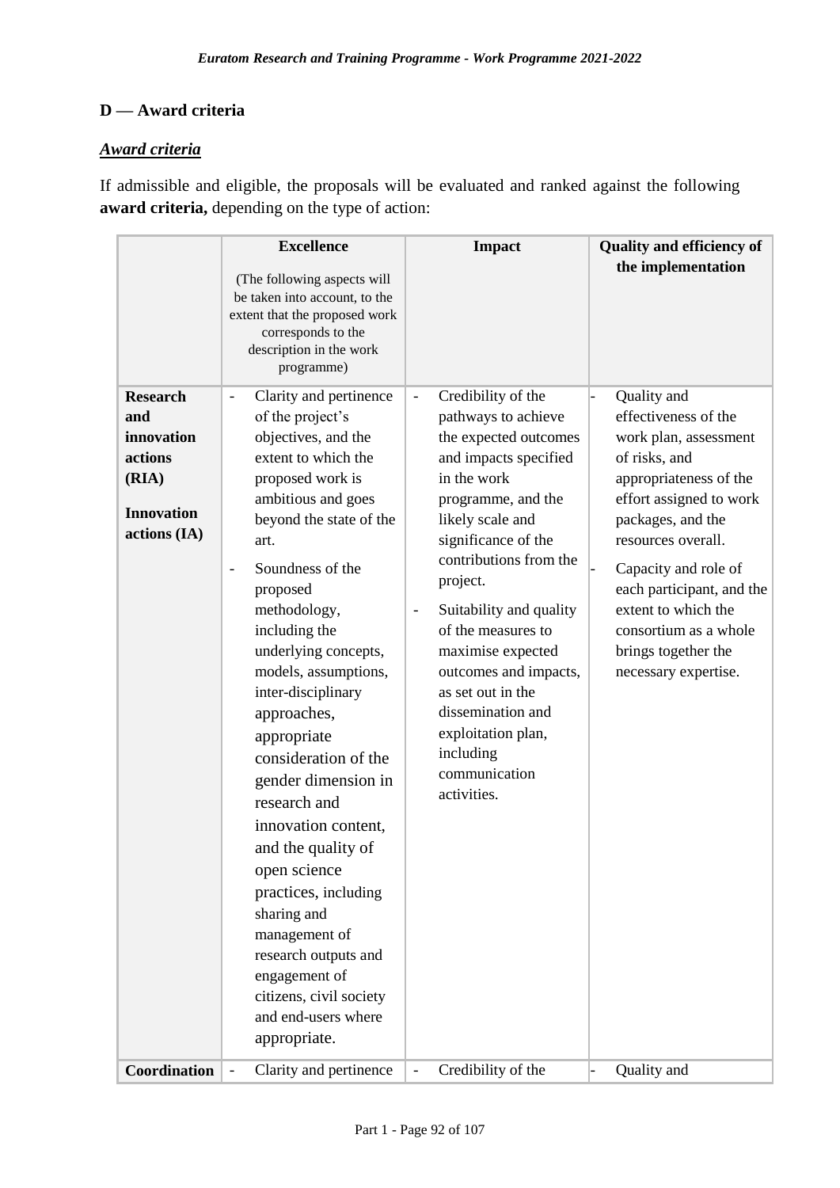## D — Award criteria

### *Award criteria*

If admissible and eligible, the proposals will be evaluated and ranked against the following **award criteria,** depending on the type of action:

| | **Excellence** (The following aspects will be taken into account, to the extent that the proposed work corresponds to the description in the work programme) | **Impact** | **Quality and efficiency of the implementation** |
|---|---|---|---|
| **Research and innovation actions (RIA)** **Innovation actions (IA)** | - Clarity and pertinence of the project's objectives, and the extent to which the proposed work is ambitious and goes beyond the state of the art. - Soundness of the proposed methodology, including the underlying concepts, models, assumptions, inter-disciplinary approaches, appropriate consideration of the gender dimension in research and innovation content, and the quality of open science practices, including sharing and management of research outputs and engagement of citizens, civil society and end-users where appropriate. | - Credibility of the pathways to achieve the expected outcomes and impacts specified in the work programme, and the likely scale and significance of the contributions from the project. - Suitability and quality of the measures to maximise expected outcomes and impacts, as set out in the dissemination and exploitation plan, including communication activities. | - Quality and effectiveness of the work plan, assessment of risks, and appropriateness of the effort assigned to work packages, and the resources overall. - Capacity and role of each participant, and the extent to which the consortium as a whole brings together the necessary expertise. |
| **Coordination** | - Clarity and pertinence | - Credibility of the | - Quality and |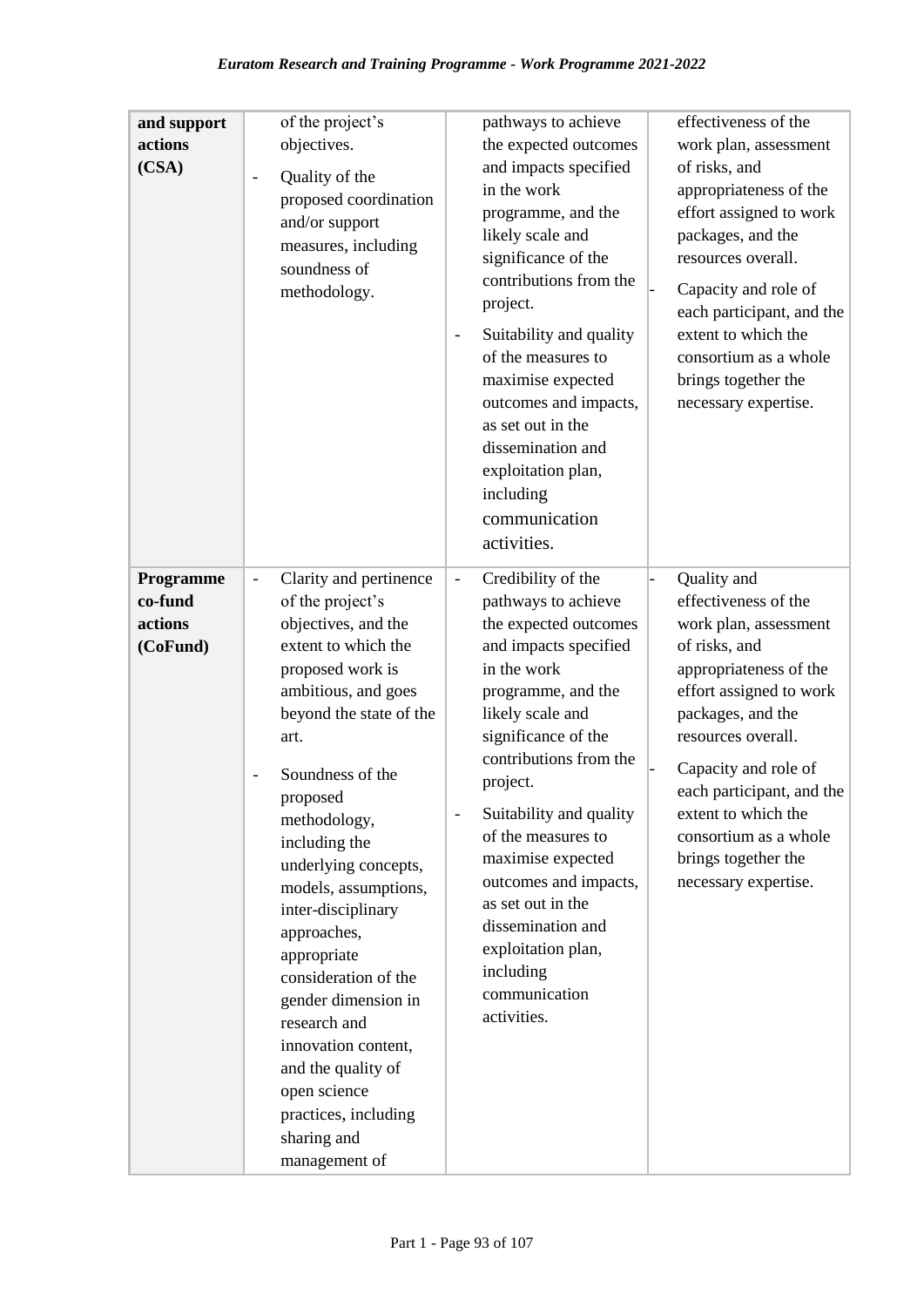| | | | |
|---|---|---|---|
| **and support actions (CSA)** | of the project's objectives.<br>- Quality of the proposed coordination and/or support measures, including soundness of methodology. | pathways to achieve the expected outcomes and impacts specified in the work programme, and the likely scale and significance of the contributions from the project.<br>- Suitability and quality of the measures to maximise expected outcomes and impacts, as set out in the dissemination and exploitation plan, including communication activities. | effectiveness of the work plan, assessment of risks, and appropriateness of the effort assigned to work packages, and the resources overall.<br>- Capacity and role of each participant, and the extent to which the consortium as a whole brings together the necessary expertise. |
| **Programme co-fund actions (CoFund)** | - Clarity and pertinence of the project's objectives, and the extent to which the proposed work is ambitious, and goes beyond the state of the art.<br>- Soundness of the proposed methodology, including the underlying concepts, models, assumptions, inter-disciplinary approaches, appropriate consideration of the gender dimension in research and innovation content, and the quality of open science practices, including sharing and management of | - Credibility of the pathways to achieve the expected outcomes and impacts specified in the work programme, and the likely scale and significance of the contributions from the project.<br>- Suitability and quality of the measures to maximise expected outcomes and impacts, as set out in the dissemination and exploitation plan, including communication activities. | - Quality and effectiveness of the work plan, assessment of risks, and appropriateness of the effort assigned to work packages, and the resources overall.<br>- Capacity and role of each participant, and the extent to which the consortium as a whole brings together the necessary expertise. |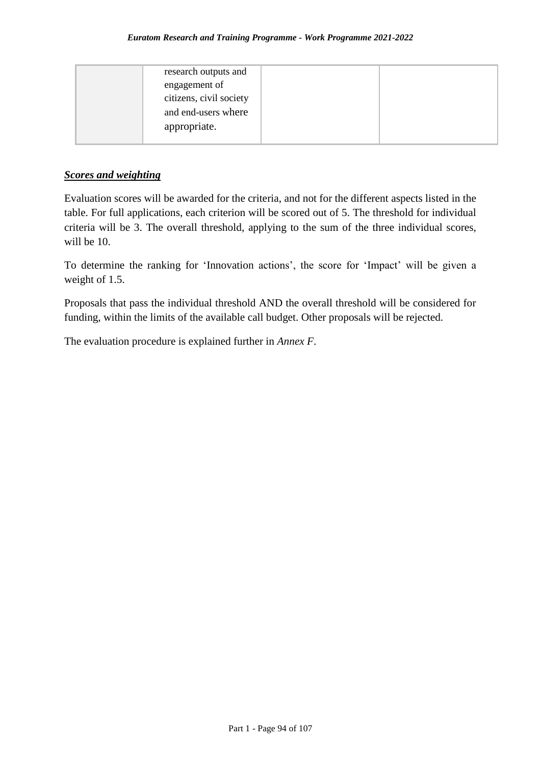| | research outputs and engagement of citizens, civil society and end-users where appropriate. | | |
|---|---|---|---|

***Scores and weighting***

Evaluation scores will be awarded for the criteria, and not for the different aspects listed in the table. For full applications, each criterion will be scored out of 5. The threshold for individual criteria will be 3. The overall threshold, applying to the sum of the three individual scores, will be 10.

To determine the ranking for 'Innovation actions', the score for 'Impact' will be given a weight of 1.5.

Proposals that pass the individual threshold AND the overall threshold will be considered for funding, within the limits of the available call budget. Other proposals will be rejected.

The evaluation procedure is explained further in *Annex F*.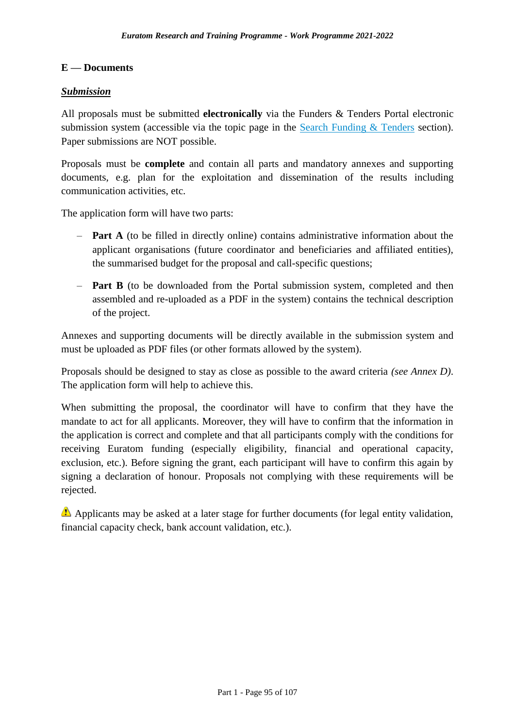## E — Documents

***Submission***

All proposals must be submitted **electronically** via the Funders & Tenders Portal electronic submission system (accessible via the topic page in the [Search Funding & Tenders](Search Funding & Tenders) section). Paper submissions are NOT possible.

Proposals must be **complete** and contain all parts and mandatory annexes and supporting documents, e.g. plan for the exploitation and dissemination of the results including communication activities, etc.

The application form will have two parts:

– **Part A** (to be filled in directly online) contains administrative information about the applicant organisations (future coordinator and beneficiaries and affiliated entities), the summarised budget for the proposal and call-specific questions;

– **Part B** (to be downloaded from the Portal submission system, completed and then assembled and re-uploaded as a PDF in the system) contains the technical description of the project.

Annexes and supporting documents will be directly available in the submission system and must be uploaded as PDF files (or other formats allowed by the system).

Proposals should be designed to stay as close as possible to the award criteria *(see Annex D)*. The application form will help to achieve this.

When submitting the proposal, the coordinator will have to confirm that they have the mandate to act for all applicants. Moreover, they will have to confirm that the information in the application is correct and complete and that all participants comply with the conditions for receiving Euratom funding (especially eligibility, financial and operational capacity, exclusion, etc.). Before signing the grant, each participant will have to confirm this again by signing a declaration of honour. Proposals not complying with these requirements will be rejected.

⚠ Applicants may be asked at a later stage for further documents (for legal entity validation, financial capacity check, bank account validation, etc.).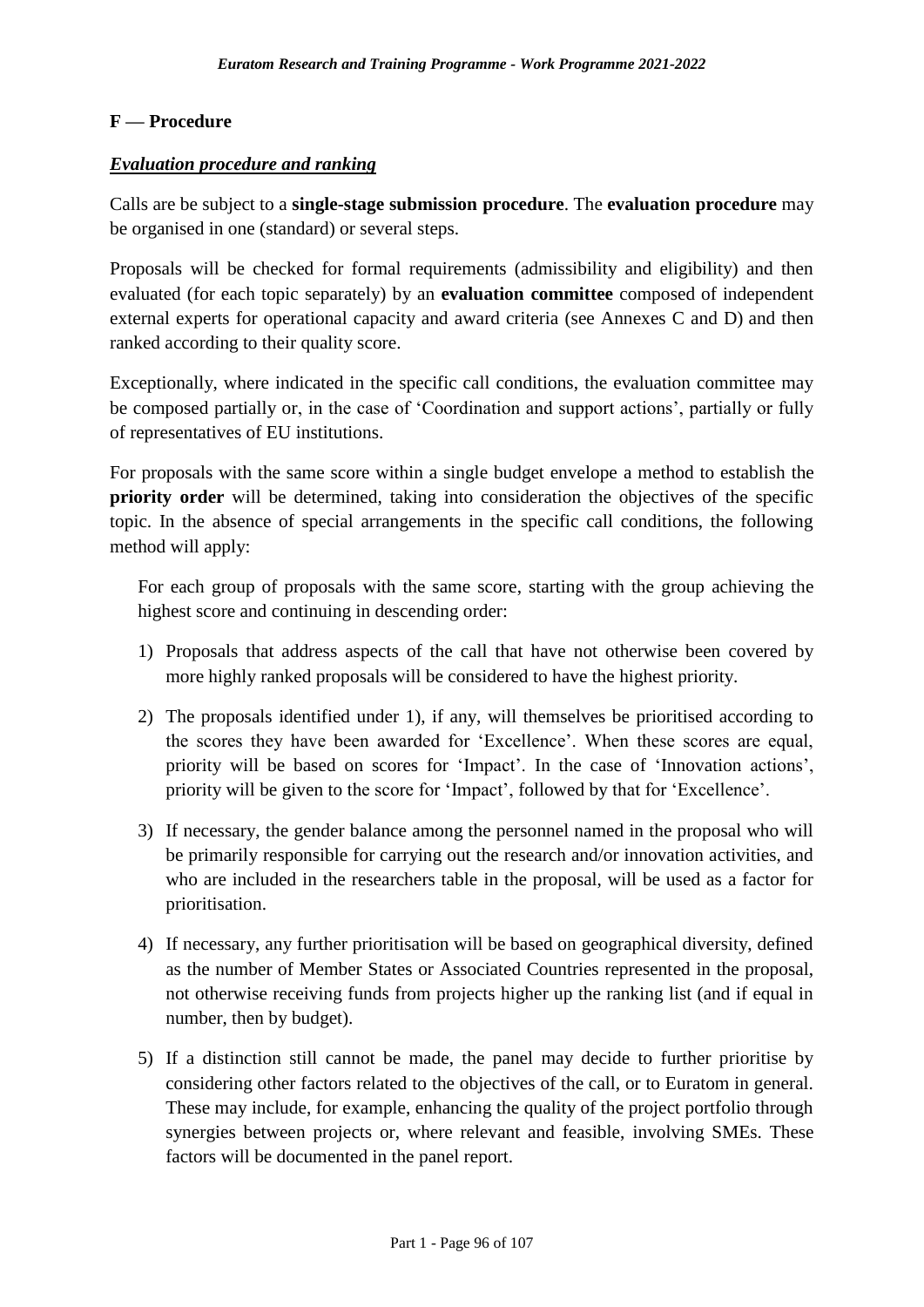## F — Procedure

***Evaluation procedure and ranking***

Calls are be subject to a **single-stage submission procedure**. The **evaluation procedure** may be organised in one (standard) or several steps.

Proposals will be checked for formal requirements (admissibility and eligibility) and then evaluated (for each topic separately) by an **evaluation committee** composed of independent external experts for operational capacity and award criteria (see Annexes C and D) and then ranked according to their quality score.

Exceptionally, where indicated in the specific call conditions, the evaluation committee may be composed partially or, in the case of 'Coordination and support actions', partially or fully of representatives of EU institutions.

For proposals with the same score within a single budget envelope a method to establish the **priority order** will be determined, taking into consideration the objectives of the specific topic. In the absence of special arrangements in the specific call conditions, the following method will apply:

For each group of proposals with the same score, starting with the group achieving the highest score and continuing in descending order:

1) Proposals that address aspects of the call that have not otherwise been covered by more highly ranked proposals will be considered to have the highest priority.

2) The proposals identified under 1), if any, will themselves be prioritised according to the scores they have been awarded for 'Excellence'. When these scores are equal, priority will be based on scores for 'Impact'. In the case of 'Innovation actions', priority will be given to the score for 'Impact', followed by that for 'Excellence'.

3) If necessary, the gender balance among the personnel named in the proposal who will be primarily responsible for carrying out the research and/or innovation activities, and who are included in the researchers table in the proposal, will be used as a factor for prioritisation.

4) If necessary, any further prioritisation will be based on geographical diversity, defined as the number of Member States or Associated Countries represented in the proposal, not otherwise receiving funds from projects higher up the ranking list (and if equal in number, then by budget).

5) If a distinction still cannot be made, the panel may decide to further prioritise by considering other factors related to the objectives of the call, or to Euratom in general. These may include, for example, enhancing the quality of the project portfolio through synergies between projects or, where relevant and feasible, involving SMEs. These factors will be documented in the panel report.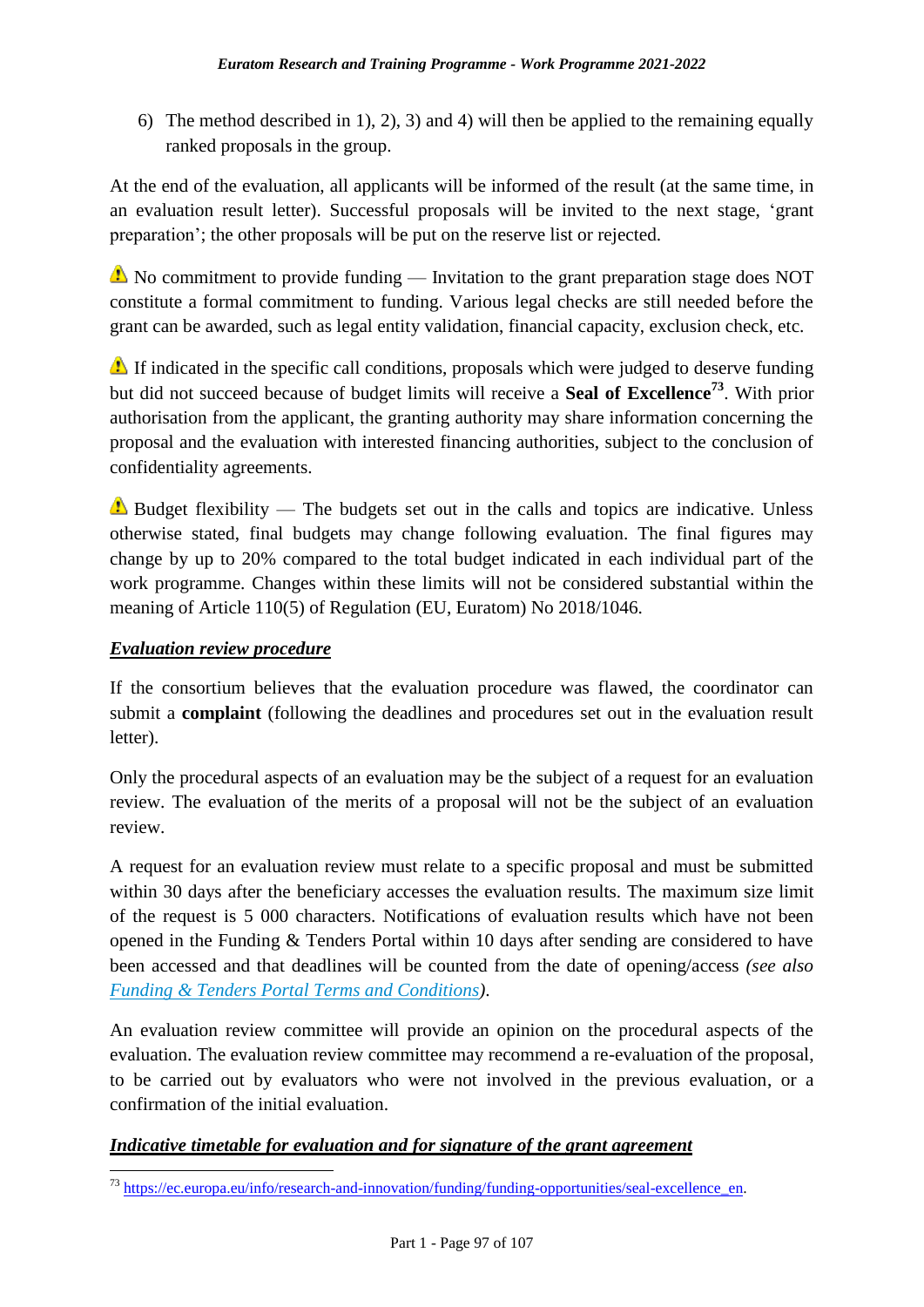6) The method described in 1), 2), 3) and 4) will then be applied to the remaining equally ranked proposals in the group.

At the end of the evaluation, all applicants will be informed of the result (at the same time, in an evaluation result letter). Successful proposals will be invited to the next stage, 'grant preparation'; the other proposals will be put on the reserve list or rejected.

⚠ No commitment to provide funding — Invitation to the grant preparation stage does NOT constitute a formal commitment to funding. Various legal checks are still needed before the grant can be awarded, such as legal entity validation, financial capacity, exclusion check, etc.

⚠ If indicated in the specific call conditions, proposals which were judged to deserve funding but did not succeed because of budget limits will receive a **Seal of Excellence**[73]. With prior authorisation from the applicant, the granting authority may share information concerning the proposal and the evaluation with interested financing authorities, subject to the conclusion of confidentiality agreements.

⚠ Budget flexibility — The budgets set out in the calls and topics are indicative. Unless otherwise stated, final budgets may change following evaluation. The final figures may change by up to 20% compared to the total budget indicated in each individual part of the work programme. Changes within these limits will not be considered substantial within the meaning of Article 110(5) of Regulation (EU, Euratom) No 2018/1046.

***Evaluation review procedure***

If the consortium believes that the evaluation procedure was flawed, the coordinator can submit a **complaint** (following the deadlines and procedures set out in the evaluation result letter).

Only the procedural aspects of an evaluation may be the subject of a request for an evaluation review. The evaluation of the merits of a proposal will not be the subject of an evaluation review.

A request for an evaluation review must relate to a specific proposal and must be submitted within 30 days after the beneficiary accesses the evaluation results. The maximum size limit of the request is 5 000 characters. Notifications of evaluation results which have not been opened in the Funding & Tenders Portal within 10 days after sending are considered to have been accessed and that deadlines will be counted from the date of opening/access *(see also [Funding & Tenders Portal Terms and Conditions](Funding & Tenders Portal Terms and Conditions))*.

An evaluation review committee will provide an opinion on the procedural aspects of the evaluation. The evaluation review committee may recommend a re-evaluation of the proposal, to be carried out by evaluators who were not involved in the previous evaluation, or a confirmation of the initial evaluation.

***Indicative timetable for evaluation and for signature of the grant agreement***

[73] https://ec.europa.eu/info/research-and-innovation/funding/funding-opportunities/seal-excellence_en.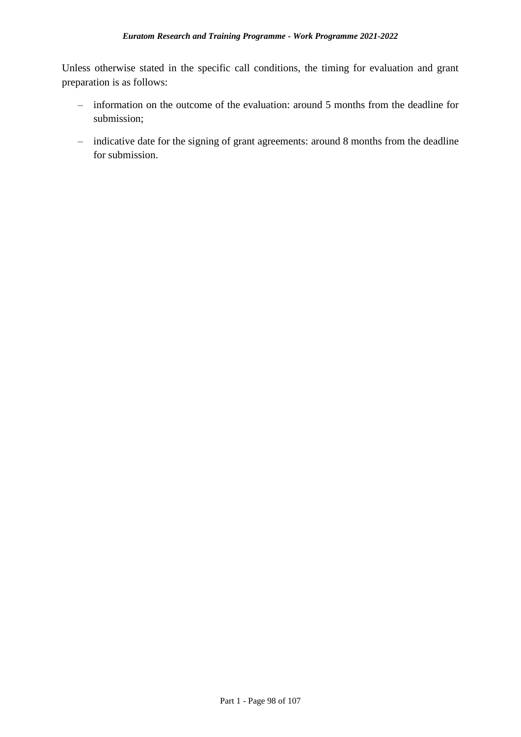Unless otherwise stated in the specific call conditions, the timing for evaluation and grant preparation is as follows:

- information on the outcome of the evaluation: around 5 months from the deadline for submission;
- indicative date for the signing of grant agreements: around 8 months from the deadline for submission.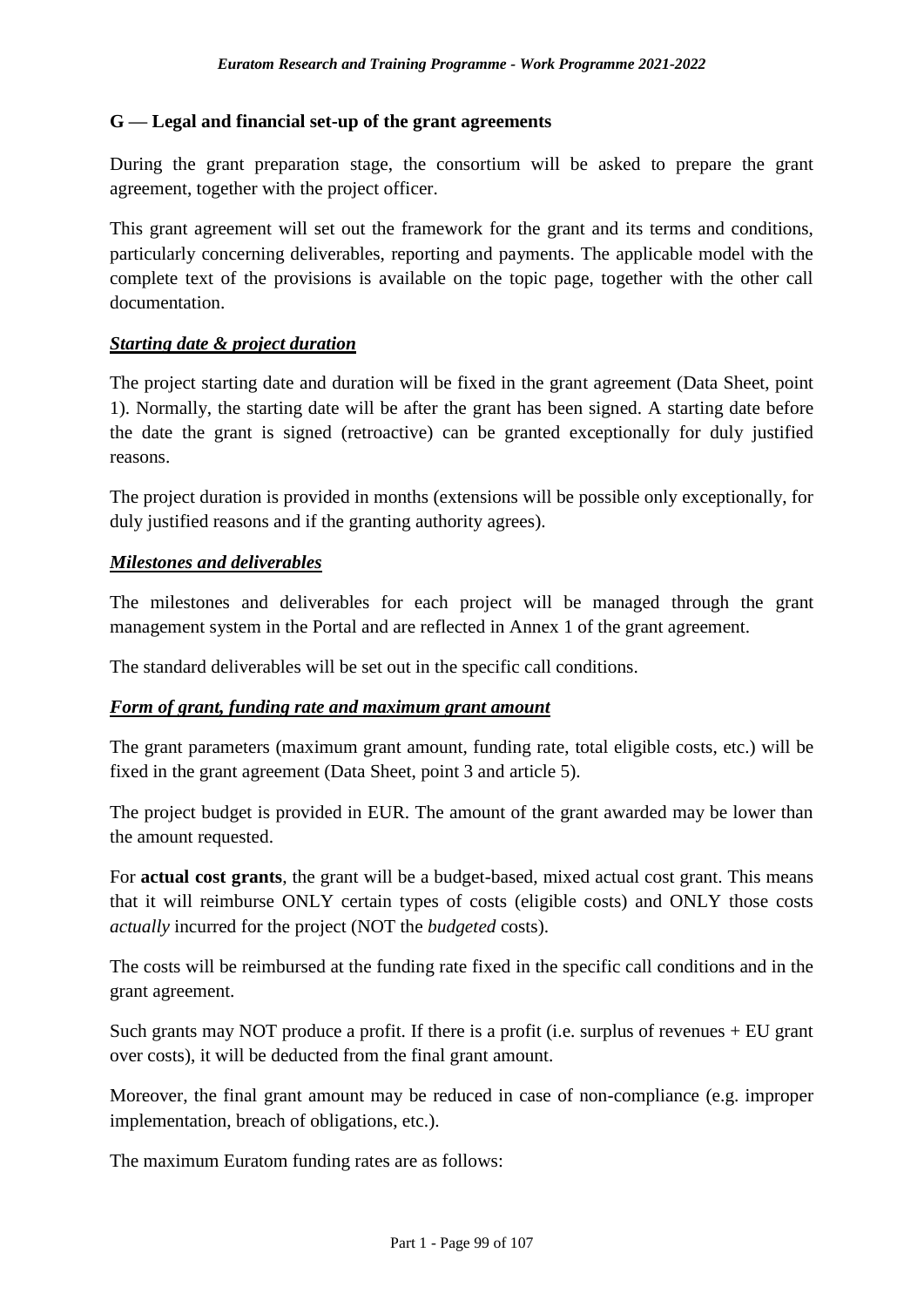## G — Legal and financial set-up of the grant agreements

During the grant preparation stage, the consortium will be asked to prepare the grant agreement, together with the project officer.

This grant agreement will set out the framework for the grant and its terms and conditions, particularly concerning deliverables, reporting and payments. The applicable model with the complete text of the provisions is available on the topic page, together with the other call documentation.

***Starting date & project duration***

The project starting date and duration will be fixed in the grant agreement (Data Sheet, point 1). Normally, the starting date will be after the grant has been signed. A starting date before the date the grant is signed (retroactive) can be granted exceptionally for duly justified reasons.

The project duration is provided in months (extensions will be possible only exceptionally, for duly justified reasons and if the granting authority agrees).

***Milestones and deliverables***

The milestones and deliverables for each project will be managed through the grant management system in the Portal and are reflected in Annex 1 of the grant agreement.

The standard deliverables will be set out in the specific call conditions.

***Form of grant, funding rate and maximum grant amount***

The grant parameters (maximum grant amount, funding rate, total eligible costs, etc.) will be fixed in the grant agreement (Data Sheet, point 3 and article 5).

The project budget is provided in EUR. The amount of the grant awarded may be lower than the amount requested.

For **actual cost grants**, the grant will be a budget-based, mixed actual cost grant. This means that it will reimburse ONLY certain types of costs (eligible costs) and ONLY those costs *actually* incurred for the project (NOT the *budgeted* costs).

The costs will be reimbursed at the funding rate fixed in the specific call conditions and in the grant agreement.

Such grants may NOT produce a profit. If there is a profit (i.e. surplus of revenues + EU grant over costs), it will be deducted from the final grant amount.

Moreover, the final grant amount may be reduced in case of non-compliance (e.g. improper implementation, breach of obligations, etc.).

The maximum Euratom funding rates are as follows: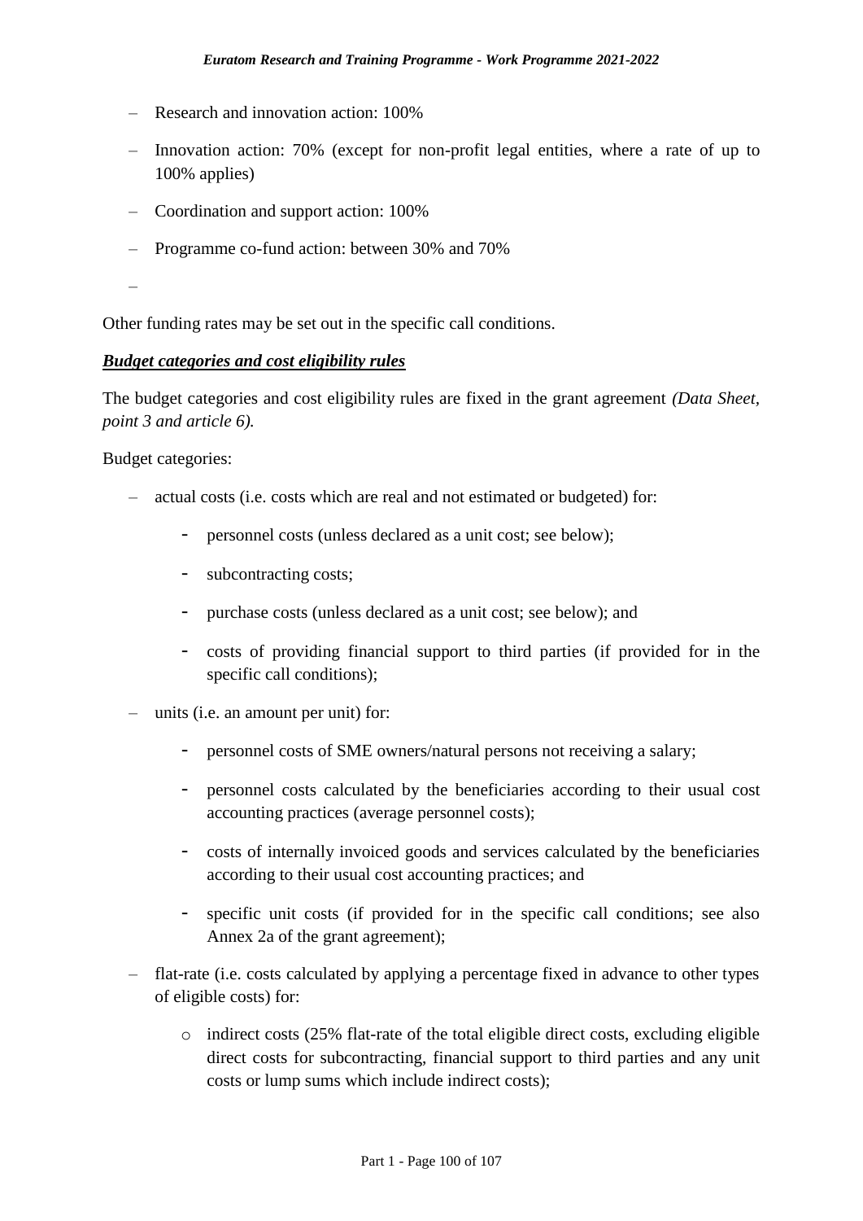- Research and innovation action: 100%
- Innovation action: 70% (except for non-profit legal entities, where a rate of up to 100% applies)
- Coordination and support action: 100%
- Programme co-fund action: between 30% and 70%
-

Other funding rates may be set out in the specific call conditions.

***Budget categories and cost eligibility rules***

The budget categories and cost eligibility rules are fixed in the grant agreement *(Data Sheet, point 3 and article 6).*

Budget categories:

- actual costs (i.e. costs which are real and not estimated or budgeted) for:
  - personnel costs (unless declared as a unit cost; see below);
  - subcontracting costs;
  - purchase costs (unless declared as a unit cost; see below); and
  - costs of providing financial support to third parties (if provided for in the specific call conditions);
- units (i.e. an amount per unit) for:
  - personnel costs of SME owners/natural persons not receiving a salary;
  - personnel costs calculated by the beneficiaries according to their usual cost accounting practices (average personnel costs);
  - costs of internally invoiced goods and services calculated by the beneficiaries according to their usual cost accounting practices; and
  - specific unit costs (if provided for in the specific call conditions; see also Annex 2a of the grant agreement);
- flat-rate (i.e. costs calculated by applying a percentage fixed in advance to other types of eligible costs) for:
  - indirect costs (25% flat-rate of the total eligible direct costs, excluding eligible direct costs for subcontracting, financial support to third parties and any unit costs or lump sums which include indirect costs);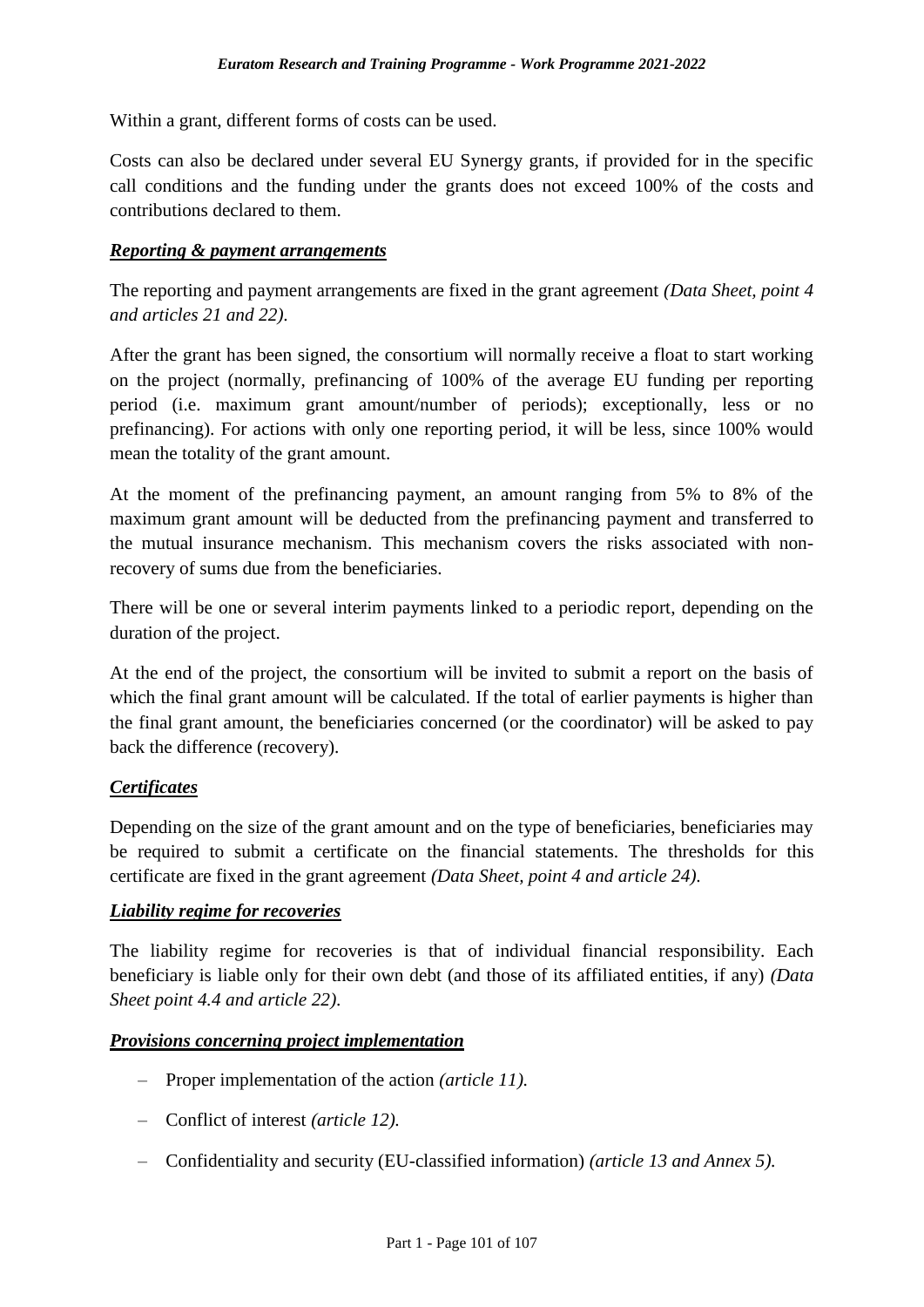Within a grant, different forms of costs can be used.

Costs can also be declared under several EU Synergy grants, if provided for in the specific call conditions and the funding under the grants does not exceed 100% of the costs and contributions declared to them.

***Reporting & payment arrangements***

The reporting and payment arrangements are fixed in the grant agreement *(Data Sheet, point 4 and articles 21 and 22).*

After the grant has been signed, the consortium will normally receive a float to start working on the project (normally, prefinancing of 100% of the average EU funding per reporting period (i.e. maximum grant amount/number of periods); exceptionally, less or no prefinancing). For actions with only one reporting period, it will be less, since 100% would mean the totality of the grant amount.

At the moment of the prefinancing payment, an amount ranging from 5% to 8% of the maximum grant amount will be deducted from the prefinancing payment and transferred to the mutual insurance mechanism. This mechanism covers the risks associated with non-recovery of sums due from the beneficiaries.

There will be one or several interim payments linked to a periodic report, depending on the duration of the project.

At the end of the project, the consortium will be invited to submit a report on the basis of which the final grant amount will be calculated. If the total of earlier payments is higher than the final grant amount, the beneficiaries concerned (or the coordinator) will be asked to pay back the difference (recovery).

***Certificates***

Depending on the size of the grant amount and on the type of beneficiaries, beneficiaries may be required to submit a certificate on the financial statements. The thresholds for this certificate are fixed in the grant agreement *(Data Sheet, point 4 and article 24).*

***Liability regime for recoveries***

The liability regime for recoveries is that of individual financial responsibility. Each beneficiary is liable only for their own debt (and those of its affiliated entities, if any) *(Data Sheet point 4.4 and article 22).*

***Provisions concerning project implementation***

- Proper implementation of the action *(article 11).*
- Conflict of interest *(article 12).*
- Confidentiality and security (EU-classified information) *(article 13 and Annex 5).*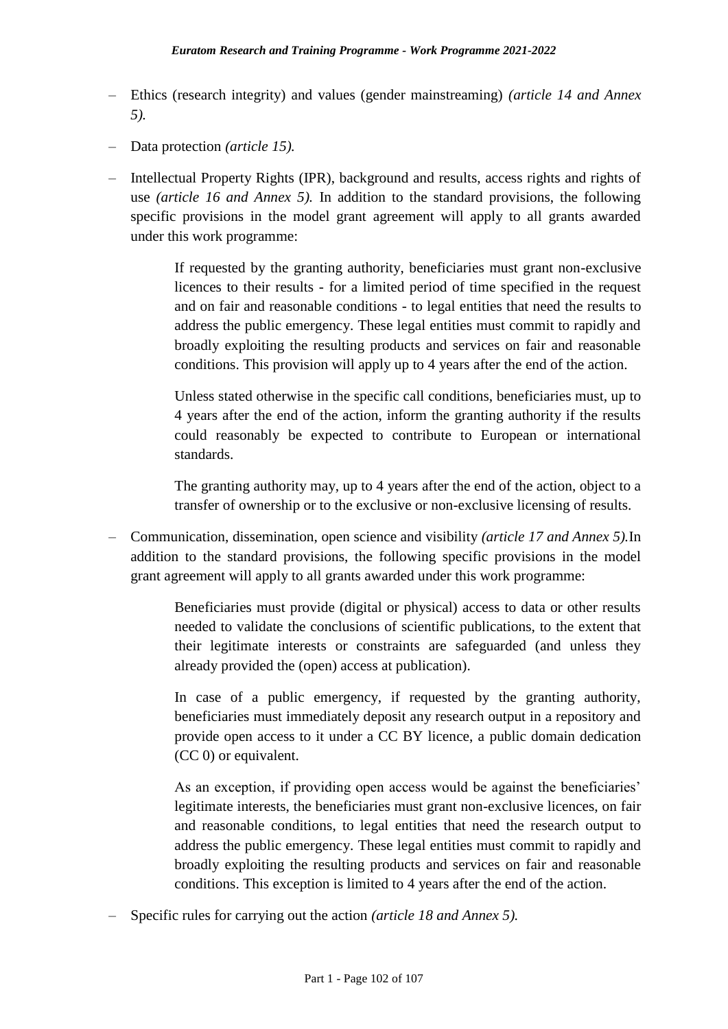- Ethics (research integrity) and values (gender mainstreaming) *(article 14 and Annex 5).*
- Data protection *(article 15).*
- Intellectual Property Rights (IPR), background and results, access rights and rights of use *(article 16 and Annex 5).* In addition to the standard provisions, the following specific provisions in the model grant agreement will apply to all grants awarded under this work programme:

  > If requested by the granting authority, beneficiaries must grant non-exclusive licences to their results - for a limited period of time specified in the request and on fair and reasonable conditions - to legal entities that need the results to address the public emergency. These legal entities must commit to rapidly and broadly exploiting the resulting products and services on fair and reasonable conditions. This provision will apply up to 4 years after the end of the action.
  >
  > Unless stated otherwise in the specific call conditions, beneficiaries must, up to 4 years after the end of the action, inform the granting authority if the results could reasonably be expected to contribute to European or international standards.
  >
  > The granting authority may, up to 4 years after the end of the action, object to a transfer of ownership or to the exclusive or non-exclusive licensing of results.

- Communication, dissemination, open science and visibility *(article 17 and Annex 5).* In addition to the standard provisions, the following specific provisions in the model grant agreement will apply to all grants awarded under this work programme:

  > Beneficiaries must provide (digital or physical) access to data or other results needed to validate the conclusions of scientific publications, to the extent that their legitimate interests or constraints are safeguarded (and unless they already provided the (open) access at publication).
  >
  > In case of a public emergency, if requested by the granting authority, beneficiaries must immediately deposit any research output in a repository and provide open access to it under a CC BY licence, a public domain dedication (CC 0) or equivalent.
  >
  > As an exception, if providing open access would be against the beneficiaries' legitimate interests, the beneficiaries must grant non-exclusive licences, on fair and reasonable conditions, to legal entities that need the research output to address the public emergency. These legal entities must commit to rapidly and broadly exploiting the resulting products and services on fair and reasonable conditions. This exception is limited to 4 years after the end of the action.

- Specific rules for carrying out the action *(article 18 and Annex 5).*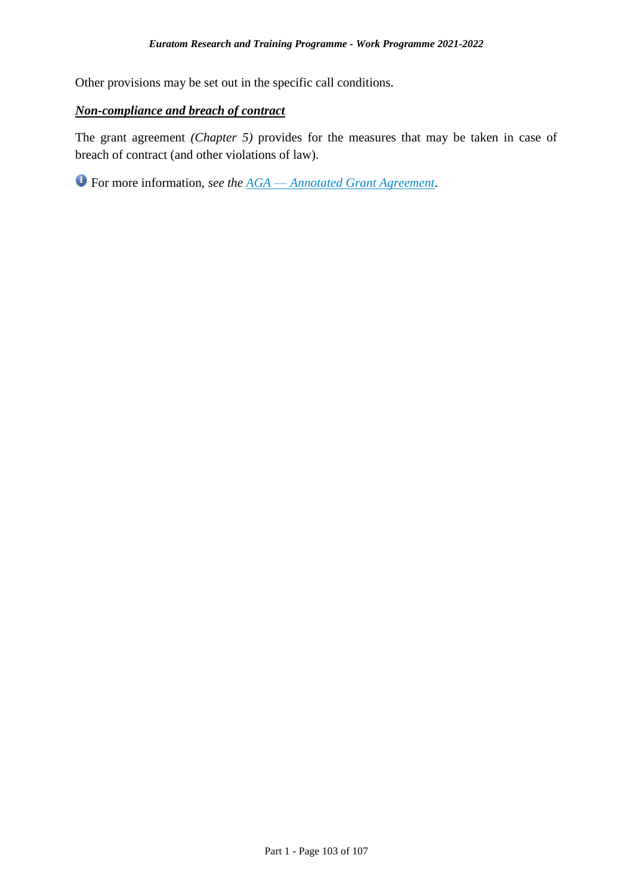Other provisions may be set out in the specific call conditions.

***Non-compliance and breach of contract***

The grant agreement *(Chapter 5)* provides for the measures that may be taken in case of breach of contract (and other violations of law).

For more information, *see the AGA — Annotated Grant Agreement*.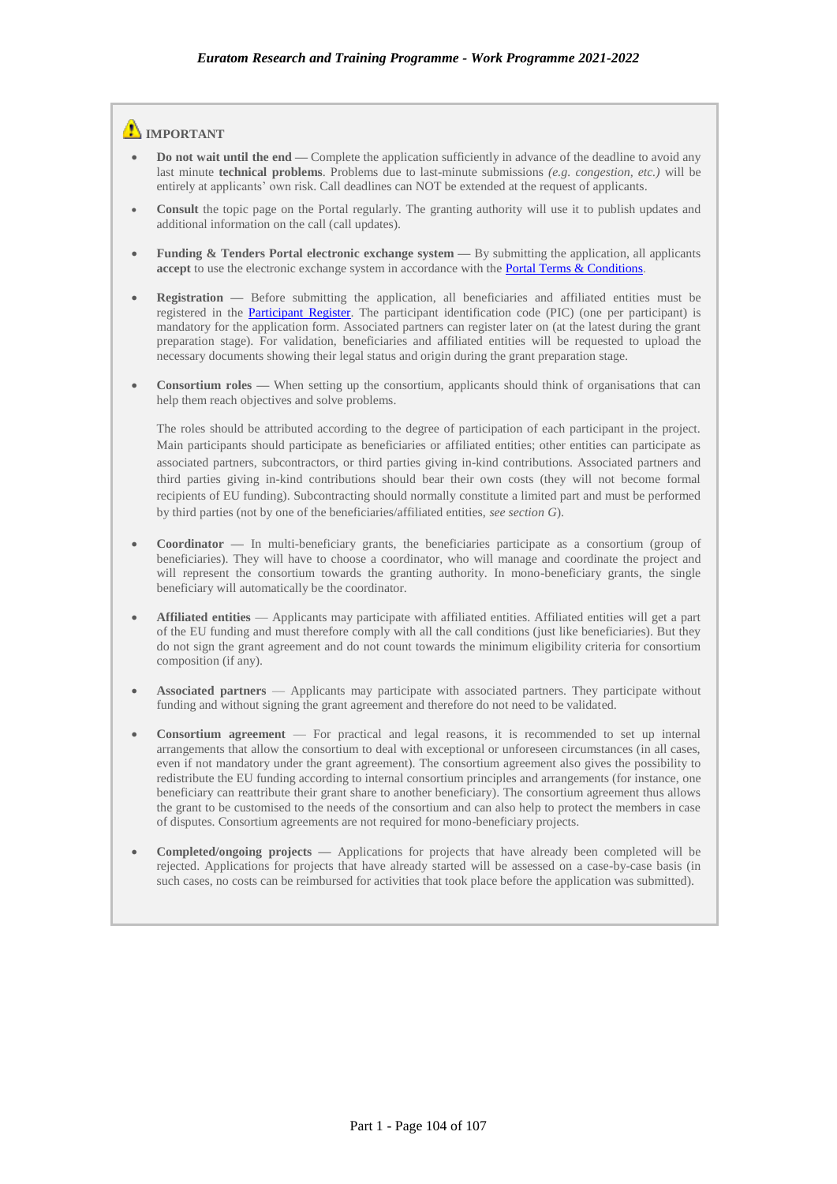⚠ **IMPORTANT**

- **Do not wait until the end** — Complete the application sufficiently in advance of the deadline to avoid any last minute **technical problems**. Problems due to last-minute submissions *(e.g. congestion, etc.)* will be entirely at applicants' own risk. Call deadlines can NOT be extended at the request of applicants.
- **Consult** the topic page on the Portal regularly. The granting authority will use it to publish updates and additional information on the call (call updates).
- **Funding & Tenders Portal electronic exchange system** — By submitting the application, all applicants **accept** to use the electronic exchange system in accordance with the Portal Terms & Conditions.
- **Registration** — Before submitting the application, all beneficiaries and affiliated entities must be registered in the Participant Register. The participant identification code (PIC) (one per participant) is mandatory for the application form. Associated partners can register later on (at the latest during the grant preparation stage). For validation, beneficiaries and affiliated entities will be requested to upload the necessary documents showing their legal status and origin during the grant preparation stage.
- **Consortium roles** — When setting up the consortium, applicants should think of organisations that can help them reach objectives and solve problems.

  The roles should be attributed according to the degree of participation of each participant in the project. Main participants should participate as beneficiaries or affiliated entities; other entities can participate as associated partners, subcontractors, or third parties giving in-kind contributions. Associated partners and third parties giving in-kind contributions should bear their own costs (they will not become formal recipients of EU funding). Subcontracting should normally constitute a limited part and must be performed by third parties (not by one of the beneficiaries/affiliated entities, *see section G*).
- **Coordinator** — In multi-beneficiary grants, the beneficiaries participate as a consortium (group of beneficiaries). They will have to choose a coordinator, who will manage and coordinate the project and will represent the consortium towards the granting authority. In mono-beneficiary grants, the single beneficiary will automatically be the coordinator.
- **Affiliated entities** — Applicants may participate with affiliated entities. Affiliated entities will get a part of the EU funding and must therefore comply with all the call conditions (just like beneficiaries). But they do not sign the grant agreement and do not count towards the minimum eligibility criteria for consortium composition (if any).
- **Associated partners** — Applicants may participate with associated partners. They participate without funding and without signing the grant agreement and therefore do not need to be validated.
- **Consortium agreement** — For practical and legal reasons, it is recommended to set up internal arrangements that allow the consortium to deal with exceptional or unforeseen circumstances (in all cases, even if not mandatory under the grant agreement). The consortium agreement also gives the possibility to redistribute the EU funding according to internal consortium principles and arrangements (for instance, one beneficiary can reattribute their grant share to another beneficiary). The consortium agreement thus allows the grant to be customised to the needs of the consortium and can also help to protect the members in case of disputes. Consortium agreements are not required for mono-beneficiary projects.
- **Completed/ongoing projects** — Applications for projects that have already been completed will be rejected. Applications for projects that have already started will be assessed on a case-by-case basis (in such cases, no costs can be reimbursed for activities that took place before the application was submitted).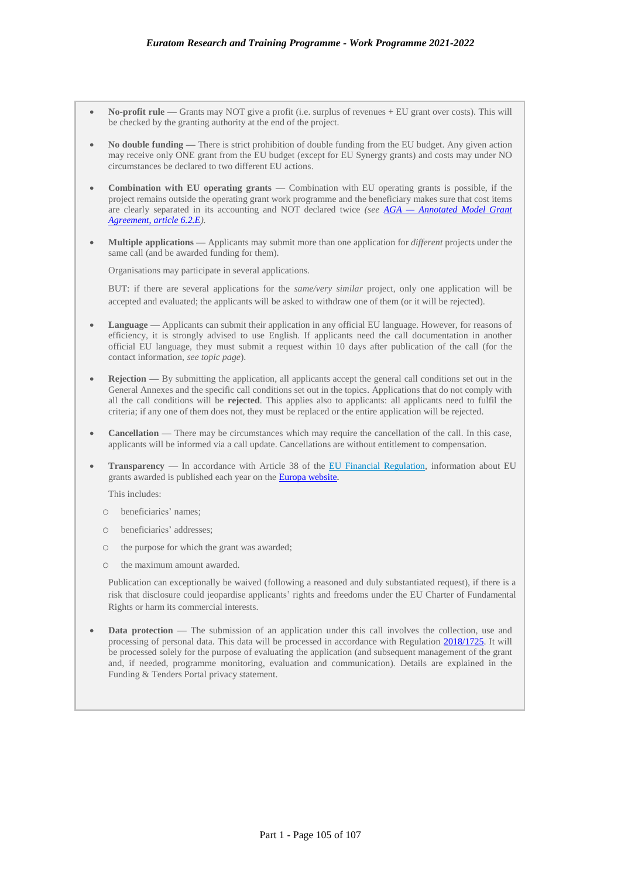- **No-profit rule** — Grants may NOT give a profit (i.e. surplus of revenues + EU grant over costs). This will be checked by the granting authority at the end of the project.

- **No double funding** — There is strict prohibition of double funding from the EU budget. Any given action may receive only ONE grant from the EU budget (except for EU Synergy grants) and costs may under NO circumstances be declared to two different EU actions.

- **Combination with EU operating grants** — Combination with EU operating grants is possible, if the project remains outside the operating grant work programme and the beneficiary makes sure that cost items are clearly separated in its accounting and NOT declared twice *(see [AGA — Annotated Model Grant Agreement, article 6.2.E](#))*.

- **Multiple applications** — Applicants may submit more than one application for *different* projects under the same call (and be awarded funding for them).

  Organisations may participate in several applications.

  BUT: if there are several applications for the *same/very similar* project, only one application will be accepted and evaluated; the applicants will be asked to withdraw one of them (or it will be rejected).

- **Language** — Applicants can submit their application in any official EU language. However, for reasons of efficiency, it is strongly advised to use English. If applicants need the call documentation in another official EU language, they must submit a request within 10 days after publication of the call (for the contact information, *see topic page*).

- **Rejection** — By submitting the application, all applicants accept the general call conditions set out in the General Annexes and the specific call conditions set out in the topics. Applications that do not comply with all the call conditions will be **rejected**. This applies also to applicants: all applicants need to fulfil the criteria; if any one of them does not, they must be replaced or the entire application will be rejected.

- **Cancellation** — There may be circumstances which may require the cancellation of the call. In this case, applicants will be informed via a call update. Cancellations are without entitlement to compensation.

- **Transparency** — In accordance with Article 38 of the [EU Financial Regulation](#), information about EU grants awarded is published each year on the [Europa website](#).

  This includes:

  - beneficiaries' names;
  - beneficiaries' addresses;
  - the purpose for which the grant was awarded;
  - the maximum amount awarded.

  Publication can exceptionally be waived (following a reasoned and duly substantiated request), if there is a risk that disclosure could jeopardise applicants' rights and freedoms under the EU Charter of Fundamental Rights or harm its commercial interests.

- **Data protection** — The submission of an application under this call involves the collection, use and processing of personal data. This data will be processed in accordance with Regulation [2018/1725](#). It will be processed solely for the purpose of evaluating the application (and subsequent management of the grant and, if needed, programme monitoring, evaluation and communication). Details are explained in the Funding & Tenders Portal privacy statement.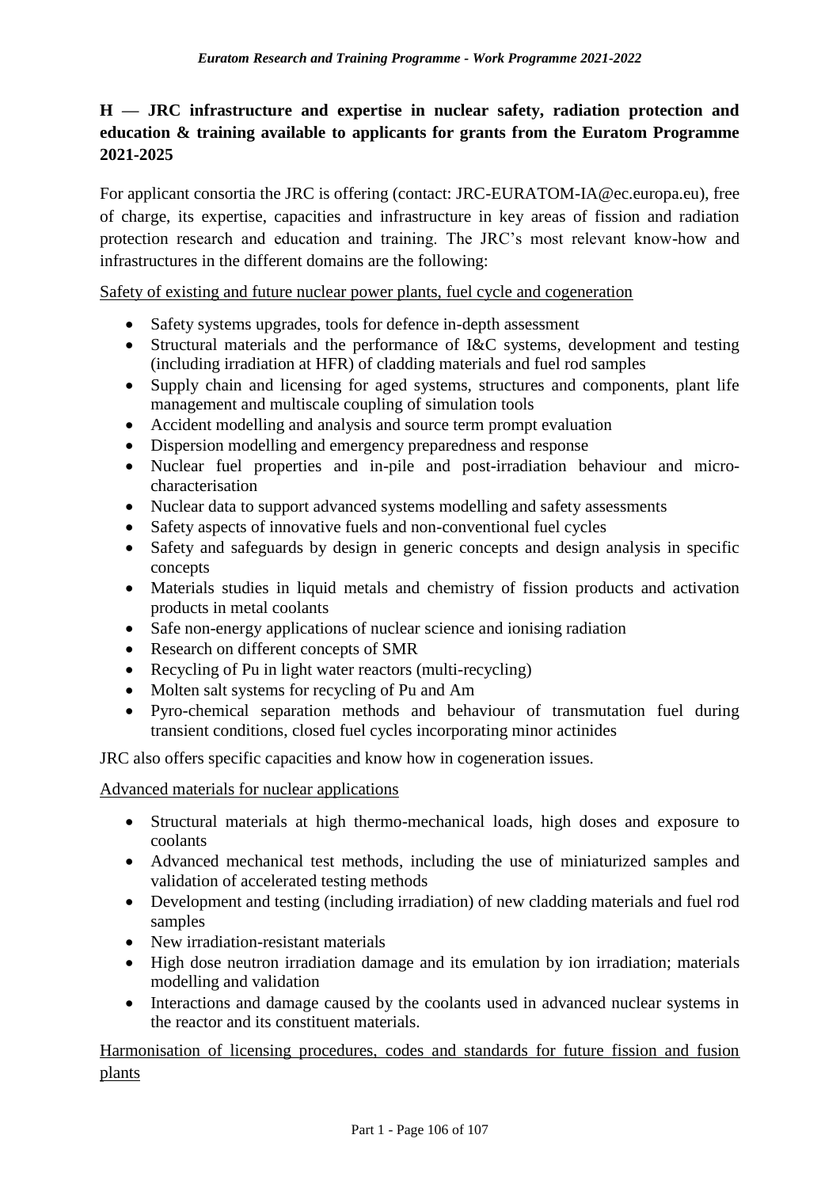## H — JRC infrastructure and expertise in nuclear safety, radiation protection and education & training available to applicants for grants from the Euratom Programme 2021-2025

For applicant consortia the JRC is offering (contact: JRC-EURATOM-IA@ec.europa.eu), free of charge, its expertise, capacities and infrastructure in key areas of fission and radiation protection research and education and training. The JRC's most relevant know-how and infrastructures in the different domains are the following:

Safety of existing and future nuclear power plants, fuel cycle and cogeneration

- Safety systems upgrades, tools for defence in-depth assessment
- Structural materials and the performance of I&C systems, development and testing (including irradiation at HFR) of cladding materials and fuel rod samples
- Supply chain and licensing for aged systems, structures and components, plant life management and multiscale coupling of simulation tools
- Accident modelling and analysis and source term prompt evaluation
- Dispersion modelling and emergency preparedness and response
- Nuclear fuel properties and in-pile and post-irradiation behaviour and micro-characterisation
- Nuclear data to support advanced systems modelling and safety assessments
- Safety aspects of innovative fuels and non-conventional fuel cycles
- Safety and safeguards by design in generic concepts and design analysis in specific concepts
- Materials studies in liquid metals and chemistry of fission products and activation products in metal coolants
- Safe non-energy applications of nuclear science and ionising radiation
- Research on different concepts of SMR
- Recycling of Pu in light water reactors (multi-recycling)
- Molten salt systems for recycling of Pu and Am
- Pyro-chemical separation methods and behaviour of transmutation fuel during transient conditions, closed fuel cycles incorporating minor actinides

JRC also offers specific capacities and know how in cogeneration issues.

Advanced materials for nuclear applications

- Structural materials at high thermo-mechanical loads, high doses and exposure to coolants
- Advanced mechanical test methods, including the use of miniaturized samples and validation of accelerated testing methods
- Development and testing (including irradiation) of new cladding materials and fuel rod samples
- New irradiation-resistant materials
- High dose neutron irradiation damage and its emulation by ion irradiation; materials modelling and validation
- Interactions and damage caused by the coolants used in advanced nuclear systems in the reactor and its constituent materials.

Harmonisation of licensing procedures, codes and standards for future fission and fusion plants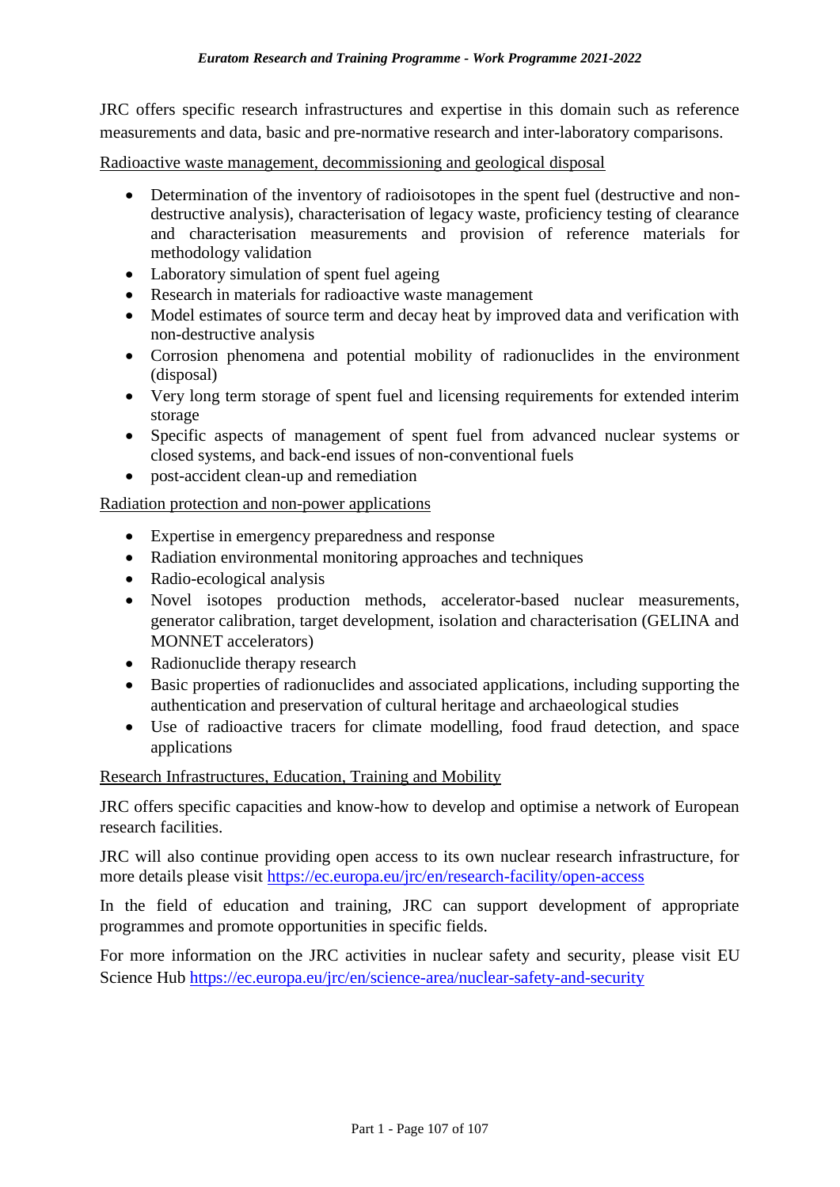JRC offers specific research infrastructures and expertise in this domain such as reference measurements and data, basic and pre-normative research and inter-laboratory comparisons.

Radioactive waste management, decommissioning and geological disposal

- Determination of the inventory of radioisotopes in the spent fuel (destructive and non-destructive analysis), characterisation of legacy waste, proficiency testing of clearance and characterisation measurements and provision of reference materials for methodology validation
- Laboratory simulation of spent fuel ageing
- Research in materials for radioactive waste management
- Model estimates of source term and decay heat by improved data and verification with non-destructive analysis
- Corrosion phenomena and potential mobility of radionuclides in the environment (disposal)
- Very long term storage of spent fuel and licensing requirements for extended interim storage
- Specific aspects of management of spent fuel from advanced nuclear systems or closed systems, and back-end issues of non-conventional fuels
- post-accident clean-up and remediation

Radiation protection and non-power applications

- Expertise in emergency preparedness and response
- Radiation environmental monitoring approaches and techniques
- Radio-ecological analysis
- Novel isotopes production methods, accelerator-based nuclear measurements, generator calibration, target development, isolation and characterisation (GELINA and MONNET accelerators)
- Radionuclide therapy research
- Basic properties of radionuclides and associated applications, including supporting the authentication and preservation of cultural heritage and archaeological studies
- Use of radioactive tracers for climate modelling, food fraud detection, and space applications

Research Infrastructures, Education, Training and Mobility

JRC offers specific capacities and know-how to develop and optimise a network of European research facilities.

JRC will also continue providing open access to its own nuclear research infrastructure, for more details please visit https://ec.europa.eu/jrc/en/research-facility/open-access

In the field of education and training, JRC can support development of appropriate programmes and promote opportunities in specific fields.

For more information on the JRC activities in nuclear safety and security, please visit EU Science Hub https://ec.europa.eu/jrc/en/science-area/nuclear-safety-and-security